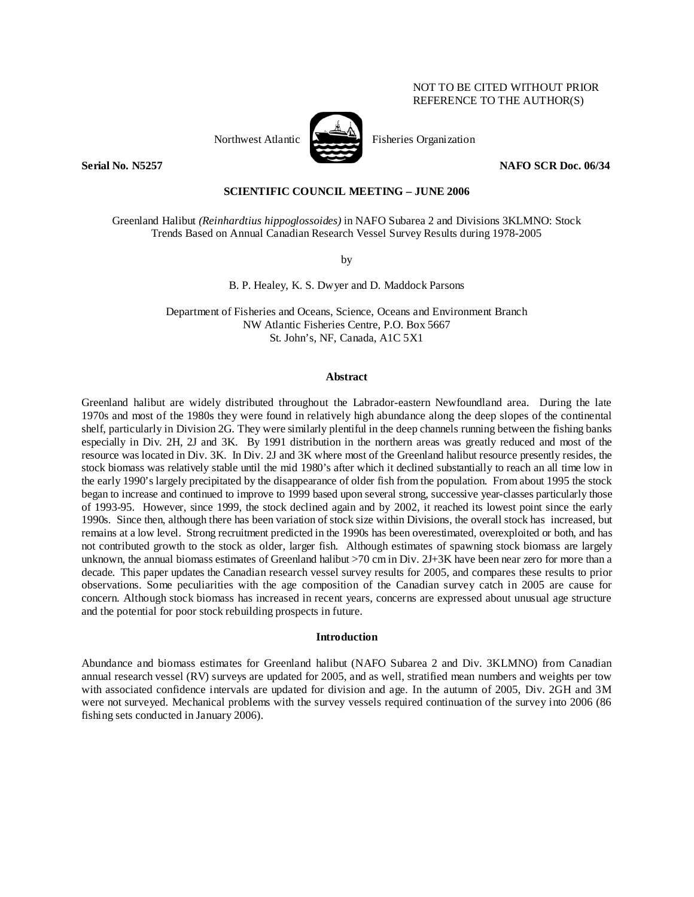NOT TO BE CITED WITHOUT PRIOR REFERENCE TO THE AUTHOR(S)

Northwest Atlantic Fisheries Organization

**Serial No. N5257** **NAFO SCR Doc. 06/34**

**SCIENTIFIC COUNCIL MEETING – JUNE 2006**

Greenland Halibut *(Reinhardtius hippoglossoides)* in NAFO Subarea 2 and Divisions 3KLMNO: Stock Trends Based on Annual Canadian Research Vessel Survey Results during 1978-2005

by

B. P. Healey, K. S. Dwyer and D. Maddock Parsons

Department of Fisheries and Oceans, Science, Oceans and Environment Branch
NW Atlantic Fisheries Centre, P.O. Box 5667
St. John's, NF, Canada, A1C 5X1

## Abstract

Greenland halibut are widely distributed throughout the Labrador-eastern Newfoundland area. During the late 1970s and most of the 1980s they were found in relatively high abundance along the deep slopes of the continental shelf, particularly in Division 2G. They were similarly plentiful in the deep channels running between the fishing banks especially in Div. 2H, 2J and 3K. By 1991 distribution in the northern areas was greatly reduced and most of the resource was located in Div. 3K. In Div. 2J and 3K where most of the Greenland halibut resource presently resides, the stock biomass was relatively stable until the mid 1980's after which it declined substantially to reach an all time low in the early 1990's largely precipitated by the disappearance of older fish from the population. From about 1995 the stock began to increase and continued to improve to 1999 based upon several strong, successive year-classes particularly those of 1993-95. However, since 1999, the stock declined again and by 2002, it reached its lowest point since the early 1990s. Since then, although there has been variation of stock size within Divisions, the overall stock has increased, but remains at a low level. Strong recruitment predicted in the 1990s has been overestimated, overexploited or both, and has not contributed growth to the stock as older, larger fish. Although estimates of spawning stock biomass are largely unknown, the annual biomass estimates of Greenland halibut >70 cm in Div. 2J+3K have been near zero for more than a decade. This paper updates the Canadian research vessel survey results for 2005, and compares these results to prior observations. Some peculiarities with the age composition of the Canadian survey catch in 2005 are cause for concern. Although stock biomass has increased in recent years, concerns are expressed about unusual age structure and the potential for poor stock rebuilding prospects in future.

## Introduction

Abundance and biomass estimates for Greenland halibut (NAFO Subarea 2 and Div. 3KLMNO) from Canadian annual research vessel (RV) surveys are updated for 2005, and as well, stratified mean numbers and weights per tow with associated confidence intervals are updated for division and age. In the autumn of 2005, Div. 2GH and 3M were not surveyed. Mechanical problems with the survey vessels required continuation of the survey into 2006 (86 fishing sets conducted in January 2006).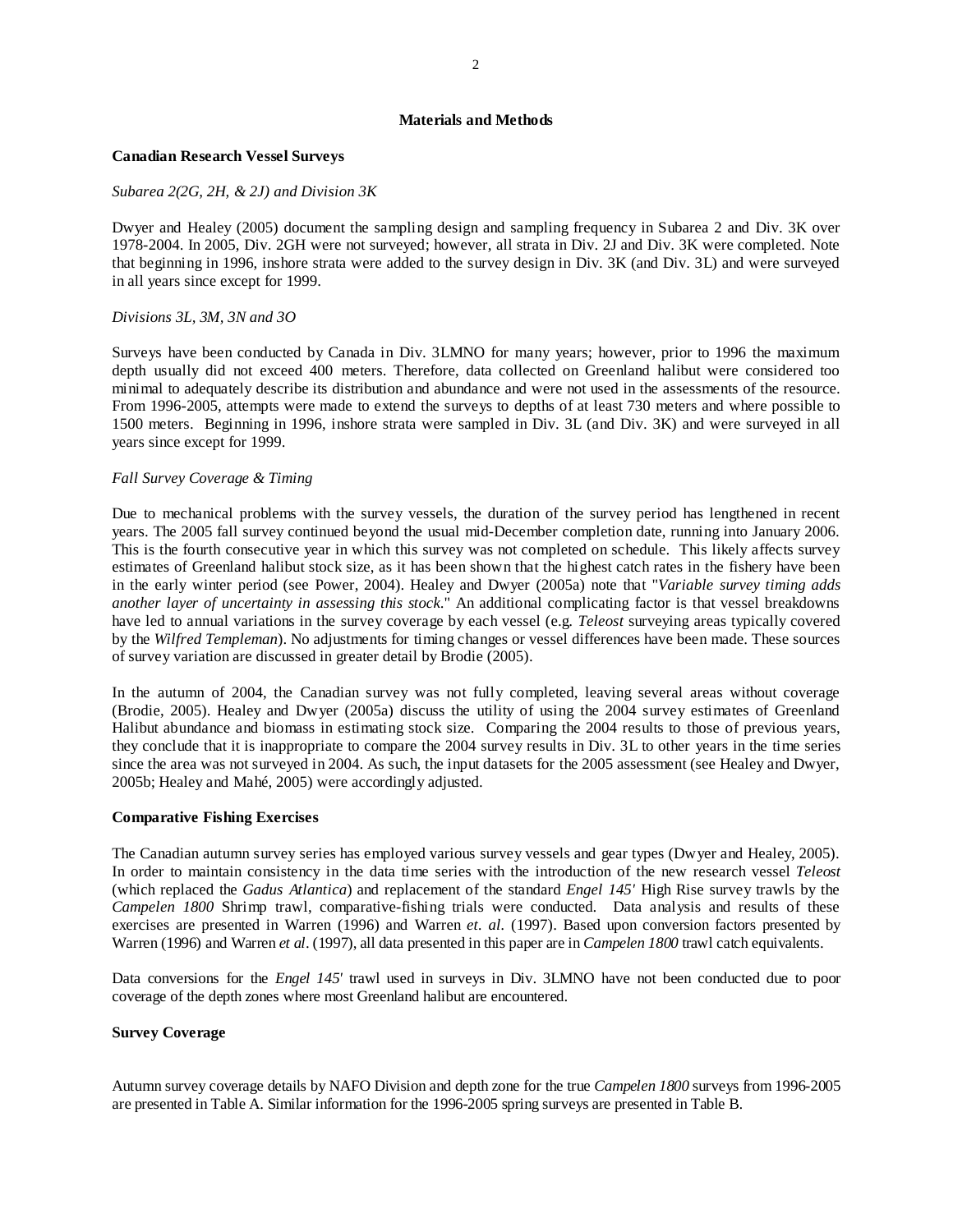## Materials and Methods

### Canadian Research Vessel Surveys

*Subarea 2(2G, 2H, & 2J) and Division 3K*

Dwyer and Healey (2005) document the sampling design and sampling frequency in Subarea 2 and Div. 3K over 1978-2004. In 2005, Div. 2GH were not surveyed; however, all strata in Div. 2J and Div. 3K were completed. Note that beginning in 1996, inshore strata were added to the survey design in Div. 3K (and Div. 3L) and were surveyed in all years since except for 1999.

*Divisions 3L, 3M, 3N and 3O*

Surveys have been conducted by Canada in Div. 3LMNO for many years; however, prior to 1996 the maximum depth usually did not exceed 400 meters. Therefore, data collected on Greenland halibut were considered too minimal to adequately describe its distribution and abundance and were not used in the assessments of the resource. From 1996-2005, attempts were made to extend the surveys to depths of at least 730 meters and where possible to 1500 meters. Beginning in 1996, inshore strata were sampled in Div. 3L (and Div. 3K) and were surveyed in all years since except for 1999.

*Fall Survey Coverage & Timing*

Due to mechanical problems with the survey vessels, the duration of the survey period has lengthened in recent years. The 2005 fall survey continued beyond the usual mid-December completion date, running into January 2006. This is the fourth consecutive year in which this survey was not completed on schedule. This likely affects survey estimates of Greenland halibut stock size, as it has been shown that the highest catch rates in the fishery have been in the early winter period (see Power, 2004). Healey and Dwyer (2005a) note that "*Variable survey timing adds another layer of uncertainty in assessing this stock.*" An additional complicating factor is that vessel breakdowns have led to annual variations in the survey coverage by each vessel (e.g. *Teleost* surveying areas typically covered by the *Wilfred Templeman*). No adjustments for timing changes or vessel differences have been made. These sources of survey variation are discussed in greater detail by Brodie (2005).

In the autumn of 2004, the Canadian survey was not fully completed, leaving several areas without coverage (Brodie, 2005). Healey and Dwyer (2005a) discuss the utility of using the 2004 survey estimates of Greenland Halibut abundance and biomass in estimating stock size. Comparing the 2004 results to those of previous years, they conclude that it is inappropriate to compare the 2004 survey results in Div. 3L to other years in the time series since the area was not surveyed in 2004. As such, the input datasets for the 2005 assessment (see Healey and Dwyer, 2005b; Healey and Mahé, 2005) were accordingly adjusted.

### Comparative Fishing Exercises

The Canadian autumn survey series has employed various survey vessels and gear types (Dwyer and Healey, 2005). In order to maintain consistency in the data time series with the introduction of the new research vessel *Teleost* (which replaced the *Gadus Atlantica*) and replacement of the standard *Engel 145'* High Rise survey trawls by the *Campelen 1800* Shrimp trawl, comparative-fishing trials were conducted. Data analysis and results of these exercises are presented in Warren (1996) and Warren *et. al.* (1997). Based upon conversion factors presented by Warren (1996) and Warren *et al*. (1997), all data presented in this paper are in *Campelen 1800* trawl catch equivalents.

Data conversions for the *Engel 145'* trawl used in surveys in Div. 3LMNO have not been conducted due to poor coverage of the depth zones where most Greenland halibut are encountered.

### Survey Coverage

Autumn survey coverage details by NAFO Division and depth zone for the true *Campelen 1800* surveys from 1996-2005 are presented in Table A. Similar information for the 1996-2005 spring surveys are presented in Table B.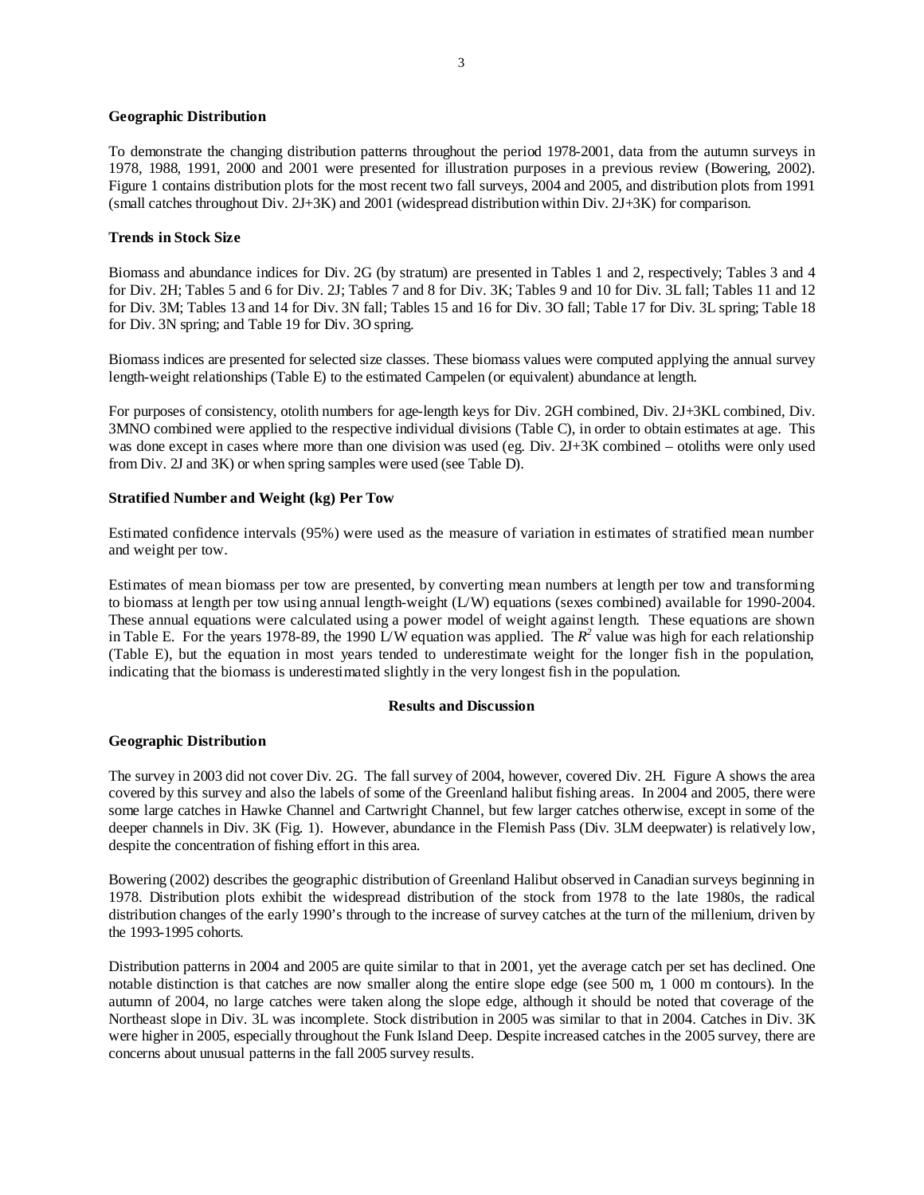### Geographic Distribution

To demonstrate the changing distribution patterns throughout the period 1978-2001, data from the autumn surveys in 1978, 1988, 1991, 2000 and 2001 were presented for illustration purposes in a previous review (Bowering, 2002). Figure 1 contains distribution plots for the most recent two fall surveys, 2004 and 2005, and distribution plots from 1991 (small catches throughout Div. 2J+3K) and 2001 (widespread distribution within Div. 2J+3K) for comparison.

### Trends in Stock Size

Biomass and abundance indices for Div. 2G (by stratum) are presented in Tables 1 and 2, respectively; Tables 3 and 4 for Div. 2H; Tables 5 and 6 for Div. 2J; Tables 7 and 8 for Div. 3K; Tables 9 and 10 for Div. 3L fall; Tables 11 and 12 for Div. 3M; Tables 13 and 14 for Div. 3N fall; Tables 15 and 16 for Div. 3O fall; Table 17 for Div. 3L spring; Table 18 for Div. 3N spring; and Table 19 for Div. 3O spring.

Biomass indices are presented for selected size classes. These biomass values were computed applying the annual survey length-weight relationships (Table E) to the estimated Campelen (or equivalent) abundance at length.

For purposes of consistency, otolith numbers for age-length keys for Div. 2GH combined, Div. 2J+3KL combined, Div. 3MNO combined were applied to the respective individual divisions (Table C), in order to obtain estimates at age. This was done except in cases where more than one division was used (eg. Div. 2J+3K combined – otoliths were only used from Div. 2J and 3K) or when spring samples were used (see Table D).

### Stratified Number and Weight (kg) Per Tow

Estimated confidence intervals (95%) were used as the measure of variation in estimates of stratified mean number and weight per tow.

Estimates of mean biomass per tow are presented, by converting mean numbers at length per tow and transforming to biomass at length per tow using annual length-weight (L/W) equations (sexes combined) available for 1990-2004. These annual equations were calculated using a power model of weight against length. These equations are shown in Table E. For the years 1978-89, the 1990 L/W equation was applied. The $R^2$ value was high for each relationship (Table E), but the equation in most years tended to underestimate weight for the longer fish in the population, indicating that the biomass is underestimated slightly in the very longest fish in the population.

## Results and Discussion

### Geographic Distribution

The survey in 2003 did not cover Div. 2G. The fall survey of 2004, however, covered Div. 2H. Figure A shows the area covered by this survey and also the labels of some of the Greenland halibut fishing areas. In 2004 and 2005, there were some large catches in Hawke Channel and Cartwright Channel, but few larger catches otherwise, except in some of the deeper channels in Div. 3K (Fig. 1). However, abundance in the Flemish Pass (Div. 3LM deepwater) is relatively low, despite the concentration of fishing effort in this area.

Bowering (2002) describes the geographic distribution of Greenland Halibut observed in Canadian surveys beginning in 1978. Distribution plots exhibit the widespread distribution of the stock from 1978 to the late 1980s, the radical distribution changes of the early 1990's through to the increase of survey catches at the turn of the millenium, driven by the 1993-1995 cohorts.

Distribution patterns in 2004 and 2005 are quite similar to that in 2001, yet the average catch per set has declined. One notable distinction is that catches are now smaller along the entire slope edge (see 500 m, 1 000 m contours). In the autumn of 2004, no large catches were taken along the slope edge, although it should be noted that coverage of the Northeast slope in Div. 3L was incomplete. Stock distribution in 2005 was similar to that in 2004. Catches in Div. 3K were higher in 2005, especially throughout the Funk Island Deep. Despite increased catches in the 2005 survey, there are concerns about unusual patterns in the fall 2005 survey results.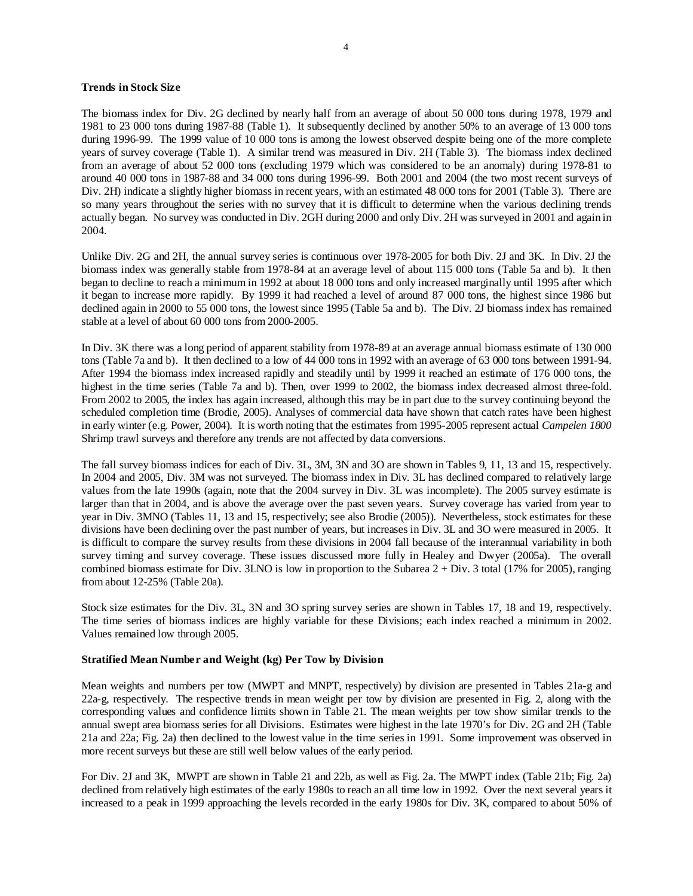**Trends in Stock Size**

The biomass index for Div. 2G declined by nearly half from an average of about 50 000 tons during 1978, 1979 and 1981 to 23 000 tons during 1987-88 (Table 1). It subsequently declined by another 50% to an average of 13 000 tons during 1996-99. The 1999 value of 10 000 tons is among the lowest observed despite being one of the more complete years of survey coverage (Table 1). A similar trend was measured in Div. 2H (Table 3). The biomass index declined from an average of about 52 000 tons (excluding 1979 which was considered to be an anomaly) during 1978-81 to around 40 000 tons in 1987-88 and 34 000 tons during 1996-99. Both 2001 and 2004 (the two most recent surveys of Div. 2H) indicate a slightly higher biomass in recent years, with an estimated 48 000 tons for 2001 (Table 3). There are so many years throughout the series with no survey that it is difficult to determine when the various declining trends actually began. No survey was conducted in Div. 2GH during 2000 and only Div. 2H was surveyed in 2001 and again in 2004.

Unlike Div. 2G and 2H, the annual survey series is continuous over 1978-2005 for both Div. 2J and 3K. In Div. 2J the biomass index was generally stable from 1978-84 at an average level of about 115 000 tons (Table 5a and b). It then began to decline to reach a minimum in 1992 at about 18 000 tons and only increased marginally until 1995 after which it began to increase more rapidly. By 1999 it had reached a level of around 87 000 tons, the highest since 1986 but declined again in 2000 to 55 000 tons, the lowest since 1995 (Table 5a and b). The Div. 2J biomass index has remained stable at a level of about 60 000 tons from 2000-2005.

In Div. 3K there was a long period of apparent stability from 1978-89 at an average annual biomass estimate of 130 000 tons (Table 7a and b). It then declined to a low of 44 000 tons in 1992 with an average of 63 000 tons between 1991-94. After 1994 the biomass index increased rapidly and steadily until by 1999 it reached an estimate of 176 000 tons, the highest in the time series (Table 7a and b). Then, over 1999 to 2002, the biomass index decreased almost three-fold. From 2002 to 2005, the index has again increased, although this may be in part due to the survey continuing beyond the scheduled completion time (Brodie, 2005). Analyses of commercial data have shown that catch rates have been highest in early winter (e.g. Power, 2004). It is worth noting that the estimates from 1995-2005 represent actual *Campelen 1800* Shrimp trawl surveys and therefore any trends are not affected by data conversions.

The fall survey biomass indices for each of Div. 3L, 3M, 3N and 3O are shown in Tables 9, 11, 13 and 15, respectively. In 2004 and 2005, Div. 3M was not surveyed. The biomass index in Div. 3L has declined compared to relatively large values from the late 1990s (again, note that the 2004 survey in Div. 3L was incomplete). The 2005 survey estimate is larger than that in 2004, and is above the average over the past seven years. Survey coverage has varied from year to year in Div. 3MNO (Tables 11, 13 and 15, respectively; see also Brodie (2005)). Nevertheless, stock estimates for these divisions have been declining over the past number of years, but increases in Div. 3L and 3O were measured in 2005. It is difficult to compare the survey results from these divisions in 2004 fall because of the interannual variability in both survey timing and survey coverage. These issues discussed more fully in Healey and Dwyer (2005a). The overall combined biomass estimate for Div. 3LNO is low in proportion to the Subarea 2 + Div. 3 total (17% for 2005), ranging from about 12-25% (Table 20a).

Stock size estimates for the Div. 3L, 3N and 3O spring survey series are shown in Tables 17, 18 and 19, respectively. The time series of biomass indices are highly variable for these Divisions; each index reached a minimum in 2002. Values remained low through 2005.

**Stratified Mean Number and Weight (kg) Per Tow by Division**

Mean weights and numbers per tow (MWPT and MNPT, respectively) by division are presented in Tables 21a-g and 22a-g, respectively. The respective trends in mean weight per tow by division are presented in Fig. 2, along with the corresponding values and confidence limits shown in Table 21. The mean weights per tow show similar trends to the annual swept area biomass series for all Divisions. Estimates were highest in the late 1970's for Div. 2G and 2H (Table 21a and 22a; Fig. 2a) then declined to the lowest value in the time series in 1991. Some improvement was observed in more recent surveys but these are still well below values of the early period.

For Div. 2J and 3K, MWPT are shown in Table 21 and 22b, as well as Fig. 2a. The MWPT index (Table 21b; Fig. 2a) declined from relatively high estimates of the early 1980s to reach an all time low in 1992. Over the next several years it increased to a peak in 1999 approaching the levels recorded in the early 1980s for Div. 3K, compared to about 50% of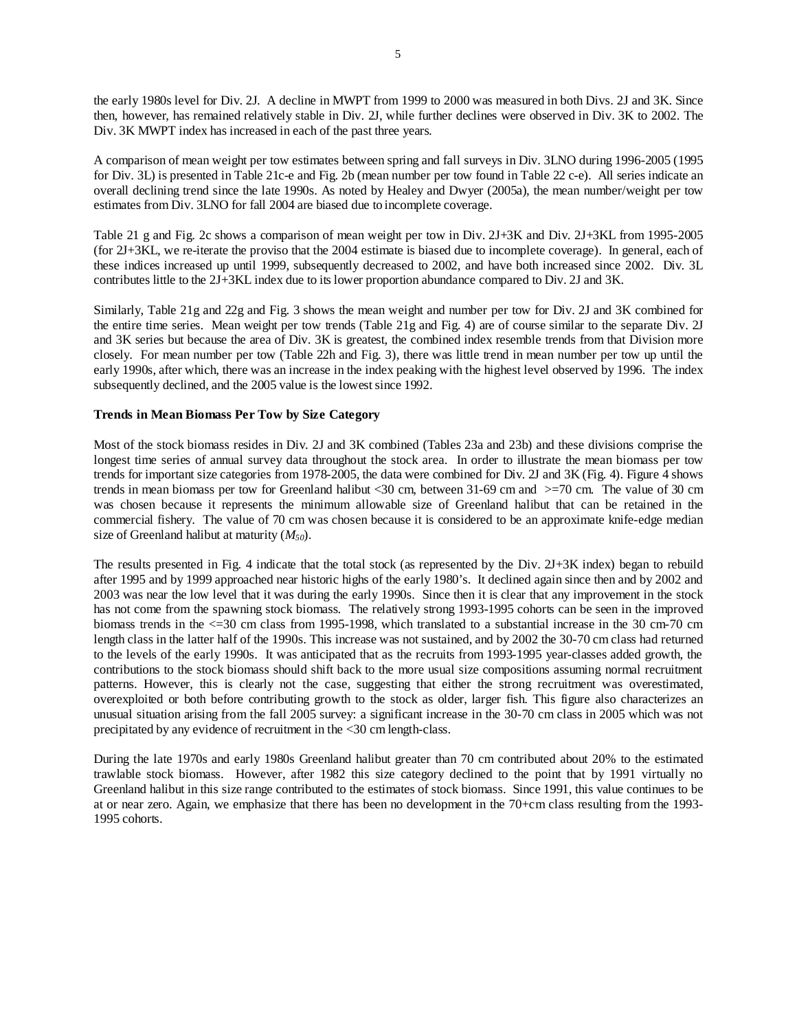the early 1980s level for Div. 2J. A decline in MWPT from 1999 to 2000 was measured in both Divs. 2J and 3K. Since then, however, has remained relatively stable in Div. 2J, while further declines were observed in Div. 3K to 2002. The Div. 3K MWPT index has increased in each of the past three years.

A comparison of mean weight per tow estimates between spring and fall surveys in Div. 3LNO during 1996-2005 (1995 for Div. 3L) is presented in Table 21c-e and Fig. 2b (mean number per tow found in Table 22 c-e). All series indicate an overall declining trend since the late 1990s. As noted by Healey and Dwyer (2005a), the mean number/weight per tow estimates from Div. 3LNO for fall 2004 are biased due to incomplete coverage.

Table 21 g and Fig. 2c shows a comparison of mean weight per tow in Div. 2J+3K and Div. 2J+3KL from 1995-2005 (for 2J+3KL, we re-iterate the proviso that the 2004 estimate is biased due to incomplete coverage). In general, each of these indices increased up until 1999, subsequently decreased to 2002, and have both increased since 2002. Div. 3L contributes little to the 2J+3KL index due to its lower proportion abundance compared to Div. 2J and 3K.

Similarly, Table 21g and 22g and Fig. 3 shows the mean weight and number per tow for Div. 2J and 3K combined for the entire time series. Mean weight per tow trends (Table 21g and Fig. 4) are of course similar to the separate Div. 2J and 3K series but because the area of Div. 3K is greatest, the combined index resemble trends from that Division more closely. For mean number per tow (Table 22h and Fig. 3), there was little trend in mean number per tow up until the early 1990s, after which, there was an increase in the index peaking with the highest level observed by 1996. The index subsequently declined, and the 2005 value is the lowest since 1992.

**Trends in Mean Biomass Per Tow by Size Category**

Most of the stock biomass resides in Div. 2J and 3K combined (Tables 23a and 23b) and these divisions comprise the longest time series of annual survey data throughout the stock area. In order to illustrate the mean biomass per tow trends for important size categories from 1978-2005, the data were combined for Div. 2J and 3K (Fig. 4). Figure 4 shows trends in mean biomass per tow for Greenland halibut <30 cm, between 31-69 cm and >=70 cm. The value of 30 cm was chosen because it represents the minimum allowable size of Greenland halibut that can be retained in the commercial fishery. The value of 70 cm was chosen because it is considered to be an approximate knife-edge median size of Greenland halibut at maturity ($M_{50}$).

The results presented in Fig. 4 indicate that the total stock (as represented by the Div. 2J+3K index) began to rebuild after 1995 and by 1999 approached near historic highs of the early 1980's. It declined again since then and by 2002 and 2003 was near the low level that it was during the early 1990s. Since then it is clear that any improvement in the stock has not come from the spawning stock biomass. The relatively strong 1993-1995 cohorts can be seen in the improved biomass trends in the <=30 cm class from 1995-1998, which translated to a substantial increase in the 30 cm-70 cm length class in the latter half of the 1990s. This increase was not sustained, and by 2002 the 30-70 cm class had returned to the levels of the early 1990s. It was anticipated that as the recruits from 1993-1995 year-classes added growth, the contributions to the stock biomass should shift back to the more usual size compositions assuming normal recruitment patterns. However, this is clearly not the case, suggesting that either the strong recruitment was overestimated, overexploited or both before contributing growth to the stock as older, larger fish. This figure also characterizes an unusual situation arising from the fall 2005 survey: a significant increase in the 30-70 cm class in 2005 which was not precipitated by any evidence of recruitment in the <30 cm length-class.

During the late 1970s and early 1980s Greenland halibut greater than 70 cm contributed about 20% to the estimated trawlable stock biomass. However, after 1982 this size category declined to the point that by 1991 virtually no Greenland halibut in this size range contributed to the estimates of stock biomass. Since 1991, this value continues to be at or near zero. Again, we emphasize that there has been no development in the 70+cm class resulting from the 1993-1995 cohorts.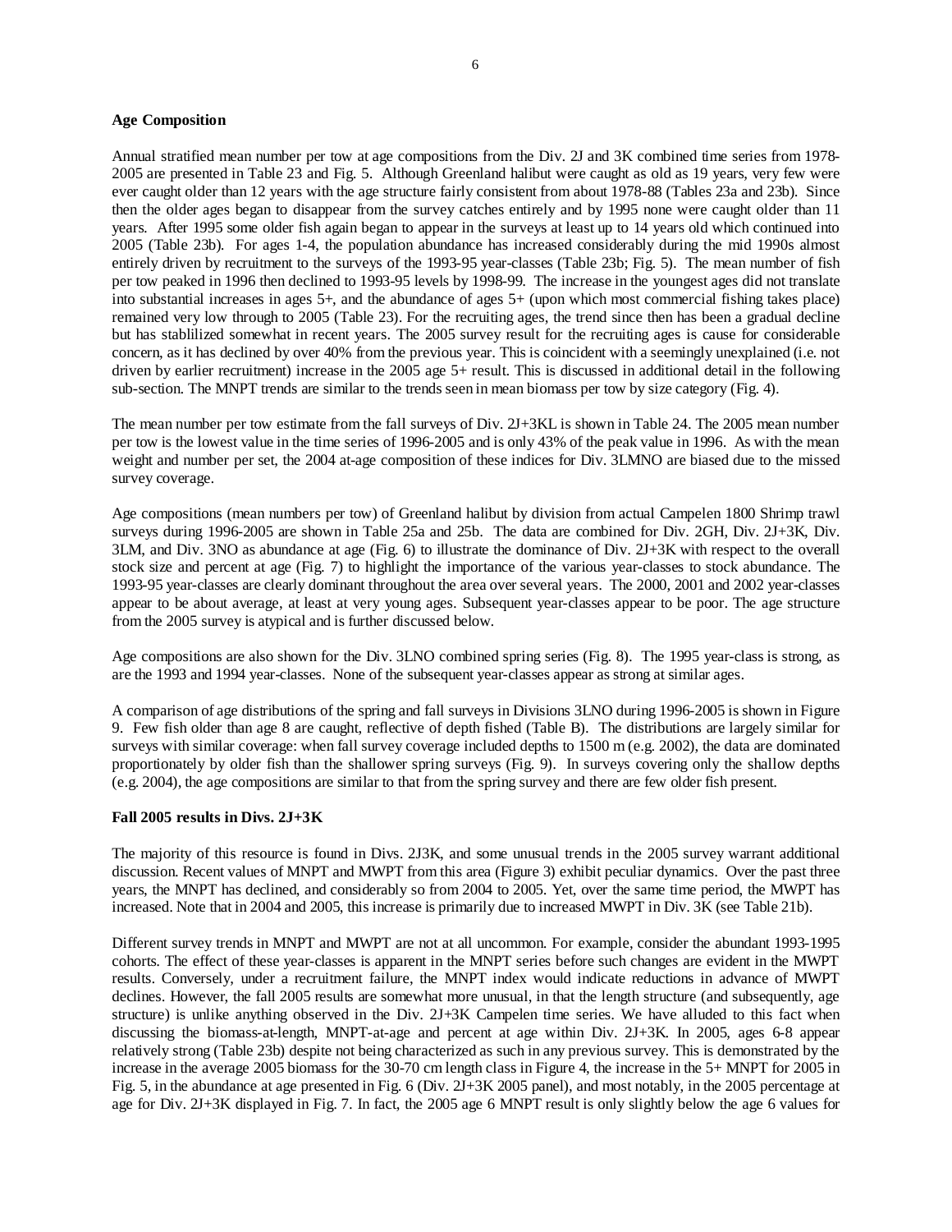**Age Composition**

Annual stratified mean number per tow at age compositions from the Div. 2J and 3K combined time series from 1978-2005 are presented in Table 23 and Fig. 5. Although Greenland halibut were caught as old as 19 years, very few were ever caught older than 12 years with the age structure fairly consistent from about 1978-88 (Tables 23a and 23b). Since then the older ages began to disappear from the survey catches entirely and by 1995 none were caught older than 11 years. After 1995 some older fish again began to appear in the surveys at least up to 14 years old which continued into 2005 (Table 23b). For ages 1-4, the population abundance has increased considerably during the mid 1990s almost entirely driven by recruitment to the surveys of the 1993-95 year-classes (Table 23b; Fig. 5). The mean number of fish per tow peaked in 1996 then declined to 1993-95 levels by 1998-99. The increase in the youngest ages did not translate into substantial increases in ages 5+, and the abundance of ages 5+ (upon which most commercial fishing takes place) remained very low through to 2005 (Table 23). For the recruiting ages, the trend since then has been a gradual decline but has stablilized somewhat in recent years. The 2005 survey result for the recruiting ages is cause for considerable concern, as it has declined by over 40% from the previous year. This is coincident with a seemingly unexplained (i.e. not driven by earlier recruitment) increase in the 2005 age 5+ result. This is discussed in additional detail in the following sub-section. The MNPT trends are similar to the trends seen in mean biomass per tow by size category (Fig. 4).

The mean number per tow estimate from the fall surveys of Div. 2J+3KL is shown in Table 24. The 2005 mean number per tow is the lowest value in the time series of 1996-2005 and is only 43% of the peak value in 1996. As with the mean weight and number per set, the 2004 at-age composition of these indices for Div. 3LMNO are biased due to the missed survey coverage.

Age compositions (mean numbers per tow) of Greenland halibut by division from actual Campelen 1800 Shrimp trawl surveys during 1996-2005 are shown in Table 25a and 25b. The data are combined for Div. 2GH, Div. 2J+3K, Div. 3LM, and Div. 3NO as abundance at age (Fig. 6) to illustrate the dominance of Div. 2J+3K with respect to the overall stock size and percent at age (Fig. 7) to highlight the importance of the various year-classes to stock abundance. The 1993-95 year-classes are clearly dominant throughout the area over several years. The 2000, 2001 and 2002 year-classes appear to be about average, at least at very young ages. Subsequent year-classes appear to be poor. The age structure from the 2005 survey is atypical and is further discussed below.

Age compositions are also shown for the Div. 3LNO combined spring series (Fig. 8). The 1995 year-class is strong, as are the 1993 and 1994 year-classes. None of the subsequent year-classes appear as strong at similar ages.

A comparison of age distributions of the spring and fall surveys in Divisions 3LNO during 1996-2005 is shown in Figure 9. Few fish older than age 8 are caught, reflective of depth fished (Table B). The distributions are largely similar for surveys with similar coverage: when fall survey coverage included depths to 1500 m (e.g. 2002), the data are dominated proportionately by older fish than the shallower spring surveys (Fig. 9). In surveys covering only the shallow depths (e.g. 2004), the age compositions are similar to that from the spring survey and there are few older fish present.

**Fall 2005 results in Divs. 2J+3K**

The majority of this resource is found in Divs. 2J3K, and some unusual trends in the 2005 survey warrant additional discussion. Recent values of MNPT and MWPT from this area (Figure 3) exhibit peculiar dynamics. Over the past three years, the MNPT has declined, and considerably so from 2004 to 2005. Yet, over the same time period, the MWPT has increased. Note that in 2004 and 2005, this increase is primarily due to increased MWPT in Div. 3K (see Table 21b).

Different survey trends in MNPT and MWPT are not at all uncommon. For example, consider the abundant 1993-1995 cohorts. The effect of these year-classes is apparent in the MNPT series before such changes are evident in the MWPT results. Conversely, under a recruitment failure, the MNPT index would indicate reductions in advance of MWPT declines. However, the fall 2005 results are somewhat more unusual, in that the length structure (and subsequently, age structure) is unlike anything observed in the Div. 2J+3K Campelen time series. We have alluded to this fact when discussing the biomass-at-length, MNPT-at-age and percent at age within Div. 2J+3K. In 2005, ages 6-8 appear relatively strong (Table 23b) despite not being characterized as such in any previous survey. This is demonstrated by the increase in the average 2005 biomass for the 30-70 cm length class in Figure 4, the increase in the 5+ MNPT for 2005 in Fig. 5, in the abundance at age presented in Fig. 6 (Div. 2J+3K 2005 panel), and most notably, in the 2005 percentage at age for Div. 2J+3K displayed in Fig. 7. In fact, the 2005 age 6 MNPT result is only slightly below the age 6 values for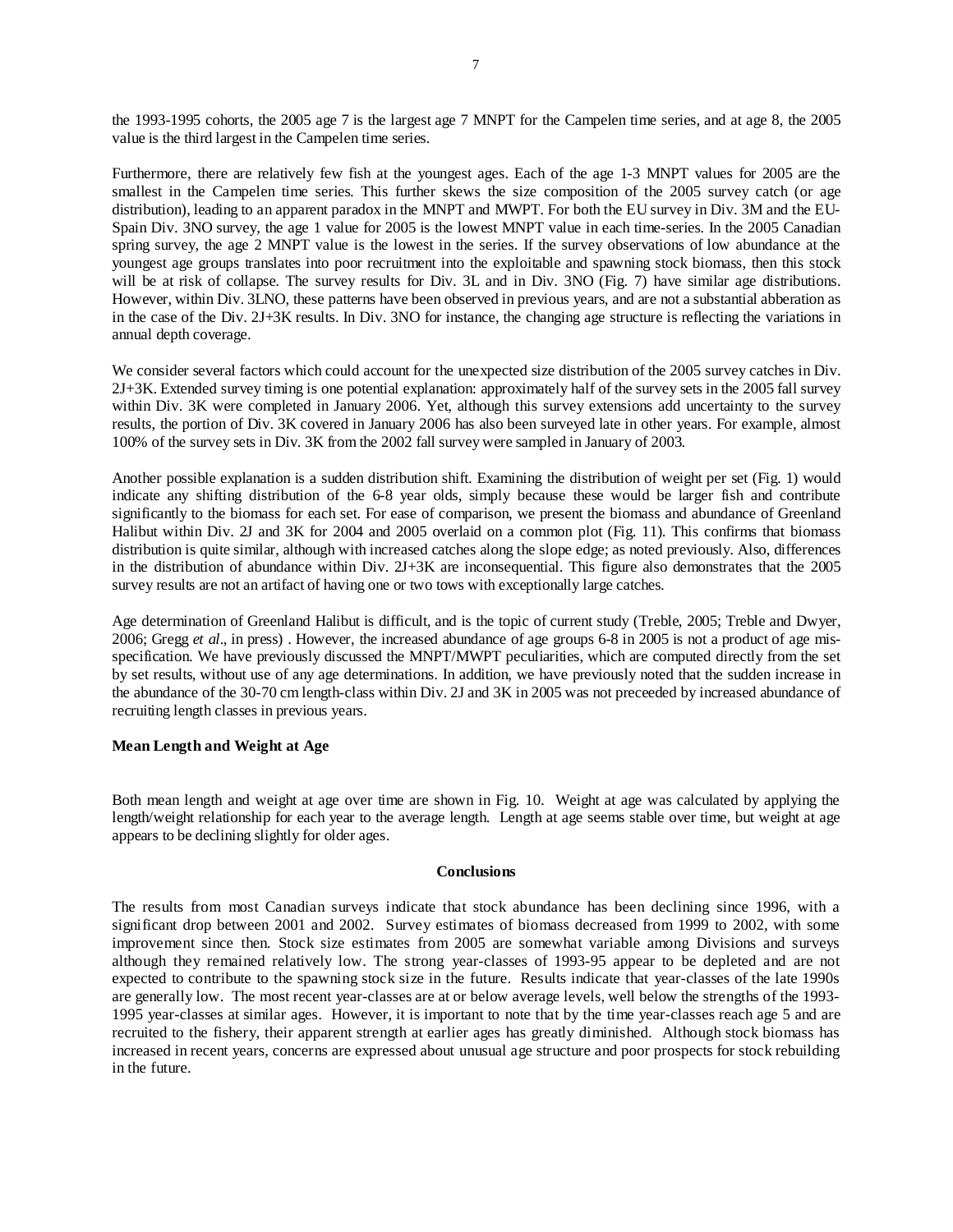the 1993-1995 cohorts, the 2005 age 7 is the largest age 7 MNPT for the Campelen time series, and at age 8, the 2005 value is the third largest in the Campelen time series.

Furthermore, there are relatively few fish at the youngest ages. Each of the age 1-3 MNPT values for 2005 are the smallest in the Campelen time series. This further skews the size composition of the 2005 survey catch (or age distribution), leading to an apparent paradox in the MNPT and MWPT. For both the EU survey in Div. 3M and the EU-Spain Div. 3NO survey, the age 1 value for 2005 is the lowest MNPT value in each time-series. In the 2005 Canadian spring survey, the age 2 MNPT value is the lowest in the series. If the survey observations of low abundance at the youngest age groups translates into poor recruitment into the exploitable and spawning stock biomass, then this stock will be at risk of collapse. The survey results for Div. 3L and in Div. 3NO (Fig. 7) have similar age distributions. However, within Div. 3LNO, these patterns have been observed in previous years, and are not a substantial abberation as in the case of the Div. 2J+3K results. In Div. 3NO for instance, the changing age structure is reflecting the variations in annual depth coverage.

We consider several factors which could account for the unexpected size distribution of the 2005 survey catches in Div. 2J+3K. Extended survey timing is one potential explanation: approximately half of the survey sets in the 2005 fall survey within Div. 3K were completed in January 2006. Yet, although this survey extensions add uncertainty to the survey results, the portion of Div. 3K covered in January 2006 has also been surveyed late in other years. For example, almost 100% of the survey sets in Div. 3K from the 2002 fall survey were sampled in January of 2003.

Another possible explanation is a sudden distribution shift. Examining the distribution of weight per set (Fig. 1) would indicate any shifting distribution of the 6-8 year olds, simply because these would be larger fish and contribute significantly to the biomass for each set. For ease of comparison, we present the biomass and abundance of Greenland Halibut within Div. 2J and 3K for 2004 and 2005 overlaid on a common plot (Fig. 11). This confirms that biomass distribution is quite similar, although with increased catches along the slope edge; as noted previously. Also, differences in the distribution of abundance within Div. 2J+3K are inconsequential. This figure also demonstrates that the 2005 survey results are not an artifact of having one or two tows with exceptionally large catches.

Age determination of Greenland Halibut is difficult, and is the topic of current study (Treble, 2005; Treble and Dwyer, 2006; Gregg *et al*., in press) . However, the increased abundance of age groups 6-8 in 2005 is not a product of age mis-specification. We have previously discussed the MNPT/MWPT peculiarities, which are computed directly from the set by set results, without use of any age determinations. In addition, we have previously noted that the sudden increase in the abundance of the 30-70 cm length-class within Div. 2J and 3K in 2005 was not preceeded by increased abundance of recruiting length classes in previous years.

**Mean Length and Weight at Age**

Both mean length and weight at age over time are shown in Fig. 10. Weight at age was calculated by applying the length/weight relationship for each year to the average length. Length at age seems stable over time, but weight at age appears to be declining slightly for older ages.

## Conclusions

The results from most Canadian surveys indicate that stock abundance has been declining since 1996, with a significant drop between 2001 and 2002. Survey estimates of biomass decreased from 1999 to 2002, with some improvement since then. Stock size estimates from 2005 are somewhat variable among Divisions and surveys although they remained relatively low. The strong year-classes of 1993-95 appear to be depleted and are not expected to contribute to the spawning stock size in the future. Results indicate that year-classes of the late 1990s are generally low. The most recent year-classes are at or below average levels, well below the strengths of the 1993-1995 year-classes at similar ages. However, it is important to note that by the time year-classes reach age 5 and are recruited to the fishery, their apparent strength at earlier ages has greatly diminished. Although stock biomass has increased in recent years, concerns are expressed about unusual age structure and poor prospects for stock rebuilding in the future.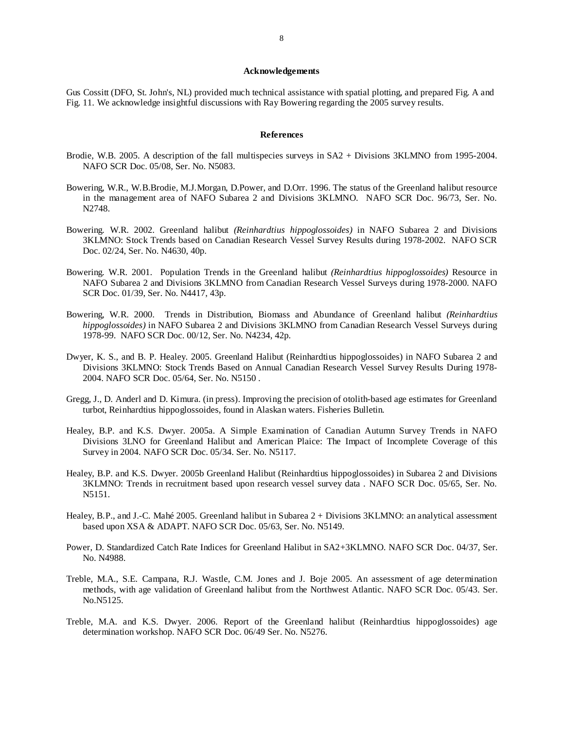## Acknowledgements

Gus Cossitt (DFO, St. John's, NL) provided much technical assistance with spatial plotting, and prepared Fig. A and Fig. 11. We acknowledge insightful discussions with Ray Bowering regarding the 2005 survey results.

## References

Brodie, W.B. 2005. A description of the fall multispecies surveys in SA2 + Divisions 3KLMNO from 1995-2004. NAFO SCR Doc. 05/08, Ser. No. N5083.

Bowering, W.R., W.B.Brodie, M.J.Morgan, D.Power, and D.Orr. 1996. The status of the Greenland halibut resource in the management area of NAFO Subarea 2 and Divisions 3KLMNO. NAFO SCR Doc. 96/73, Ser. No. N2748.

Bowering. W.R. 2002. Greenland halibut *(Reinhardtius hippoglossoides)* in NAFO Subarea 2 and Divisions 3KLMNO: Stock Trends based on Canadian Research Vessel Survey Results during 1978-2002. NAFO SCR Doc. 02/24, Ser. No. N4630, 40p.

Bowering. W.R. 2001. Population Trends in the Greenland halibut *(Reinhardtius hippoglossoides)* Resource in NAFO Subarea 2 and Divisions 3KLMNO from Canadian Research Vessel Surveys during 1978-2000. NAFO SCR Doc. 01/39, Ser. No. N4417, 43p.

Bowering, W.R. 2000. Trends in Distribution, Biomass and Abundance of Greenland halibut *(Reinhardtius hippoglossoides)* in NAFO Subarea 2 and Divisions 3KLMNO from Canadian Research Vessel Surveys during 1978-99. NAFO SCR Doc. 00/12, Ser. No. N4234, 42p.

Dwyer, K. S., and B. P. Healey. 2005. Greenland Halibut (Reinhardtius hippoglossoides) in NAFO Subarea 2 and Divisions 3KLMNO: Stock Trends Based on Annual Canadian Research Vessel Survey Results During 1978-2004. NAFO SCR Doc. 05/64, Ser. No. N5150 .

Gregg, J., D. Anderl and D. Kimura. (in press). Improving the precision of otolith-based age estimates for Greenland turbot, Reinhardtius hippoglossoides, found in Alaskan waters. Fisheries Bulletin.

Healey, B.P. and K.S. Dwyer. 2005a. A Simple Examination of Canadian Autumn Survey Trends in NAFO Divisions 3LNO for Greenland Halibut and American Plaice: The Impact of Incomplete Coverage of this Survey in 2004. NAFO SCR Doc. 05/34. Ser. No. N5117.

Healey, B.P. and K.S. Dwyer. 2005b Greenland Halibut (Reinhardtius hippoglossoides) in Subarea 2 and Divisions 3KLMNO: Trends in recruitment based upon research vessel survey data . NAFO SCR Doc. 05/65, Ser. No. N5151.

Healey, B.P., and J.-C. Mahé 2005. Greenland halibut in Subarea 2 + Divisions 3KLMNO: an analytical assessment based upon XSA & ADAPT. NAFO SCR Doc. 05/63, Ser. No. N5149.

Power, D. Standardized Catch Rate Indices for Greenland Halibut in SA2+3KLMNO. NAFO SCR Doc. 04/37, Ser. No. N4988.

Treble, M.A., S.E. Campana, R.J. Wastle, C.M. Jones and J. Boje 2005. An assessment of age determination methods, with age validation of Greenland halibut from the Northwest Atlantic. NAFO SCR Doc. 05/43. Ser. No.N5125.

Treble, M.A. and K.S. Dwyer. 2006. Report of the Greenland halibut (Reinhardtius hippoglossoides) age determination workshop. NAFO SCR Doc. 06/49 Ser. No. N5276.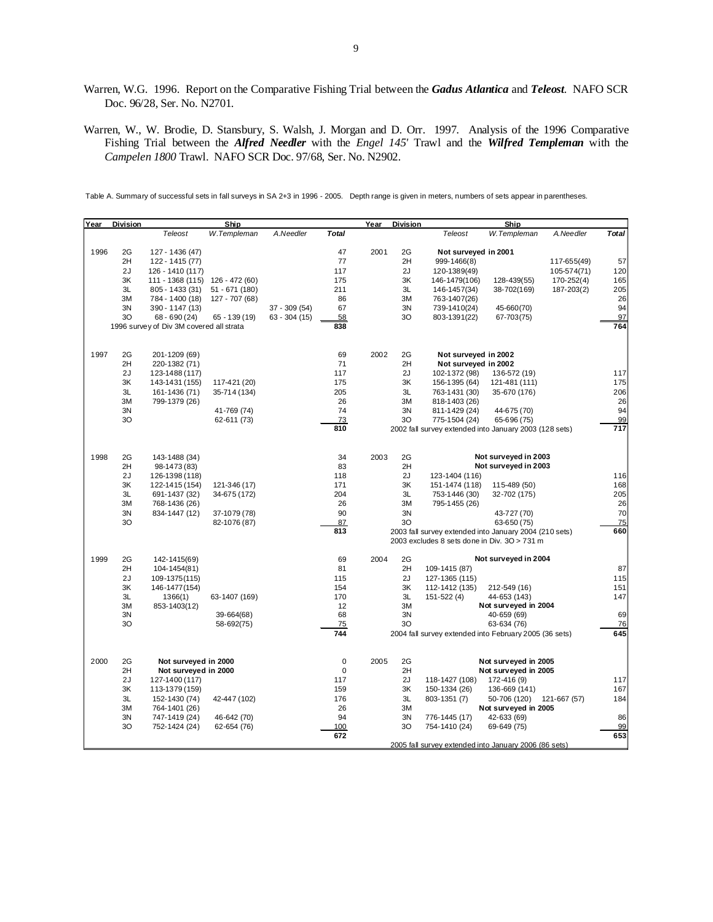Warren, W.G. 1996. Report on the Comparative Fishing Trial between the ***Gadus Atlantica*** and ***Teleost***. NAFO SCR Doc. 96/28, Ser. No. N2701.

Warren, W., W. Brodie, D. Stansbury, S. Walsh, J. Morgan and D. Orr. 1997. Analysis of the 1996 Comparative Fishing Trial between the ***Alfred Needler*** with the *Engel 145'* Trawl and the ***Wilfred Templeman*** with the *Campelen 1800* Trawl. NAFO SCR Doc. 97/68, Ser. No. N2902.

Table A. Summary of successful sets in fall surveys in SA 2+3 in 1996 - 2005. Depth range is given in meters, numbers of sets appear in parentheses.

| Year | Division | Ship | | | | Year | Division | Ship | | | |
|---|---|---|---|---|---|---|---|---|---|---|---|
| | | *Teleost* | *W.Templeman* | *A.Needler* | ***Total*** | | | *Teleost* | *W.Templeman* | *A.Needler* | ***Total*** |
| 1996 | 2G | 127 - 1436 (47) | | | 47 | 2001 | 2G | **Not surveyed in 2001** | | | |
| | 2H | 122 - 1415 (77) | | | 77 | | 2H | 999-1466(8) | | 117-655(49) | 57 |
| | 2J | 126 - 1410 (117) | | | 117 | | 2J | 120-1389(49) | | 105-574(71) | 120 |
| | 3K | 111 - 1368 (115) | 126 - 472 (60) | | 175 | | 3K | 146-1479(106) | 128-439(55) | 170-252(4) | 165 |
| | 3L | 805 - 1433 (31) | 51 - 671 (180) | | 211 | | 3L | 146-1457(34) | 38-702(169) | 187-203(2) | 205 |
| | 3M | 784 - 1400 (18) | 127 - 707 (68) | | 86 | | 3M | 763-1407(26) | | | 26 |
| | 3N | 390 - 1147 (13) | | 37 - 309 (54) | 67 | | 3N | 739-1410(24) | 45-660(70) | | 94 |
| | 3O | 68 - 690 (24) | 65 - 139 (19) | 63 - 304 (15) | 58 | | 3O | 803-1391(22) | 67-703(75) | | 97 |
| | 1996 survey of Div 3M covered all strata | | | | **838** | | | | | | **764** |
| 1997 | 2G | 201-1209 (69) | | | 69 | 2002 | 2G | **Not surveyed in 2002** | | | |
| | 2H | 220-1382 (71) | | | 71 | | 2H | **Not surveyed in 2002** | | | |
| | 2J | 123-1488 (117) | | | 117 | | 2J | 102-1372 (98) | 136-572 (19) | | 117 |
| | 3K | 143-1431 (155) | 117-421 (20) | | 175 | | 3K | 156-1395 (64) | 121-481 (111) | | 175 |
| | 3L | 161-1436 (71) | 35-714 (134) | | 205 | | 3L | 763-1431 (30) | 35-670 (176) | | 206 |
| | 3M | 799-1379 (26) | | | 26 | | 3M | 818-1403 (26) | | | 26 |
| | 3N | | 41-769 (74) | | 74 | | 3N | 811-1429 (24) | 44-675 (70) | | 94 |
| | 3O | | 62-611 (73) | | 73 | | 3O | 775-1504 (24) | 65-696 (75) | | 99 |
| | | | | | **810** | | | 2002 fall survey extended into January 2003 (128 sets) | | | **717** |
| 1998 | 2G | 143-1488 (34) | | | 34 | 2003 | 2G | | **Not surveyed in 2003** | | |
| | 2H | 98-1473 (83) | | | 83 | | 2H | | **Not surveyed in 2003** | | |
| | 2J | 126-1398 (118) | | | 118 | | 2J | 123-1404 (116) | | | 116 |
| | 3K | 122-1415 (154) | 121-346 (17) | | 171 | | 3K | 151-1474 (118) | 115-489 (50) | | 168 |
| | 3L | 691-1437 (32) | 34-675 (172) | | 204 | | 3L | 753-1446 (30) | 32-702 (175) | | 205 |
| | 3M | 768-1436 (26) | | | 26 | | 3M | 795-1455 (26) | | | 26 |
| | 3N | 834-1447 (12) | 37-1079 (78) | | 90 | | 3N | | 43-727 (70) | | 70 |
| | 3O | | 82-1076 (87) | | 87 | | 3O | | 63-650 (75) | | 75 |
| | | | | | **813** | | | 2003 fall survey extended into January 2004 (210 sets) | | | **660** |
| | | | | | | | | 2003 excludes 8 sets done in Div. 3O > 731 m | | | |
| 1999 | 2G | 142-1415(69) | | | 69 | 2004 | 2G | | **Not surveyed in 2004** | | |
| | 2H | 104-1454(81) | | | 81 | | 2H | 109-1415 (87) | | | 87 |
| | 2J | 109-1375(115) | | | 115 | | 2J | 127-1365 (115) | | | 115 |
| | 3K | 146-1477(154) | | | 154 | | 3K | 112-1412 (135) | 212-549 (16) | | 151 |
| | 3L | 1366(1) | 63-1407 (169) | | 170 | | 3L | 151-522 (4) | 44-653 (143) | | 147 |
| | 3M | 853-1403(12) | | | 12 | | 3M | | **Not surveyed in 2004** | | |
| | 3N | | 39-664(68) | | 68 | | 3N | | 40-659 (69) | | 69 |
| | 3O | | 58-692(75) | | 75 | | 3O | | 63-634 (76) | | 76 |
| | | | | | **744** | | | 2004 fall survey extended into February 2005 (36 sets) | | | **645** |
| 2000 | 2G | **Not surveyed in 2000** | | | 0 | 2005 | 2G | | **Not surveyed in 2005** | | |
| | 2H | **Not surveyed in 2000** | | | 0 | | 2H | | **Not surveyed in 2005** | | |
| | 2J | 127-1400 (117) | | | 117 | | 2J | 118-1427 (108) | 172-416 (9) | | 117 |
| | 3K | 113-1379 (159) | | | 159 | | 3K | 150-1334 (26) | 136-669 (141) | | 167 |
| | 3L | 152-1430 (74) | 42-447 (102) | | 176 | | 3L | 803-1351 (7) | 50-706 (120) | 121-667 (57) | 184 |
| | 3M | 764-1401 (26) | | | 26 | | 3M | | **Not surveyed in 2005** | | |
| | 3N | 747-1419 (24) | 46-642 (70) | | 94 | | 3N | 776-1445 (17) | 42-633 (69) | | 86 |
| | 3O | 752-1424 (24) | 62-654 (76) | | 100 | | 3O | 754-1410 (24) | 69-649 (75) | | 99 |
| | | | | | **672** | | | | | | **653** |
| | | | | | | | | 2005 fall survey extended into January 2006 (86 sets) | | | |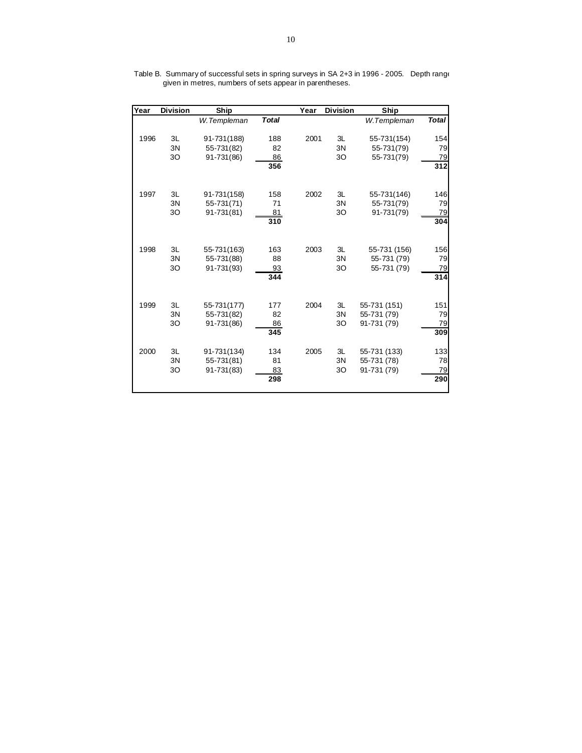Table B. Summary of successful sets in spring surveys in SA 2+3 in 1996 - 2005. Depth range given in metres, numbers of sets appear in parentheses.

| Year | Division | Ship | | Year | Division | Ship | |
|---|---|---|---|---|---|---|---|
| | | *W.Templeman* | ***Total*** | | | *W.Templeman* | ***Total*** |
| 1996 | 3L | 91-731(188) | 188 | 2001 | 3L | 55-731(154) | 154 |
| | 3N | 55-731(82) | 82 | | 3N | 55-731(79) | 79 |
| | 3O | 91-731(86) | 86 | | 3O | 55-731(79) | 79 |
| | | | **356** | | | | **312** |
| 1997 | 3L | 91-731(158) | 158 | 2002 | 3L | 55-731(146) | 146 |
| | 3N | 55-731(71) | 71 | | 3N | 55-731(79) | 79 |
| | 3O | 91-731(81) | 81 | | 3O | 91-731(79) | 79 |
| | | | **310** | | | | **304** |
| 1998 | 3L | 55-731(163) | 163 | 2003 | 3L | 55-731 (156) | 156 |
| | 3N | 55-731(88) | 88 | | 3N | 55-731 (79) | 79 |
| | 3O | 91-731(93) | 93 | | 3O | 55-731 (79) | 79 |
| | | | **344** | | | | **314** |
| 1999 | 3L | 55-731(177) | 177 | 2004 | 3L | 55-731 (151) | 151 |
| | 3N | 55-731(82) | 82 | | 3N | 55-731 (79) | 79 |
| | 3O | 91-731(86) | 86 | | 3O | 91-731 (79) | 79 |
| | | | **345** | | | | **309** |
| 2000 | 3L | 91-731(134) | 134 | 2005 | 3L | 55-731 (133) | 133 |
| | 3N | 55-731(81) | 81 | | 3N | 55-731 (78) | 78 |
| | 3O | 91-731(83) | 83 | | 3O | 91-731 (79) | 79 |
| | | | **298** | | | | **290** |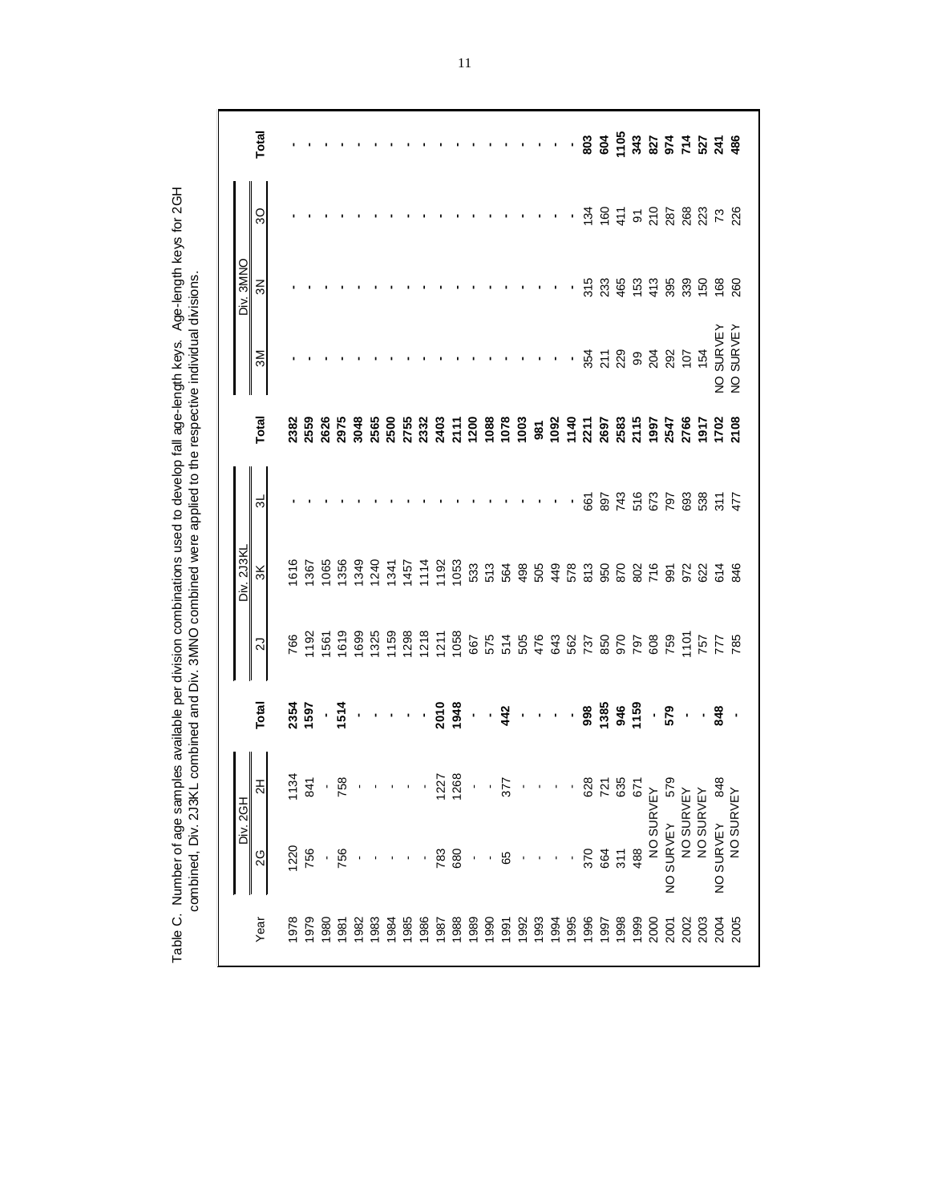Table C. Number of age samples available per division combinations used to develop fall age-length keys. Age-length keys for 2GH combined, Div. 2J3KL combined and Div. 3MNO combined were applied to the respective individual divisions.

| Year | Div. 2GH | | | Div. 2J3KL | | | | Div. 3MNO | | | |
|---|---|---|---|---|---|---|---|---|---|---|---|
| | 2G | 2H | Total | 2J | 3K | 3L | Total | 3M | 3N | 3O | Total |
| 1978 | 1220 | 1134 | **2354** | 766 | 1616 | - | **2382** | - | - | - | - |
| 1979 | 756 | 841 | **1597** | 1192 | 1367 | - | **2559** | - | - | - | - |
| 1980 | - | - | - | 1561 | 1065 | - | **2626** | - | - | - | - |
| 1981 | 756 | 758 | **1514** | 1619 | 1356 | - | **2975** | - | - | - | - |
| 1982 | - | - | - | 1699 | 1349 | - | **3048** | - | - | - | - |
| 1983 | - | - | - | 1325 | 1240 | - | **2565** | - | - | - | - |
| 1984 | - | - | - | 1159 | 1341 | - | **2500** | - | - | - | - |
| 1985 | - | - | - | 1298 | 1457 | - | **2755** | - | - | - | - |
| 1986 | - | - | - | 1218 | 1114 | - | **2332** | - | - | - | - |
| 1987 | 783 | 1227 | **2010** | 1211 | 1192 | - | **2403** | - | - | - | - |
| 1988 | 680 | 1268 | **1948** | 1058 | 1053 | - | **2111** | - | - | - | - |
| 1989 | - | - | - | 667 | 533 | - | **1200** | - | - | - | - |
| 1990 | - | - | - | 575 | 513 | - | **1088** | - | - | - | - |
| 1991 | 65 | 377 | **442** | 514 | 564 | - | **1078** | - | - | - | - |
| 1992 | - | - | - | 505 | 498 | - | **1003** | - | - | - | - |
| 1993 | - | - | - | 476 | 505 | - | **981** | - | - | - | - |
| 1994 | - | - | - | 643 | 449 | - | **1092** | - | - | - | - |
| 1995 | - | - | - | 562 | 578 | - | **1140** | - | - | - | - |
| 1996 | 370 | 628 | **998** | 737 | 813 | 661 | **2211** | 354 | 315 | 134 | **803** |
| 1997 | 664 | 721 | **1385** | 850 | 950 | 897 | **2697** | 211 | 233 | 160 | **604** |
| 1998 | 311 | 635 | **946** | 970 | 870 | 743 | **2583** | 229 | 465 | 411 | **1105** |
| 1999 | 488 | 671 | **1159** | 797 | 802 | 516 | **2115** | 99 | 153 | 91 | **343** |
| 2000 | NO SURVEY | | - | 608 | 716 | 673 | **1997** | 204 | 413 | 210 | **827** |
| 2001 | NO SURVEY | 579 | **579** | 759 | 991 | 797 | **2547** | 292 | 395 | 287 | **974** |
| 2002 | NO SURVEY | | - | 1101 | 972 | 693 | **2766** | 107 | 339 | 268 | **714** |
| 2003 | NO SURVEY | | - | 757 | 622 | 538 | **1917** | 154 | 150 | 223 | **527** |
| 2004 | NO SURVEY | 848 | **848** | 777 | 614 | 311 | **1702** | NO SURVEY | 168 | 73 | **241** |
| 2005 | NO SURVEY | | - | 785 | 846 | 477 | **2108** | NO SURVEY | 260 | 226 | **486** |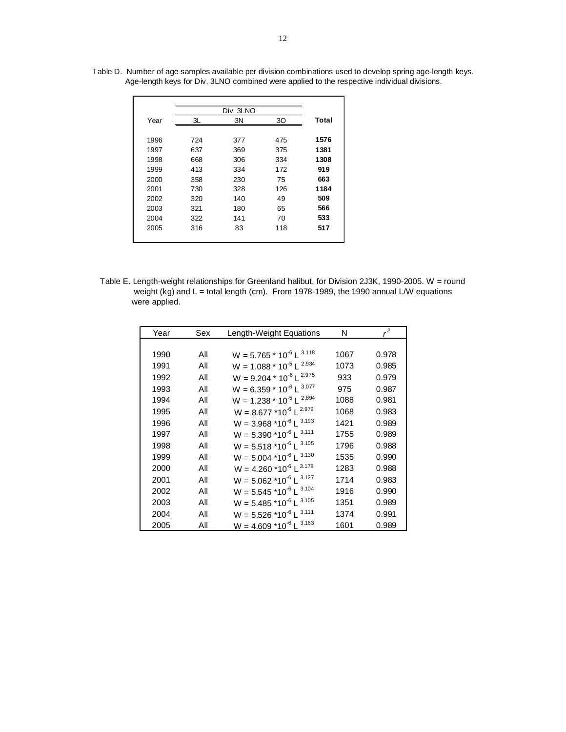Table D. Number of age samples available per division combinations used to develop spring age-length keys. Age-length keys for Div. 3LNO combined were applied to the respective individual divisions.

| Year | Div. 3LNO | | | Total |
|---|---|---|---|---|
| | 3L | 3N | 3O | |
| 1996 | 724 | 377 | 475 | **1576** |
| 1997 | 637 | 369 | 375 | **1381** |
| 1998 | 668 | 306 | 334 | **1308** |
| 1999 | 413 | 334 | 172 | **919** |
| 2000 | 358 | 230 | 75 | **663** |
| 2001 | 730 | 328 | 126 | **1184** |
| 2002 | 320 | 140 | 49 | **509** |
| 2003 | 321 | 180 | 65 | **566** |
| 2004 | 322 | 141 | 70 | **533** |
| 2005 | 316 | 83 | 118 | **517** |

Table E. Length-weight relationships for Greenland halibut, for Division 2J3K, 1990-2005. W = round weight (kg) and L = total length (cm). From 1978-1989, the 1990 annual L/W equations were applied.

| Year | Sex | Length-Weight Equations | N | $r^2$ |
|---|---|---|---|---|
| 1990 | All | $W = 5.765 * 10^{-6} L^{3.118}$ | 1067 | 0.978 |
| 1991 | All | $W = 1.088 * 10^{-5} L^{2.934}$ | 1073 | 0.985 |
| 1992 | All | $W = 9.204 * 10^{-6} L^{2.975}$ | 933 | 0.979 |
| 1993 | All | $W = 6.359 * 10^{-6} L^{3.077}$ | 975 | 0.987 |
| 1994 | All | $W = 1.238 * 10^{-5} L^{2.894}$ | 1088 | 0.981 |
| 1995 | All | $W = 8.677 * 10^{-6} L^{2.979}$ | 1068 | 0.983 |
| 1996 | All | $W = 3.968 * 10^{-6} L^{3.193}$ | 1421 | 0.989 |
| 1997 | All | $W = 5.390 * 10^{-6} L^{3.111}$ | 1755 | 0.989 |
| 1998 | All | $W = 5.518 * 10^{-6} L^{3.105}$ | 1796 | 0.988 |
| 1999 | All | $W = 5.004 * 10^{-6} L^{3.130}$ | 1535 | 0.990 |
| 2000 | All | $W = 4.260 * 10^{-6} L^{3.178}$ | 1283 | 0.988 |
| 2001 | All | $W = 5.062 * 10^{-6} L^{3.127}$ | 1714 | 0.983 |
| 2002 | All | $W = 5.545 * 10^{-6} L^{3.104}$ | 1916 | 0.990 |
| 2003 | All | $W = 5.485 * 10^{-6} L^{3.105}$ | 1351 | 0.989 |
| 2004 | All | $W = 5.526 * 10^{-6} L^{3.111}$ | 1374 | 0.991 |
| 2005 | All | $W = 4.609 * 10^{-6} L^{3.163}$ | 1601 | 0.989 |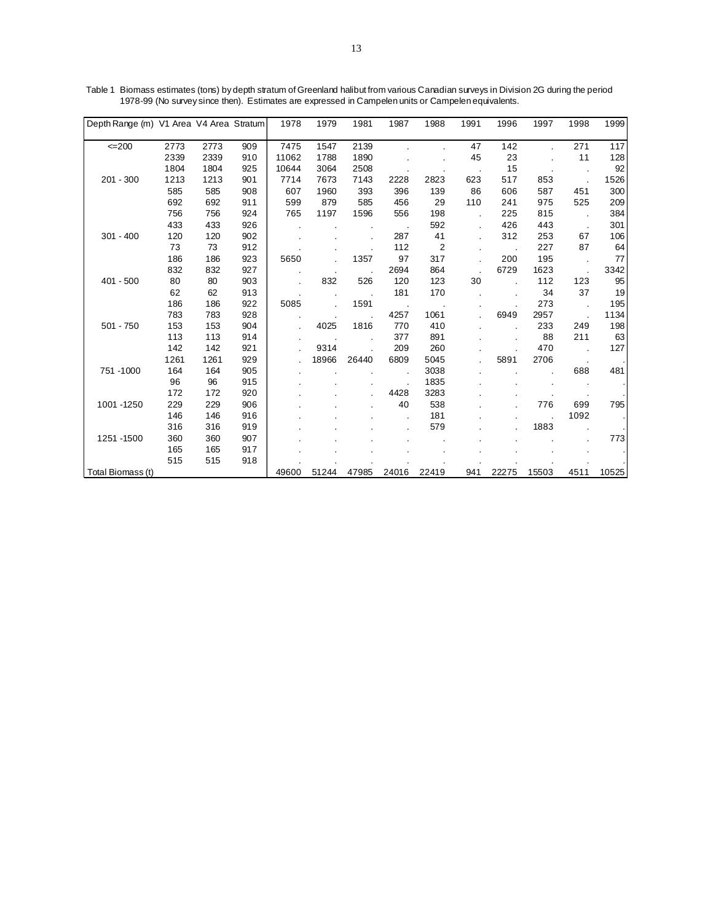Table 1 Biomass estimates (tons) by depth stratum of Greenland halibut from various Canadian surveys in Division 2G during the period 1978-99 (No survey since then). Estimates are expressed in Campelen units or Campelen equivalents.

| Depth Range (m) | V1 Area | V4 Area | Stratum | 1978 | 1979 | 1981 | 1987 | 1988 | 1991 | 1996 | 1997 | 1998 | 1999 |
|---|---|---|---|---|---|---|---|---|---|---|---|---|---|
| <=200 | 2773 | 2773 | 909 | 7475 | 1547 | 2139 | . | . | 47 | 142 | . | 271 | 117 |
| | 2339 | 2339 | 910 | 11062 | 1788 | 1890 | . | . | 45 | 23 | . | 11 | 128 |
| | 1804 | 1804 | 925 | 10644 | 3064 | 2508 | . | . | . | 15 | . | . | 92 |
| 201 - 300 | 1213 | 1213 | 901 | 7714 | 7673 | 7143 | 2228 | 2823 | 623 | 517 | 853 | . | 1526 |
| | 585 | 585 | 908 | 607 | 1960 | 393 | 396 | 139 | 86 | 606 | 587 | 451 | 300 |
| | 692 | 692 | 911 | 599 | 879 | 585 | 456 | 29 | 110 | 241 | 975 | 525 | 209 |
| | 756 | 756 | 924 | 765 | 1197 | 1596 | 556 | 198 | . | 225 | 815 | . | 384 |
| | 433 | 433 | 926 | . | . | . | . | 592 | . | 426 | 443 | . | 301 |
| 301 - 400 | 120 | 120 | 902 | . | . | . | 287 | 41 | . | 312 | 253 | 67 | 106 |
| | 73 | 73 | 912 | . | . | . | 112 | 2 | . | . | 227 | 87 | 64 |
| | 186 | 186 | 923 | 5650 | . | 1357 | 97 | 317 | . | 200 | 195 | . | 77 |
| | 832 | 832 | 927 | . | . | . | 2694 | 864 | . | 6729 | 1623 | . | 3342 |
| 401 - 500 | 80 | 80 | 903 | . | 832 | 526 | 120 | 123 | 30 | . | 112 | 123 | 95 |
| | 62 | 62 | 913 | . | . | . | 181 | 170 | . | . | 34 | 37 | 19 |
| | 186 | 186 | 922 | 5085 | . | 1591 | . | . | . | . | 273 | . | 195 |
| | 783 | 783 | 928 | . | . | . | 4257 | 1061 | . | 6949 | 2957 | . | 1134 |
| 501 - 750 | 153 | 153 | 904 | . | 4025 | 1816 | 770 | 410 | . | . | 233 | 249 | 198 |
| | 113 | 113 | 914 | . | . | . | 377 | 891 | . | . | 88 | 211 | 63 |
| | 142 | 142 | 921 | . | 9314 | . | 209 | 260 | . | . | 470 | . | 127 |
| | 1261 | 1261 | 929 | . | 18966 | 26440 | 6809 | 5045 | . | 5891 | 2706 | . | . |
| 751 -1000 | 164 | 164 | 905 | . | . | . | . | 3038 | . | . | . | 688 | 481 |
| | 96 | 96 | 915 | . | . | . | . | 1835 | . | . | . | . | . |
| | 172 | 172 | 920 | . | . | . | 4428 | 3283 | . | . | . | . | . |
| 1001 -1250 | 229 | 229 | 906 | . | . | . | 40 | 538 | . | . | 776 | 699 | 795 |
| | 146 | 146 | 916 | . | . | . | . | 181 | . | . | . | 1092 | . |
| | 316 | 316 | 919 | . | . | . | . | 579 | . | . | 1883 | . | . |
| 1251 -1500 | 360 | 360 | 907 | . | . | . | . | . | . | . | . | . | 773 |
| | 165 | 165 | 917 | . | . | . | . | . | . | . | . | . | . |
| | 515 | 515 | 918 | . | . | . | . | . | . | . | . | . | . |
| Total Biomass (t) | | | | 49600 | 51244 | 47985 | 24016 | 22419 | 941 | 22275 | 15503 | 4511 | 10525 |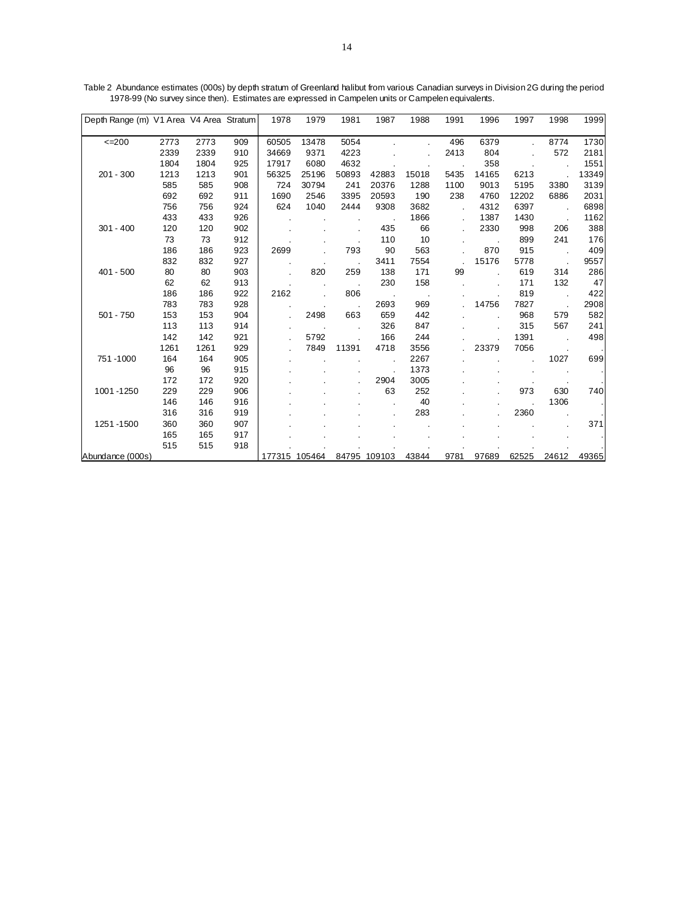Table 2 Abundance estimates (000s) by depth stratum of Greenland halibut from various Canadian surveys in Division 2G during the period 1978-99 (No survey since then). Estimates are expressed in Campelen units or Campelen equivalents.

| Depth Range (m) | V1 Area | V4 Area | Stratum | 1978 | 1979 | 1981 | 1987 | 1988 | 1991 | 1996 | 1997 | 1998 | 1999 |
|---|---|---|---|---|---|---|---|---|---|---|---|---|---|
| <=200 | 2773 | 2773 | 909 | 60505 | 13478 | 5054 | . | . | 496 | 6379 | . | 8774 | 1730 |
| | 2339 | 2339 | 910 | 34669 | 9371 | 4223 | . | . | 2413 | 804 | . | 572 | 2181 |
| | 1804 | 1804 | 925 | 17917 | 6080 | 4632 | . | . | . | 358 | . | . | 1551 |
| 201 - 300 | 1213 | 1213 | 901 | 56325 | 25196 | 50893 | 42883 | 15018 | 5435 | 14165 | 6213 | . | 13349 |
| | 585 | 585 | 908 | 724 | 30794 | 241 | 20376 | 1288 | 1100 | 9013 | 5195 | 3380 | 3139 |
| | 692 | 692 | 911 | 1690 | 2546 | 3395 | 20593 | 190 | 238 | 4760 | 12202 | 6886 | 2031 |
| | 756 | 756 | 924 | 624 | 1040 | 2444 | 9308 | 3682 | . | 4312 | 6397 | . | 6898 |
| | 433 | 433 | 926 | . | . | . | . | 1866 | . | 1387 | 1430 | . | 1162 |
| 301 - 400 | 120 | 120 | 902 | . | . | . | 435 | 66 | . | 2330 | 998 | 206 | 388 |
| | 73 | 73 | 912 | . | . | . | 110 | 10 | . | . | 899 | 241 | 176 |
| | 186 | 186 | 923 | 2699 | . | 793 | 90 | 563 | . | 870 | 915 | . | 409 |
| | 832 | 832 | 927 | . | . | . | 3411 | 7554 | . | 15176 | 5778 | . | 9557 |
| 401 - 500 | 80 | 80 | 903 | . | 820 | 259 | 138 | 171 | 99 | . | 619 | 314 | 286 |
| | 62 | 62 | 913 | . | . | . | 230 | 158 | . | . | 171 | 132 | 47 |
| | 186 | 186 | 922 | 2162 | . | 806 | . | . | . | . | 819 | . | 422 |
| | 783 | 783 | 928 | . | . | . | 2693 | 969 | . | 14756 | 7827 | . | 2908 |
| 501 - 750 | 153 | 153 | 904 | . | 2498 | 663 | 659 | 442 | . | . | 968 | 579 | 582 |
| | 113 | 113 | 914 | . | . | . | 326 | 847 | . | . | 315 | 567 | 241 |
| | 142 | 142 | 921 | . | 5792 | . | 166 | 244 | . | . | 1391 | . | 498 |
| | 1261 | 1261 | 929 | . | 7849 | 11391 | 4718 | 3556 | . | 23379 | 7056 | . | . |
| 751 -1000 | 164 | 164 | 905 | . | . | . | . | 2267 | . | . | . | 1027 | 699 |
| | 96 | 96 | 915 | . | . | . | . | 1373 | . | . | . | . | . |
| | 172 | 172 | 920 | . | . | . | 2904 | 3005 | . | . | . | . | . |
| 1001 -1250 | 229 | 229 | 906 | . | . | . | 63 | 252 | . | . | 973 | 630 | 740 |
| | 146 | 146 | 916 | . | . | . | . | 40 | . | . | . | 1306 | . |
| | 316 | 316 | 919 | . | . | . | . | 283 | . | . | 2360 | . | . |
| 1251 -1500 | 360 | 360 | 907 | . | . | . | . | . | . | . | . | . | 371 |
| | 165 | 165 | 917 | . | . | . | . | . | . | . | . | . | . |
| | 515 | 515 | 918 | . | . | . | . | . | . | . | . | . | . |
| Abundance (000s) | | | | 177315 | 105464 | 84795 | 109103 | 43844 | 9781 | 97689 | 62525 | 24612 | 49365 |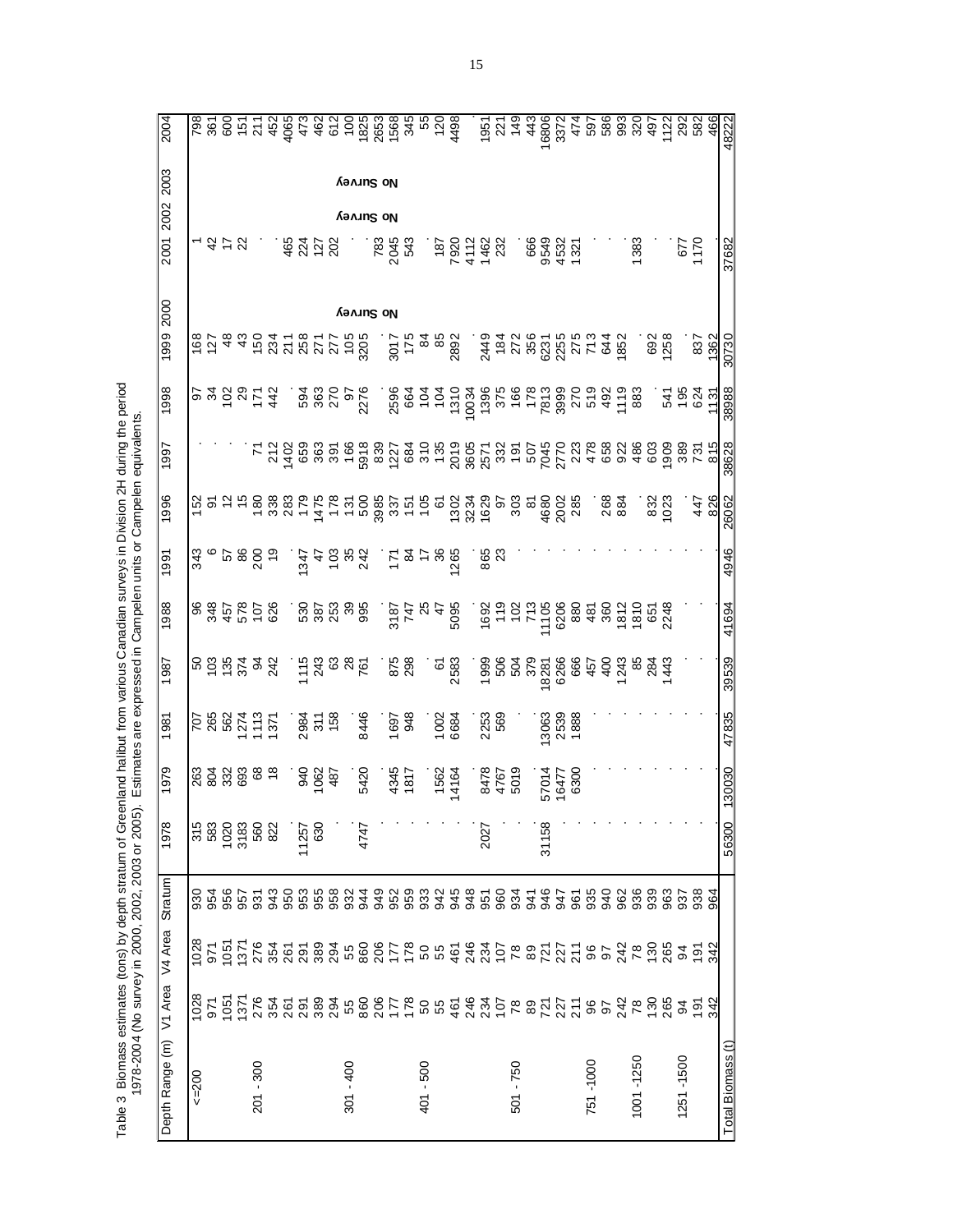Table 3 Biomass estimates (tons) by depth stratum of Greenland halibut from various Canadian surveys in Division 2H during the period 1978-2004 (No survey in 2000, 2002, 2003 or 2005). Estimates are expressed in Campelen units or Campelen equivalents.

| Depth Range (m) | V1 Area | V4 Area | Stratum | 1978 | 1979 | 1981 | 1987 | 1988 | 1991 | 1996 | 1997 | 1998 | 1999 | 2000 | 2001 | 2002 | 2003 | 2004 |
|---|---|---|---|---|---|---|---|---|---|---|---|---|---|---|---|---|---|---|
| <=200 | 1028 | 1028 | 930 | 315 | 263 | 707 | 50 | 96 | 343 | 152 | . | 97 | 168 | No Survey | 1 | No Survey | No Survey | 798 |
| | 971 | 971 | 954 | 583 | 804 | 265 | 103 | 348 | 6 | 91 | . | 34 | 127 | | 42 | | | 361 |
| | 1051 | 1051 | 956 | 1020 | 332 | 562 | 135 | 457 | 57 | 12 | . | 102 | 48 | | 17 | | | 600 |
| | 1371 | 1371 | 957 | 3183 | 693 | 1274 | 374 | 578 | 86 | 15 | . | 29 | 43 | | 22 | | | 151 |
| 201 - 300 | 276 | 276 | 931 | 560 | 68 | 1113 | 94 | 107 | 200 | 180 | 71 | 171 | 150 | | | | | 211 |
| | 354 | 354 | 943 | 822 | 18 | 1371 | 242 | 626 | 19 | 338 | 212 | 442 | 234 | | . | | | 452 |
| | 261 | 261 | 950 | . | . | . | . | . | . | 283 | 1402 | . | 211 | | 465 | | | 4065 |
| | 291 | 291 | 953 | 11257 | 940 | 2984 | 1115 | 530 | 1347 | 179 | 659 | 594 | 258 | | 224 | | | 473 |
| | 389 | 389 | 955 | 630 | 1062 | 311 | 243 | 387 | 47 | 1475 | 363 | 363 | 271 | | 127 | | | 462 |
| | 294 | 294 | 958 | . | 487 | 158 | 63 | 253 | 103 | 178 | 391 | 270 | 277 | | 202 | | | 612 |
| 301 - 400 | 55 | 55 | 932 | . | . | . | 28 | 39 | 35 | 131 | 166 | 97 | 105 | | . | | | 100 |
| | 860 | 860 | 944 | 4747 | 5420 | 8446 | 761 | 995 | 242 | 500 | 5918 | 2276 | 3205 | | . | | | 1825 |
| | 206 | 206 | 949 | . | . | . | . | . | . | 3985 | 839 | . | . | | 783 | | | 2653 |
| | 177 | 177 | 952 | . | 4345 | 1697 | 875 | 3187 | 171 | 337 | 1227 | 2596 | 3017 | | 2045 | | | 1568 |
| | 178 | 178 | 959 | . | 1817 | 948 | 298 | 747 | 84 | 151 | 684 | 664 | 175 | | 543 | | | 345 |
| 401 - 500 | 50 | 50 | 933 | . | . | . | . | 25 | 17 | 105 | 310 | 104 | 84 | | . | | | 55 |
| | 55 | 55 | 942 | . | 1562 | 1002 | 61 | 47 | 36 | 61 | 135 | 104 | 85 | | 187 | | | 120 |
| | 461 | 461 | 945 | . | 14164 | 6684 | 2583 | 5095 | 1265 | 1302 | 2019 | 1310 | 2892 | | 7920 | | | 4498 |
| | 246 | 246 | 948 | . | . | . | . | . | . | 3234 | 3605 | 10034 | . | | 4112 | | | . |
| | 234 | 234 | 951 | 2027 | 8478 | 2253 | 1999 | 1692 | 865 | 1629 | 2571 | 1396 | 2449 | | 1462 | | | 1951 |
| | 107 | 107 | 960 | . | 4767 | 569 | 506 | 119 | 23 | 97 | 332 | 375 | 184 | | 232 | | | 221 |
| 501 - 750 | 78 | 78 | 934 | . | 5019 | . | 504 | 102 | . | 303 | 191 | 166 | 272 | | . | | | 149 |
| | 89 | 89 | 941 | . | . | . | 379 | 713 | . | 81 | 507 | 178 | 356 | | 666 | | | 443 |
| | 721 | 721 | 946 | 31158 | 57014 | 13063 | 18281 | 11105 | . | 4680 | 7045 | 7813 | 6231 | | 9549 | | | 16806 |
| | 227 | 227 | 947 | . | 16477 | 2539 | 6266 | 6206 | . | 2002 | 2770 | 3999 | 2255 | | 4532 | | | 3372 |
| | 211 | 211 | 961 | . | 6300 | 1888 | 666 | 880 | . | 285 | 223 | 270 | 275 | | 1321 | | | 474 |
| 751 -1000 | 96 | 96 | 935 | . | . | . | 457 | 481 | . | . | 478 | 519 | 713 | | . | | | 597 |
| | 97 | 97 | 940 | . | . | . | 400 | 360 | . | 268 | 658 | 492 | 644 | | . | | | 586 |
| | 242 | 242 | 962 | . | . | . | 1243 | 1812 | . | 884 | 922 | 1119 | 1852 | | . | | | 993 |
| 1001 -1250 | 78 | 78 | 936 | . | . | . | 85 | 1810 | . | . | 486 | 883 | . | | 1383 | | | 320 |
| | 130 | 130 | 939 | . | . | . | 284 | 651 | . | 832 | 603 | . | 692 | | . | | | 497 |
| | 265 | 265 | 963 | . | . | . | 1443 | 2248 | . | 1023 | 1909 | 541 | 1258 | | . | | | 1122 |
| 1251 -1500 | 94 | 94 | 937 | . | . | . | . | . | . | . | 389 | 195 | . | | 677 | | | 292 |
| | 191 | 191 | 938 | . | . | . | . | . | . | 447 | 731 | 624 | 837 | | 1170 | | | 582 |
| | 342 | 342 | 964 | . | . | . | . | . | . | 826 | 815 | 1131 | 1362 | | . | | | 466 |
| Total Biomass (t) | | | | 56300 | 130030 | 47835 | 39539 | 41694 | 4946 | 26062 | 38628 | 38988 | 30730 | | 37682 | | | 48222 |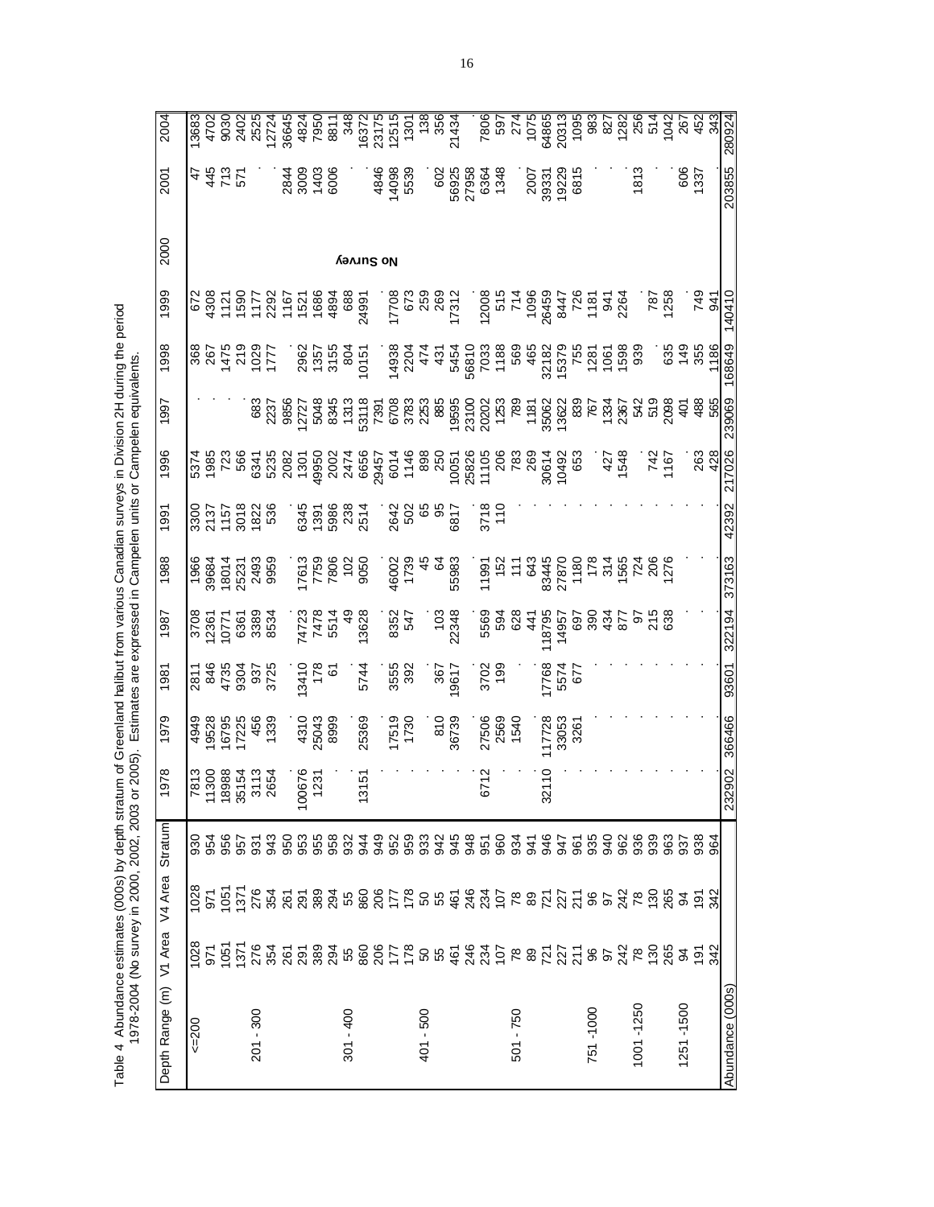Table 4 Abundance estimates (000s) by depth stratum of Greenland halibut from various Canadian surveys in Division 2H during the period 1978-2004 (No survey in 2000, 2002, 2003 or 2005). Estimates are expressed in Campelen units or Campelen equivalents.

| Depth Range (m) | V1 Area | V4 Area | Stratum | 1978 | 1979 | 1981 | 1987 | 1988 | 1991 | 1996 | 1997 | 1998 | 1999 | 2000 | 2001 | 2004 |
|---|---|---|---|---|---|---|---|---|---|---|---|---|---|---|---|---|
| <=200 | 1028 | 1028 | 930 | 7813 | 4949 | 2811 | 3708 | 1966 | 3300 | 5374 | | 368 | 672 | No Survey | 47 | 13683 |
| | 971 | 971 | 954 | 11300 | 19528 | 846 | 12361 | 39684 | 2137 | 1985 | . | 267 | 4308 | | 445 | 4702 |
| | 1051 | 1051 | 956 | 18988 | 16795 | 4735 | 10771 | 18014 | 1157 | 723 | . | 1475 | 1121 | | 713 | 9030 |
| | 1371 | 1371 | 957 | 35154 | 17225 | 9304 | 6361 | 25231 | 3018 | 566 | | 219 | 1590 | | 571 | 2402 |
| 201 - 300 | 276 | 276 | 931 | 3113 | 456 | 937 | 3389 | 2493 | 1822 | 6341 | 683 | 1029 | 1177 | | . | 2525 |
| | 354 | 354 | 943 | 2654 | 1339 | 3725 | 8534 | 9959 | 536 | 5235 | 2237 | 1777 | 2292 | | | 12724 |
| | 261 | 261 | 950 | . | . | . | . | . | . | 2082 | 9856 | . | 1167 | | 2844 | 36645 |
| | 291 | 291 | 953 | 100676 | 4310 | 13410 | 74723 | 17613 | 6345 | 1301 | 12727 | 2962 | 1521 | | 3009 | 4824 |
| | 389 | 389 | 955 | 1231 | 25043 | 178 | 7478 | 7759 | 1391 | 49950 | 5048 | 1357 | 1686 | | 1403 | 7950 |
| | 294 | 294 | 958 | . | 8999 | 61 | 5514 | 7806 | 5986 | 2002 | 8345 | 3155 | 4894 | | 6006 | 8811 |
| 301 - 400 | 55 | 55 | 932 | . | . | . | 49 | 102 | 238 | 2474 | 1313 | 804 | 688 | | | 348 |
| | 860 | 860 | 944 | 13151 | 25369 | 5744 | 13628 | 9050 | 2514 | 6656 | 53118 | 10151 | 24991 | | | 16372 |
| | 206 | 206 | 949 | . | . | . | . | . | . | 29457 | 7391 | . | . | | 4846 | 23175 |
| | 177 | 177 | 952 | . | 17519 | 3555 | 8352 | 46002 | 2642 | 6014 | 6708 | 14938 | 17708 | | 14098 | 12515 |
| | 178 | 178 | 959 | . | 1730 | 392 | 547 | 1739 | 502 | 1146 | 3783 | 2204 | 673 | | 5539 | 1301 |
| 401 - 500 | 50 | 50 | 933 | . | . | . | . | 45 | 65 | 898 | 2253 | 474 | 259 | | . | 138 |
| | 55 | 55 | 942 | . | 810 | 367 | 103 | 64 | 95 | 250 | 885 | 431 | 269 | | 602 | 356 |
| | 461 | 461 | 945 | . | 36739 | 19617 | 22348 | 55983 | 6817 | 10051 | 19595 | 5454 | 17312 | | 56925 | 21434 |
| | 246 | 246 | 948 | . | . | . | . | . | . | 25826 | 23100 | 56810 | . | | 27958 | . |
| | 234 | 234 | 951 | 6712 | 27506 | 3702 | 5569 | 11991 | 3718 | 11105 | 20202 | 7033 | 12008 | | 6364 | 7806 |
| | 107 | 107 | 960 | . | 2569 | 199 | 594 | 152 | 110 | 206 | 1253 | 1188 | 515 | | 1348 | 597 |
| 501 - 750 | 78 | 78 | 934 | . | 1540 | . | 628 | 111 | . | 783 | 789 | 569 | 714 | | | 274 |
| | 89 | 89 | 941 | . | . | . | 441 | 643 | . | 269 | 1181 | 465 | 1096 | | 2007 | 1075 |
| | 721 | 721 | 946 | 32110 | 117728 | 17768 | 118795 | 83445 | . | 30614 | 35062 | 32182 | 26459 | | 39331 | 64865 |
| | 227 | 227 | 947 | . | 33053 | 5574 | 14957 | 27870 | . | 10492 | 13622 | 15379 | 8447 | | 19229 | 20313 |
| | 211 | 211 | 961 | . | 3261 | 677 | 697 | 1180 | . | 653 | 839 | 755 | 726 | | 6815 | 1095 |
| 751 -1000 | 96 | 96 | 935 | . | . | . | 390 | 178 | . | . | 767 | 1281 | 1181 | | . | 983 |
| | 97 | 97 | 940 | . | . | . | 434 | 314 | . | 427 | 1334 | 1061 | 941 | | . | 827 |
| | 242 | 242 | 962 | . | . | . | 877 | 1565 | . | 1548 | 2367 | 1598 | 2264 | | . | 1282 |
| 1001 -1250 | 78 | 78 | 936 | . | . | . | 97 | 724 | . | . | 542 | 939 | . | | 1813 | 256 |
| | 130 | 130 | 939 | . | . | . | 215 | 206 | . | 742 | 519 | . | 787 | | . | 514 |
| | 265 | 265 | 963 | . | . | . | 638 | 1276 | . | 1167 | 2098 | 635 | 1258 | | | 1042 |
| 1251 -1500 | 94 | 94 | 937 | . | . | . | . | . | . | . | 401 | 149 | . | | 606 | 267 |
| | 191 | 191 | 938 | . | . | . | . | . | . | 263 | 488 | 355 | 749 | | 1337 | 452 |
| | 342 | 342 | 964 | . | . | . | . | . | . | 428 | 565 | 1186 | 941 | | . | 343 |
| Abundance (000s) | | | | 232902 | 366466 | 93601 | 322194 | 373163 | 42392 | 217026 | 239069 | 168649 | 140410 | | 203855 | 280924 |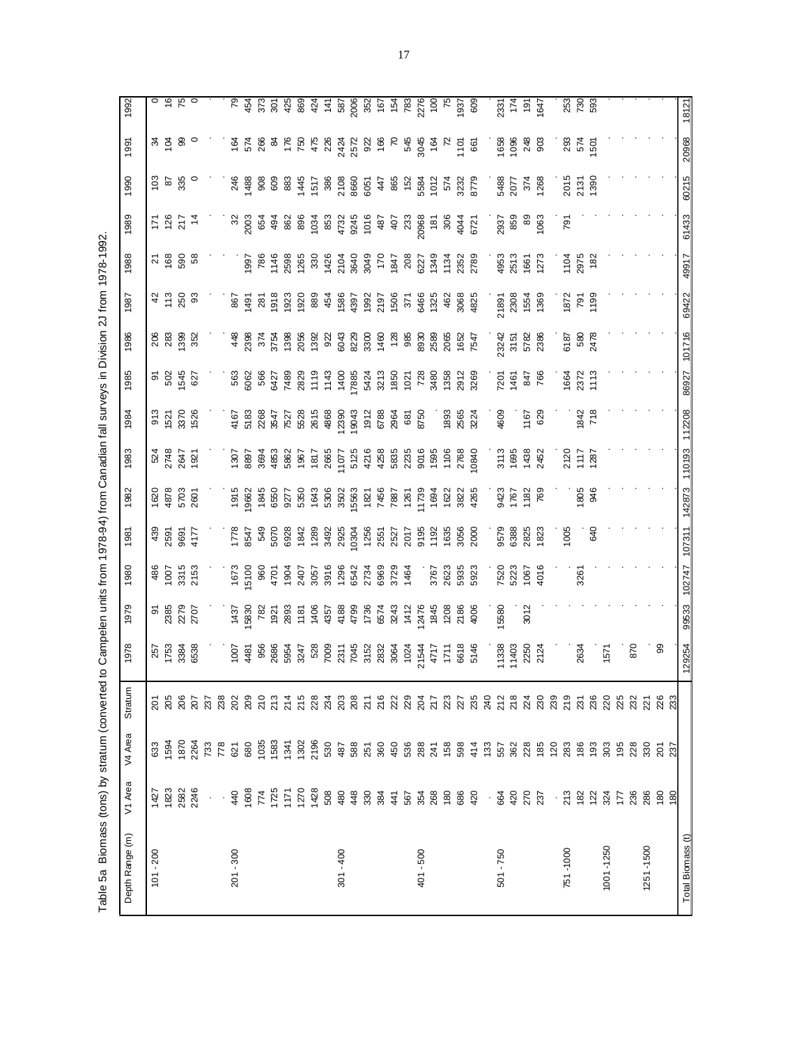Table 5a Biomass (tons) by stratum (converted to Campelen units from 1978-94) from Canadian fall surveys in Division 2J from 1978-1992.

| Depth Range (m) | V1 Area | V4 Area | Stratum | 1978 | 1979 | 1980 | 1981 | 1982 | 1983 | 1984 | 1985 | 1986 | 1987 | 1988 | 1989 | 1990 | 1991 | 1992 |
|---|---|---|---|---|---|---|---|---|---|---|---|---|---|---|---|---|---|---|
| 101 - 200 | 1427 | 633 | 201 | 257 | 91 | 486 | 439 | 1620 | 524 | 913 | 91 | 206 | 42 | 21 | 171 | 103 | 34 | 0 |
| | 1823 | 1594 | 205 | 1753 | 2385 | 1007 | 2591 | 4878 | 2748 | 1521 | 502 | 283 | 113 | 168 | 126 | 87 | 104 | 16 |
| | 2582 | 1870 | 206 | 3384 | 2279 | 3315 | 9691 | 5703 | 2647 | 3370 | 1545 | 1399 | 250 | 590 | 217 | 335 | 99 | 75 |
| | 2246 | 2264 | 207 | 6538 | 2707 | 2153 | 4177 | 2601 | 1921 | 1526 | 627 | 352 | 93 | 58 | 14 | 0 | 0 | 0 |
| | . | 733 | 237 | | . | . | . | . | . | . | . | . | . | . | . | . | . | . |
| | . | 778 | 238 | | . | . | . | . | . | . | . | . | . | . | . | . | . | . |
| 201 - 300 | 440 | 621 | 202 | 1007 | 1437 | 1673 | 1778 | 1915 | 1307 | 4167 | 563 | 448 | 867 | . | 32 | 246 | 164 | 79 |
| | 1608 | 680 | 209 | 4481 | 15830 | 15100 | 8547 | 19662 | 8897 | 5183 | 6062 | 2398 | 1491 | 1997 | 2003 | 1488 | 574 | 454 |
| | 774 | 1035 | 210 | 956 | 782 | 960 | 549 | 1845 | 3694 | 2268 | 566 | 374 | 281 | 786 | 654 | 908 | 266 | 373 |
| | 1725 | 1583 | 213 | 2686 | 1921 | 4701 | 5070 | 6550 | 4853 | 3547 | 6427 | 3754 | 1918 | 1146 | 494 | 609 | 84 | 301 |
| | 1171 | 1341 | 214 | 5954 | 2893 | 1904 | 6928 | 9277 | 5862 | 7527 | 7489 | 1398 | 1923 | 2598 | 862 | 883 | 176 | 425 |
| | 1270 | 1302 | 215 | 3247 | 1181 | 2407 | 1842 | 5350 | 1967 | 5528 | 2829 | 2056 | 1920 | 1265 | 896 | 1445 | 750 | 869 |
| | 1428 | 2196 | 228 | 528 | 1406 | 3057 | 1289 | 1643 | 1817 | 2615 | 1119 | 1392 | 889 | 330 | 1034 | 1517 | 475 | 424 |
| | 508 | 530 | 234 | 7009 | 4357 | 3916 | 3492 | 5306 | 2665 | 4868 | 1143 | 922 | 454 | 1426 | 853 | 386 | 226 | 141 |
| 301 - 400 | 480 | 487 | 203 | 2311 | 4188 | 1296 | 2925 | 3502 | 11077 | 12390 | 1400 | 6043 | 1586 | 2104 | 4732 | 2108 | 2424 | 587 |
| | 448 | 588 | 208 | 7045 | 4799 | 6542 | 10304 | 15563 | 5125 | 19043 | 17885 | 8229 | 4397 | 3640 | 9245 | 8660 | 2572 | 2006 |
| | 330 | 251 | 211 | 3152 | 1736 | 2734 | 1256 | 1821 | 4216 | 1912 | 5424 | 3300 | 1992 | 3049 | 1016 | 6051 | 922 | 352 |
| | 384 | 360 | 216 | 2832 | 6574 | 6969 | 2551 | 7456 | 4258 | 6788 | 3213 | 1460 | 2197 | 170 | 487 | 447 | 166 | 167 |
| | 441 | 450 | 222 | 3064 | 3243 | 3729 | 2527 | 7887 | 5835 | 2964 | 1850 | 128 | 1506 | 1847 | 407 | 865 | 70 | 154 |
| | 567 | 536 | 229 | 1024 | 1412 | 1464 | 2017 | 1261 | 2235 | 681 | 1021 | 985 | 371 | 208 | 233 | 152 | 545 | 783 |
| 401 - 500 | 354 | 288 | 204 | 21544 | 12476 | . | 9195 | 11739 | 9016 | 8750 | 728 | 8930 | 6466 | 6227 | 20968 | 5584 | 3045 | 2276 |
| | 268 | 241 | 217 | 4717 | 1845 | 3767 | 1192 | 1694 | 1595 | . | 3480 | 2589 | 1325 | 1349 | 181 | 1012 | 164 | 100 |
| | 180 | 158 | 223 | 1711 | 1208 | 2623 | 1635 | 1622 | 1106 | 1893 | 1358 | 2065 | 462 | 1134 | 306 | 574 | 72 | 75 |
| | 686 | 598 | 227 | 6618 | 2186 | 5935 | 3056 | 3822 | 2768 | 2565 | 2912 | 1652 | 3068 | 2352 | 4044 | 3232 | 1101 | 1937 |
| | 420 | 414 | 235 | 5146 | 4006 | 5923 | 2000 | 4265 | 10840 | 3224 | 3269 | 7547 | 4825 | 2789 | 6721 | 8779 | 661 | 609 |
| | . | 133 | 240 | | . | . | . | . | . | . | . | . | . | . | . | . | . | . |
| 501 - 750 | 664 | 557 | 212 | 11338 | 15580 | 7520 | 9579 | 9423 | 3113 | 4609 | 7201 | 23242 | 21891 | 4953 | 2937 | 5488 | 1658 | 2331 |
| | 420 | 362 | 218 | 11403 | . | 5223 | 6388 | 1767 | 1695 | . | 1461 | 3151 | 2308 | 2513 | 859 | 2077 | 1096 | 174 |
| | 270 | 228 | 224 | 2250 | 3012 | 1067 | 2825 | 1182 | 1438 | 1167 | 847 | 5782 | 1554 | 1661 | 89 | 374 | 248 | 191 |
| | 237 | 185 | 230 | 2124 | | 4016 | 1823 | 769 | 2452 | 629 | 766 | 2386 | 1369 | 1273 | 1063 | 1268 | 903 | 1647 |
| | . | 120 | 239 | | . | . | . | . | . | . | . | . | . | . | . | . | . | . |
| 751 -1000 | 213 | 283 | 219 | . | . | . | 1005 | . | 2120 | . | 1664 | 6187 | 1872 | 1104 | 791 | 2015 | 293 | 253 |
| | 182 | 186 | 231 | 2634 | . | 3261 | . | 1805 | 1117 | 1842 | 2372 | 580 | 791 | 2975 | . | 2131 | 574 | 730 |
| | 122 | 193 | 236 | . | . | . | 640 | 946 | 1287 | 718 | 1113 | 2478 | 1199 | 182 | . | 1390 | 1501 | 593 |
| 1001 -1250 | 324 | 303 | 220 | 1571 | . | . | . | . | . | . | . | . | . | . | . | . | . | . |
| | 177 | 195 | 225 | . | . | . | . | . | . | . | . | . | . | . | . | . | . | . |
| 1251 -1500 | 236 | 228 | 232 | 870 | . | . | . | . | . | . | . | . | . | . | . | . | . | . |
| | 286 | 330 | 221 | . | . | . | . | . | . | . | . | . | . | . | . | . | . | . |
| | 180 | 201 | 226 | 99 | . | . | . | . | . | . | . | . | . | . | . | . | . | . |
| | 180 | 237 | 233 | | . | . | . | . | . | . | . | . | . | . | . | . | . | . |
| Total Biomass (t) | | | | 129254 | 99533 | 102747 | 107311 | 142873 | 110193 | 112208 | 86927 | 101716 | 69422 | 49917 | 61433 | 60215 | 20968 | 18121 |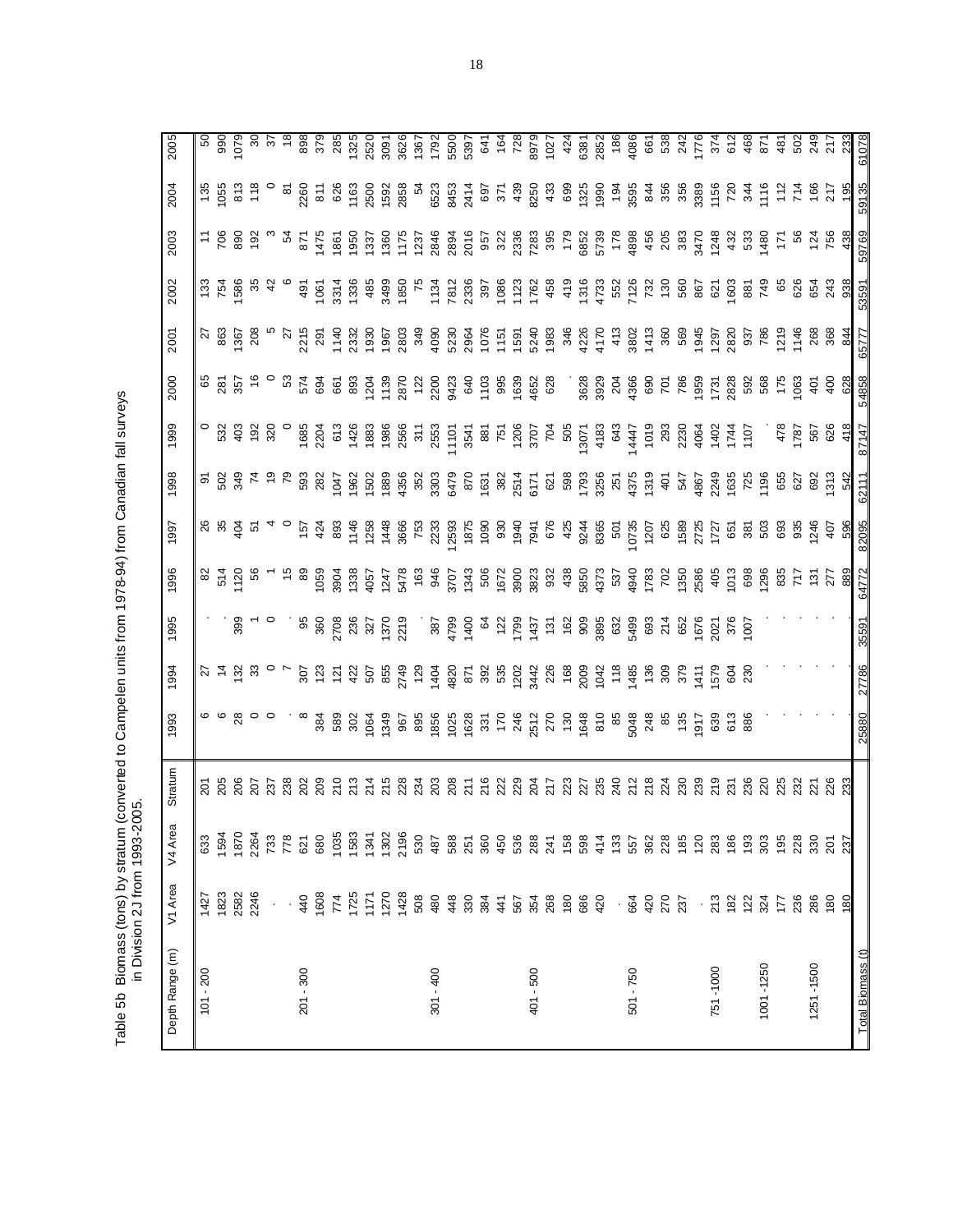Table 5b Biomass (tons) by stratum (converted to Campelen units from 1978-94) from Canadian fall surveys in Division 2J from 1993-2005.

| Depth Range (m) | V1 Area | V4 Area | Stratum | 1993 | 1994 | 1995 | 1996 | 1997 | 1998 | 1999 | 2000 | 2001 | 2002 | 2003 | 2004 | 2005 |
|---|---|---|---|---|---|---|---|---|---|---|---|---|---|---|---|---|
| 101 - 200 | 1427 | 633 | 201 | 6 | 27 | . | 82 | 26 | 91 | 0 | 65 | 27 | 133 | 11 | 135 | 50 |
| | 1823 | 1594 | 205 | 6 | 14 | . | 514 | 35 | 502 | 532 | 281 | 863 | 754 | 706 | 1055 | 990 |
| | 2582 | 1870 | 206 | 28 | 132 | 399 | 1120 | 404 | 349 | 403 | 357 | 1367 | 1586 | 890 | 813 | 1079 |
| | 2246 | 2264 | 207 | 0 | 33 | 1 | 56 | 51 | 74 | 192 | 16 | 208 | 35 | 192 | 118 | 30 |
| | . | 733 | 237 | 0 | 0 | 0 | 1 | 4 | 19 | 320 | 0 | 5 | 42 | 3 | 0 | 37 |
| | . | 778 | 238 | . | 7 | . | 15 | 0 | 79 | 0 | 53 | 27 | 6 | 54 | 81 | 18 |
| 201 - 300 | 440 | 621 | 202 | 8 | 307 | 95 | 89 | 157 | 593 | 1685 | 574 | 2215 | 491 | 871 | 2260 | 898 |
| | 1608 | 680 | 209 | 384 | 123 | 360 | 1059 | 424 | 282 | 2204 | 694 | 291 | 1061 | 1475 | 811 | 379 |
| | 774 | 1035 | 210 | 589 | 121 | 2708 | 3904 | 893 | 1047 | 613 | 661 | 1140 | 3314 | 1861 | 626 | 285 |
| | 1725 | 1583 | 213 | 302 | 422 | 236 | 1338 | 1146 | 1962 | 1426 | 893 | 2332 | 1336 | 1950 | 1163 | 1325 |
| | 1171 | 1341 | 214 | 1064 | 507 | 327 | 4057 | 1258 | 1502 | 1883 | 1204 | 1930 | 485 | 1337 | 2500 | 2520 |
| | 1270 | 1302 | 215 | 1349 | 855 | 1370 | 1247 | 1448 | 1889 | 1986 | 1139 | 1967 | 3499 | 1360 | 1592 | 3091 |
| | 1428 | 2196 | 228 | 967 | 2749 | 2219 | 5478 | 3666 | 4356 | 2566 | 2870 | 2803 | 1850 | 1175 | 2858 | 3626 |
| | 508 | 530 | 234 | 895 | 129 | . | 163 | 753 | 352 | 311 | 122 | 349 | 75 | 1237 | 54 | 1367 |
| 301 - 400 | 480 | 487 | 203 | 1856 | 1404 | 387 | 946 | 2233 | 3303 | 2553 | 2200 | 4090 | 1134 | 2846 | 6523 | 1792 |
| | 448 | 588 | 208 | 1025 | 4820 | 4799 | 3707 | 12593 | 6479 | 11101 | 9423 | 5230 | 7812 | 2894 | 8453 | 5500 |
| | 330 | 251 | 211 | 1628 | 871 | 1400 | 1343 | 1875 | 870 | 3541 | 640 | 2964 | 2336 | 2016 | 2414 | 5397 |
| | 384 | 360 | 216 | 331 | 392 | 64 | 506 | 1090 | 1631 | 881 | 1103 | 1076 | 397 | 957 | 697 | 641 |
| | 441 | 450 | 222 | 170 | 535 | 122 | 1672 | 930 | 382 | 751 | 995 | 1151 | 1086 | 322 | 371 | 164 |
| | 567 | 536 | 229 | 246 | 1202 | 1799 | 3900 | 1940 | 2514 | 1206 | 1639 | 1591 | 1123 | 2336 | 439 | 728 |
| 401 - 500 | 354 | 288 | 204 | 2512 | 3442 | 1437 | 3823 | 7941 | 6171 | 3707 | 4652 | 5240 | 1762 | 7283 | 8250 | 8979 |
| | 268 | 241 | 217 | 270 | 226 | 131 | 932 | 676 | 621 | 704 | 628 | 1983 | 458 | 395 | 433 | 1027 |
| | 180 | 158 | 223 | 130 | 168 | 162 | 438 | 425 | 598 | 505 | . | 346 | 419 | 179 | 699 | 424 |
| | 686 | 598 | 227 | 1648 | 2009 | 909 | 5850 | 9244 | 1793 | 13071 | 3628 | 4226 | 1316 | 6852 | 1325 | 6381 |
| | 420 | 414 | 235 | 810 | 1042 | 3895 | 4373 | 8365 | 3256 | 4183 | 3929 | 4170 | 4733 | 5739 | 1990 | 2852 |
| | . | 133 | 240 | 85 | 118 | 632 | 537 | 501 | 251 | 643 | 204 | 413 | 552 | 178 | 194 | 186 |
| 501 - 750 | 664 | 557 | 212 | 5048 | 1485 | 5499 | 4940 | 10735 | 4375 | 14447 | 4366 | 3802 | 7126 | 4898 | 3595 | 4086 |
| | 420 | 362 | 218 | 248 | 136 | 693 | 1783 | 1207 | 1319 | 1019 | 690 | 1413 | 732 | 456 | 844 | 661 |
| | 270 | 228 | 224 | 85 | 309 | 214 | 702 | 625 | 401 | 293 | 701 | 360 | 130 | 205 | 356 | 538 |
| | 237 | 185 | 230 | 135 | 379 | 652 | 1350 | 1589 | 547 | 2230 | 786 | 569 | 560 | 383 | 356 | 242 |
| | . | 120 | 239 | 1917 | 1411 | 1676 | 2586 | 2725 | 4867 | 4064 | 1959 | 1945 | 867 | 3470 | 3389 | 1776 |
| 751 -1000 | 213 | 283 | 219 | 639 | 1579 | 2021 | 405 | 1727 | 2249 | 1402 | 1731 | 1297 | 621 | 1248 | 1156 | 374 |
| | 182 | 186 | 231 | 613 | 604 | 376 | 1013 | 651 | 1635 | 1744 | 2828 | 2820 | 1603 | 432 | 720 | 612 |
| | 122 | 193 | 236 | 886 | 230 | 1007 | 698 | 381 | 725 | 1107 | 592 | 937 | 881 | 533 | 344 | 468 |
| 1001 -1250 | 324 | 303 | 220 | . | . | . | 1296 | 503 | 1196 | . | 568 | 786 | 749 | 1480 | 1116 | 871 |
| | 177 | 195 | 225 | . | . | . | 835 | 693 | 655 | 478 | 175 | 1219 | 65 | 171 | 112 | 481 |
| 1251 -1500 | 236 | 228 | 232 | . | . | . | 717 | 935 | 627 | 1787 | 1063 | 1146 | 626 | 56 | 714 | 502 |
| | 286 | 330 | 221 | . | . | . | 131 | 1246 | 692 | 567 | 401 | 268 | 654 | 124 | 166 | 249 |
| | 180 | 201 | 226 | . | . | . | 277 | 407 | 1313 | 626 | 400 | 368 | 243 | 756 | 217 | 217 |
| | 180 | 237 | 233 | . | . | . | 889 | 596 | 542 | 418 | 628 | 844 | 938 | 438 | 195 | 233 |
| Total Biomass (t) | | | | 25880 | 27786 | 35591 | 64772 | 82095 | 62111 | 87147 | 54858 | 65777 | 53591 | 59769 | 59135 | 61078 |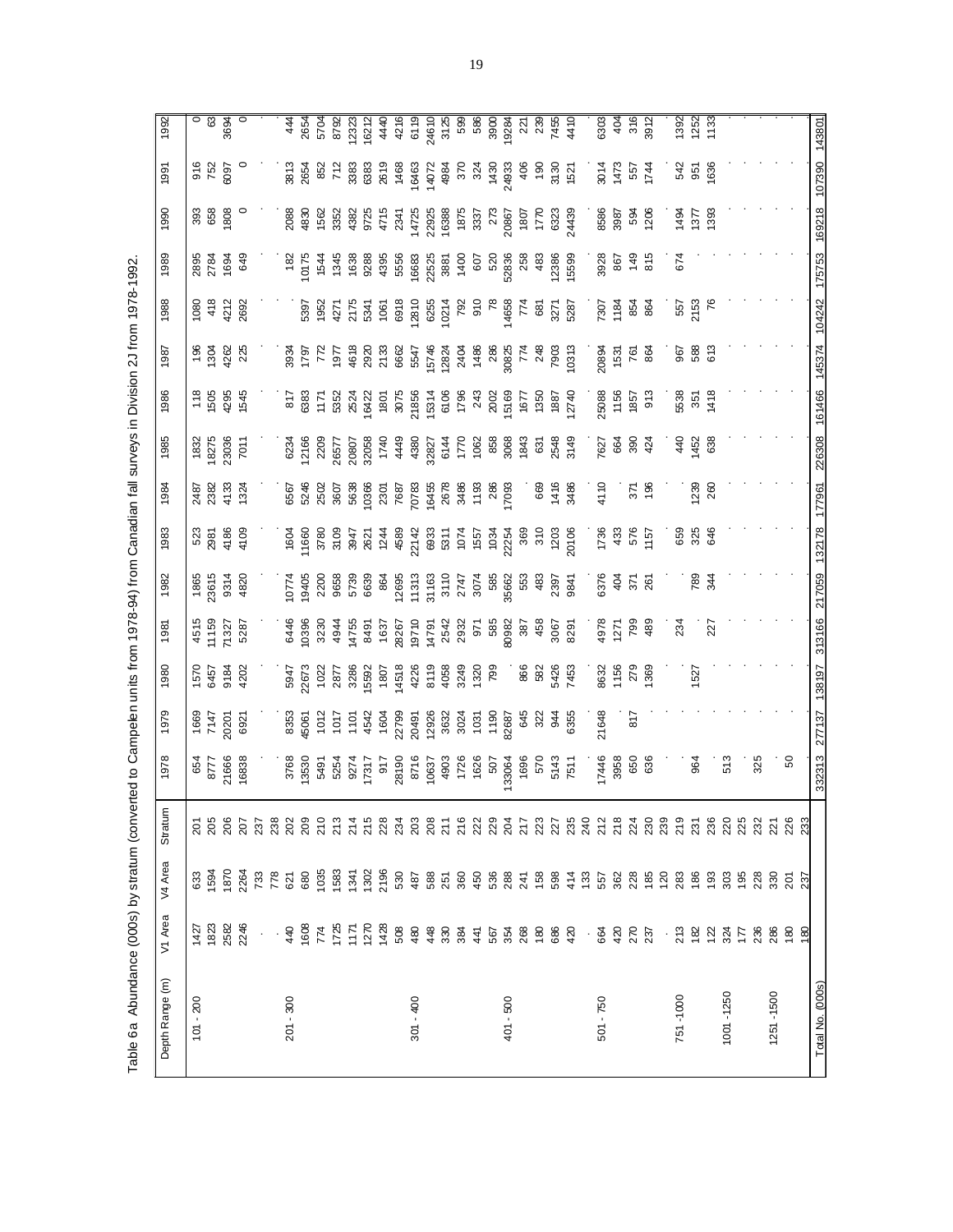Table 6a. Abundance (000s) by stratum (converted to Campelen units from 1978-94) from Canadian fall surveys in Division 2J from 1978-1992.

| Depth Range (m) | V1 Area | V4 Area | Stratum | 1978 | 1979 | 1980 | 1981 | 1982 | 1983 | 1984 | 1985 | 1986 | 1987 | 1988 | 1989 | 1990 | 1991 | 1992 |
|---|---|---|---|---|---|---|---|---|---|---|---|---|---|---|---|---|---|---|
| 101 - 200 | 1427 | 633 | 201 | 654 | 1669 | 1570 | 4515 | 1865 | 523 | 2487 | 1832 | 118 | 196 | 1080 | 2895 | 393 | 916 | 0 |
| | 1823 | 1594 | 205 | 8777 | 7147 | 6457 | 11159 | 23615 | 2981 | 2382 | 18275 | 1505 | 1304 | 418 | 2784 | 658 | 752 | 63 |
| | 2582 | 1870 | 206 | 21666 | 20201 | 9184 | 71327 | 9314 | 4186 | 4133 | 23036 | 4295 | 4262 | 4212 | 1694 | 1808 | 6097 | 3694 |
| | 2246 | 2264 | 207 | 16838 | 6921 | 4202 | 5287 | 4820 | 4109 | 1324 | 7011 | 1545 | 225 | 2692 | 649 | 0 | 0 | 0 |
| | . | 733 | 237 | | | | | | | | | | | | | | | |
| | . | 778 | 238 | | | | | | | | | | | | | | | |
| 201 - 300 | 440 | 621 | 202 | 3768 | 8353 | 5947 | 6446 | 10774 | 1604 | 6567 | 6234 | 817 | 3934 | . | 182 | 2088 | 3813 | 444 |
| | 1608 | 680 | 209 | 13530 | 45061 | 22673 | 10396 | 19405 | 11660 | 5246 | 12166 | 6383 | 1797 | 5397 | 10175 | 4830 | 2654 | 2654 |
| | 774 | 1035 | 210 | 5491 | 1012 | 1022 | 3230 | 2200 | 3780 | 2502 | 2209 | 1171 | 772 | 1952 | 1544 | 1562 | 852 | 5704 |
| | 1725 | 1583 | 213 | 5254 | 1017 | 2877 | 4944 | 9658 | 3109 | 3607 | 26577 | 5352 | 1977 | 4271 | 1345 | 3352 | 712 | 8792 |
| | 1171 | 1341 | 214 | 9274 | 1101 | 3286 | 14755 | 5739 | 3947 | 5638 | 20807 | 2524 | 4618 | 2175 | 1638 | 4382 | 3383 | 12323 |
| | 1270 | 1302 | 215 | 17317 | 4542 | 15592 | 8491 | 6639 | 2621 | 10366 | 32058 | 16422 | 2920 | 5341 | 9288 | 9725 | 6383 | 16212 |
| | 1428 | 2196 | 228 | 917 | 1604 | 1807 | 1637 | 864 | 1244 | 2301 | 1740 | 1801 | 2133 | 1061 | 4395 | 4715 | 2619 | 4440 |
| | 508 | 530 | 234 | 28190 | 22799 | 14518 | 28267 | 12695 | 4589 | 7687 | 4449 | 3075 | 6662 | 6918 | 5556 | 2341 | 1468 | 4216 |
| 301 - 400 | 480 | 487 | 203 | 8716 | 20491 | 4226 | 19710 | 11313 | 22142 | 70783 | 4380 | 21856 | 5547 | 12810 | 16683 | 14725 | 16463 | 6119 |
| | 448 | 588 | 208 | 10637 | 12926 | 8119 | 14791 | 31163 | 6933 | 16455 | 32827 | 15314 | 15746 | 6255 | 22525 | 22925 | 14072 | 24610 |
| | 330 | 251 | 211 | 4903 | 3632 | 4058 | 2542 | 3110 | 5311 | 2678 | 6144 | 6106 | 12824 | 10214 | 3881 | 16388 | 4984 | 3125 |
| | 384 | 360 | 216 | 1726 | 3024 | 3249 | 2932 | 2747 | 1074 | 3486 | 1770 | 1796 | 2404 | 792 | 1400 | 1875 | 370 | 599 |
| | 441 | 450 | 222 | 1626 | 1031 | 1320 | 971 | 3074 | 1557 | 1193 | 1062 | 243 | 1486 | 910 | 607 | 3337 | 324 | 586 |
| | 567 | 536 | 229 | 507 | 1190 | 799 | 585 | 585 | 1034 | 286 | 858 | 2002 | 286 | 78 | 520 | 273 | 1430 | 3900 |
| 401 - 500 | 354 | 288 | 204 | 133064 | 82687 | . | 80982 | 35662 | 22254 | 17093 | 3068 | 15169 | 30825 | 14658 | 52836 | 20867 | 24933 | 19284 |
| | 268 | 241 | 217 | 1696 | 645 | 866 | 387 | 553 | 369 | . | 1843 | 1677 | 774 | 774 | 258 | 1807 | 406 | 221 |
| | 180 | 158 | 223 | 570 | 322 | 582 | 458 | 483 | 310 | 669 | 631 | 1350 | 248 | 681 | 483 | 1770 | 190 | 239 |
| | 686 | 598 | 227 | 5143 | 944 | 5426 | 3067 | 2397 | 1203 | 1416 | 2548 | 1887 | 7903 | 3271 | 12386 | 6323 | 3130 | 7455 |
| | 420 | 414 | 235 | 7511 | 6355 | 7453 | 8291 | 9841 | 20106 | 3486 | 3149 | 12740 | 10313 | 5287 | 15599 | 24439 | 1521 | 4410 |
| | . | 133 | 240 | . | . | . | . | . | . | . | . | . | . | . | . | | | |
| 501 - 750 | 664 | 557 | 212 | 17446 | 21648 | 8632 | 4978 | 6376 | 1736 | 4110 | 7627 | 25088 | 20894 | 7307 | 3928 | 8586 | 3014 | 6303 |
| | 420 | 362 | 218 | 3958 | . | 1156 | 1271 | 404 | 433 | . | 664 | 1156 | 1531 | 1184 | 867 | 3987 | 1473 | 404 |
| | 270 | 228 | 224 | 650 | 817 | 279 | 799 | 371 | 576 | 371 | 390 | 1857 | 761 | 854 | 149 | 594 | 557 | 316 |
| | 237 | 185 | 230 | 636 | . | 1369 | 489 | 261 | 1157 | 196 | 424 | 913 | 864 | 864 | 815 | 1206 | 1744 | 3912 |
| | . | 120 | 239 | . | . | . | . | . | . | . | . | . | . | . | . | | | |
| 751 - 1000 | 213 | 283 | 219 | . | . | . | 234 | . | 659 | . | 440 | 5538 | 967 | 557 | 674 | 1494 | 542 | 1392 |
| | 182 | 186 | 231 | 964 | . | 1527 | . | 789 | 325 | 1239 | 1452 | 351 | 588 | 2153 | . | 1377 | 951 | 1252 |
| | 122 | 193 | 236 | . | . | . | 227 | 344 | 646 | 260 | 638 | 1418 | 613 | 76 | . | 1393 | 1636 | 1133 |
| 1001 - 1250 | 324 | 303 | 220 | 513 | . | . | . | . | . | . | . | . | . | . | . | . | . | . |
| | 177 | 195 | 225 | . | . | . | . | . | . | . | . | . | . | . | . | . | . | . |
| | 236 | 228 | 232 | 325 | . | . | . | . | . | . | . | . | . | . | . | . | . | . |
| 1251 - 1500 | 286 | 330 | 221 | . | . | . | . | . | . | . | . | . | . | . | . | . | . | . |
| | 180 | 201 | 226 | 50 | . | . | . | . | . | . | . | . | . | . | . | . | . | . |
| | 180 | 237 | 233 | | | | | | | | | | | | | | | |
| Total No. (000s) | | | | 332313 | 277137 | 138197 | 313166 | 217059 | 132178 | 177961 | 226308 | 161466 | 145374 | 104242 | 175753 | 169218 | 107390 | 143801 |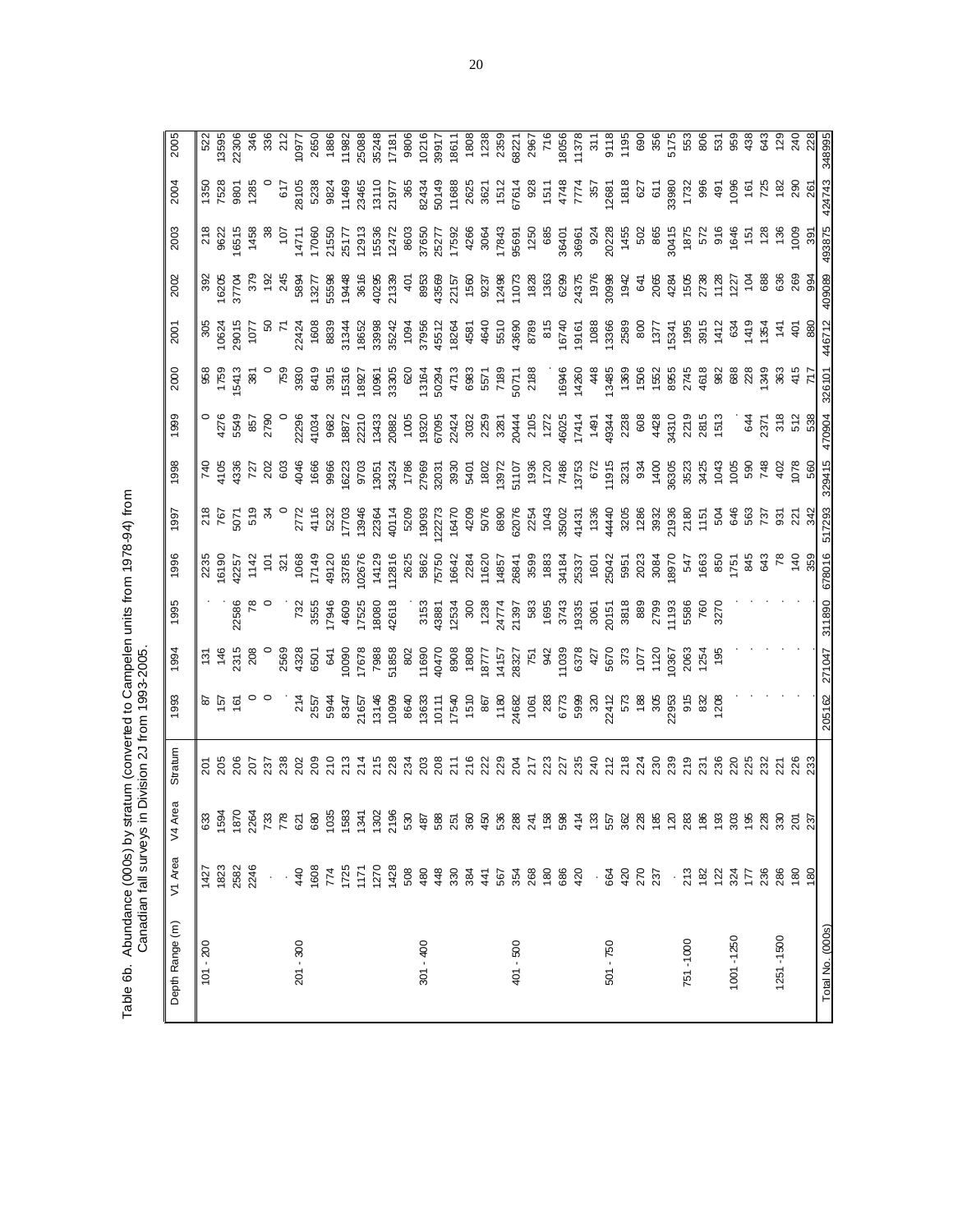Table 6b. Abundance (000s) by stratum (converted to Campelen units from 1978-94) from Canadian fall surveys in Division 2J from 1993-2005.

| Depth Range (m) | V1 Area | V4 Area | Stratum | 1993 | 1994 | 1995 | 1996 | 1997 | 1998 | 1999 | 2000 | 2001 | 2002 | 2003 | 2004 | 2005 |
|---|---|---|---|---|---|---|---|---|---|---|---|---|---|---|---|---|
| 101 - 200 | 1427 | 633 | 201 | 87 | 131 | . | 2235 | 218 | 740 | 0 | 958 | 305 | 392 | 218 | 1350 | 522 |
| | 1823 | 1594 | 205 | 157 | 146 | . | 16190 | 767 | 4105 | 4276 | 1759 | 10624 | 16205 | 9622 | 7528 | 13595 |
| | 2582 | 1870 | 206 | 161 | 2315 | 22586 | 42257 | 5071 | 4336 | 5549 | 15413 | 29015 | 37704 | 16515 | 9801 | 22306 |
| | 2246 | 2264 | 207 | 0 | 208 | 78 | 1142 | 519 | 727 | 857 | 381 | 1077 | 379 | 1458 | 1285 | 346 |
| | . | 733 | 237 | 0 | 0 | 0 | 101 | 34 | 202 | 2790 | 0 | 50 | 192 | 38 | 0 | 336 |
| | . | 778 | 238 | | 2569 | | 321 | 0 | 603 | 0 | 759 | 71 | 245 | 107 | 617 | 212 |
| 201 - 300 | 440 | 621 | 202 | 214 | 4328 | 732 | 1068 | 2772 | 4046 | 22296 | 3930 | 22424 | 5894 | 14711 | 28105 | 10977 |
| | 1608 | 680 | 209 | 2557 | 6501 | 3555 | 17149 | 4116 | 1666 | 41034 | 8419 | 1608 | 13277 | 17060 | 5238 | 2650 |
| | 774 | 1035 | 210 | 5944 | 641 | 17946 | 49120 | 5232 | 9966 | 9682 | 3915 | 8839 | 55598 | 21550 | 9824 | 1886 |
| | 1725 | 1583 | 213 | 8347 | 10090 | 4609 | 33785 | 17703 | 16223 | 18872 | 15316 | 31344 | 19448 | 25177 | 11469 | 11982 |
| | 1171 | 1341 | 214 | 21657 | 17678 | 17525 | 102676 | 13946 | 9703 | 22210 | 18927 | 18652 | 3616 | 12913 | 23465 | 25088 |
| | 1270 | 1302 | 215 | 13146 | 7988 | 18080 | 14129 | 22364 | 13051 | 13433 | 10961 | 33998 | 40295 | 15536 | 13110 | 35248 |
| | 1428 | 2196 | 228 | 10909 | 51858 | 42618 | 112816 | 40114 | 34324 | 20882 | 33305 | 35242 | 21339 | 12472 | 21977 | 17181 |
| | 508 | 530 | 234 | 8640 | 802 | . | 2625 | 5209 | 1786 | 1005 | 620 | 1094 | 401 | 8603 | 365 | 9806 |
| 301 - 400 | 480 | 487 | 203 | 13633 | 11690 | 3153 | 5862 | 19093 | 27969 | 19320 | 13164 | 37956 | 8953 | 37650 | 82434 | 10216 |
| | 448 | 588 | 208 | 10111 | 40470 | 43881 | 75750 | 122273 | 32031 | 67095 | 50294 | 45512 | 43569 | 25277 | 50149 | 39917 |
| | 330 | 251 | 211 | 17540 | 8908 | 12534 | 16642 | 16470 | 3930 | 22424 | 4713 | 18264 | 22157 | 17592 | 11688 | 18611 |
| | 384 | 360 | 216 | 1510 | 1808 | 300 | 2284 | 4209 | 5401 | 3032 | 6983 | 4581 | 1560 | 4266 | 2625 | 1808 |
| | 441 | 450 | 222 | 867 | 18777 | 1238 | 11620 | 5076 | 1802 | 2259 | 5571 | 4640 | 9237 | 3064 | 3621 | 1238 |
| | 567 | 536 | 229 | 1180 | 14157 | 24774 | 14857 | 6890 | 13972 | 3281 | 7189 | 5510 | 12498 | 17843 | 1512 | 2359 |
| 401 - 500 | 354 | 288 | 204 | 24682 | 28327 | 21397 | 26841 | 62076 | 51107 | 20444 | 50711 | 43690 | 11073 | 95691 | 67614 | 68221 |
| | 268 | 241 | 217 | 1061 | 751 | 583 | 3599 | 2254 | 1936 | 2105 | 2188 | 8789 | 1828 | 1250 | 928 | 2967 |
| | 180 | 158 | 223 | 283 | 942 | 1695 | 1883 | 1043 | 1720 | 1272 | . | 815 | 1363 | 685 | 1511 | 716 |
| | 686 | 598 | 227 | 6773 | 11039 | 3743 | 34184 | 35002 | 7486 | 46025 | 16946 | 16740 | 6299 | 36401 | 4748 | 18056 |
| | 420 | 414 | 235 | 5999 | 6378 | 19335 | 25337 | 41431 | 13753 | 17414 | 14260 | 19161 | 24375 | 36961 | 7774 | 11378 |
| | . | 133 | 240 | 320 | 427 | 3061 | 1601 | 1336 | 672 | 1491 | 448 | 1088 | 1976 | 924 | 357 | 311 |
| 501 - 750 | 664 | 557 | 212 | 22412 | 5670 | 20151 | 25042 | 44440 | 11915 | 49344 | 13485 | 13366 | 30998 | 20228 | 12681 | 9118 |
| | 420 | 362 | 218 | 573 | 373 | 3818 | 5951 | 3205 | 3231 | 2238 | 1369 | 2589 | 1942 | 1455 | 1818 | 1195 |
| | 270 | 228 | 224 | 188 | 1077 | 889 | 2023 | 1286 | 934 | 608 | 1506 | 800 | 641 | 502 | 627 | 690 |
| | 237 | 185 | 230 | 305 | 1120 | 2799 | 3084 | 3932 | 1400 | 4428 | 1552 | 1377 | 2065 | 865 | 611 | 356 |
| | . | 120 | 239 | 22953 | 10367 | 11193 | 18970 | 21936 | 36305 | 34310 | 8955 | 15341 | 4284 | 30415 | 33980 | 5175 |
| 751 -1000 | 213 | 283 | 219 | 915 | 2063 | 5586 | 547 | 2180 | 3523 | 2219 | 2745 | 1995 | 1505 | 1875 | 1732 | 553 |
| | 182 | 186 | 231 | 832 | 1254 | 760 | 1663 | 1151 | 3425 | 2815 | 4618 | 3915 | 2738 | 572 | 996 | 806 |
| | 122 | 193 | 236 | 1208 | 195 | 3270 | 850 | 504 | 1043 | 1513 | 982 | 1412 | 1128 | 916 | 491 | 531 |
| 1001 -1250 | 324 | 303 | 220 | . | . | . | 1751 | 646 | 1005 | . | 688 | 634 | 1227 | 1646 | 1096 | 959 |
| | 177 | 195 | 225 | . | . | . | 845 | 563 | 590 | 644 | 228 | 1419 | 104 | 151 | 161 | 438 |
| | 236 | 228 | 232 | . | . | . | 643 | 737 | 748 | 2371 | 1349 | 1354 | 688 | 128 | 725 | 643 |
| 1251 -1500 | 286 | 330 | 221 | . | . | . | 78 | 931 | 402 | 318 | 363 | 141 | 636 | 136 | 182 | 129 |
| | 180 | 201 | 226 | . | . | . | 140 | 221 | 1078 | 512 | 415 | 401 | 269 | 1009 | 290 | 240 |
| | 180 | 237 | 233 | . | . | . | 359 | 342 | 560 | 538 | 717 | 880 | 994 | 391 | 261 | 228 |
| Total No. (000s) | | | | 205162 | 271047 | 311890 | 678016 | 517293 | 329415 | 470904 | 326101 | 446712 | 409089 | 493875 | 424743 | 348995 |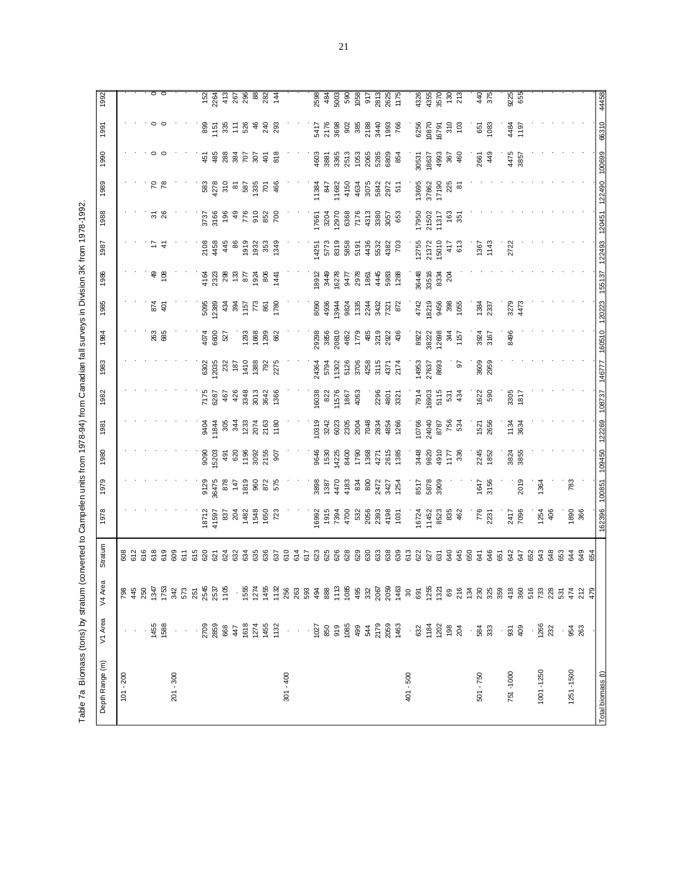Table 7a Biomass (tons) by stratum (converted to Campelen units from 1978-94) from Canadian fall surveys in Division 3K from 1978-1992.

| Depth Range (m) | V1 Area | V4 Area | Stratum | 1978 | 1979 | 1980 | 1981 | 1982 | 1983 | 1984 | 1985 | 1986 | 1987 | 1988 | 1989 | 1990 | 1991 | 1992 |
|---|---|---|---|---|---|---|---|---|---|---|---|---|---|---|---|---|---|---|
| 101 - 200 | . | 798 | 608 | . | . | . | . | . | . | . | . | . | . | . | . | . | . | . |
| | . | 445 | 612 | . | . | . | . | . | . | . | . | . | . | . | . | . | . | . |
| | . | 250 | 616 | . | . | . | . | . | . | . | . | . | . | . | . | . | . | . |
| | 1455 | 1347 | 618 | . | . | . | . | . | . | 263 | 874 | 49 | 17 | 31 | 70 | 0 | 0 | 0 |
| | 1588 | 1753 | 619 | . | . | . | . | . | . | 685 | 401 | 108 | 41 | 26 | 78 | 0 | 0 | 0 |
| 201 - 300 | . | 342 | 609 | . | . | . | . | . | . | . | . | . | . | . | . | . | . | . |
| | . | 573 | 611 | . | . | . | . | . | . | . | . | . | . | . | . | . | . | . |
| | . | 251 | 615 | . | . | . | . | . | . | . | . | . | . | . | . | . | . | . |
| | 2709 | 2545 | 620 | 18712 | 9129 | 9090 | 9404 | 7175 | 6302 | 4074 | 5095 | 4164 | 2108 | 3737 | 583 | 451 | 899 | 152 |
| | 2859 | 2537 | 621 | 41597 | 36475 | 15203 | 11844 | 6287 | 12035 | 6600 | 12389 | 2323 | 4458 | 3166 | 4278 | 485 | 1151 | 2264 |
| | 668 | 1105 | 624 | 837 | 878 | 491 | 305 | 467 | 232 | 527 | 434 | 298 | 445 | 196 | 310 | 288 | 335 | 413 |
| | 447 | . | 632 | 204 | 147 | 620 | 344 | 426 | 187 | . | 394 | 133 | 86 | 49 | 81 | 384 | 111 | 267 |
| | 1618 | 1555 | 634 | 1482 | 1819 | 1196 | 1233 | 3348 | 1410 | 1293 | 1157 | 877 | 1919 | 776 | 587 | 707 | 526 | 296 |
| | 1274 | 1274 | 635 | 1548 | 960 | 3092 | 2074 | 3013 | 1388 | 1668 | 773 | 1924 | 1932 | 910 | 1335 | 307 | 46 | 88 |
| | 1455 | 1455 | 636 | 1650 | 872 | 2155 | 2163 | 3642 | 792 | 1299 | 861 | 806 | 353 | 852 | 701 | 401 | 240 | 282 |
| | 1132 | 1132 | 637 | 723 | 575 | 907 | 1180 | 1366 | 2275 | 662 | 1780 | 1441 | 1349 | 700 | 466 | 818 | 293 | 144 |
| 301 - 400 | . | 256 | 610 | . | . | . | . | . | . | . | . | . | . | . | . | . | . | . |
| | . | 263 | 614 | . | . | . | . | . | . | . | . | . | . | . | . | . | . | . |
| | . | 593 | 617 | . | . | . | . | . | . | . | . | . | . | . | . | . | . | . |
| | 1027 | 494 | 623 | 16992 | 3898 | 9646 | 10319 | 16038 | 24364 | 29298 | 8090 | 18912 | 14251 | 17661 | 11384 | 4603 | 5417 | 2598 |
| | 850 | 888 | 625 | 1915 | 1387 | 1530 | 3242 | 822 | 5794 | 3856 | 4936 | 3449 | 5773 | 3204 | 847 | 3881 | 2176 | 484 |
| | 919 | 1113 | 626 | 7394 | 4470 | 14225 | 6023 | 11576 | 11302 | 20810 | 13944 | 16278 | 8319 | 12970 | 11682 | 3365 | 3698 | 5003 |
| | 1085 | 1085 | 628 | 4700 | 4183 | 8400 | 2305 | 1867 | 5126 | 4652 | 9824 | 9477 | 5858 | 6368 | 4150 | 2513 | 902 | 590 |
| | 499 | 495 | 629 | 532 | 834 | 1790 | 2004 | 4063 | 3706 | 1779 | 1335 | 2978 | 5191 | 7176 | 4634 | 1053 | 385 | 1058 |
| | 544 | 332 | 630 | 2056 | 800 | 1368 | 7048 | . | 4258 | 485 | 2244 | 1861 | 4436 | 4313 | 3075 | 2065 | 2188 | 917 |
| | 2179 | 2067 | 633 | 2393 | 2472 | 4271 | 2834 | 2296 | 3115 | 3219 | 3432 | 4445 | 5532 | 3380 | 5842 | 5285 | 3440 | 2813 |
| | 2059 | 2059 | 638 | 4198 | 3427 | 2615 | 4854 | 4801 | 4371 | 2922 | 7321 | 5983 | 4382 | 3057 | 2972 | 6809 | 1993 | 2625 |
| | 1463 | 1463 | 639 | 1031 | 1254 | 1385 | 1266 | 3321 | 2174 | 436 | 872 | 1288 | 703 | 653 | 511 | 854 | 766 | 1175 |
| 401 - 500 | . | 30 | 613 | . | . | . | . | . | . | . | . | . | . | . | . | . | . | . |
| | 632 | 691 | 622 | 16724 | 8517 | 3448 | 10766 | 7914 | 14953 | 8922 | 4742 | 36448 | 12755 | 17950 | 13695 | 30531 | 6256 | 4326 |
| | 1184 | 1255 | 627 | 11452 | 5878 | 9820 | 24040 | 16903 | 27637 | 38222 | 18219 | 33516 | 21372 | 21502 | 37862 | 18637 | 10870 | 4355 |
| | 1202 | 1321 | 631 | 8523 | 3909 | 4910 | 8787 | 5115 | 8693 | 12698 | 9456 | 8334 | 15010 | 11317 | 17190 | 4993 | 16791 | 3570 |
| | 198 | 69 | 640 | 835 | . | 1177 | 756 | 531 | . | 344 | 398 | 204 | 417 | 163 | 225 | 367 | 310 | 130 |
| | 204 | 216 | 645 | 462 | . | 336 | 534 | 434 | 97 | 1157 | 1055 | . | 613 | 351 | 81 | 460 | 103 | 213 |
| | . | 134 | 650 | . | . | . | . | . | . | . | . | . | . | . | . | . | . | . |
| 501 - 750 | 584 | 230 | 641 | 776 | 1647 | 2245 | 1521 | 1622 | 3609 | 3924 | 1384 | . | 1367 | . | . | 2661 | 651 | 440 |
| | 333 | 325 | 646 | 2231 | 3156 | 1852 | 2656 | 590 | 2959 | 3167 | 2337 | . | 1143 | . | . | 449 | 1083 | 375 |
| | . | 359 | 651 | . | . | . | . | . | . | . | . | . | . | . | . | . | . | . |
| 751 -1000 | 931 | 418 | 642 | 2417 | . | 3824 | 1134 | 3305 | . | 8496 | 3279 | . | 2722 | . | . | 4475 | 4484 | 9225 |
| | 409 | 360 | 647 | 7096 | 2019 | 3855 | 3634 | 1817 | . | . | 4473 | . | . | . | . | 3857 | 1197 | 655 |
| | . | 516 | 652 | . | . | . | . | . | . | . | . | . | . | . | . | . | . | . |
| 1001 -1250 | 1266 | 733 | 643 | 1254 | 1364 | . | . | . | . | . | . | . | . | . | . | . | . | . |
| | 232 | 228 | 648 | 406 | . | . | . | . | . | . | . | . | . | . | . | . | . | . |
| | . | 531 | 653 | . | 783 | . | . | . | . | . | . | . | . | . | . | . | . | . |
| 1251-1500 | 954 | 474 | 644 | 1890 | . | . | . | . | . | . | . | . | . | . | . | . | . | . |
| | 263 | 212 | 649 | 366 | . | . | . | . | . | . | . | . | . | . | . | . | . | . |
| | | 479 | 654 | | | | | | | | | | | | | | | |
| Total biomass (t) | | | | 162396 | 100851 | 109450 | 122269 | 108737 | 146777 | 160510 | 120223 | 155137 | 122493 | 120451 | 122490 | 100699 | 66310 | 44458 |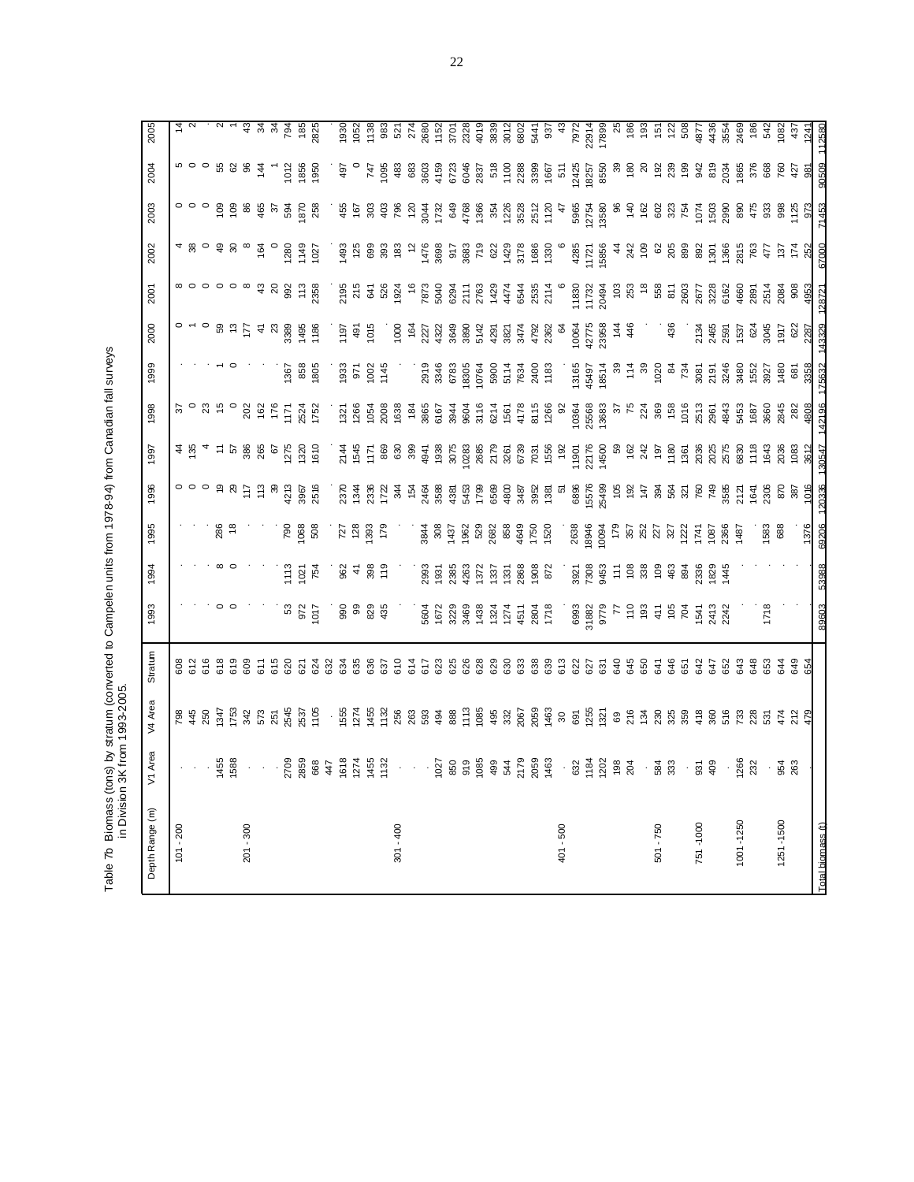Table 7b Biomass (tons) by stratum (converted to Campelen units from 1978-94) from Canadian fall surveys in Division 3K from 1993-2005.

| Depth Range (m) | V1 Area | V4 Area | Stratum | 1993 | 1994 | 1995 | 1996 | 1997 | 1998 | 1999 | 2000 | 2001 | 2002 | 2003 | 2004 | 2005 |
|---|---|---|---|---|---|---|---|---|---|---|---|---|---|---|---|---|
| 101 - 200 | . | 798 | 608 | . | . | . | 0 | 44 | 37 | . | 0 | 8 | 4 | 0 | 5 | 14 |
| | . | 445 | 612 | . | . | . | 0 | 135 | 0 | . | 1 | 0 | 38 | 0 | 0 | 2 |
| | . | 250 | 616 | . | . | . | 0 | 4 | 23 | . | 0 | 0 | 0 | 0 | 0 | . |
| | 1455 | 1347 | 618 | 0 | 8 | 286 | 19 | 11 | 15 | 1 | 59 | 0 | 49 | 109 | 55 | 2 |
| | 1588 | 1753 | 619 | 0 | 0 | 18 | 29 | 57 | 0 | 0 | 13 | 0 | 30 | 109 | 62 | 1 |
| 201 - 300 | . | 342 | 609 | . | . | . | 117 | 386 | 202 | . | 177 | 8 | 8 | 86 | 96 | 43 |
| | . | 573 | 611 | . | . | . | 113 | 265 | 162 | . | 41 | 43 | 164 | 465 | 144 | 34 |
| | . | 251 | 615 | . | . | . | 39 | 67 | 176 | . | 23 | 20 | 0 | 37 | 1 | 34 |
| | 2709 | 2545 | 620 | 53 | 1113 | 790 | 4213 | 1275 | 1171 | 1367 | 3389 | 992 | 1280 | 594 | 1012 | 794 |
| | 2859 | 2537 | 621 | 972 | 1021 | 1068 | 3967 | 1320 | 2524 | 858 | 1495 | 113 | 1149 | 1870 | 1856 | 185 |
| | 668 | 1105 | 624 | 1017 | 754 | 508 | 2516 | 1610 | 1752 | 1805 | 1186 | 2358 | 1027 | 258 | 1950 | 2825 |
| | 447 | . | 632 | . | . | . | . | . | . | . | . | . | . | . | . | . |
| | 1618 | 1555 | 634 | 990 | 962 | 727 | 2370 | 2144 | 1321 | 1933 | 1197 | 2195 | 1493 | 455 | 497 | 1930 |
| | 1274 | 1274 | 635 | 99 | 41 | 128 | 1344 | 1545 | 1266 | 971 | 491 | 215 | 125 | 167 | 0 | 1052 |
| | 1455 | 1455 | 636 | 829 | 398 | 1393 | 2336 | 1171 | 1054 | 1002 | 1015 | 641 | 699 | 303 | 747 | 1138 |
| | 1132 | 1132 | 637 | 435 | 119 | 179 | 1722 | 869 | 2008 | 1145 | . | 526 | 393 | 403 | 1095 | 983 |
| 301 - 400 | . | 256 | 610 | . | . | . | 344 | 630 | 1638 | . | 1000 | 1924 | 183 | 796 | 483 | 521 |
| | . | 263 | 614 | . | . | . | 154 | 399 | 184 | . | 164 | 16 | 12 | 120 | 683 | 274 |
| | . | 593 | 617 | 5604 | 2993 | 3844 | 2464 | 4941 | 3865 | 2919 | 2227 | 7873 | 1476 | 3044 | 3603 | 2680 |
| | 1027 | 494 | 623 | 1672 | 1931 | 308 | 3588 | 1938 | 6167 | 3346 | 4322 | 5040 | 3698 | 1732 | 4159 | 1152 |
| | 850 | 888 | 625 | 3229 | 2385 | 1437 | 4381 | 3075 | 3944 | 6783 | 3649 | 6294 | 917 | 649 | 6723 | 3701 |
| | 919 | 1113 | 626 | 3469 | 4263 | 1962 | 5453 | 10283 | 9604 | 18305 | 3890 | 2111 | 3683 | 4768 | 6046 | 2328 |
| | 1085 | 1085 | 628 | 1438 | 1372 | 529 | 1799 | 2685 | 3116 | 10764 | 5142 | 2763 | 719 | 1366 | 2837 | 4019 |
| | 499 | 495 | 629 | 1324 | 1337 | 2682 | 6569 | 2179 | 6214 | 5900 | 4291 | 1429 | 622 | 354 | 518 | 3839 |
| | 544 | 332 | 630 | 1274 | 1331 | 858 | 4800 | 3261 | 1561 | 5114 | 3821 | 4474 | 1429 | 1226 | 1100 | 3012 |
| | 2179 | 2067 | 633 | 4511 | 2868 | 4649 | 3487 | 6739 | 4178 | 7634 | 3474 | 6544 | 3178 | 3528 | 2288 | 6802 |
| | 2059 | 2059 | 638 | 2804 | 1908 | 1750 | 3952 | 7031 | 8115 | 2400 | 4792 | 2535 | 1686 | 2512 | 3399 | 5441 |
| | 1463 | 1463 | 639 | 1718 | 872 | 1520 | 1381 | 1556 | 1266 | 1183 | 2362 | 2114 | 1330 | 1120 | 1667 | 937 |
| 401 - 500 | . | 30 | 613 | . | . | . | 51 | 192 | 92 | . | 64 | 6 | 6 | 47 | 511 | 43 |
| | 632 | 691 | 622 | 6993 | 3921 | 2638 | 6896 | 11901 | 10364 | 13165 | 10064 | 11830 | 4285 | 5965 | 12425 | 7972 |
| | 1184 | 1255 | 627 | 31882 | 7308 | 18946 | 15576 | 22176 | 25568 | 45497 | 42775 | 11732 | 11721 | 12754 | 18257 | 22914 |
| | 1202 | 1321 | 631 | 9779 | 9453 | 10094 | 25499 | 14500 | 13683 | 18514 | 23958 | 20494 | 15856 | 13580 | 8550 | 17899 |
| | 198 | 69 | 640 | 77 | 111 | 179 | 105 | 59 | 37 | 39 | 144 | 103 | 44 | 96 | 39 | 25 |
| | 204 | 216 | 645 | 110 | 108 | 357 | 192 | 162 | 75 | 114 | 446 | 253 | 242 | 140 | 180 | 186 |
| | . | 134 | 650 | 193 | 338 | 252 | 147 | 242 | 224 | 39 | . | 18 | 109 | 162 | 20 | 193 |
| 501 - 750 | 584 | 230 | 641 | 411 | 109 | 227 | 394 | 197 | 369 | 1020 | . | 558 | 62 | 602 | 192 | 151 |
| | 333 | 325 | 646 | 105 | 463 | 327 | 564 | 1180 | 158 | 84 | 436 | 811 | 205 | 323 | 239 | 122 |
| | . | 359 | 651 | 704 | 894 | 1222 | 321 | 1361 | 1016 | 734 | . | 2603 | 899 | 754 | 199 | 508 |
| 751 -1000 | 931 | 418 | 642 | 1541 | 2336 | 1741 | 760 | 2036 | 2513 | 3081 | 2134 | 2677 | 892 | 1074 | 942 | 4877 |
| | 409 | 360 | 647 | 2413 | 1829 | 1087 | 749 | 2025 | 2961 | 2191 | 2465 | 3228 | 1301 | 1503 | 819 | 4436 |
| | . | 516 | 652 | 2242 | 1445 | 2366 | 3585 | 2575 | 4843 | 3246 | 2591 | 6162 | 1366 | 2990 | 2034 | 3554 |
| 1001 -1250 | 1266 | 733 | 643 | . | . | 1487 | 2121 | 6830 | 5453 | 3480 | 1537 | 4660 | 2815 | 890 | 1865 | 2469 |
| | 232 | 228 | 648 | . | . | . | 1641 | 1118 | 1687 | 1552 | 624 | 2891 | 763 | 475 | 376 | 186 |
| | . | 531 | 653 | 1718 | . | 1583 | 2306 | 1643 | 3660 | 3927 | 3045 | 2514 | 477 | 933 | 668 | 542 |
| 1251 -1500 | 954 | 474 | 644 | . | . | 688 | 870 | 2036 | 2845 | 1480 | 1917 | 2084 | 137 | 998 | 760 | 1082 |
| | 263 | 212 | 649 | . | . | . | 387 | 1083 | 282 | 681 | 622 | 908 | 174 | 1125 | 427 | 437 |
| | . | 479 | 654 | . | . | 1376 | 1016 | 3612 | 4808 | 3358 | 2287 | 4953 | 252 | 973 | 981 | 1241 |
| Total biomass (t) | | | | 89603 | 53988 | 69206 | 120336 | 130547 | 142196 | 175632 | 143329 | 128721 | 67000 | 71453 | 90509 | 112580 |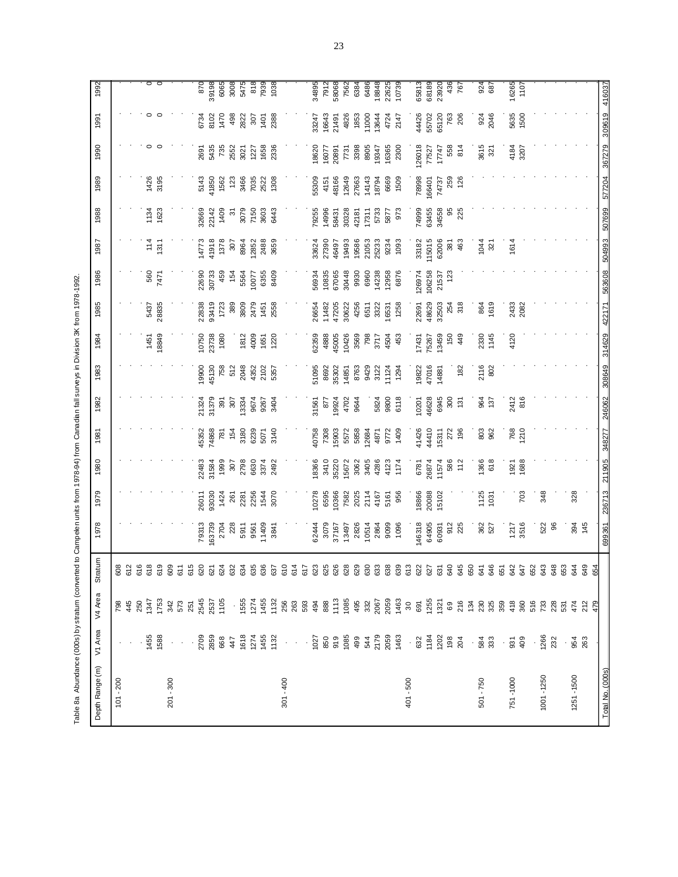Table 8a Abundance (000s) by stratum (converted to Campelen units from 1978-94) from Canadian fall surveys in Division 3K from 1978-1992.

| Depth Range (m) | V1 Area | V4 Area | Stratum | 1978 | 1979 | 1980 | 1981 | 1982 | 1983 | 1984 | 1985 | 1986 | 1987 | 1988 | 1989 | 1990 | 1991 | 1992 |
|---|---|---|---|---|---|---|---|---|---|---|---|---|---|---|---|---|---|---|
| 101 - 200 | . | 798 | 608 | . | . | . | . | . | . | . | . | . | . | . | . | . | . | . |
| | . | 445 | 612 | . | . | . | . | . | . | . | . | . | . | . | . | . | . | . |
| | . | 250 | 616 | . | . | . | . | . | . | . | . | . | . | . | . | . | . | . |
| | 1455 | 1347 | 618 | . | . | . | . | . | . | 1451 | 5437 | 560 | 114 | 1134 | 1426 | 0 | 0 | 0 |
| | 1588 | 1753 | 619 | . | . | . | . | . | . | 18849 | 28835 | 7471 | 1311 | 1623 | 3195 | 0 | 0 | 0 |
| 201 - 300 | . | 342 | 609 | . | . | . | . | . | . | . | . | . | . | . | . | . | . | . |
| | . | 573 | 611 | . | . | . | . | . | . | . | . | . | . | . | . | . | . | . |
| | . | 251 | 615 | . | . | . | . | . | . | . | . | . | . | . | . | . | . | . |
| | 2709 | 2545 | 620 | 79313 | 26011 | 22483 | 45352 | 21324 | 19900 | 10750 | 22838 | 22690 | 14773 | 32669 | 5143 | 2691 | 6734 | 870 |
| | 2859 | 2537 | 621 | 163739 | 93030 | 31584 | 74868 | 31379 | 45130 | 23738 | 93419 | 30733 | 41918 | 22142 | 41850 | 5435 | 8102 | 39198 |
| | 668 | 1105 | 624 | 2704 | 1424 | 1999 | 781 | 391 | 758 | 1080 | 1723 | 459 | 1378 | 1409 | 1562 | 735 | 1470 | 6065 |
| | 447 | . | 632 | 228 | 261 | 307 | 154 | 307 | 512 | . | 389 | 154 | 307 | 31 | 123 | 2552 | 498 | 3008 |
| | 1618 | 1555 | 634 | 5911 | 2281 | 2798 | 3180 | 13334 | 2048 | 1812 | 3809 | 5564 | 8964 | 3079 | 3466 | 3021 | 2822 | 5475 |
| | 1274 | 1274 | 635 | 9561 | 2256 | 6630 | 6239 | 9674 | 4352 | 4009 | 2479 | 10077 | 12852 | 7150 | 7035 | 1227 | 307 | 818 |
| | 1455 | 1455 | 636 | 11409 | 1544 | 3374 | 5071 | 9267 | 2102 | 1651 | 1451 | 6355 | 2488 | 3603 | 2522 | 1658 | 1401 | 7939 |
| | 1132 | 1132 | 637 | 3841 | 3070 | 2492 | 3140 | 3404 | 5357 | 1220 | 2558 | 8409 | 3659 | 6443 | 1308 | 2336 | 2388 | 1038 |
| 301 - 400 | . | 256 | 610 | . | . | . | . | . | . | . | . | . | . | . | . | . | . | . |
| | . | 263 | 614 | . | . | . | . | . | . | . | . | . | . | . | . | . | . | . |
| | . | 593 | 617 | . | . | . | . | . | . | . | . | . | . | . | . | . | . | . |
| | 1027 | 494 | 623 | 62444 | 10278 | 18366 | 40758 | 31561 | 51095 | 62359 | 26654 | 56934 | 33624 | 79255 | 55309 | 18620 | 33247 | 34895 |
| | 850 | 888 | 625 | 3079 | 6595 | 3410 | 7308 | 877 | 8692 | 4888 | 11482 | 10835 | 27390 | 14996 | 4151 | 16077 | 16643 | 7912 |
| | 919 | 1113 | 626 | 37167 | 10366 | 35220 | 15903 | 19924 | 35302 | 45005 | 47205 | 67065 | 46497 | 58431 | 48166 | 20891 | 21491 | 58068 |
| | 1085 | 1085 | 628 | 13497 | 7582 | 15672 | 5572 | 4702 | 14851 | 10426 | 30622 | 30448 | 19493 | 30328 | 12649 | 7731 | 4826 | 7562 |
| | 499 | 495 | 629 | 2826 | 2025 | 3062 | 5858 | 9644 | 8763 | 3569 | 4256 | 9930 | 19586 | 42181 | 27663 | 3398 | 1853 | 6384 |
| | 544 | 332 | 630 | 10514 | 2114 | 3405 | 12684 | . | 9429 | 798 | 6511 | 6960 | 21053 | 17311 | 14143 | 8905 | 11000 | 6486 |
| | 2179 | 2067 | 633 | 2864 | 4167 | 4286 | 4871 | 5824 | 3122 | 3717 | 3322 | 14238 | 25233 | 5733 | 18794 | 19347 | 13644 | 18848 |
| | 2059 | 2059 | 638 | 9099 | 5161 | 4123 | 9772 | 9800 | 11124 | 4504 | 16531 | 12958 | 9234 | 5877 | 6669 | 16365 | 4724 | 22625 |
| | 1463 | 1463 | 639 | 1096 | 956 | 1174 | 1409 | 6118 | 1294 | 453 | 1258 | 6876 | 1093 | 973 | 1509 | 2300 | 2147 | 10739 |
| 401 - 500 | . | 30 | 613 | . | . | . | . | . | . | . | . | . | . | . | . | . | . | . |
| | 632 | 691 | 622 | 146318 | 18866 | 6781 | 41426 | 10201 | 19822 | 17431 | 22691 | 126974 | 33182 | 74999 | 78998 | 126018 | 44426 | 65813 |
| | 1184 | 1255 | 627 | 64905 | 20088 | 26874 | 44410 | 46628 | 47016 | 75267 | 48629 | 106258 | 115015 | 63455 | 166401 | 77527 | 55702 | 68189 |
| | 1202 | 1321 | 631 | 60931 | 15102 | 11574 | 15311 | 6945 | 14881 | 13459 | 32503 | 21537 | 62006 | 34558 | 74737 | 17747 | 65120 | 23920 |
| | 198 | 69 | 640 | 912 | . | 586 | 272 | 300 | . | 150 | 254 | 123 | 381 | 95 | 259 | 558 | 763 | 436 |
| | 204 | 216 | 645 | 225 | . | 112 | 196 | 131 | 182 | 449 | 318 | . | 463 | 225 | 126 | 814 | 206 | 767 |
| | . | 134 | 650 | . | . | . | . | . | . | . | . | . | . | . | . | . | . | . |
| 501 - 750 | 584 | 230 | 641 | 362 | 1125 | 1366 | 803 | 964 | 2116 | 2330 | 864 | . | 1044 | . | . | 3615 | 924 | 924 |
| | 333 | 325 | 646 | 527 | 1031 | 618 | 962 | 137 | 802 | 1145 | 1619 | . | 321 | . | . | 321 | 2046 | 687 |
| | . | 359 | 651 | . | . | . | . | . | . | . | . | . | . | . | . | . | . | . |
| 751 -1000 | 931 | 418 | 642 | 1217 | . | 1921 | 768 | 2412 | . | 4120 | 2433 | . | 1614 | . | . | 4184 | 5635 | 16265 |
| | 409 | 360 | 647 | 3516 | 703 | 1688 | 1210 | 816 | . | . | 2082 | . | . | . | . | 3207 | 1500 | 1107 |
| | . | 516 | 652 | . | . | . | . | . | . | . | . | . | . | . | . | . | . | . |
| 1001 -1250 | 1266 | 733 | 643 | 522 | 348 | . | . | . | . | . | . | . | . | . | . | . | . | . |
| | 232 | 228 | 648 | 96 | . | . | . | . | . | . | . | . | . | . | . | . | . | . |
| | . | 531 | 653 | . | . | . | . | . | . | . | . | . | . | . | . | . | . | . |
| 1251 -1500 | 954 | 474 | 644 | 394 | 328 | . | . | . | . | . | . | . | . | . | . | . | . | . |
| | 263 | 212 | 649 | 145 | . | . | . | . | . | . | . | . | . | . | . | . | . | . |
| | . | 479 | 654 | . | . | . | . | . | . | . | . | . | . | . | . | . | . | . |
| Total No. (000s) | | | | 699361 | 236713 | 211905 | 348277 | 246062 | 308649 | 314629 | 422171 | 563608 | 504993 | 507699 | 577204 | 367279 | 309619 | 416037 |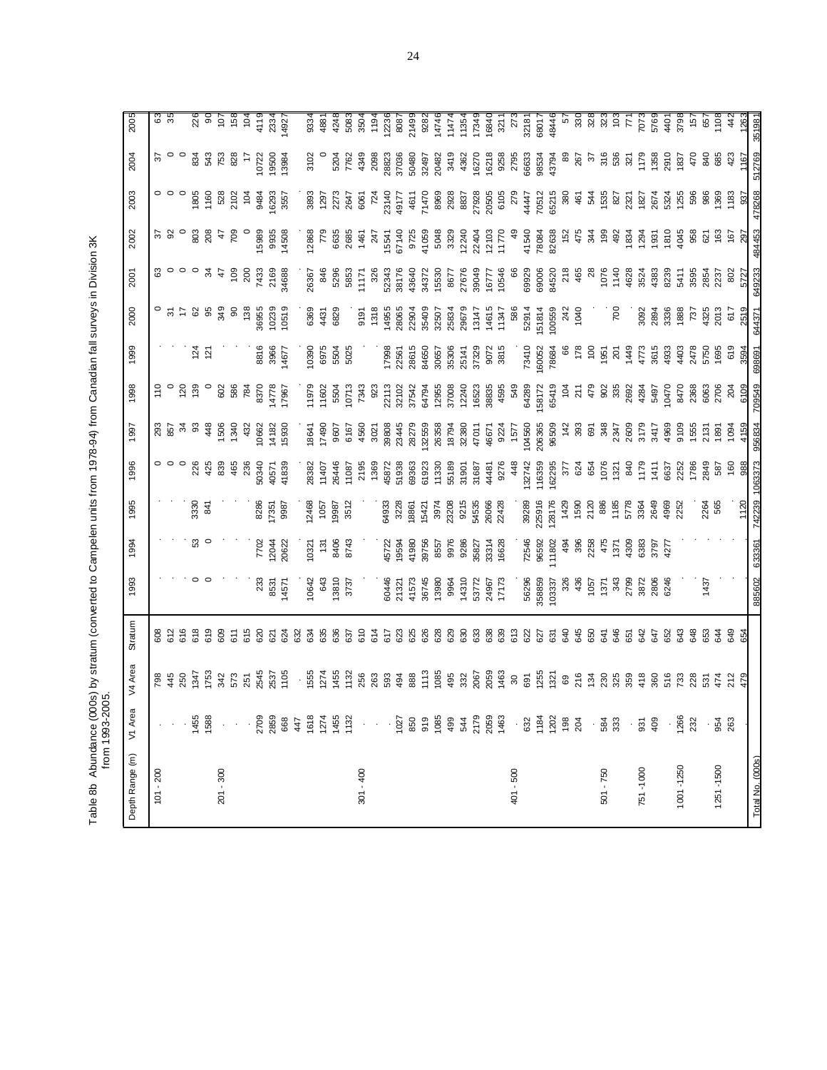Table 8b Abundance (000s) by stratum (converted to Campelen units from 1978-94) from Canadian fall surveys in Division 3K from 1993-2005.

| Depth Range (m) | V1 Area | V4 Area | Stratum | 1993 | 1994 | 1995 | 1996 | 1997 | 1998 | 1999 | 2000 | 2001 | 2002 | 2003 | 2004 | 2005 |
|---|---|---|---|---|---|---|---|---|---|---|---|---|---|---|---|---|
| 101 - 200 | . | 798 | 608 | . | . | . | 0 | 293 | 110 | . | 0 | 63 | 37 | 0 | 37 | 63 |
| | . | 445 | 612 | . | . | . | 0 | 857 | 0 | . | 31 | 0 | 92 | 0 | 0 | 35 |
| | . | 250 | 616 | . | . | . | 0 | 34 | 120 | . | 17 | 0 | 0 | 0 | 0 | |
| | 1455 | 1347 | 618 | 0 | 53 | 3330 | 226 | 93 | 139 | 124 | 62 | 0 | 803 | 1805 | 834 | 226 |
| | 1588 | 1753 | 619 | 0 | 0 | 841 | 425 | 448 | 0 | 121 | 95 | 34 | 208 | 1160 | 543 | 90 |
| 201 - 300 | . | 342 | 609 | . | . | . | 839 | 1506 | 602 | . | 349 | 47 | 47 | 528 | 753 | 107 |
| | . | 573 | 611 | . | . | . | 465 | 1340 | 586 | . | 90 | 109 | 709 | 2102 | 828 | 158 |
| | . | 251 | 615 | . | . | . | 236 | 432 | 784 | . | 138 | 200 | 0 | 104 | 17 | 104 |
| | 2709 | 2545 | 620 | 233 | 7702 | 8286 | 50340 | 10662 | 8370 | 8816 | 36955 | 7433 | 15989 | 9484 | 10722 | 4119 |
| | 2859 | 2537 | 621 | 8531 | 12044 | 17351 | 40571 | 14182 | 14778 | 3966 | 10239 | 2169 | 9935 | 16293 | 19500 | 2334 |
| | 668 | 1105 | 624 | 14571 | 20622 | 9987 | 41839 | 15930 | 17967 | 14677 | 10519 | 34688 | 14508 | 3557 | 13984 | 14927 |
| | 447 | . | 632 | | | | | | | | | | | | | |
| | 1618 | 1555 | 634 | 10642 | 10321 | 12468 | 28382 | 18641 | 11979 | 10390 | 6369 | 26367 | 12868 | 3893 | 3102 | 9334 |
| | 1274 | 1274 | 635 | 643 | 131 | 1057 | 11407 | 17490 | 11602 | 6975 | 4431 | 846 | 779 | 1297 | 0 | 4881 |
| | 1455 | 1455 | 636 | 13810 | 8406 | 19987 | 26446 | 9607 | 5504 | 5504 | 6829 | 5296 | 6635 | 2273 | 5204 | 4248 |
| | 1132 | 1132 | 637 | 3737 | 8743 | 3512 | 11087 | 6167 | 10713 | 5025 | . | 5853 | 2685 | 2647 | 7762 | 5083 |
| 301 - 400 | . | 256 | 610 | . | . | . | 2195 | 4560 | 7343 | . | 9191 | 11171 | 1461 | 6061 | 4349 | 3504 |
| | . | 263 | 614 | . | . | . | 1369 | 3021 | 923 | . | 1318 | 326 | 247 | 724 | 2098 | 1194 |
| | . | 593 | 617 | 60446 | 45722 | 64933 | 45872 | 39808 | 22113 | 17998 | 14955 | 52343 | 15541 | 23140 | 28823 | 12236 |
| | 1027 | 494 | 623 | 21321 | 19594 | 3228 | 51938 | 23445 | 32102 | 22561 | 28065 | 38176 | 67140 | 49177 | 37036 | 8087 |
| | 850 | 888 | 625 | 41573 | 41980 | 18861 | 69363 | 28279 | 37542 | 28615 | 22904 | 43640 | 9725 | 4611 | 50480 | 21499 |
| | 919 | 1113 | 626 | 36745 | 39756 | 15421 | 61923 | 132559 | 64794 | 84650 | 35409 | 34372 | 41059 | 71470 | 32497 | 9282 |
| | 1085 | 1085 | 628 | 13980 | 8557 | 3974 | 11330 | 26358 | 12955 | 30657 | 32507 | 15530 | 5048 | 8969 | 20482 | 14746 |
| | 499 | 495 | 629 | 9964 | 9976 | 23208 | 55189 | 18794 | 37008 | 35306 | 25834 | 8677 | 3329 | 2928 | 3419 | 11474 |
| | 544 | 332 | 630 | 14310 | 9286 | 9215 | 31901 | 32380 | 12240 | 25141 | 29679 | 27676 | 12240 | 8837 | 4362 | 11354 |
| | 2179 | 2067 | 633 | 53772 | 35827 | 54535 | 31687 | 47011 | 16523 | 37329 | 13147 | 39049 | 22404 | 27928 | 16270 | 17349 |
| | 2059 | 2059 | 638 | 24967 | 33314 | 26066 | 44481 | 46671 | 38835 | 9072 | 14615 | 16777 | 12103 | 20505 | 16218 | 16840 |
| | 1463 | 1463 | 639 | 17173 | 16628 | 22428 | 9276 | 9224 | 4595 | 3815 | 11347 | 10546 | 11770 | 6105 | 9258 | 3211 |
| 401 - 500 | . | 30 | 613 | . | . | . | 448 | 1577 | 549 | . | 586 | 66 | 49 | 279 | 2795 | 273 |
| | 632 | 691 | 622 | 56296 | 72546 | 39289 | 132742 | 104560 | 64289 | 73410 | 52914 | 69929 | 41540 | 44447 | 66633 | 32181 |
| | 1184 | 1255 | 627 | 358859 | 96592 | 225916 | 116359 | 206365 | 158172 | 160052 | 151814 | 69006 | 78084 | 70512 | 98534 | 68017 |
| | 1202 | 1321 | 631 | 103337 | 111802 | 128176 | 162295 | 96509 | 65419 | 78684 | 100559 | 84520 | 82638 | 65215 | 43794 | 48446 |
| | 198 | 69 | 640 | 326 | 494 | 1429 | 377 | 142 | 104 | 66 | 242 | 218 | 152 | 380 | 89 | 57 |
| | 204 | 216 | 645 | 436 | 396 | 1590 | 624 | 393 | 211 | 178 | 1040 | 465 | 475 | 461 | 267 | 330 |
| | . | 134 | 650 | 1057 | 2258 | 2120 | 654 | 691 | 479 | 100 | . | 28 | 344 | 544 | 37 | 328 |
| 501 - 750 | 584 | 230 | 641 | 1371 | 475 | 886 | 1076 | 348 | 902 | 1951 | | 1076 | 199 | 1535 | 316 | 323 |
| | 333 | 325 | 646 | 343 | 1371 | 1185 | 1321 | 2347 | 335 | 201 | 700 | 1140 | 492 | 827 | 536 | 103 |
| | . | 359 | 651 | 2799 | 4309 | 5778 | 840 | 2609 | 2692 | 1449 | . | 4628 | 1834 | 2321 | 321 | 771 |
| 751 -1000 | 931 | 418 | 642 | 3872 | 6383 | 3364 | 1179 | 3179 | 4284 | 4773 | 3092 | 3524 | 1294 | 1827 | 1179 | 7073 |
| | 409 | 360 | 647 | 2806 | 3797 | 2649 | 1411 | 3417 | 5497 | 3615 | 2894 | 4383 | 1931 | 2674 | 1358 | 5769 |
| | . | 516 | 652 | 6246 | 4277 | 4969 | 6637 | 4969 | 10470 | 4933 | 3336 | 8239 | 1810 | 5324 | 2910 | 4401 |
| 1001 -1250 | 1266 | 733 | 643 | . | . | 2252 | 2252 | 9109 | 8470 | 4403 | 1888 | 5411 | 4045 | 1255 | 1837 | 3798 |
| | 232 | 228 | 648 | . | . | . | 1786 | 1555 | 2368 | 2478 | 737 | 3595 | 958 | 596 | 470 | 157 |
| | . | 531 | 653 | 1437 | . | 2264 | 2849 | 2131 | 6063 | 5750 | 4325 | 2854 | 621 | 986 | 840 | 657 |
| 1251 -1500 | 954 | 474 | 644 | . | . | 565 | 587 | 1891 | 2706 | 1695 | 2013 | 2237 | 163 | 1369 | 685 | 1108 |
| | 263 | 212 | 649 | . | . | . | 160 | 1094 | 204 | 619 | 617 | 802 | 167 | 1183 | 423 | 442 |
| | . | 479 | 654 | . | . | 1120 | 988 | 4159 | 6109 | 3594 | 2519 | 5727 | 297 | 937 | 1167 | 1263 |
| Total No. (000s) | | | | 885602 | 633361 | 742239 | 1063373 | 956834 | 709549 | 698691 | 644371 | 649233 | 484453 | 478268 | 512769 | 351981 |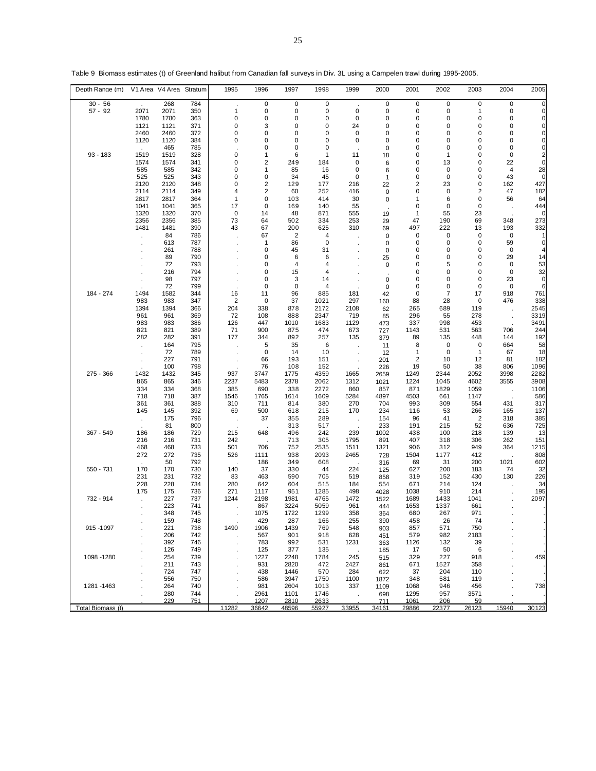Table 9 Biomass estimates (t) of Greenland halibut from Canadian fall surveys in Div. 3L using a Campelen trawl during 1995-2005.

| Depth Range (m) | V1 Area | V4 Area | Stratum | 1995 | 1996 | 1997 | 1998 | 1999 | 2000 | 2001 | 2002 | 2003 | 2004 | 2005 |
|---|---|---|---|---|---|---|---|---|---|---|---|---|---|---|
| 30 - 56 | . | 268 | 784 | . | 0 | 0 | 0 | . | 0 | 0 | 0 | 0 | 0 | 0 |
| 57 - 92 | 2071 | 2071 | 350 | 1 | 0 | 0 | 0 | 0 | 0 | 0 | 0 | 1 | 0 | 0 |
| | 1780 | 1780 | 363 | 0 | 0 | 0 | 0 | 0 | 0 | 0 | 0 | 0 | 0 | 0 |
| | 1121 | 1121 | 371 | 0 | 3 | 0 | 0 | 24 | 0 | 0 | 0 | 0 | 0 | 0 |
| | 2460 | 2460 | 372 | 0 | 0 | 0 | 0 | 0 | 0 | 0 | 0 | 0 | 0 | 0 |
| | 1120 | 1120 | 384 | 0 | 0 | 0 | 0 | 0 | 0 | 0 | 0 | 0 | 0 | 0 |
| | . | 465 | 785 | . | 0 | 0 | 0 | . | 0 | 0 | 0 | 0 | 0 | 0 |
| 93 - 183 | 1519 | 1519 | 328 | 0 | 1 | 6 | 1 | 11 | 18 | 0 | 1 | 0 | 0 | 2 |
| | 1574 | 1574 | 341 | 0 | 2 | 249 | 184 | 0 | 6 | 0 | 13 | 0 | 22 | 0 |
| | 585 | 585 | 342 | 0 | 1 | 85 | 16 | 0 | 6 | 0 | 0 | 0 | 4 | 28 |
| | 525 | 525 | 343 | 0 | 0 | 34 | 45 | 0 | 1 | 0 | 0 | 0 | 43 | 0 |
| | 2120 | 2120 | 348 | 0 | 2 | 129 | 177 | 216 | 22 | 2 | 23 | 0 | 162 | 427 |
| | 2114 | 2114 | 349 | 4 | 2 | 60 | 252 | 416 | 0 | 0 | 0 | 2 | 47 | 182 |
| | 2817 | 2817 | 364 | 1 | 0 | 103 | 414 | 30 | 0 | 1 | 6 | 0 | 56 | 64 |
| | 1041 | 1041 | 365 | 17 | 0 | 169 | 140 | 55 | . | 0 | 0 | 0 | . | 444 |
| | 1320 | 1320 | 370 | 0 | 14 | 48 | 871 | 555 | 19 | 1 | 55 | 23 | . | 0 |
| | 2356 | 2356 | 385 | 73 | 64 | 502 | 334 | 253 | 29 | 47 | 190 | 69 | 348 | 273 |
| | 1481 | 1481 | 390 | 43 | 67 | 200 | 625 | 310 | 69 | 497 | 222 | 13 | 193 | 332 |
| | . | 84 | 786 | . | 67 | 2 | 4 | . | 0 | 0 | 0 | 0 | 0 | 1 |
| | . | 613 | 787 | . | 1 | 86 | 0 | . | 0 | 0 | 0 | 0 | 59 | 0 |
| | . | 261 | 788 | . | 0 | 45 | 31 | . | 0 | 0 | 0 | 0 | 0 | 4 |
| | . | 89 | 790 | . | 0 | 6 | 6 | . | 25 | 0 | 0 | 0 | 29 | 14 |
| | . | 72 | 793 | . | 0 | 4 | 4 | . | 0 | 0 | 5 | 0 | 0 | 53 |
| | . | 216 | 794 | . | 0 | 15 | 4 | . | . | 0 | 0 | 0 | 0 | 32 |
| | . | 98 | 797 | . | 0 | 3 | 14 | . | 0 | 0 | 0 | 0 | 23 | 0 |
| | . | 72 | 799 | . | 0 | 0 | 4 | . | 0 | 0 | 0 | 0 | 0 | 6 |
| 184 - 274 | 1494 | 1582 | 344 | 16 | 11 | 96 | 885 | 181 | 42 | 0 | 7 | 17 | 918 | 761 |
| | 983 | 983 | 347 | 2 | 0 | 37 | 1021 | 297 | 160 | 88 | 28 | 0 | 476 | 338 |
| | 1394 | 1394 | 366 | 204 | 338 | 878 | 2172 | 2108 | 62 | 265 | 689 | 119 | . | 2545 |
| | 961 | 961 | 369 | 72 | 108 | 888 | 2347 | 719 | 85 | 296 | 55 | 278 | . | 3319 |
| | 983 | 983 | 386 | 126 | 447 | 1010 | 1683 | 1129 | 473 | 337 | 998 | 453 | . | 3491 |
| | 821 | 821 | 389 | 71 | 900 | 875 | 474 | 673 | 727 | 1143 | 531 | 563 | 706 | 244 |
| | 282 | 282 | 391 | 177 | 344 | 892 | 257 | 135 | 379 | 89 | 135 | 448 | 144 | 192 |
| | . | 164 | 795 | . | 5 | 35 | 6 | . | 11 | 8 | 0 | 0 | 664 | 58 |
| | . | 72 | 789 | . | 0 | 14 | 10 | . | 12 | 1 | 0 | 1 | 67 | 18 |
| | . | 227 | 791 | . | 66 | 193 | 151 | . | 201 | 2 | 10 | 12 | 81 | 182 |
| | . | 100 | 798 | . | 76 | 108 | 152 | . | 226 | 19 | 50 | 38 | 806 | 1096 |
| 275 - 366 | 1432 | 1432 | 345 | 937 | 3747 | 1775 | 4359 | 1665 | 2659 | 1249 | 2344 | 2052 | 3998 | 2282 |
| | 865 | 865 | 346 | 2237 | 5483 | 2378 | 2062 | 1312 | 1021 | 1224 | 1045 | 4602 | 3555 | 3908 |
| | 334 | 334 | 368 | 385 | 690 | 338 | 2272 | 860 | 857 | 871 | 1829 | 1059 | . | 1106 |
| | 718 | 718 | 387 | 1546 | 1765 | 1614 | 1609 | 5284 | 4897 | 4503 | 661 | 1147 | . | 586 |
| | 361 | 361 | 388 | 310 | 711 | 814 | 380 | 270 | 704 | 993 | 309 | 554 | 431 | 317 |
| | 145 | 145 | 392 | 69 | 500 | 618 | 215 | 170 | 234 | 116 | 53 | 266 | 165 | 137 |
| | . | 175 | 796 | . | 37 | 355 | 289 | . | 154 | 96 | 41 | 2 | 318 | 385 |
| | . | 81 | 800 | . | . | 313 | 517 | . | 233 | 191 | 215 | 52 | 636 | 725 |
| 367 - 549 | 186 | 186 | 729 | 215 | 648 | 496 | 242 | 239 | 1002 | 438 | 100 | 218 | 139 | 13 |
| | 216 | 216 | 731 | 242 | . | 713 | 305 | 1795 | 891 | 407 | 318 | 306 | 262 | 151 |
| | 468 | 468 | 733 | 501 | 706 | 752 | 2535 | 1511 | 1321 | 906 | 312 | 949 | 364 | 1215 |
| | 272 | 272 | 735 | 526 | 1111 | 938 | 2093 | 2465 | 728 | 1504 | 1177 | 412 | . | 808 |
| | . | 50 | 792 | . | 186 | 349 | 608 | . | 316 | 69 | 31 | 200 | 1021 | 602 |
| 550 - 731 | 170 | 170 | 730 | 140 | 37 | 330 | 44 | 224 | 125 | 627 | 200 | 183 | 74 | 32 |
| | 231 | 231 | 732 | 83 | 463 | 590 | 705 | 519 | 858 | 319 | 152 | 430 | 130 | 226 |
| | 228 | 228 | 734 | 280 | 642 | 604 | 515 | 184 | 554 | 671 | 214 | 124 | . | 34 |
| | 175 | 175 | 736 | 271 | 1117 | 951 | 1285 | 498 | 4028 | 1038 | 910 | 214 | . | 195 |
| 732 - 914 | . | 227 | 737 | 1244 | 2198 | 1981 | 4765 | 1472 | 1522 | 1689 | 1433 | 1041 | . | 2097 |
| | . | 223 | 741 | . | 867 | 3224 | 5059 | 961 | 444 | 1653 | 1337 | 661 | . | . |
| | . | 348 | 745 | . | 1075 | 1722 | 1299 | 358 | 364 | 680 | 267 | 971 | . | . |
| | . | 159 | 748 | . | 429 | 287 | 166 | 255 | 390 | 458 | 26 | 74 | . | . |
| 915 -1097 | . | 221 | 738 | 1490 | 1906 | 1439 | 769 | 548 | 903 | 857 | 571 | 750 | . | . |
| | . | 206 | 742 | . | 567 | 901 | 918 | 628 | 451 | 579 | 982 | 2183 | . | . |
| | . | 392 | 746 | . | 783 | 992 | 531 | 1231 | 363 | 1126 | 132 | 39 | . | . |
| | . | 126 | 749 | . | 125 | 377 | 135 | . | 185 | 17 | 50 | 6 | . | . |
| 1098 -1280 | . | 254 | 739 | . | 1227 | 2248 | 1784 | 245 | 515 | 329 | 227 | 918 | . | 459 |
| | . | 211 | 743 | . | 931 | 2820 | 472 | 2427 | 861 | 671 | 1527 | 358 | . | . |
| | . | 724 | 747 | . | 438 | 1446 | 570 | 284 | 622 | 37 | 204 | 110 | . | . |
| | . | 556 | 750 | . | 586 | 3947 | 1750 | 1100 | 1872 | 348 | 581 | 119 | . | . |
| 1281 -1463 | . | 264 | 740 | . | 981 | 2604 | 1013 | 337 | 1109 | 1068 | 946 | 456 | . | 738 |
| | . | 280 | 744 | . | 2961 | 1101 | 1746 | . | 698 | 1295 | 957 | 3571 | . | . |
| | . | 229 | 751 | . | 1207 | 2810 | 2633 | . | 711 | 1061 | 206 | 59 | . | . |
| Total Biomass (t) | | | | 11282 | 36642 | 48596 | 55927 | 33955 | 34161 | 29886 | 22377 | 26123 | 15940 | 30123 |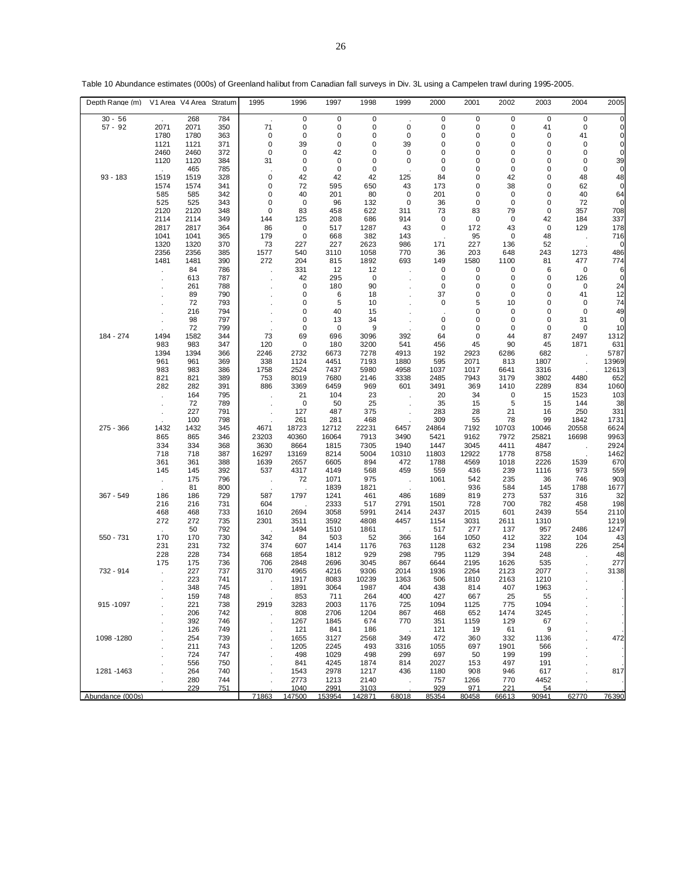Table 10 Abundance estimates (000s) of Greenland halibut from Canadian fall surveys in Div. 3L using a Campelen trawl during 1995-2005.

| Depth Range (m) | V1 Area | V4 Area | Stratum | 1995 | 1996 | 1997 | 1998 | 1999 | 2000 | 2001 | 2002 | 2003 | 2004 | 2005 |
|---|---|---|---|---|---|---|---|---|---|---|---|---|---|---|
| 30 - 56 | . | 268 | 784 | . | 0 | 0 | 0 | . | 0 | 0 | 0 | 0 | 0 | 0 |
| 57 - 92 | 2071 | 2071 | 350 | 71 | 0 | 0 | 0 | 0 | 0 | 0 | 0 | 41 | 0 | 0 |
| | 1780 | 1780 | 363 | 0 | 0 | 0 | 0 | 0 | 0 | 0 | 0 | 0 | 41 | 0 |
| | 1121 | 1121 | 371 | 0 | 39 | 0 | 0 | 39 | 0 | 0 | 0 | 0 | 0 | 0 |
| | 2460 | 2460 | 372 | 0 | 0 | 42 | 0 | 0 | 0 | 0 | 0 | 0 | 0 | 0 |
| | 1120 | 1120 | 384 | 31 | 0 | 0 | 0 | 0 | 0 | 0 | 0 | 0 | 0 | 39 |
| | . | 465 | 785 | . | 0 | 0 | 0 | . | 0 | 0 | 0 | 0 | 0 | 0 |
| 93 - 183 | 1519 | 1519 | 328 | 0 | 42 | 42 | 42 | 125 | 84 | 0 | 42 | 0 | 48 | 48 |
| | 1574 | 1574 | 341 | 0 | 72 | 595 | 650 | 43 | 173 | 0 | 38 | 0 | 62 | 0 |
| | 585 | 585 | 342 | 0 | 40 | 201 | 80 | 0 | 201 | 0 | 0 | 0 | 40 | 64 |
| | 525 | 525 | 343 | 0 | 0 | 96 | 132 | 0 | 36 | 0 | 0 | 0 | 72 | 0 |
| | 2120 | 2120 | 348 | 0 | 83 | 458 | 622 | 311 | 73 | 83 | 79 | 0 | 357 | 708 |
| | 2114 | 2114 | 349 | 144 | 125 | 208 | 686 | 914 | 0 | 0 | 0 | 42 | 184 | 337 |
| | 2817 | 2817 | 364 | 86 | 0 | 517 | 1287 | 43 | 0 | 172 | 43 | 0 | 129 | 178 |
| | 1041 | 1041 | 365 | 179 | 0 | 668 | 382 | 143 | . | 95 | 0 | 48 | . | 716 |
| | 1320 | 1320 | 370 | 73 | 227 | 227 | 2623 | 986 | 171 | 227 | 136 | 52 | . | 0 |
| | 2356 | 2356 | 385 | 1577 | 540 | 3110 | 1058 | 770 | 36 | 203 | 648 | 243 | 1273 | 486 |
| | 1481 | 1481 | 390 | 272 | 204 | 815 | 1892 | 693 | 149 | 1580 | 1100 | 81 | 477 | 774 |
| | . | 84 | 786 | . | 331 | 12 | 12 | . | 0 | 0 | 0 | 6 | 0 | 6 |
| | . | 613 | 787 | . | 42 | 295 | 0 | . | 0 | 0 | 0 | 0 | 126 | 0 |
| | . | 261 | 788 | . | 0 | 180 | 90 | . | 0 | 0 | 0 | 0 | 0 | 24 |
| | . | 89 | 790 | . | 0 | 6 | 18 | . | 37 | 0 | 0 | 0 | 41 | 12 |
| | . | 72 | 793 | . | 0 | 5 | 10 | . | 0 | 5 | 10 | 0 | 0 | 74 |
| | . | 216 | 794 | . | 0 | 40 | 15 | . | . | 0 | 0 | 0 | 0 | 49 |
| | . | 98 | 797 | . | 0 | 13 | 34 | . | 0 | 0 | 0 | 0 | 31 | 0 |
| | . | 72 | 799 | . | 0 | 0 | 9 | . | 0 | 0 | 0 | 0 | 0 | 10 |
| 184 - 274 | 1494 | 1582 | 344 | 73 | 69 | 696 | 3096 | 392 | 64 | 0 | 44 | 87 | 2497 | 1312 |
| | 983 | 983 | 347 | 120 | 0 | 180 | 3200 | 541 | 456 | 45 | 90 | 45 | 1871 | 631 |
| | 1394 | 1394 | 366 | 2246 | 2732 | 6673 | 7278 | 4913 | 192 | 2923 | 6286 | 682 | . | 5787 |
| | 961 | 961 | 369 | 338 | 1124 | 4451 | 7193 | 1880 | 595 | 2071 | 813 | 1807 | . | 13969 |
| | 983 | 983 | 386 | 1758 | 2524 | 7437 | 5980 | 4958 | 1037 | 1017 | 6641 | 3316 | . | 12613 |
| | 821 | 821 | 389 | 753 | 8019 | 7680 | 2146 | 3338 | 2485 | 7943 | 3179 | 3802 | 4480 | 652 |
| | 282 | 282 | 391 | 886 | 3369 | 6459 | 969 | 601 | 3491 | 369 | 1410 | 2289 | 834 | 1060 |
| | . | 164 | 795 | . | 21 | 104 | 23 | . | 20 | 34 | 0 | 15 | 1523 | 103 |
| | . | 72 | 789 | . | 0 | 50 | 25 | . | 35 | 15 | 5 | 15 | 144 | 38 |
| | . | 227 | 791 | . | 127 | 487 | 375 | . | 283 | 28 | 21 | 16 | 250 | 331 |
| | . | 100 | 798 | . | 261 | 281 | 468 | . | 309 | 55 | 78 | 99 | 1842 | 1731 |
| 275 - 366 | 1432 | 1432 | 345 | 4671 | 18723 | 12712 | 22231 | 6457 | 24864 | 7192 | 10703 | 10046 | 20558 | 6624 |
| | 865 | 865 | 346 | 23203 | 40360 | 16064 | 7913 | 3490 | 5421 | 9162 | 7972 | 25821 | 16698 | 9963 |
| | 334 | 334 | 368 | 3630 | 8664 | 1815 | 7305 | 1940 | 1447 | 3045 | 4411 | 4847 | . | 2924 |
| | 718 | 718 | 387 | 16297 | 13169 | 8214 | 5004 | 10310 | 11803 | 12922 | 1778 | 8758 | . | 1462 |
| | 361 | 361 | 388 | 1639 | 2657 | 6605 | 894 | 472 | 1788 | 4569 | 1018 | 2226 | 1539 | 670 |
| | 145 | 145 | 392 | 537 | 4317 | 4149 | 568 | 459 | 559 | 436 | 239 | 1116 | 973 | 559 |
| | . | 175 | 796 | . | 72 | 1071 | 975 | . | 1061 | 542 | 235 | 36 | 746 | 903 |
| | . | 81 | 800 | . | . | 1839 | 1821 | . | . | 936 | 584 | 145 | 1788 | 1677 |
| 367 - 549 | 186 | 186 | 729 | 587 | 1797 | 1241 | 461 | 486 | 1689 | 819 | 273 | 537 | 316 | 32 |
| | 216 | 216 | 731 | 604 | . | 2333 | 517 | 2791 | 1501 | 728 | 700 | 782 | 458 | 198 |
| | 468 | 468 | 733 | 1610 | 2694 | 3058 | 5991 | 2414 | 2437 | 2015 | 601 | 2439 | 554 | 2110 |
| | 272 | 272 | 735 | 2301 | 3511 | 3592 | 4808 | 4457 | 1154 | 3031 | 2611 | 1310 | . | 1219 |
| | . | 50 | 792 | . | 1494 | 1510 | 1861 | . | 517 | 277 | 137 | 957 | 2486 | 1247 |
| 550 - 731 | 170 | 170 | 730 | 342 | 84 | 503 | 52 | 366 | 164 | 1050 | 412 | 322 | 104 | 43 |
| | 231 | 231 | 732 | 374 | 607 | 1414 | 1176 | 763 | 1128 | 632 | 234 | 1198 | 226 | 254 |
| | 228 | 228 | 734 | 668 | 1854 | 1812 | 929 | 298 | 795 | 1129 | 394 | 248 | . | 48 |
| | 175 | 175 | 736 | 706 | 2848 | 2696 | 3045 | 867 | 6644 | 2195 | 1626 | 535 | . | 277 |
| 732 - 914 | . | 227 | 737 | 3170 | 4965 | 4216 | 9306 | 2014 | 1936 | 2264 | 2123 | 2077 | . | 3138 |
| | . | 223 | 741 | . | 1917 | 8083 | 10239 | 1363 | 506 | 1810 | 2163 | 1210 | . | . |
| | . | 348 | 745 | . | 1891 | 3064 | 1987 | 404 | 438 | 814 | 407 | 1963 | . | . |
| | . | 159 | 748 | . | 853 | 711 | 264 | 400 | 427 | 667 | 25 | 55 | . | . |
| 915 -1097 | . | 221 | 738 | 2919 | 3283 | 2003 | 1176 | 725 | 1094 | 1125 | 775 | 1094 | . | . |
| | . | 206 | 742 | . | 808 | 2706 | 1204 | 867 | 468 | 652 | 1474 | 3245 | . | . |
| | . | 392 | 746 | . | 1267 | 1845 | 674 | 770 | 351 | 1159 | 129 | 67 | . | . |
| | . | 126 | 749 | . | 121 | 841 | 186 | . | 121 | 19 | 61 | 9 | . | . |
| 1098 -1280 | . | 254 | 739 | . | 1655 | 3127 | 2568 | 349 | 472 | 360 | 332 | 1136 | . | 472 |
| | . | 211 | 743 | . | 1205 | 2245 | 493 | 3316 | 1055 | 697 | 1901 | 566 | . | . |
| | . | 724 | 747 | . | 498 | 1029 | 498 | 299 | 697 | 50 | 199 | 199 | . | . |
| | . | 556 | 750 | . | 841 | 4245 | 1874 | 814 | 2027 | 153 | 497 | 191 | . | . |
| 1281 -1463 | . | 264 | 740 | . | 1543 | 2978 | 1217 | 436 | 1180 | 908 | 946 | 617 | . | 817 |
| | . | 280 | 744 | . | 2773 | 1213 | 2140 | . | 757 | 1266 | 770 | 4452 | . | . |
| | . | 229 | 751 | . | 1040 | 2991 | 3103 | . | 929 | 971 | 221 | 54 | . | . |
| Abundance (000s) | | | | 71863 | 147500 | 153954 | 142871 | 68018 | 85354 | 80458 | 66613 | 90941 | 62770 | 76390 |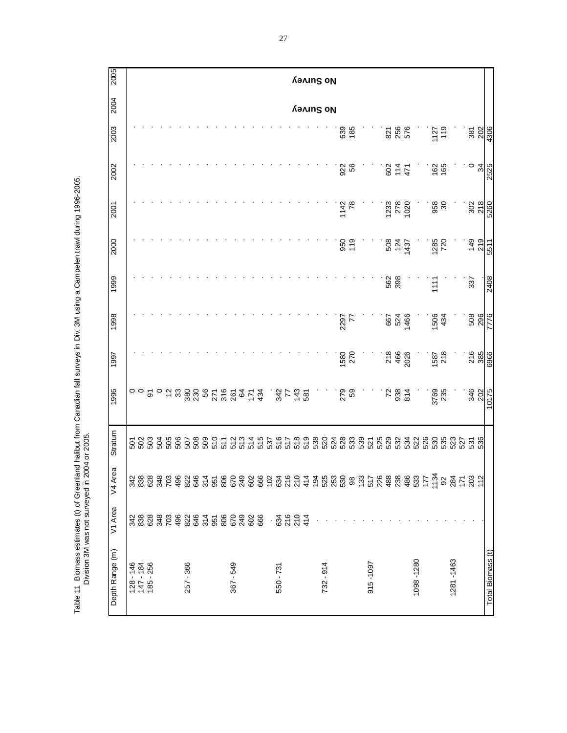Table 11 Biomass estimates (t) of Greenland halibut from Canadian fall surveys in Div. 3M using a Campelen trawl during 1996-2005. Division 3M was not surveyed in 2004 or 2005.

| Depth Range (m) | V1 Area | V4 Area | Stratum | 1996 | 1997 | 1998 | 1999 | 2000 | 2001 | 2002 | 2003 | 2004 | 2005 |
|---|---|---|---|---|---|---|---|---|---|---|---|---|---|
| 128 - 146 | 342 | 342 | 501 | 0 | . | . | . | . | . | . | . | | |
| 147 - 184 | 838 | 838 | 502 | 0 | . | . | . | . | . | . | . | | |
| 185 - 256 | 628 | 628 | 503 | 91 | . | . | . | . | . | . | . | | |
| | 348 | 348 | 504 | 0 | . | . | . | . | . | . | . | | |
| | 703 | 703 | 505 | 12 | . | . | . | . | . | . | . | | |
| | 496 | 496 | 506 | 33 | . | . | . | . | . | . | . | | |
| 257 - 366 | 822 | 822 | 507 | 380 | . | . | . | . | . | . | . | | |
| | 646 | 646 | 508 | 230 | . | . | . | . | . | . | . | | |
| | 314 | 314 | 509 | 56 | . | . | . | . | . | . | . | | |
| | 951 | 951 | 510 | 271 | . | . | . | . | . | . | . | | |
| | 806 | 806 | 511 | 316 | . | . | . | . | . | . | . | | |
| 367 - 549 | 670 | 670 | 512 | 261 | . | . | . | . | . | . | . | | |
| | 249 | 249 | 513 | 64 | . | . | . | . | . | . | . | | |
| | 602 | 602 | 514 | 171 | . | . | . | . | . | . | . | | |
| | 666 | 666 | 515 | 434 | . | . | . | . | . | . | . | | |
| | . | 102 | 537 | . | . | . | . | . | . | . | . | | |
| 550 - 731 | 634 | 634 | 516 | 342 | . | . | . | . | . | . | . | | |
| | 216 | 216 | 517 | 77 | . | . | . | . | . | . | . | | |
| | 210 | 210 | 518 | 143 | . | . | . | . | . | . | . | | |
| | 414 | 414 | 519 | 581 | . | . | . | . | . | . | . | | |
| | . | 194 | 538 | . | . | . | . | . | . | . | . | | |
| 732 - 914 | . | 525 | 520 | . | . | . | . | . | . | . | . | | |
| | . | 253 | 524 | . | . | . | . | . | . | . | . | | |
| | . | 530 | 528 | 279 | 1580 | 2297 | . | 950 | 1142 | 922 | 639 | No Survey | No Survey |
| | . | 98 | 533 | 59 | 270 | 77 | . | 119 | 78 | 56 | 185 | | |
| | . | 133 | 539 | . | . | . | . | . | . | . | . | | |
| 915 -1097 | . | 517 | 521 | . | . | . | . | . | . | . | . | | |
| | . | 226 | 525 | . | . | . | . | . | . | . | . | | |
| | . | 488 | 529 | 72 | 218 | 667 | 562 | 508 | 1233 | 602 | 821 | | |
| | . | 238 | 532 | 938 | 466 | 524 | 398 | 124 | 278 | 114 | 256 | | |
| | . | 486 | 534 | 814 | 2026 | 1466 | . | 1437 | 1020 | 471 | 576 | | |
| 1098 -1280 | . | 533 | 522 | . | . | . | . | . | . | . | . | | |
| | . | 177 | 526 | . | . | . | . | . | . | . | . | | |
| | . | 1134 | 530 | 3769 | 1587 | 1506 | 1111 | 1285 | 958 | 162 | 1127 | | |
| | . | 92 | 535 | 235 | 218 | 434 | . | 720 | 30 | 165 | 119 | | |
| 1281 -1463 | . | 284 | 523 | . | . | . | . | . | . | . | . | | |
| | . | 171 | 527 | . | . | . | . | . | . | . | . | | |
| | . | 203 | 531 | 346 | 216 | 508 | 337 | 149 | 302 | 0 | 381 | | |
| | . | 112 | 536 | 202 | 385 | 296 | . | 219 | 218 | 34 | 202 | | |
| Total Biomass (t) | | | | 10175 | 6966 | 7776 | 2408 | 5511 | 5260 | 2525 | 4306 | | |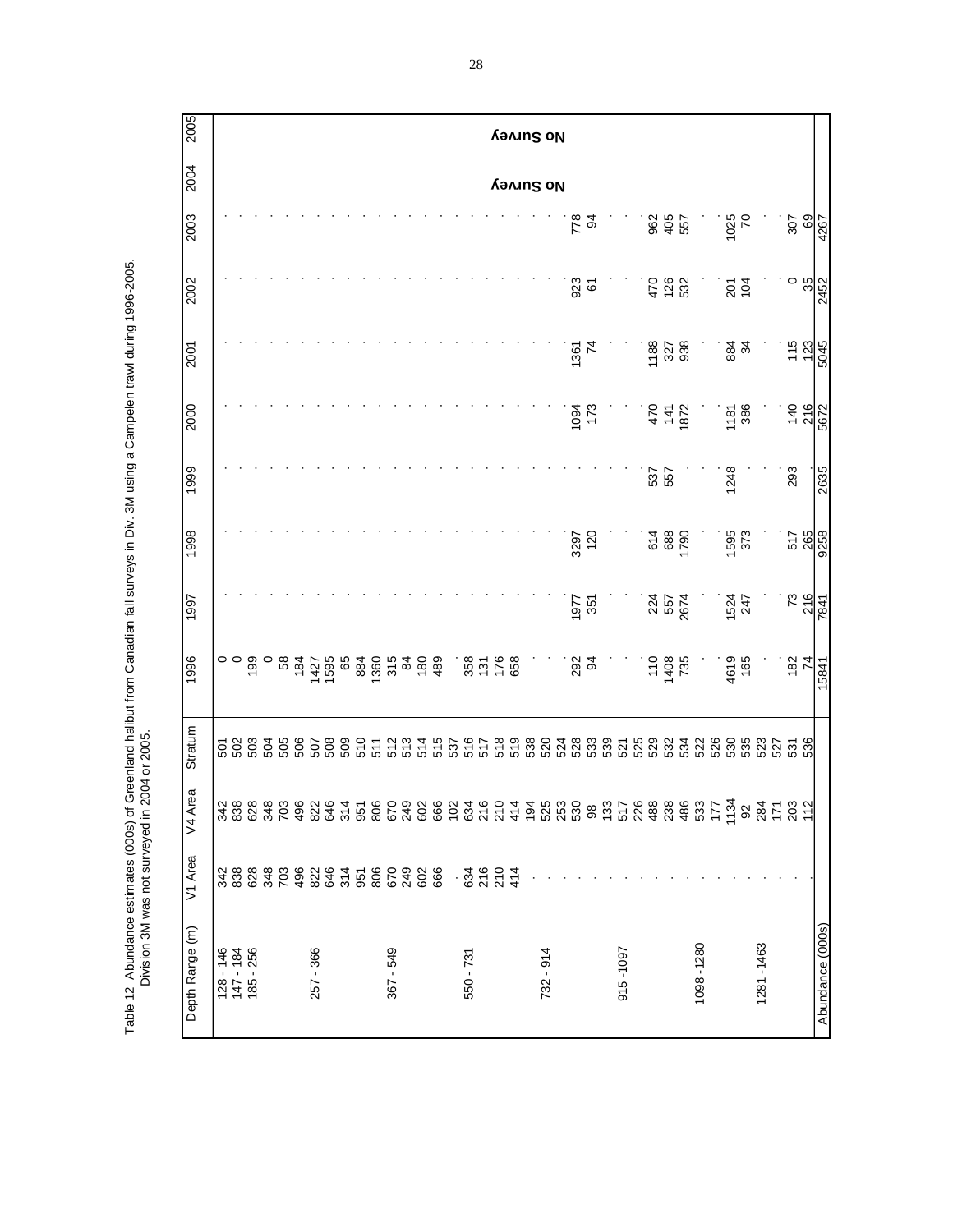Table 12 Abundance estimates (000s) of Greenland halibut from Canadian fall surveys in Div. 3M using a Campelen trawl during 1996-2005.
Division 3M was not surveyed in 2004 or 2005.

| Depth Range (m) | V1 Area | V4 Area | Stratum | 1996 | 1997 | 1998 | 1999 | 2000 | 2001 | 2002 | 2003 | 2004 | 2005 |
|---|---|---|---|---|---|---|---|---|---|---|---|---|---|
| 128 - 146 | 342 | 342 | 501 | 0 | . | . | . | . | . | . | . | | |
| 147 - 184 | 838 | 838 | 502 | 0 | . | . | . | . | . | . | . | | |
| 185 - 256 | 628 | 628 | 503 | 199 | . | . | . | . | . | . | . | | |
| | 348 | 348 | 504 | 0 | . | . | . | . | . | . | . | | |
| | 703 | 703 | 505 | 58 | . | . | . | . | . | . | . | | |
| | 496 | 496 | 506 | 184 | . | . | . | . | . | . | . | | |
| 257 - 366 | 822 | 822 | 507 | 1427 | . | . | . | . | . | . | . | | |
| | 646 | 646 | 508 | 1595 | . | . | . | . | . | . | . | | |
| | 314 | 314 | 509 | 65 | . | . | . | . | . | . | . | | |
| | 951 | 951 | 510 | 884 | . | . | . | . | . | . | . | | |
| | 806 | 806 | 511 | 1360 | . | . | . | . | . | . | . | | |
| 367 - 549 | 670 | 670 | 512 | 315 | . | . | . | . | . | . | . | | |
| | 249 | 249 | 513 | 84 | . | . | . | . | . | . | . | | |
| | 602 | 602 | 514 | 180 | . | . | . | . | . | . | . | | |
| | 666 | 666 | 515 | 489 | . | . | . | . | . | . | . | | |
| | . | 102 | 537 | . | . | . | . | . | . | . | . | | |
| 550 - 731 | 634 | 634 | 516 | 358 | . | . | . | . | . | . | . | | |
| | 216 | 216 | 517 | 131 | . | . | . | . | . | . | . | | |
| | 210 | 210 | 518 | 176 | . | . | . | . | . | . | . | | |
| | 414 | 414 | 519 | 658 | . | . | . | . | . | . | . | No Survey | No Survey |
| | . | 194 | 538 | . | . | . | . | . | . | . | . | | |
| 732 - 914 | . | 525 | 520 | . | . | . | . | . | . | . | . | | |
| | . | 253 | 524 | . | . | . | . | . | . | . | . | | |
| | . | 530 | 528 | 292 | 1977 | 3297 | . | 1094 | 1361 | 923 | 778 | | |
| | . | 98 | 533 | 94 | 351 | 120 | . | 173 | 74 | 61 | 94 | | |
| | . | 133 | 539 | . | . | . | . | . | . | . | . | | |
| 915 -1097 | . | 517 | 521 | . | . | . | . | . | . | . | . | | |
| | . | 226 | 525 | . | . | . | . | . | . | . | . | | |
| | . | 488 | 529 | 110 | 224 | 614 | 537 | 470 | 1188 | 470 | 962 | | |
| | . | 238 | 532 | 1408 | 557 | 688 | 557 | 141 | 327 | 126 | 405 | | |
| | . | 486 | 534 | 735 | 2674 | 1790 | . | 1872 | 938 | 532 | 557 | | |
| 1098 -1280 | . | 533 | 522 | . | . | . | . | . | . | . | . | | |
| | . | 177 | 526 | . | . | . | . | . | . | . | . | | |
| | . | 1134 | 530 | 4619 | 1524 | 1595 | 1248 | 1181 | 884 | 201 | 1025 | | |
| | . | 92 | 535 | 165 | 247 | 373 | . | 386 | 34 | 104 | 70 | | |
| 1281 -1463 | . | 284 | 523 | . | . | . | . | . | . | . | . | | |
| | . | 171 | 527 | . | . | . | . | . | . | . | . | | |
| | . | 203 | 531 | 182 | 73 | 517 | 293 | 140 | 115 | 0 | 307 | | |
| | . | 112 | 536 | 74 | 216 | 265 | . | 216 | 123 | 35 | 69 | | |
| Abundance (000s) | | | | 15841 | 7841 | 9258 | 2635 | 5672 | 5045 | 2452 | 4267 | | |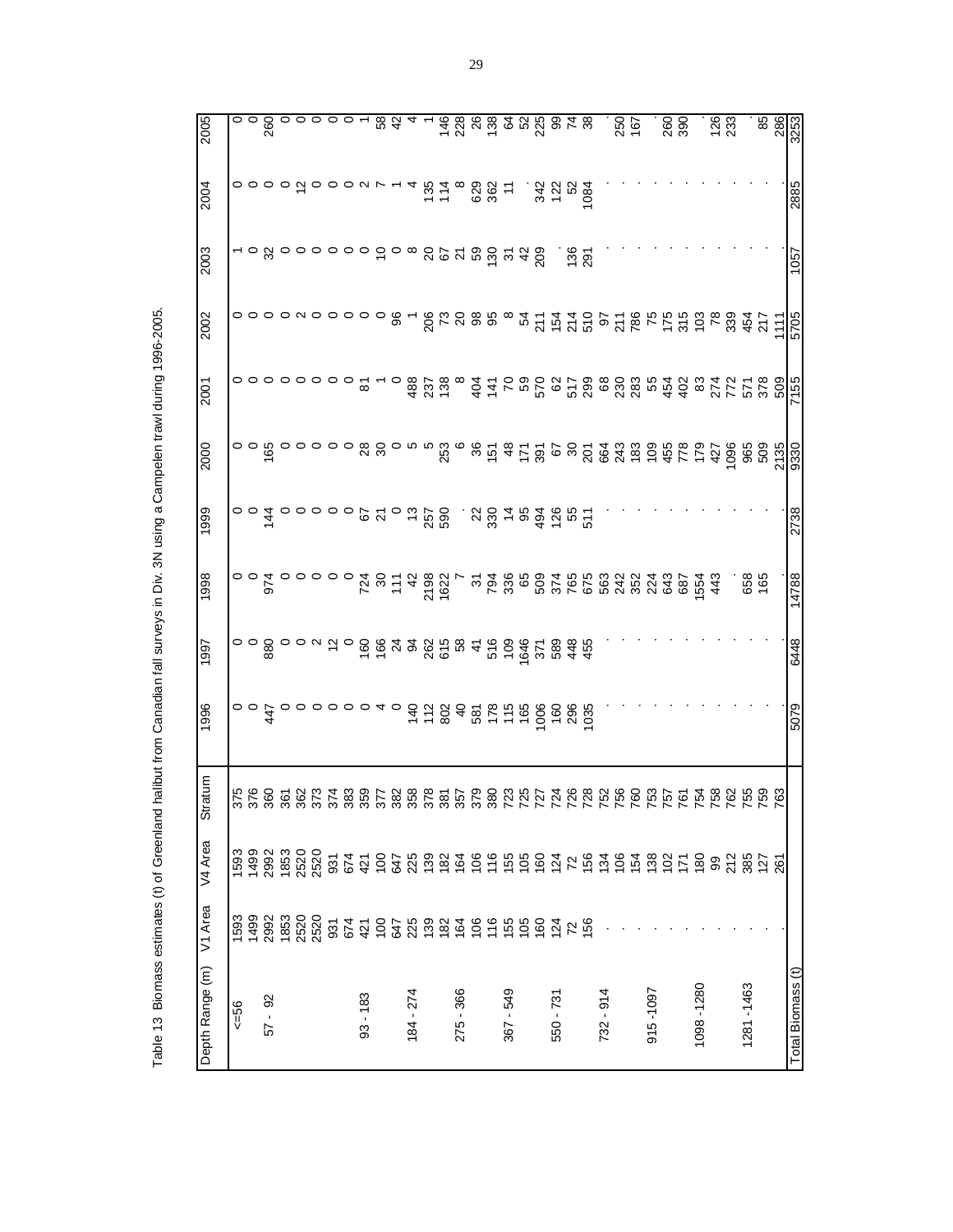Table 13 Biomass estimates (t) of Greenland halibut from Canadian fall surveys in Div. 3N using a Campelen trawl during 1996-2005.

| Depth Range (m) | V1 Area | V4 Area | Stratum | 1996 | 1997 | 1998 | 1999 | 2000 | 2001 | 2002 | 2003 | 2004 | 2005 |
|---|---|---|---|---|---|---|---|---|---|---|---|---|---|
| <=56 | 1593 | 1593 | 375 | 0 | 0 | 0 | 0 | 0 | 0 | 0 | 1 | 0 | 0 |
| | 1499 | 1499 | 376 | 0 | 0 | 0 | 0 | 0 | 0 | 0 | 0 | 0 | 0 |
| 57 - 92 | 2992 | 2992 | 360 | 447 | 880 | 974 | 144 | 165 | 0 | 0 | 32 | 0 | 260 |
| | 1853 | 1853 | 361 | 0 | 0 | 0 | 0 | 0 | 0 | 0 | 0 | 0 | 0 |
| | 2520 | 2520 | 362 | 0 | 0 | 0 | 0 | 0 | 0 | 2 | 0 | 12 | 0 |
| | 2520 | 2520 | 373 | 0 | 2 | 0 | 0 | 0 | 0 | 0 | 0 | 0 | 0 |
| | 931 | 931 | 374 | 0 | 12 | 0 | 0 | 0 | 0 | 0 | 0 | 0 | 0 |
| | 674 | 674 | 383 | 0 | 0 | 0 | 0 | 0 | 0 | 0 | 0 | 0 | 0 |
| 93 - 183 | 421 | 421 | 359 | 0 | 160 | 724 | 67 | 28 | 81 | 0 | 0 | 2 | 1 |
| | 100 | 100 | 377 | 4 | 166 | 30 | 21 | 30 | 1 | 0 | 10 | 7 | 58 |
| | 647 | 647 | 382 | 0 | 24 | 111 | 0 | 0 | 0 | 96 | 0 | 1 | 42 |
| 184 - 274 | 225 | 225 | 358 | 140 | 94 | 42 | 13 | 5 | 488 | 1 | 8 | 4 | 4 |
| | 139 | 139 | 378 | 112 | 262 | 2198 | 257 | 5 | 237 | 206 | 20 | 135 | 1 |
| | 182 | 182 | 381 | 802 | 615 | 1622 | 590 | 253 | 138 | 73 | 67 | 114 | 146 |
| 275 - 366 | 164 | 164 | 357 | 40 | 58 | 7 | . | 6 | 8 | 20 | 21 | 8 | 228 |
| | 106 | 106 | 379 | 581 | 41 | 31 | 22 | 36 | 404 | 98 | 59 | 629 | 26 |
| | 116 | 116 | 380 | 178 | 516 | 794 | 330 | 151 | 141 | 95 | 130 | 362 | 138 |
| 367 - 549 | 155 | 155 | 723 | 115 | 109 | 336 | 14 | 48 | 70 | 8 | 31 | 11 | 64 |
| | 105 | 105 | 725 | 165 | 1646 | 65 | 95 | 171 | 59 | 54 | 42 | . | 52 |
| | 160 | 160 | 727 | 1006 | 371 | 509 | 494 | 391 | 570 | 211 | 209 | 342 | 225 |
| 550 - 731 | 124 | 124 | 724 | 160 | 589 | 374 | 126 | 67 | 62 | 154 | . | 122 | 99 |
| | 72 | 72 | 726 | 296 | 448 | 765 | 55 | 30 | 517 | 214 | 136 | 52 | 74 |
| | 156 | 156 | 728 | 1035 | 455 | 675 | 511 | 201 | 299 | 510 | 291 | 1084 | 38 |
| 732 - 914 | . | 134 | 752 | . | . | 563 | . | 664 | 68 | 97 | . | . | . |
| | . | 106 | 756 | . | . | 242 | . | 243 | 230 | 211 | . | . | 250 |
| | . | 154 | 760 | . | . | 352 | . | 183 | 283 | 786 | . | . | 167 |
| 915 -1097 | . | 138 | 753 | . | . | 224 | . | 109 | 55 | 75 | . | . | . |
| | . | 102 | 757 | . | . | 643 | . | 455 | 454 | 175 | . | . | 260 |
| | . | 171 | 761 | . | . | 687 | . | 778 | 402 | 315 | . | . | 390 |
| 1098 -1280 | . | 180 | 754 | . | . | 1554 | . | 179 | 83 | 103 | . | . | . |
| | . | 99 | 758 | . | . | 443 | . | 427 | 274 | 78 | . | . | 126 |
| | . | 212 | 762 | . | . | . | . | 1096 | 772 | 339 | . | . | 233 |
| 1281 -1463 | . | 385 | 755 | . | . | 658 | . | 965 | 571 | 454 | . | . | . |
| | . | 127 | 759 | . | . | 165 | . | 509 | 378 | 217 | . | . | 85 |
| | . | 261 | 763 | . | . | . | . | 2135 | 509 | 1111 | . | . | 286 |
| Total Biomass (t) | | | | 5079 | 6448 | 14788 | 2738 | 9330 | 7155 | 5705 | 1057 | 2885 | 3253 |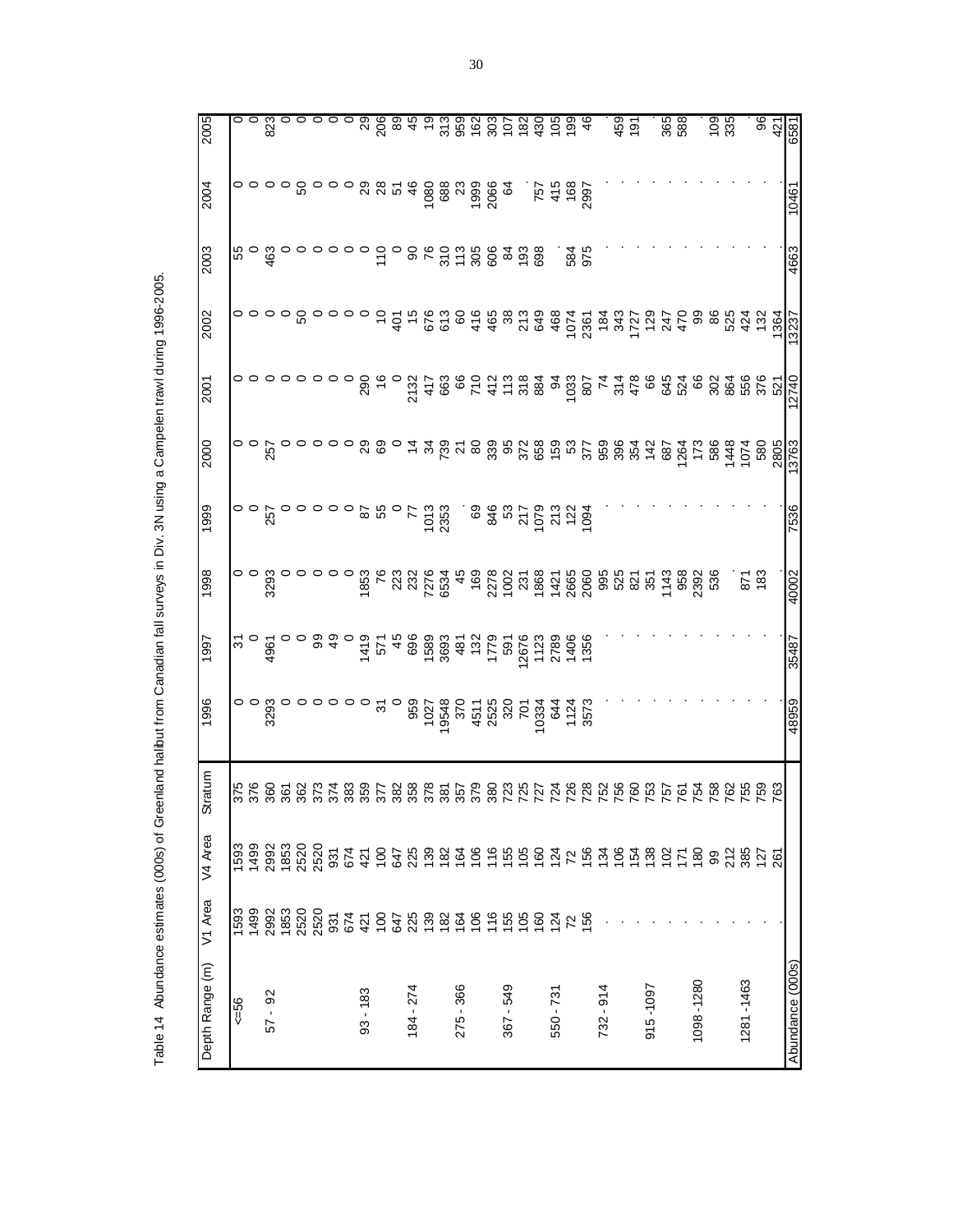Table 14 Abundance estimates (000s) of Greenland halibut from Canadian fall surveys in Div. 3N using a Campelen trawl during 1996-2005.

| Depth Range (m) | V1 Area | V4 Area | Stratum | 1996 | 1997 | 1998 | 1999 | 2000 | 2001 | 2002 | 2003 | 2004 | 2005 |
|---|---|---|---|---|---|---|---|---|---|---|---|---|---|
| <=56 | 1593 | 1593 | 375 | 0 | 31 | 0 | 0 | 0 | 0 | 0 | 55 | 0 | 0 |
| | 1499 | 1499 | 376 | 0 | 0 | 0 | 0 | 0 | 0 | 0 | 0 | 0 | 0 |
| 57 - 92 | 2992 | 2992 | 360 | 3293 | 4961 | 3293 | 257 | 257 | 0 | 0 | 463 | 0 | 823 |
| | 1853 | 1853 | 361 | 0 | 0 | 0 | 0 | 0 | 0 | 0 | 0 | 0 | 0 |
| | 2520 | 2520 | 362 | 0 | 0 | 0 | 0 | 0 | 0 | 50 | 0 | 50 | 0 |
| | 2520 | 2520 | 373 | 0 | 99 | 0 | 0 | 0 | 0 | 0 | 0 | 0 | 0 |
| | 931 | 931 | 374 | 0 | 49 | 0 | 0 | 0 | 0 | 0 | 0 | 0 | 0 |
| | 674 | 674 | 383 | 0 | 0 | 0 | 0 | 0 | 0 | 0 | 0 | 0 | 0 |
| 93 - 183 | 421 | 421 | 359 | 0 | 1419 | 1853 | 87 | 29 | 290 | 0 | 0 | 29 | 29 |
| | 100 | 100 | 377 | 31 | 571 | 76 | 55 | 69 | 16 | 10 | 110 | 28 | 206 |
| | 647 | 647 | 382 | 0 | 45 | 223 | 0 | 0 | 0 | 401 | 0 | 51 | 89 |
| 184 - 274 | 225 | 225 | 358 | 959 | 696 | 232 | 77 | 14 | 2132 | 15 | 90 | 46 | 45 |
| | 139 | 139 | 378 | 1027 | 1589 | 7276 | 1013 | 34 | 417 | 676 | 76 | 1080 | 19 |
| | 182 | 182 | 381 | 19548 | 3693 | 6534 | 2353 | 739 | 663 | 613 | 310 | 688 | 313 |
| 275 - 366 | 164 | 164 | 357 | 370 | 481 | 45 | . | 21 | 66 | 60 | 113 | 23 | 959 |
| | 106 | 106 | 379 | 4511 | 132 | 169 | 69 | 80 | 710 | 416 | 305 | 1999 | 162 |
| | 116 | 116 | 380 | 2525 | 1779 | 2278 | 846 | 339 | 412 | 465 | 606 | 2066 | 303 |
| 367 - 549 | 155 | 155 | 723 | 320 | 591 | 1002 | 53 | 95 | 113 | 38 | 84 | 64 | 107 |
| | 105 | 105 | 725 | 701 | 12676 | 231 | 217 | 372 | 318 | 213 | 193 | . | 182 |
| | 160 | 160 | 727 | 10334 | 1123 | 1868 | 1079 | 658 | 884 | 649 | 698 | 757 | 430 |
| 550 - 731 | 124 | 124 | 724 | 644 | 2789 | 1421 | 213 | 159 | 94 | 468 | . | 415 | 105 |
| | 72 | 72 | 726 | 1124 | 1406 | 2665 | 122 | 53 | 1033 | 1074 | 584 | 168 | 199 |
| | 156 | 156 | 728 | 3573 | 1356 | 2060 | 1094 | 377 | 807 | 2361 | 975 | 2997 | 46 |
| 732 - 914 | . | 134 | 752 | . | . | 995 | . | 959 | 74 | 184 | . | . | . |
| | . | 106 | 756 | . | . | 525 | . | 396 | 314 | 343 | . | . | 459 |
| | . | 154 | 760 | . | . | 821 | . | 354 | 478 | 1727 | . | . | 191 |
| 915 -1097 | . | 138 | 753 | . | . | 351 | . | 142 | 66 | 129 | . | . | . |
| | . | 102 | 757 | . | . | 1143 | . | 687 | 645 | 247 | . | . | 365 |
| | . | 171 | 761 | . | . | 958 | . | 1264 | 524 | 470 | . | . | 588 |
| 1098 -1280 | . | 180 | 754 | . | . | 2392 | . | 173 | 66 | 99 | . | . | . |
| | . | 99 | 758 | . | . | 536 | . | 586 | 302 | 86 | . | . | 109 |
| | . | 212 | 762 | . | . | | . | 1448 | 864 | 525 | . | . | 335 |
| 1281 -1463 | . | 385 | 755 | . | . | 871 | . | 1074 | 556 | 424 | . | . | . |
| | . | 127 | 759 | . | . | 183 | . | 580 | 376 | 132 | . | . | 96 |
| | . | 261 | 763 | . | . | | . | 2805 | 521 | 1364 | . | . | 421 |
| Abundance (000s) | | | | 48959 | 35487 | 40002 | 7536 | 13763 | 12740 | 13237 | 4663 | 10461 | 6581 |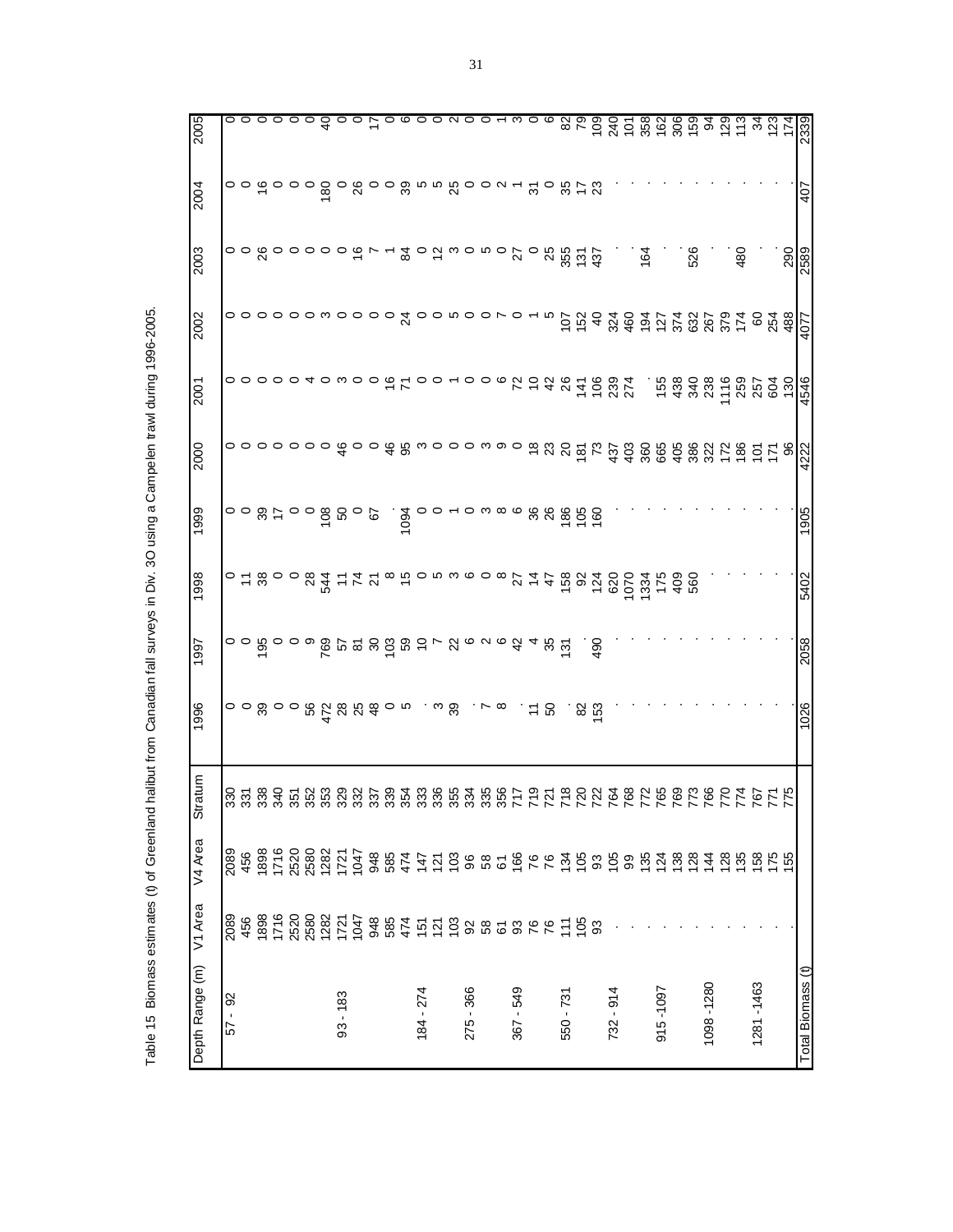Table 15 Biomass estimates (t) of Greenland halibut from Canadian fall surveys in Div. 3O using a Campelen trawl during 1996-2005.

| Depth Range (m) | V1 Area | V4 Area | Stratum | 1996 | 1997 | 1998 | 1999 | 2000 | 2001 | 2002 | 2003 | 2004 | 2005 |
|---|---|---|---|---|---|---|---|---|---|---|---|---|---|
| 57 - 92 | 2089 | 2089 | 330 | 0 | 0 | 0 | 0 | 0 | 0 | 0 | 0 | 0 | 0 |
| | 456 | 456 | 331 | 0 | 0 | 11 | 0 | 0 | 0 | 0 | 0 | 0 | 0 |
| | 1898 | 1898 | 338 | 39 | 195 | 38 | 39 | 0 | 0 | 0 | 26 | 16 | 0 |
| | 1716 | 1716 | 340 | 0 | 0 | 0 | 17 | 0 | 0 | 0 | 0 | 0 | 0 |
| | 2520 | 2520 | 351 | 0 | 0 | 0 | 0 | 0 | 0 | 0 | 0 | 0 | 0 |
| | 2580 | 2580 | 352 | 56 | 9 | 28 | 0 | 0 | 4 | 0 | 0 | 0 | 0 |
| | 1282 | 1282 | 353 | 472 | 769 | 544 | 108 | 0 | 0 | 3 | 0 | 180 | 40 |
| 93 - 183 | 1721 | 1721 | 329 | 28 | 57 | 11 | 50 | 46 | 3 | 0 | 0 | 0 | 0 |
| | 1047 | 1047 | 332 | 25 | 81 | 74 | 0 | 0 | 0 | 0 | 16 | 26 | 0 |
| | 948 | 948 | 337 | 48 | 30 | 21 | 67 | 0 | 0 | 0 | 7 | 0 | 17 |
| | 585 | 585 | 339 | 0 | 103 | 8 | . | 46 | 16 | 0 | 1 | 0 | 0 |
| | 474 | 474 | 354 | 5 | 59 | 15 | 1094 | 95 | 71 | 24 | 84 | 39 | 6 |
| 184 - 274 | 151 | 147 | 333 | . | 10 | 0 | 0 | 3 | 0 | 0 | 0 | 5 | 0 |
| | 121 | 121 | 336 | 3 | 7 | 5 | 0 | 0 | 0 | 0 | 12 | 5 | 0 |
| | 103 | 103 | 355 | 39 | 22 | 3 | 1 | 0 | 1 | 5 | 3 | 25 | 2 |
| 275 - 366 | 92 | 96 | 334 | . | 6 | 6 | 0 | 0 | 0 | 0 | 0 | 0 | 0 |
| | 58 | 58 | 335 | 7 | 2 | 0 | 3 | 3 | 0 | 0 | 5 | 0 | 0 |
| | 61 | 61 | 356 | 8 | 6 | 8 | 8 | 9 | 6 | 7 | 0 | 2 | 1 |
| 367 - 549 | 93 | 166 | 717 | . | 42 | 27 | 6 | 0 | 72 | 0 | 27 | 1 | 3 |
| | 76 | 76 | 719 | 11 | 4 | 14 | 36 | 18 | 10 | 1 | 0 | 31 | 0 |
| | 76 | 76 | 721 | 50 | 35 | 47 | 26 | 23 | 42 | 5 | 25 | 0 | 6 |
| 550 - 731 | 111 | 134 | 718 | . | 131 | 158 | 186 | 20 | 26 | 107 | 355 | 35 | 82 |
| | 105 | 105 | 720 | 82 | . | 92 | 105 | 181 | 141 | 152 | 131 | 17 | 79 |
| | 93 | 93 | 722 | 153 | 490 | 124 | 160 | 73 | 106 | 40 | 437 | 23 | 109 |
| 732 - 914 | . | 105 | 764 | . | . | 620 | . | 437 | 239 | 324 | . | . | 240 |
| | . | 99 | 768 | . | . | 1070 | . | 403 | 274 | 460 | . | . | 101 |
| | . | 135 | 772 | . | . | 1334 | . | 360 | . | 194 | 164 | . | 358 |
| 915 -1097 | . | 124 | 765 | . | . | 175 | . | 665 | 155 | 127 | . | . | 162 |
| | . | 138 | 769 | . | . | 409 | . | 405 | 438 | 374 | . | . | 306 |
| | . | 128 | 773 | . | . | 560 | . | 386 | 340 | 632 | 526 | . | 159 |
| 1098 -1280 | . | 144 | 766 | . | . | . | . | 322 | 238 | 267 | . | . | 94 |
| | . | 128 | 770 | . | . | . | . | 172 | 1116 | 379 | . | . | 129 |
| | . | 135 | 774 | . | . | . | . | 186 | 259 | 174 | 480 | . | 113 |
| 1281 -1463 | . | 158 | 767 | . | . | . | . | 101 | 257 | 60 | . | . | 34 |
| | . | 175 | 771 | . | . | . | . | 171 | 604 | 254 | . | . | 123 |
| | . | 155 | 775 | . | . | . | . | 96 | 130 | 488 | 290 | . | 174 |
| Total Biomass (t) | | | | 1026 | 2058 | 5402 | 1905 | 4222 | 4546 | 4077 | 2589 | 407 | 2339 |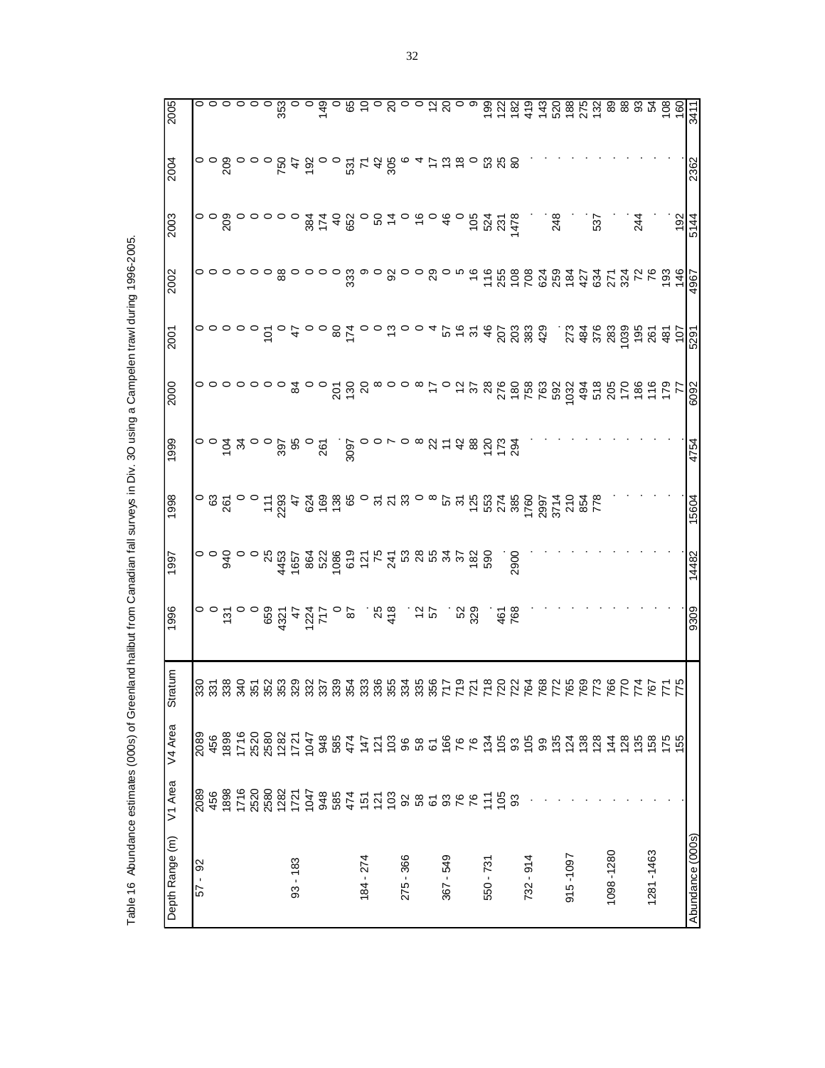Table 16 Abundance estimates (000s) of Greenland halibut from Canadian fall surveys in Div. 3O using a Campelen trawl during 1996-2005.

| Depth Range (m) | V1 Area | V4 Area | Stratum | 1996 | 1997 | 1998 | 1999 | 2000 | 2001 | 2002 | 2003 | 2004 | 2005 |
|---|---|---|---|---|---|---|---|---|---|---|---|---|---|
| 57 - 92 | 2089 | 2089 | 330 | 0 | 0 | 0 | 0 | 0 | 0 | 0 | 0 | 0 | 0 |
| | 456 | 456 | 331 | 0 | 0 | 63 | 0 | 0 | 0 | 0 | 0 | 0 | 0 |
| | 1898 | 1898 | 338 | 131 | 940 | 261 | 104 | 0 | 0 | 0 | 209 | 209 | 0 |
| | 1716 | 1716 | 340 | 0 | 0 | 0 | 34 | 0 | 0 | 0 | 0 | 0 | 0 |
| | 2520 | 2520 | 351 | 0 | 0 | 0 | 0 | 0 | 0 | 0 | 0 | 0 | 0 |
| | 2580 | 2580 | 352 | 659 | 25 | 111 | 0 | 0 | 101 | 0 | 0 | 0 | 0 |
| | 1282 | 1282 | 353 | 4321 | 4453 | 2293 | 397 | 0 | 0 | 88 | 0 | 750 | 353 |
| 93 - 183 | 1721 | 1721 | 329 | 47 | 1657 | 47 | 95 | 84 | 47 | 0 | 0 | 47 | 0 |
| | 1047 | 1047 | 332 | 1224 | 864 | 624 | 0 | 0 | 0 | 0 | 384 | 192 | 0 |
| | 948 | 948 | 337 | 717 | 522 | 169 | 261 | 0 | 0 | 0 | 174 | 0 | 149 |
| | 585 | 585 | 339 | 0 | 1086 | 138 | . | 201 | 80 | 0 | 40 | 0 | 0 |
| | 474 | 474 | 354 | 87 | 619 | 65 | 3097 | 130 | 174 | 333 | 652 | 531 | 65 |
| 184 - 274 | 151 | 147 | 333 | . | 121 | 0 | 0 | 20 | 0 | 9 | 0 | 71 | 10 |
| | 121 | 121 | 336 | 25 | 75 | 31 | 0 | 8 | 0 | 0 | 50 | 42 | 0 |
| | 103 | 103 | 355 | 418 | 241 | 21 | 7 | 0 | 13 | 92 | 14 | 305 | 20 |
| 275 - 366 | 92 | 96 | 334 | . | 53 | 33 | 0 | 0 | 0 | 0 | 0 | 6 | 0 |
| | 58 | 58 | 335 | 12 | 28 | 0 | 8 | 8 | 0 | 0 | 16 | 4 | 0 |
| | 61 | 61 | 356 | 57 | 55 | 8 | 22 | 17 | 4 | 29 | 0 | 17 | 12 |
| 367 - 549 | 93 | 166 | 717 | . | 34 | 57 | 11 | 0 | 57 | 0 | 46 | 13 | 20 |
| | 76 | 76 | 719 | 52 | 37 | 31 | 42 | 12 | 16 | 5 | 0 | 18 | 0 |
| | 76 | 76 | 721 | 329 | 182 | 125 | 88 | 37 | 31 | 16 | 105 | 0 | 9 |
| 550 - 731 | 111 | 134 | 718 | . | 590 | 553 | 120 | 28 | 46 | 116 | 524 | 53 | 199 |
| | 105 | 105 | 720 | 461 | . | 274 | 173 | 276 | 207 | 255 | 231 | 25 | 122 |
| | 93 | 93 | 722 | 768 | 2900 | 385 | 294 | 180 | 203 | 108 | 1478 | 80 | 182 |
| 732 - 914 | . | 105 | 764 | . | . | 1760 | . | 758 | 383 | 708 | . | . | 419 |
| | . | 99 | 768 | . | . | 2997 | . | 763 | 429 | 624 | . | . | 143 |
| | . | 135 | 772 | . | . | 3714 | . | 592 | . | 259 | 248 | . | 520 |
| 915 -1097 | . | 124 | 765 | . | . | 210 | . | 1032 | 273 | 184 | . | . | 188 |
| | . | 138 | 769 | . | . | 854 | . | 494 | 484 | 427 | . | . | 275 |
| | . | 128 | 773 | . | . | 778 | . | 518 | 376 | 634 | 537 | . | 132 |
| 1098 -1280 | . | 144 | 766 | . | . | . | . | 205 | 283 | 271 | . | . | 89 |
| | . | 128 | 770 | . | . | . | . | 170 | 1039 | 324 | . | . | 88 |
| | . | 135 | 774 | . | . | . | . | 186 | 195 | 72 | 244 | . | 93 |
| 1281 -1463 | . | 158 | 767 | . | . | . | . | 116 | 261 | 76 | . | . | 54 |
| | . | 175 | 771 | . | . | . | . | 179 | 481 | 193 | . | . | 108 |
| | . | 155 | 775 | . | . | . | . | 77 | 107 | 146 | 192 | . | 160 |
| Abundance (000s) | | | | 9309 | 14482 | 15604 | 4754 | 6092 | 5291 | 4967 | 5144 | 2362 | 3411 |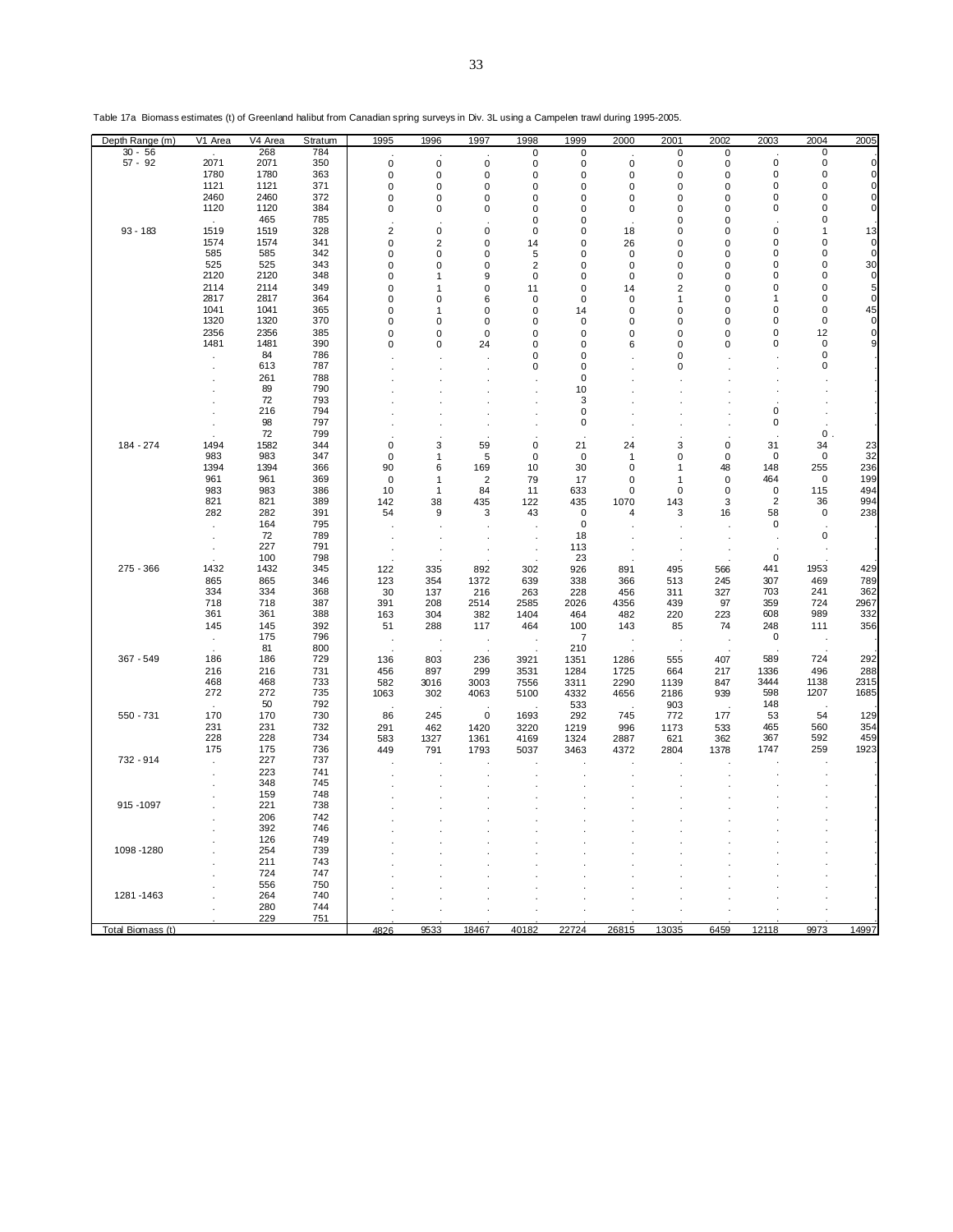Table 17a Biomass estimates (t) of Greenland halibut from Canadian spring surveys in Div. 3L using a Campelen trawl during 1995-2005.

| Depth Range (m) | V1 Area | V4 Area | Stratum | 1995 | 1996 | 1997 | 1998 | 1999 | 2000 | 2001 | 2002 | 2003 | 2004 | 2005 |
|---|---|---|---|---|---|---|---|---|---|---|---|---|---|---|
| 30 - 56 | . | 268 | 784 | . | . | . | 0 | 0 | . | 0 | 0 | . | 0 | . |
| 57 - 92 | 2071 | 2071 | 350 | 0 | 0 | 0 | 0 | 0 | 0 | 0 | 0 | 0 | 0 | 0 |
| | 1780 | 1780 | 363 | 0 | 0 | 0 | 0 | 0 | 0 | 0 | 0 | 0 | 0 | 0 |
| | 1121 | 1121 | 371 | 0 | 0 | 0 | 0 | 0 | 0 | 0 | 0 | 0 | 0 | 0 |
| | 2460 | 2460 | 372 | 0 | 0 | 0 | 0 | 0 | 0 | 0 | 0 | 0 | 0 | 0 |
| | 1120 | 1120 | 384 | 0 | 0 | 0 | 0 | 0 | 0 | 0 | 0 | 0 | 0 | 0 |
| | . | 465 | 785 | . | . | . | 0 | 0 | . | 0 | 0 | . | 0 | . |
| 93 - 183 | 1519 | 1519 | 328 | 2 | 0 | 0 | 0 | 0 | 18 | 0 | 0 | 0 | 1 | 13 |
| | 1574 | 1574 | 341 | 0 | 2 | 0 | 14 | 0 | 26 | 0 | 0 | 0 | 0 | 0 |
| | 585 | 585 | 342 | 0 | 0 | 0 | 5 | 0 | 0 | 0 | 0 | 0 | 0 | 0 |
| | 525 | 525 | 343 | 0 | 0 | 0 | 2 | 0 | 0 | 0 | 0 | 0 | 0 | 30 |
| | 2120 | 2120 | 348 | 0 | 1 | 9 | 0 | 0 | 0 | 0 | 0 | 0 | 0 | 0 |
| | 2114 | 2114 | 349 | 0 | 1 | 0 | 11 | 0 | 14 | 2 | 0 | 0 | 0 | 5 |
| | 2817 | 2817 | 364 | 0 | 0 | 6 | 0 | 0 | 0 | 1 | 0 | 1 | 0 | 0 |
| | 1041 | 1041 | 365 | 0 | 1 | 0 | 0 | 14 | 0 | 0 | 0 | 0 | 0 | 45 |
| | 1320 | 1320 | 370 | 0 | 0 | 0 | 0 | 0 | 0 | 0 | 0 | 0 | 0 | 0 |
| | 2356 | 2356 | 385 | 0 | 0 | 0 | 0 | 0 | 0 | 0 | 0 | 0 | 12 | 0 |
| | 1481 | 1481 | 390 | 0 | 0 | 24 | 0 | 0 | 6 | 0 | 0 | 0 | 0 | 9 |
| | . | 84 | 786 | . | . | . | 0 | 0 | . | 0 | . | . | 0 | . |
| | . | 613 | 787 | . | . | . | 0 | 0 | . | 0 | . | . | 0 | . |
| | . | 261 | 788 | . | . | . | . | 0 | . | . | . | . | . | . |
| | . | 89 | 790 | . | . | . | . | 10 | . | . | . | . | . | . |
| | . | 72 | 793 | . | . | . | . | 3 | . | . | . | . | . | . |
| | . | 216 | 794 | . | . | . | . | 0 | . | . | . | 0 | . | . |
| | . | 98 | 797 | . | . | . | . | 0 | . | . | . | 0 | . | . |
| | . | 72 | 799 | . | . | . | . | . | . | . | . | . | 0 . | . |
| 184 - 274 | 1494 | 1582 | 344 | 0 | 3 | 59 | 0 | 21 | 24 | 3 | 0 | 31 | 34 | 23 |
| | 983 | 983 | 347 | 0 | 1 | 5 | 0 | 0 | 1 | 0 | 0 | 0 | 0 | 32 |
| | 1394 | 1394 | 366 | 90 | 6 | 169 | 10 | 30 | 0 | 1 | 48 | 148 | 255 | 236 |
| | 961 | 961 | 369 | 0 | 1 | 2 | 79 | 17 | 0 | 1 | 0 | 464 | 0 | 199 |
| | 983 | 983 | 386 | 10 | 1 | 84 | 11 | 633 | 0 | 0 | 0 | 0 | 115 | 494 |
| | 821 | 821 | 389 | 142 | 38 | 435 | 122 | 435 | 1070 | 143 | 3 | 2 | 36 | 994 |
| | 282 | 282 | 391 | 54 | 9 | 3 | 43 | 0 | 4 | 3 | 16 | 58 | 0 | 238 |
| | . | 164 | 795 | . | . | . | . | 0 | . | . | . | 0 | . | . |
| | . | 72 | 789 | . | . | . | . | 18 | . | . | . | . | 0 | . |
| | . | 227 | 791 | . | . | . | . | 113 | . | . | . | . | . | . |
| | . | 100 | 798 | . | . | . | . | 23 | . | . | . | 0 | . | . |
| 275 - 366 | 1432 | 1432 | 345 | 122 | 335 | 892 | 302 | 926 | 891 | 495 | 566 | 441 | 1953 | 429 |
| | 865 | 865 | 346 | 123 | 354 | 1372 | 639 | 338 | 366 | 513 | 245 | 307 | 469 | 789 |
| | 334 | 334 | 368 | 30 | 137 | 216 | 263 | 228 | 456 | 311 | 327 | 703 | 241 | 362 |
| | 718 | 718 | 387 | 391 | 208 | 2514 | 2585 | 2026 | 4356 | 439 | 97 | 359 | 724 | 2967 |
| | 361 | 361 | 388 | 163 | 304 | 382 | 1404 | 464 | 482 | 220 | 223 | 608 | 989 | 332 |
| | 145 | 145 | 392 | 51 | 288 | 117 | 464 | 100 | 143 | 85 | 74 | 248 | 111 | 356 |
| | . | 175 | 796 | . | . | . | . | 7 | . | . | . | 0 | . | . |
| | . | 81 | 800 | . | . | . | . | 210 | . | . | . | . | . | . |
| 367 - 549 | 186 | 186 | 729 | 136 | 803 | 236 | 3921 | 1351 | 1286 | 555 | 407 | 589 | 724 | 292 |
| | 216 | 216 | 731 | 456 | 897 | 299 | 3531 | 1284 | 1725 | 664 | 217 | 1336 | 496 | 288 |
| | 468 | 468 | 733 | 582 | 3016 | 3003 | 7556 | 3311 | 2290 | 1139 | 847 | 3444 | 1138 | 2315 |
| | 272 | 272 | 735 | 1063 | 302 | 4063 | 5100 | 4332 | 4656 | 2186 | 939 | 598 | 1207 | 1685 |
| | . | 50 | 792 | . | . | . | . | 533 | . | 903 | . | 148 | . | . |
| 550 - 731 | 170 | 170 | 730 | 86 | 245 | 0 | 1693 | 292 | 745 | 772 | 177 | 53 | 54 | 129 |
| | 231 | 231 | 732 | 291 | 462 | 1420 | 3220 | 1219 | 996 | 1173 | 533 | 465 | 560 | 354 |
| | 228 | 228 | 734 | 583 | 1327 | 1361 | 4169 | 1324 | 2887 | 621 | 362 | 367 | 592 | 459 |
| | 175 | 175 | 736 | 449 | 791 | 1793 | 5037 | 3463 | 4372 | 2804 | 1378 | 1747 | 259 | 1923 |
| 732 - 914 | . | 227 | 737 | . | . | . | . | . | . | . | . | . | . | . |
| | . | 223 | 741 | . | . | . | . | . | . | . | . | . | . | . |
| | . | 348 | 745 | . | . | . | . | . | . | . | . | . | . | . |
| | . | 159 | 748 | . | . | . | . | . | . | . | . | . | . | . |
| 915 -1097 | . | 221 | 738 | . | . | . | . | . | . | . | . | . | . | . |
| | . | 206 | 742 | . | . | . | . | . | . | . | . | . | . | . |
| | . | 392 | 746 | . | . | . | . | . | . | . | . | . | . | . |
| | . | 126 | 749 | . | . | . | . | . | . | . | . | . | . | . |
| 1098 -1280 | . | 254 | 739 | . | . | . | . | . | . | . | . | . | . | . |
| | . | 211 | 743 | . | . | . | . | . | . | . | . | . | . | . |
| | . | 724 | 747 | . | . | . | . | . | . | . | . | . | . | . |
| | . | 556 | 750 | . | . | . | . | . | . | . | . | . | . | . |
| 1281 -1463 | . | 264 | 740 | . | . | . | . | . | . | . | . | . | . | . |
| | . | 280 | 744 | . | . | . | . | . | . | . | . | . | . | . |
| | . | 229 | 751 | . | . | . | . | . | . | . | . | . | . | . |
| Total Biomass (t) | | | | 4826 | 9533 | 18467 | 40182 | 22724 | 26815 | 13035 | 6459 | 12118 | 9973 | 14997 |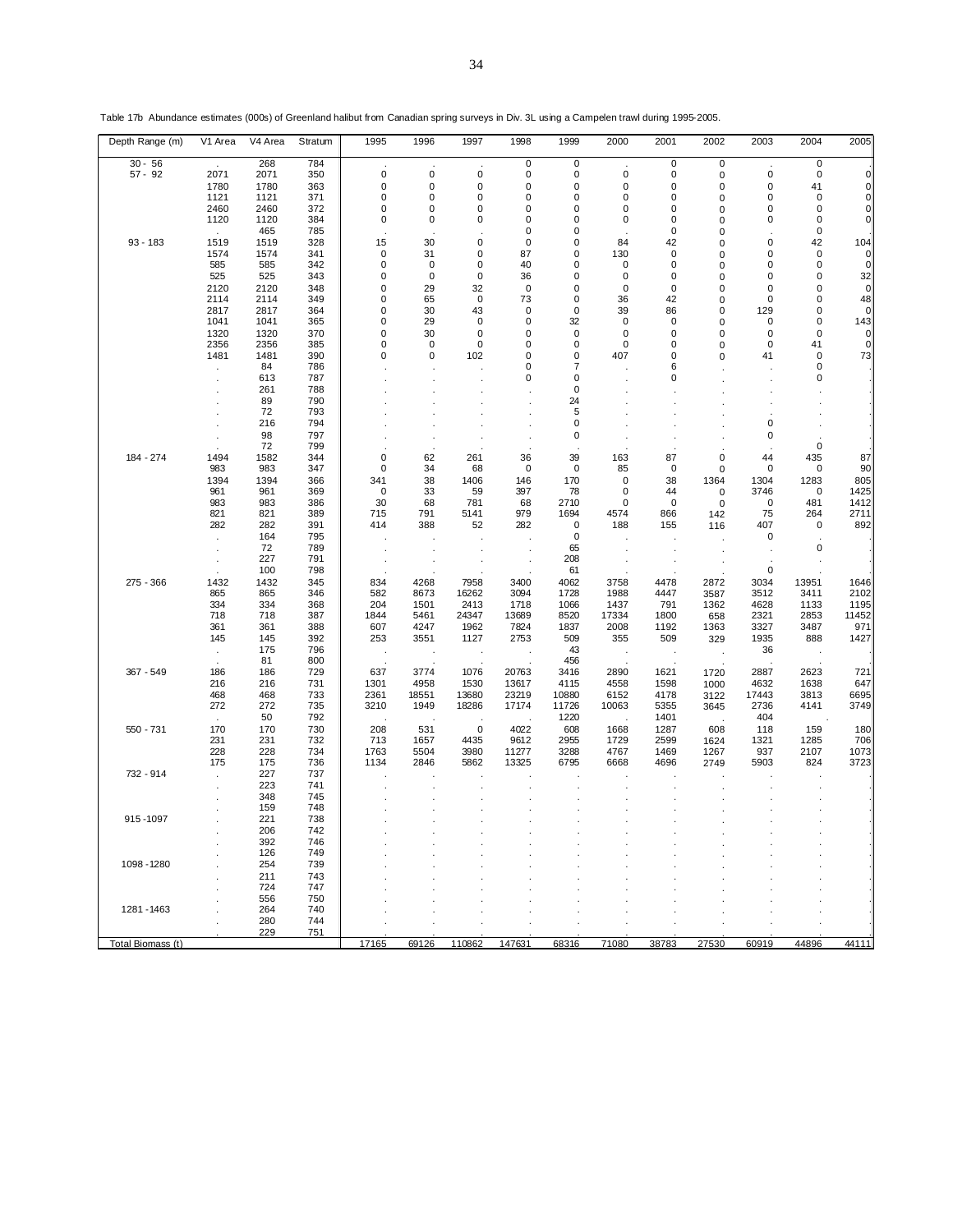Table 17b Abundance estimates (000s) of Greenland halibut from Canadian spring surveys in Div. 3L using a Campelen trawl during 1995-2005.

| Depth Range (m) | V1 Area | V4 Area | Stratum | 1995 | 1996 | 1997 | 1998 | 1999 | 2000 | 2001 | 2002 | 2003 | 2004 | 2005 |
|---|---|---|---|---|---|---|---|---|---|---|---|---|---|---|
| 30 - 56 | . | 268 | 784 | . | . | . | 0 | 0 | . | 0 | 0 | . | 0 | . |
| 57 - 92 | 2071 | 2071 | 350 | 0 | 0 | 0 | 0 | 0 | 0 | 0 | 0 | 0 | 0 | 0 |
| | 1780 | 1780 | 363 | 0 | 0 | 0 | 0 | 0 | 0 | 0 | 0 | 0 | 41 | 0 |
| | 1121 | 1121 | 371 | 0 | 0 | 0 | 0 | 0 | 0 | 0 | 0 | 0 | 0 | 0 |
| | 2460 | 2460 | 372 | 0 | 0 | 0 | 0 | 0 | 0 | 0 | 0 | 0 | 0 | 0 |
| | 1120 | 1120 | 384 | 0 | 0 | 0 | 0 | 0 | 0 | 0 | 0 | 0 | 0 | 0 |
| | . | 465 | 785 | . | . | . | 0 | 0 | . | 0 | 0 | . | 0 | . |
| 93 - 183 | 1519 | 1519 | 328 | 15 | 30 | 0 | 0 | 0 | 84 | 42 | 0 | 0 | 42 | 104 |
| | 1574 | 1574 | 341 | 0 | 31 | 0 | 87 | 0 | 130 | 0 | 0 | 0 | 0 | 0 |
| | 585 | 585 | 342 | 0 | 0 | 0 | 40 | 0 | 0 | 0 | 0 | 0 | 0 | 0 |
| | 525 | 525 | 343 | 0 | 0 | 0 | 36 | 0 | 0 | 0 | 0 | 0 | 0 | 32 |
| | 2120 | 2120 | 348 | 0 | 29 | 32 | 0 | 0 | 0 | 0 | 0 | 0 | 0 | 0 |
| | 2114 | 2114 | 349 | 0 | 65 | 0 | 73 | 0 | 36 | 42 | 0 | 0 | 0 | 48 |
| | 2817 | 2817 | 364 | 0 | 30 | 43 | 0 | 0 | 39 | 86 | 0 | 129 | 0 | 0 |
| | 1041 | 1041 | 365 | 0 | 29 | 0 | 0 | 32 | 0 | 0 | 0 | 0 | 0 | 143 |
| | 1320 | 1320 | 370 | 0 | 30 | 0 | 0 | 0 | 0 | 0 | 0 | 0 | 0 | 0 |
| | 2356 | 2356 | 385 | 0 | 0 | 0 | 0 | 0 | 0 | 0 | 0 | 0 | 41 | 0 |
| | 1481 | 1481 | 390 | 0 | 0 | 102 | 0 | 0 | 407 | 0 | 0 | 41 | 0 | 73 |
| | . | 84 | 786 | . | . | . | 0 | 7 | . | 6 | . | . | 0 | . |
| | . | 613 | 787 | . | . | . | 0 | 0 | . | 0 | . | . | 0 | . |
| | . | 261 | 788 | . | . | . | . | 0 | . | . | . | . | . | . |
| | . | 89 | 790 | . | . | . | . | 24 | . | . | . | . | . | . |
| | . | 72 | 793 | . | . | . | . | 5 | . | . | . | . | . | . |
| | . | 216 | 794 | . | . | . | . | 0 | . | . | . | 0 | . | . |
| | . | 98 | 797 | . | . | . | . | 0 | . | . | . | 0 | . | . |
| | . | 72 | 799 | . | . | . | . | . | . | . | . | . | 0 | . |
| 184 - 274 | 1494 | 1582 | 344 | 0 | 62 | 261 | 36 | 39 | 163 | 87 | 0 | 44 | 435 | 87 |
| | 983 | 983 | 347 | 0 | 34 | 68 | 0 | 0 | 85 | 0 | 0 | 0 | 0 | 90 |
| | 1394 | 1394 | 366 | 341 | 38 | 1406 | 146 | 170 | 0 | 38 | 1364 | 1304 | 1283 | 805 |
| | 961 | 961 | 369 | 0 | 33 | 59 | 397 | 78 | 0 | 44 | 0 | 3746 | 0 | 1425 |
| | 983 | 983 | 386 | 30 | 68 | 781 | 68 | 2710 | 0 | 0 | 0 | 0 | 481 | 1412 |
| | 821 | 821 | 389 | 715 | 791 | 5141 | 979 | 1694 | 4574 | 866 | 142 | 75 | 264 | 2711 |
| | 282 | 282 | 391 | 414 | 388 | 52 | 282 | 0 | 188 | 155 | 116 | 407 | 0 | 892 |
| | . | 164 | 795 | . | . | . | . | 0 | . | . | . | 0 | . | . |
| | . | 72 | 789 | . | . | . | . | 65 | . | . | . | . | 0 | . |
| | . | 227 | 791 | . | . | . | . | 208 | . | . | . | . | . | . |
| | . | 100 | 798 | . | . | . | . | 61 | . | . | . | 0 | . | . |
| 275 - 366 | 1432 | 1432 | 345 | 834 | 4268 | 7958 | 3400 | 4062 | 3758 | 4478 | 2872 | 3034 | 13951 | 1646 |
| | 865 | 865 | 346 | 582 | 8673 | 16262 | 3094 | 1728 | 1988 | 4447 | 3587 | 3512 | 3411 | 2102 |
| | 334 | 334 | 368 | 204 | 1501 | 2413 | 1718 | 1066 | 1437 | 791 | 1362 | 4628 | 1133 | 1195 |
| | 718 | 718 | 387 | 1844 | 5461 | 24347 | 13689 | 8520 | 17334 | 1800 | 658 | 2321 | 2853 | 11452 |
| | 361 | 361 | 388 | 607 | 4247 | 1962 | 7824 | 1837 | 2008 | 1192 | 1363 | 3327 | 3487 | 971 |
| | 145 | 145 | 392 | 253 | 3551 | 1127 | 2753 | 509 | 355 | 509 | 329 | 1935 | 888 | 1427 |
| | . | 175 | 796 | . | . | . | . | 43 | . | . | . | 36 | . | . |
| | . | 81 | 800 | . | . | . | . | 456 | . | . | . | . | . | . |
| 367 - 549 | 186 | 186 | 729 | 637 | 3774 | 1076 | 20763 | 3416 | 2890 | 1621 | 1720 | 2887 | 2623 | 721 |
| | 216 | 216 | 731 | 1301 | 4958 | 1530 | 13617 | 4115 | 4558 | 1598 | 1000 | 4632 | 1638 | 647 |
| | 468 | 468 | 733 | 2361 | 18551 | 13680 | 23219 | 10880 | 6152 | 4178 | 3122 | 17443 | 3813 | 6695 |
| | 272 | 272 | 735 | 3210 | 1949 | 18286 | 17174 | 11726 | 10063 | 5355 | 3645 | 2736 | 4141 | 3749 |
| | . | 50 | 792 | . | . | . | . | 1220 | . | 1401 | . | 404 | . | . |
| 550 - 731 | 170 | 170 | 730 | 208 | 531 | 0 | 4022 | 608 | 1668 | 1287 | 608 | 118 | 159 | 180 |
| | 231 | 231 | 732 | 713 | 1657 | 4435 | 9612 | 2955 | 1729 | 2599 | 1624 | 1321 | 1285 | 706 |
| | 228 | 228 | 734 | 1763 | 5504 | 3980 | 11277 | 3288 | 4767 | 1469 | 1267 | 937 | 2107 | 1073 |
| | 175 | 175 | 736 | 1134 | 2846 | 5862 | 13325 | 6795 | 6668 | 4696 | 2749 | 5903 | 824 | 3723 |
| 732 - 914 | . | 227 | 737 | . | . | . | . | . | . | . | . | . | . | . |
| | . | 223 | 741 | . | . | . | . | . | . | . | . | . | . | . |
| | . | 348 | 745 | . | . | . | . | . | . | . | . | . | . | . |
| | . | 159 | 748 | . | . | . | . | . | . | . | . | . | . | . |
| 915 -1097 | . | 221 | 738 | . | . | . | . | . | . | . | . | . | . | . |
| | . | 206 | 742 | . | . | . | . | . | . | . | . | . | . | . |
| | . | 392 | 746 | . | . | . | . | . | . | . | . | . | . | . |
| | . | 126 | 749 | . | . | . | . | . | . | . | . | . | . | . |
| 1098 -1280 | . | 254 | 739 | . | . | . | . | . | . | . | . | . | . | . |
| | . | 211 | 743 | . | . | . | . | . | . | . | . | . | . | . |
| | . | 724 | 747 | . | . | . | . | . | . | . | . | . | . | . |
| | . | 556 | 750 | . | . | . | . | . | . | . | . | . | . | . |
| 1281 -1463 | . | 264 | 740 | . | . | . | . | . | . | . | . | . | . | . |
| | . | 280 | 744 | . | . | . | . | . | . | . | . | . | . | . |
| | . | 229 | 751 | . | . | . | . | . | . | . | . | . | . | . |
| Total Biomass (t) | | | | 17165 | 69126 | 110862 | 147631 | 68316 | 71080 | 38783 | 27530 | 60919 | 44896 | 44111 |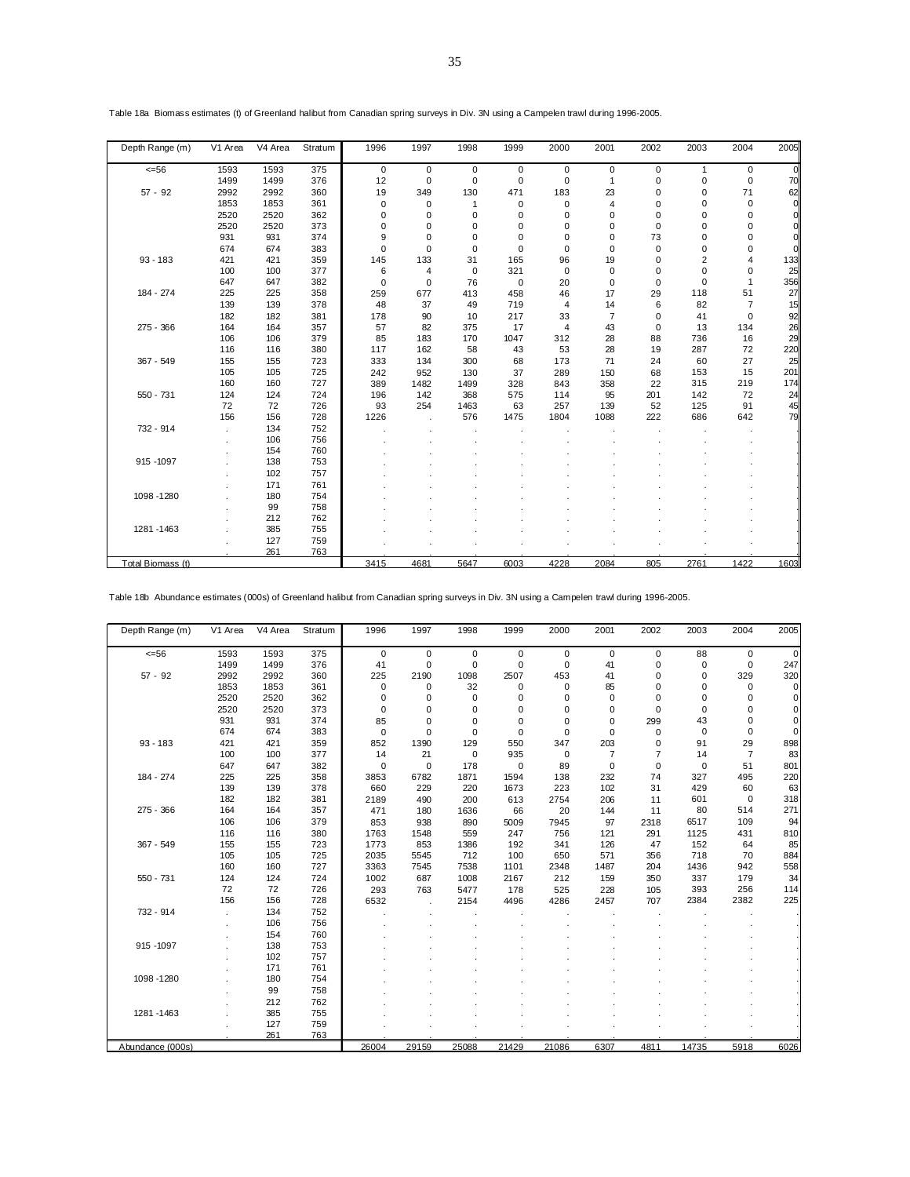Table 18a Biomass estimates (t) of Greenland halibut from Canadian spring surveys in Div. 3N using a Campelen trawl during 1996-2005.

| Depth Range (m) | V1 Area | V4 Area | Stratum | 1996 | 1997 | 1998 | 1999 | 2000 | 2001 | 2002 | 2003 | 2004 | 2005 |
|---|---|---|---|---|---|---|---|---|---|---|---|---|---|
| <=56 | 1593 | 1593 | 375 | 0 | 0 | 0 | 0 | 0 | 0 | 0 | 1 | 0 | 0 |
| | 1499 | 1499 | 376 | 12 | 0 | 0 | 0 | 0 | 1 | 0 | 0 | 0 | 70 |
| 57 - 92 | 2992 | 2992 | 360 | 19 | 349 | 130 | 471 | 183 | 23 | 0 | 0 | 71 | 62 |
| | 1853 | 1853 | 361 | 0 | 0 | 1 | 0 | 0 | 4 | 0 | 0 | 0 | 0 |
| | 2520 | 2520 | 362 | 0 | 0 | 0 | 0 | 0 | 0 | 0 | 0 | 0 | 0 |
| | 2520 | 2520 | 373 | 0 | 0 | 0 | 0 | 0 | 0 | 0 | 0 | 0 | 0 |
| | 931 | 931 | 374 | 9 | 0 | 0 | 0 | 0 | 0 | 73 | 0 | 0 | 0 |
| | 674 | 674 | 383 | 0 | 0 | 0 | 0 | 0 | 0 | 0 | 0 | 0 | 0 |
| 93 - 183 | 421 | 421 | 359 | 145 | 133 | 31 | 165 | 96 | 19 | 0 | 2 | 4 | 133 |
| | 100 | 100 | 377 | 6 | 4 | 0 | 321 | 0 | 0 | 0 | 0 | 0 | 25 |
| | 647 | 647 | 382 | 0 | 0 | 76 | 0 | 20 | 0 | 0 | 0 | 1 | 356 |
| 184 - 274 | 225 | 225 | 358 | 259 | 677 | 413 | 458 | 46 | 17 | 29 | 118 | 51 | 27 |
| | 139 | 139 | 378 | 48 | 37 | 49 | 719 | 4 | 14 | 6 | 82 | 7 | 15 |
| | 182 | 182 | 381 | 178 | 90 | 10 | 217 | 33 | 7 | 0 | 41 | 0 | 92 |
| 275 - 366 | 164 | 164 | 357 | 57 | 82 | 375 | 17 | 4 | 43 | 0 | 13 | 134 | 26 |
| | 106 | 106 | 379 | 85 | 183 | 170 | 1047 | 312 | 28 | 88 | 736 | 16 | 29 |
| | 116 | 116 | 380 | 117 | 162 | 58 | 43 | 53 | 28 | 19 | 287 | 72 | 220 |
| 367 - 549 | 155 | 155 | 723 | 333 | 134 | 300 | 68 | 173 | 71 | 24 | 60 | 27 | 25 |
| | 105 | 105 | 725 | 242 | 952 | 130 | 37 | 289 | 150 | 68 | 153 | 15 | 201 |
| | 160 | 160 | 727 | 389 | 1482 | 1499 | 328 | 843 | 358 | 22 | 315 | 219 | 174 |
| 550 - 731 | 124 | 124 | 724 | 196 | 142 | 368 | 575 | 114 | 95 | 201 | 142 | 72 | 24 |
| | 72 | 72 | 726 | 93 | 254 | 1463 | 63 | 257 | 139 | 52 | 125 | 91 | 45 |
| | 156 | 156 | 728 | 1226 | . | 576 | 1475 | 1804 | 1088 | 222 | 686 | 642 | 79 |
| 732 - 914 | . | 134 | 752 | . | . | . | . | . | . | . | . | . | . |
| | . | 106 | 756 | . | . | . | . | . | . | . | . | . | . |
| | . | 154 | 760 | . | . | . | . | . | . | . | . | . | . |
| 915 -1097 | . | 138 | 753 | . | . | . | . | . | . | . | . | . | . |
| | . | 102 | 757 | . | . | . | . | . | . | . | . | . | . |
| | . | 171 | 761 | . | . | . | . | . | . | . | . | . | . |
| 1098 -1280 | . | 180 | 754 | . | . | . | . | . | . | . | . | . | . |
| | . | 99 | 758 | . | . | . | . | . | . | . | . | . | . |
| | . | 212 | 762 | . | . | . | . | . | . | . | . | . | . |
| 1281 -1463 | . | 385 | 755 | . | . | . | . | . | . | . | . | . | . |
| | . | 127 | 759 | . | . | . | . | . | . | . | . | . | . |
| | . | 261 | 763 | . | . | . | . | . | . | . | . | . | . |
| Total Biomass (t) | | | | 3415 | 4681 | 5647 | 6003 | 4228 | 2084 | 805 | 2761 | 1422 | 1603 |

Table 18b Abundance estimates (000s) of Greenland halibut from Canadian spring surveys in Div. 3N using a Campelen trawl during 1996-2005.

| Depth Range (m) | V1 Area | V4 Area | Stratum | 1996 | 1997 | 1998 | 1999 | 2000 | 2001 | 2002 | 2003 | 2004 | 2005 |
|---|---|---|---|---|---|---|---|---|---|---|---|---|---|
| <=56 | 1593 | 1593 | 375 | 0 | 0 | 0 | 0 | 0 | 0 | 0 | 88 | 0 | 0 |
| | 1499 | 1499 | 376 | 41 | 0 | 0 | 0 | 0 | 41 | 0 | 0 | 0 | 247 |
| 57 - 92 | 2992 | 2992 | 360 | 225 | 2190 | 1098 | 2507 | 453 | 41 | 0 | 0 | 329 | 320 |
| | 1853 | 1853 | 361 | 0 | 0 | 32 | 0 | 0 | 85 | 0 | 0 | 0 | 0 |
| | 2520 | 2520 | 362 | 0 | 0 | 0 | 0 | 0 | 0 | 0 | 0 | 0 | 0 |
| | 2520 | 2520 | 373 | 0 | 0 | 0 | 0 | 0 | 0 | 0 | 0 | 0 | 0 |
| | 931 | 931 | 374 | 85 | 0 | 0 | 0 | 0 | 0 | 299 | 43 | 0 | 0 |
| | 674 | 674 | 383 | 0 | 0 | 0 | 0 | 0 | 0 | 0 | 0 | 0 | 0 |
| 93 - 183 | 421 | 421 | 359 | 852 | 1390 | 129 | 550 | 347 | 203 | 0 | 91 | 29 | 898 |
| | 100 | 100 | 377 | 14 | 21 | 0 | 935 | 0 | 7 | 7 | 14 | 7 | 83 |
| | 647 | 647 | 382 | 0 | 0 | 178 | 0 | 89 | 0 | 0 | 0 | 51 | 801 |
| 184 - 274 | 225 | 225 | 358 | 3853 | 6782 | 1871 | 1594 | 138 | 232 | 74 | 327 | 495 | 220 |
| | 139 | 139 | 378 | 660 | 229 | 220 | 1673 | 223 | 102 | 31 | 429 | 60 | 63 |
| | 182 | 182 | 381 | 2189 | 490 | 200 | 613 | 2754 | 206 | 11 | 601 | 0 | 318 |
| 275 - 366 | 164 | 164 | 357 | 471 | 180 | 1636 | 66 | 20 | 144 | 11 | 80 | 514 | 271 |
| | 106 | 106 | 379 | 853 | 938 | 890 | 5009 | 7945 | 97 | 2318 | 6517 | 109 | 94 |
| | 116 | 116 | 380 | 1763 | 1548 | 559 | 247 | 756 | 121 | 291 | 1125 | 431 | 810 |
| 367 - 549 | 155 | 155 | 723 | 1773 | 853 | 1386 | 192 | 341 | 126 | 47 | 152 | 64 | 85 |
| | 105 | 105 | 725 | 2035 | 5545 | 712 | 100 | 650 | 571 | 356 | 718 | 70 | 884 |
| | 160 | 160 | 727 | 3363 | 7545 | 7538 | 1101 | 2348 | 1487 | 204 | 1436 | 942 | 558 |
| 550 - 731 | 124 | 124 | 724 | 1002 | 687 | 1008 | 2167 | 212 | 159 | 350 | 337 | 179 | 34 |
| | 72 | 72 | 726 | 293 | 763 | 5477 | 178 | 525 | 228 | 105 | 393 | 256 | 114 |
| | 156 | 156 | 728 | 6532 | . | 2154 | 4496 | 4286 | 2457 | 707 | 2384 | 2382 | 225 |
| 732 - 914 | . | 134 | 752 | . | . | . | . | . | . | . | . | . | . |
| | . | 106 | 756 | . | . | . | . | . | . | . | . | . | . |
| | . | 154 | 760 | . | . | . | . | . | . | . | . | . | . |
| 915 -1097 | . | 138 | 753 | . | . | . | . | . | . | . | . | . | . |
| | . | 102 | 757 | . | . | . | . | . | . | . | . | . | . |
| | . | 171 | 761 | . | . | . | . | . | . | . | . | . | . |
| 1098 -1280 | . | 180 | 754 | . | . | . | . | . | . | . | . | . | . |
| | . | 99 | 758 | . | . | . | . | . | . | . | . | . | . |
| | . | 212 | 762 | . | . | . | . | . | . | . | . | . | . |
| 1281 -1463 | . | 385 | 755 | . | . | . | . | . | . | . | . | . | . |
| | . | 127 | 759 | . | . | . | . | . | . | . | . | . | . |
| | . | 261 | 763 | . | . | . | . | . | . | . | . | . | . |
| Abundance (000s) | | | | 26004 | 29159 | 25088 | 21429 | 21086 | 6307 | 4811 | 14735 | 5918 | 6026 |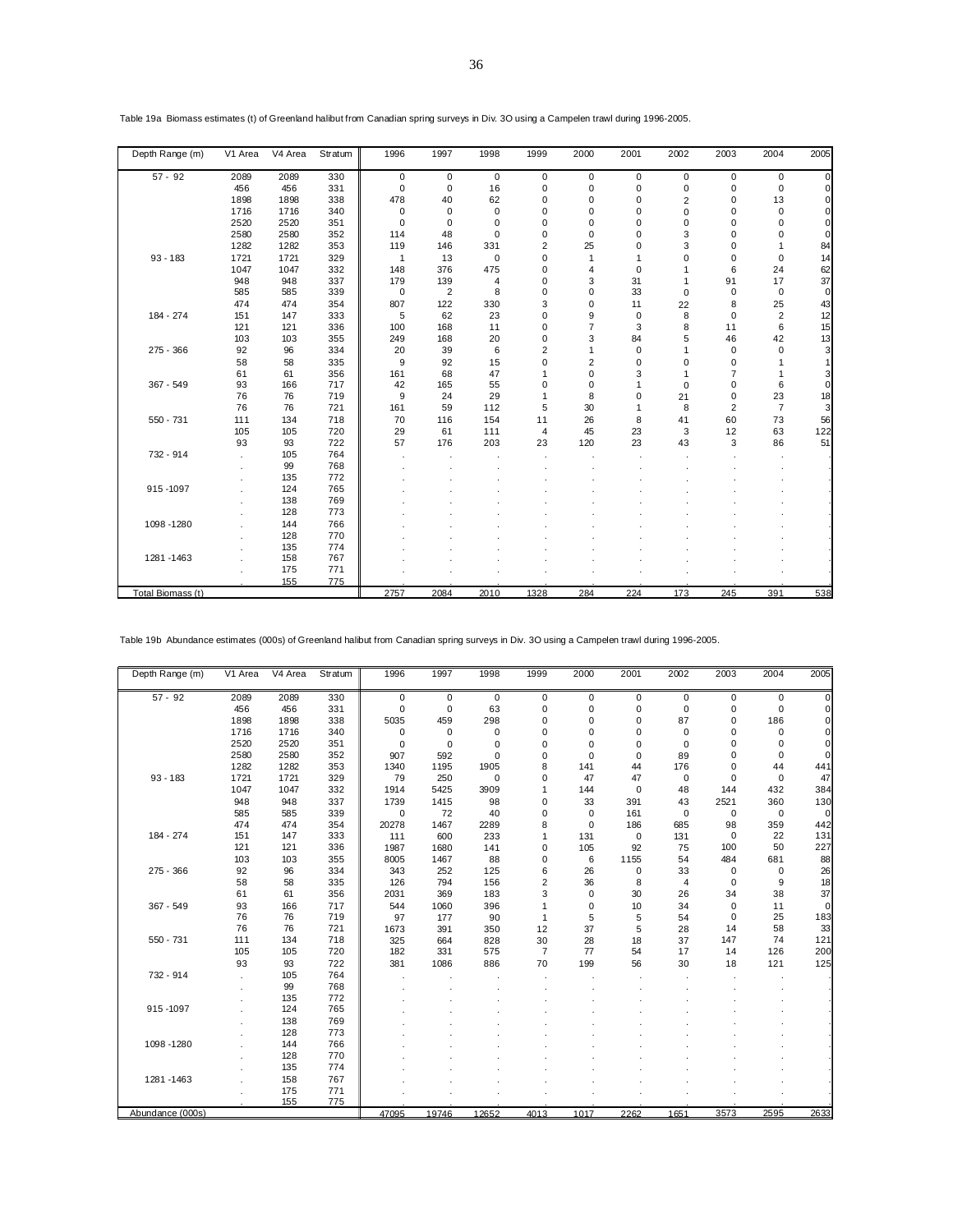Table 19a Biomass estimates (t) of Greenland halibut from Canadian spring surveys in Div. 3O using a Campelen trawl during 1996-2005.

| Depth Range (m) | V1 Area | V4 Area | Stratum | 1996 | 1997 | 1998 | 1999 | 2000 | 2001 | 2002 | 2003 | 2004 | 2005 |
|---|---|---|---|---|---|---|---|---|---|---|---|---|---|
| 57 - 92 | 2089 | 2089 | 330 | 0 | 0 | 0 | 0 | 0 | 0 | 0 | 0 | 0 | 0 |
| | 456 | 456 | 331 | 0 | 0 | 16 | 0 | 0 | 0 | 0 | 0 | 0 | 0 |
| | 1898 | 1898 | 338 | 478 | 40 | 62 | 0 | 0 | 0 | 2 | 0 | 13 | 0 |
| | 1716 | 1716 | 340 | 0 | 0 | 0 | 0 | 0 | 0 | 0 | 0 | 0 | 0 |
| | 2520 | 2520 | 351 | 0 | 0 | 0 | 0 | 0 | 0 | 0 | 0 | 0 | 0 |
| | 2580 | 2580 | 352 | 114 | 48 | 0 | 0 | 0 | 0 | 3 | 0 | 0 | 0 |
| | 1282 | 1282 | 353 | 119 | 146 | 331 | 2 | 25 | 0 | 3 | 0 | 1 | 84 |
| 93 - 183 | 1721 | 1721 | 329 | 1 | 13 | 0 | 0 | 1 | 1 | 0 | 0 | 0 | 14 |
| | 1047 | 1047 | 332 | 148 | 376 | 475 | 0 | 4 | 0 | 1 | 6 | 24 | 62 |
| | 948 | 948 | 337 | 179 | 139 | 4 | 0 | 3 | 31 | 1 | 91 | 17 | 37 |
| | 585 | 585 | 339 | 0 | 2 | 8 | 0 | 0 | 33 | 0 | 0 | 0 | 0 |
| | 474 | 474 | 354 | 807 | 122 | 330 | 3 | 0 | 11 | 22 | 8 | 25 | 43 |
| 184 - 274 | 151 | 147 | 333 | 5 | 62 | 23 | 0 | 9 | 0 | 8 | 0 | 2 | 12 |
| | 121 | 121 | 336 | 100 | 168 | 11 | 0 | 7 | 3 | 8 | 11 | 6 | 15 |
| | 103 | 103 | 355 | 249 | 168 | 20 | 0 | 3 | 84 | 5 | 46 | 42 | 13 |
| 275 - 366 | 92 | 96 | 334 | 20 | 39 | 6 | 2 | 1 | 0 | 1 | 0 | 0 | 3 |
| | 58 | 58 | 335 | 9 | 92 | 15 | 0 | 2 | 0 | 0 | 0 | 1 | 1 |
| | 61 | 61 | 356 | 161 | 68 | 47 | 1 | 0 | 3 | 1 | 7 | 1 | 3 |
| 367 - 549 | 93 | 166 | 717 | 42 | 165 | 55 | 0 | 0 | 1 | 0 | 0 | 6 | 0 |
| | 76 | 76 | 719 | 9 | 24 | 29 | 1 | 8 | 0 | 21 | 0 | 23 | 18 |
| | 76 | 76 | 721 | 161 | 59 | 112 | 5 | 30 | 1 | 8 | 2 | 7 | 3 |
| 550 - 731 | 111 | 134 | 718 | 70 | 116 | 154 | 11 | 26 | 8 | 41 | 60 | 73 | 56 |
| | 105 | 105 | 720 | 29 | 61 | 111 | 4 | 45 | 23 | 3 | 12 | 63 | 122 |
| | 93 | 93 | 722 | 57 | 176 | 203 | 23 | 120 | 23 | 43 | 3 | 86 | 51 |
| 732 - 914 | . | 105 | 764 | . | . | . | . | . | . | . | . | . | . |
| | . | 99 | 768 | . | . | . | . | . | . | . | . | . | . |
| | . | 135 | 772 | . | . | . | . | . | . | . | . | . | . |
| 915 -1097 | . | 124 | 765 | . | . | . | . | . | . | . | . | . | . |
| | . | 138 | 769 | . | . | . | . | . | . | . | . | . | . |
| | . | 128 | 773 | . | . | . | . | . | . | . | . | . | . |
| 1098 -1280 | . | 144 | 766 | . | . | . | . | . | . | . | . | . | . |
| | . | 128 | 770 | . | . | . | . | . | . | . | . | . | . |
| | . | 135 | 774 | . | . | . | . | . | . | . | . | . | . |
| 1281 -1463 | . | 158 | 767 | . | . | . | . | . | . | . | . | . | . |
| | . | 175 | 771 | . | . | . | . | . | . | . | . | . | . |
| | . | 155 | 775 | . | . | . | . | . | . | . | . | . | . |
| Total Biomass (t) | | | | 2757 | 2084 | 2010 | 1328 | 284 | 224 | 173 | 245 | 391 | 538 |

Table 19b Abundance estimates (000s) of Greenland halibut from Canadian spring surveys in Div. 3O using a Campelen trawl during 1996-2005.

| Depth Range (m) | V1 Area | V4 Area | Stratum | 1996 | 1997 | 1998 | 1999 | 2000 | 2001 | 2002 | 2003 | 2004 | 2005 |
|---|---|---|---|---|---|---|---|---|---|---|---|---|---|
| 57 - 92 | 2089 | 2089 | 330 | 0 | 0 | 0 | 0 | 0 | 0 | 0 | 0 | 0 | 0 |
| | 456 | 456 | 331 | 0 | 0 | 63 | 0 | 0 | 0 | 0 | 0 | 0 | 0 |
| | 1898 | 1898 | 338 | 5035 | 459 | 298 | 0 | 0 | 0 | 87 | 0 | 186 | 0 |
| | 1716 | 1716 | 340 | 0 | 0 | 0 | 0 | 0 | 0 | 0 | 0 | 0 | 0 |
| | 2520 | 2520 | 351 | 0 | 0 | 0 | 0 | 0 | 0 | 0 | 0 | 0 | 0 |
| | 2580 | 2580 | 352 | 907 | 592 | 0 | 0 | 0 | 0 | 89 | 0 | 0 | 0 |
| | 1282 | 1282 | 353 | 1340 | 1195 | 1905 | 8 | 141 | 44 | 176 | 0 | 44 | 441 |
| 93 - 183 | 1721 | 1721 | 329 | 79 | 250 | 0 | 0 | 47 | 47 | 0 | 0 | 0 | 47 |
| | 1047 | 1047 | 332 | 1914 | 5425 | 3909 | 1 | 144 | 0 | 48 | 144 | 432 | 384 |
| | 948 | 948 | 337 | 1739 | 1415 | 98 | 0 | 33 | 391 | 43 | 2521 | 360 | 130 |
| | 585 | 585 | 339 | 0 | 72 | 40 | 0 | 0 | 161 | 0 | 0 | 0 | 0 |
| | 474 | 474 | 354 | 20278 | 1467 | 2289 | 8 | 0 | 186 | 685 | 98 | 359 | 442 |
| 184 - 274 | 151 | 147 | 333 | 111 | 600 | 233 | 1 | 131 | 0 | 131 | 0 | 22 | 131 |
| | 121 | 121 | 336 | 1987 | 1680 | 141 | 0 | 105 | 92 | 75 | 100 | 50 | 227 |
| | 103 | 103 | 355 | 8005 | 1467 | 88 | 0 | 6 | 1155 | 54 | 484 | 681 | 88 |
| 275 - 366 | 92 | 96 | 334 | 343 | 252 | 125 | 6 | 26 | 0 | 33 | 0 | 0 | 26 |
| | 58 | 58 | 335 | 126 | 794 | 156 | 2 | 36 | 8 | 4 | 0 | 9 | 18 |
| | 61 | 61 | 356 | 2031 | 369 | 183 | 3 | 0 | 30 | 26 | 34 | 38 | 37 |
| 367 - 549 | 93 | 166 | 717 | 544 | 1060 | 396 | 1 | 0 | 10 | 34 | 0 | 11 | 0 |
| | 76 | 76 | 719 | 97 | 177 | 90 | 1 | 5 | 5 | 54 | 0 | 25 | 183 |
| | 76 | 76 | 721 | 1673 | 391 | 350 | 12 | 37 | 5 | 28 | 14 | 58 | 33 |
| 550 - 731 | 111 | 134 | 718 | 325 | 664 | 828 | 30 | 28 | 18 | 37 | 147 | 74 | 121 |
| | 105 | 105 | 720 | 182 | 331 | 575 | 7 | 77 | 54 | 17 | 14 | 126 | 200 |
| | 93 | 93 | 722 | 381 | 1086 | 886 | 70 | 199 | 56 | 30 | 18 | 121 | 125 |
| 732 - 914 | . | 105 | 764 | . | . | . | . | . | . | . | . | . | . |
| | . | 99 | 768 | . | . | . | . | . | . | . | . | . | . |
| | . | 135 | 772 | . | . | . | . | . | . | . | . | . | . |
| 915 -1097 | . | 124 | 765 | . | . | . | . | . | . | . | . | . | . |
| | . | 138 | 769 | . | . | . | . | . | . | . | . | . | . |
| | . | 128 | 773 | . | . | . | . | . | . | . | . | . | . |
| 1098 -1280 | . | 144 | 766 | . | . | . | . | . | . | . | . | . | . |
| | . | 128 | 770 | . | . | . | . | . | . | . | . | . | . |
| | . | 135 | 774 | . | . | . | . | . | . | . | . | . | . |
| 1281 -1463 | . | 158 | 767 | . | . | . | . | . | . | . | . | . | . |
| | . | 175 | 771 | . | . | . | . | . | . | . | . | . | . |
| | . | 155 | 775 | . | . | . | . | . | . | . | . | . | . |
| Abundance (000s) | | | | 47095 | 19746 | 12652 | 4013 | 1017 | 2262 | 1651 | 3573 | 2595 | 2633 |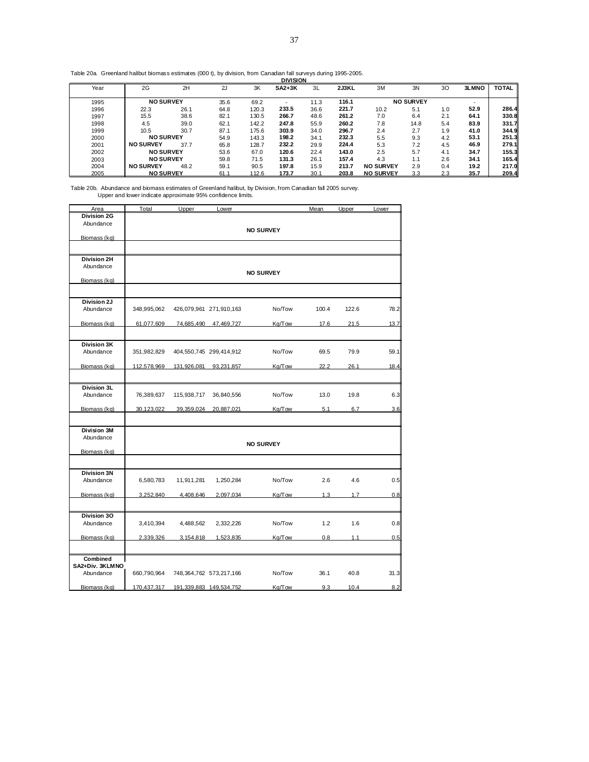Table 20a. Greenland halibut biomass estimates (000 t), by division, from Canadian fall surveys during 1995-2005.

| Year | 2G | 2H | 2J | 3K | SA2+3K | 3L | 2J3KL | 3M | 3N | 3O | 3LMNO | TOTAL |
|---|---|---|---|---|---|---|---|---|---|---|---|---|
| | | | | | **DIVISION** | | | | | | | |
| 1995 | NO SURVEY | | 35.6 | 69.2 | - | 11.3 | 116.1 | NO SURVEY | | | - | |
| 1996 | 22.3 | 26.1 | 64.8 | 120.3 | 233.5 | 36.6 | 221.7 | 10.2 | 5.1 | 1.0 | 52.9 | 286.4 |
| 1997 | 15.5 | 38.6 | 82.1 | 130.5 | 266.7 | 48.6 | 261.2 | 7.0 | 6.4 | 2.1 | 64.1 | 330.8 |
| 1998 | 4.5 | 39.0 | 62.1 | 142.2 | 247.8 | 55.9 | 260.2 | 7.8 | 14.8 | 5.4 | 83.9 | 331.7 |
| 1999 | 10.5 | 30.7 | 87.1 | 175.6 | 303.9 | 34.0 | 296.7 | 2.4 | 2.7 | 1.9 | 41.0 | 344.9 |
| 2000 | NO SURVEY | | 54.9 | 143.3 | 198.2 | 34.1 | 232.3 | 5.5 | 9.3 | 4.2 | 53.1 | 251.3 |
| 2001 | NO SURVEY | 37.7 | 65.8 | 128.7 | 232.2 | 29.9 | 224.4 | 5.3 | 7.2 | 4.5 | 46.9 | 279.1 |
| 2002 | NO SURVEY | | 53.6 | 67.0 | 120.6 | 22.4 | 143.0 | 2.5 | 5.7 | 4.1 | 34.7 | 155.3 |
| 2003 | NO SURVEY | | 59.8 | 71.5 | 131.3 | 26.1 | 157.4 | 4.3 | 1.1 | 2.6 | 34.1 | 165.4 |
| 2004 | NO SURVEY | 48.2 | 59.1 | 90.5 | 197.8 | 15.9 | 213.7 | NO SURVEY | 2.9 | 0.4 | 19.2 | 217.0 |
| 2005 | NO SURVEY | | 61.1 | 112.6 | 173.7 | 30.1 | 203.8 | NO SURVEY | 3.3 | 2.3 | 35.7 | 209.4 |

Table 20b. Abundance and biomass estimates of Greenland halibut, by Division, from Canadian fall 2005 survey.
Upper and lower indicate approximate 95% confidence limits.

| Area | Total | Upper | Lower | | Mean | Upper | Lower |
|---|---|---|---|---|---|---|---|
| **Division 2G** | | | | | | | |
| Abundance | | | | NO SURVEY | | | |
| Biomass (kg) | | | | | | | |
| **Division 2H** | | | | | | | |
| Abundance | | | | NO SURVEY | | | |
| Biomass (kg) | | | | | | | |
| **Division 2J** | | | | | | | |
| Abundance | 348,995,062 | 426,079,961 | 271,910,163 | No/Tow | 100.4 | 122.6 | 78.2 |
| Biomass (kg) | 61,077,609 | 74,685,490 | 47,469,727 | Kg/Tow | 17.6 | 21.5 | 13.7 |
| **Division 3K** | | | | | | | |
| Abundance | 351,982,829 | 404,550,745 | 299,414,912 | No/Tow | 69.5 | 79.9 | 59.1 |
| Biomass (kg) | 112,578,969 | 131,926,081 | 93,231,857 | Kg/Tow | 22.2 | 26.1 | 18.4 |
| **Division 3L** | | | | | | | |
| Abundance | 76,389,637 | 115,938,717 | 36,840,556 | No/Tow | 13.0 | 19.8 | 6.3 |
| Biomass (kg) | 30,123,022 | 39,359,024 | 20,887,021 | Kg/Tow | 5.1 | 6.7 | 3.6 |
| **Division 3M** | | | | | | | |
| Abundance | | | | NO SURVEY | | | |
| Biomass (kg) | | | | | | | |
| **Division 3N** | | | | | | | |
| Abundance | 6,580,783 | 11,911,281 | 1,250,284 | No/Tow | 2.6 | 4.6 | 0.5 |
| Biomass (kg) | 3,252,840 | 4,408,646 | 2,097,034 | Kg/Tow | 1.3 | 1.7 | 0.8 |
| **Division 3O** | | | | | | | |
| Abundance | 3,410,394 | 4,488,562 | 2,332,226 | No/Tow | 1.2 | 1.6 | 0.8 |
| Biomass (kg) | 2,339,326 | 3,154,818 | 1,523,835 | Kg/Tow | 0.8 | 1.1 | 0.5 |
| **Combined SA2+Div. 3KLMNO** | | | | | | | |
| Abundance | 660,790,964 | 748,364,762 | 573,217,166 | No/Tow | 36.1 | 40.8 | 31.3 |
| Biomass (kg) | 170,437,317 | 191,339,883 | 149,534,752 | Kg/Tow | 9.3 | 10.4 | 8.2 |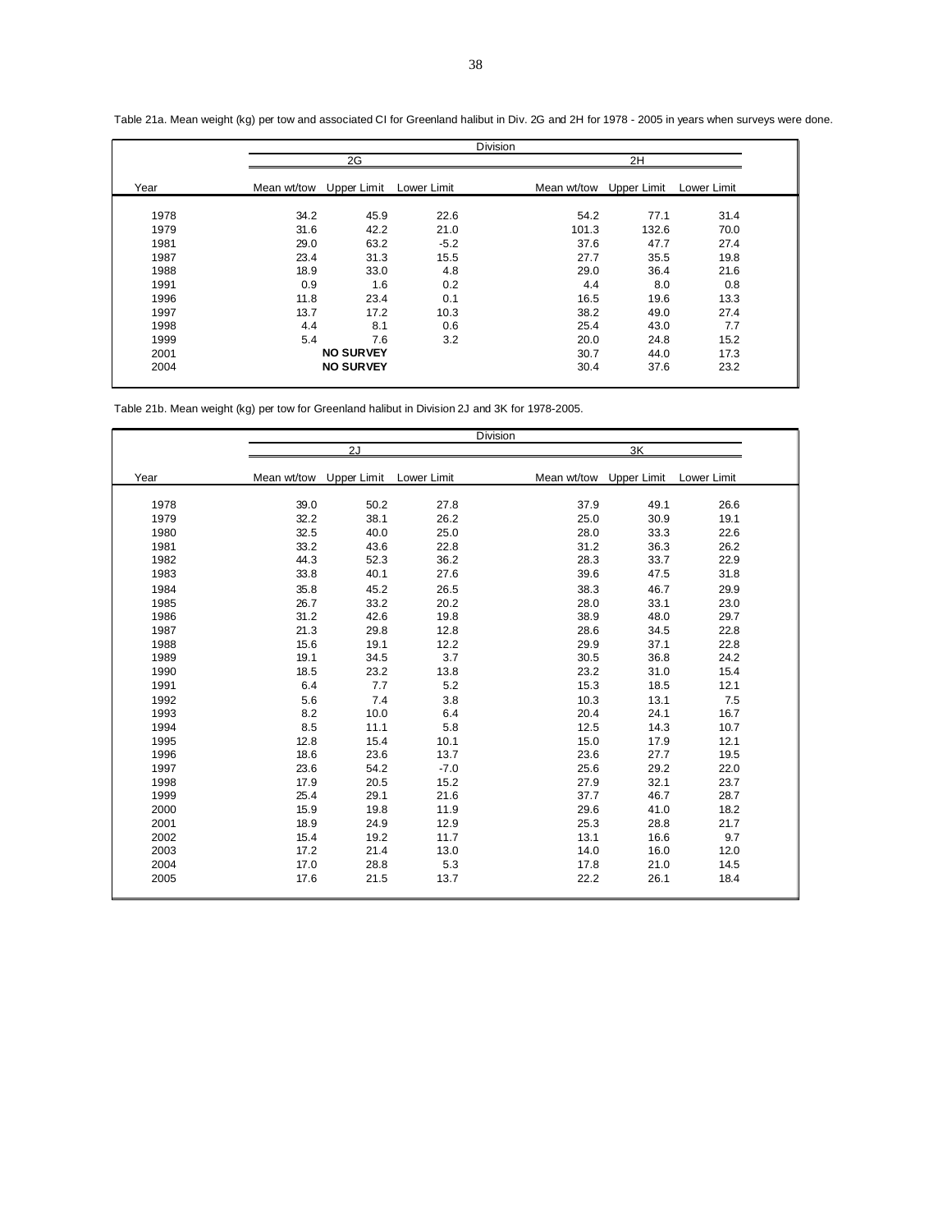Table 21a. Mean weight (kg) per tow and associated CI for Greenland halibut in Div. 2G and 2H for 1978 - 2005 in years when surveys were done.

| | Division | | | | | |
|---|---|---|---|---|---|---|
| | 2G | | | 2H | | |
| Year | Mean wt/tow | Upper Limit | Lower Limit | Mean wt/tow | Upper Limit | Lower Limit |
| 1978 | 34.2 | 45.9 | 22.6 | 54.2 | 77.1 | 31.4 |
| 1979 | 31.6 | 42.2 | 21.0 | 101.3 | 132.6 | 70.0 |
| 1981 | 29.0 | 63.2 | -5.2 | 37.6 | 47.7 | 27.4 |
| 1987 | 23.4 | 31.3 | 15.5 | 27.7 | 35.5 | 19.8 |
| 1988 | 18.9 | 33.0 | 4.8 | 29.0 | 36.4 | 21.6 |
| 1991 | 0.9 | 1.6 | 0.2 | 4.4 | 8.0 | 0.8 |
| 1996 | 11.8 | 23.4 | 0.1 | 16.5 | 19.6 | 13.3 |
| 1997 | 13.7 | 17.2 | 10.3 | 38.2 | 49.0 | 27.4 |
| 1998 | 4.4 | 8.1 | 0.6 | 25.4 | 43.0 | 7.7 |
| 1999 | 5.4 | 7.6 | 3.2 | 20.0 | 24.8 | 15.2 |
| 2001 | | **NO SURVEY** | | 30.7 | 44.0 | 17.3 |
| 2004 | | **NO SURVEY** | | 30.4 | 37.6 | 23.2 |

Table 21b. Mean weight (kg) per tow for Greenland halibut in Division 2J and 3K for 1978-2005.

| | Division | | | | | |
|---|---|---|---|---|---|---|
| | 2J | | | 3K | | |
| Year | Mean wt/tow | Upper Limit | Lower Limit | Mean wt/tow | Upper Limit | Lower Limit |
| 1978 | 39.0 | 50.2 | 27.8 | 37.9 | 49.1 | 26.6 |
| 1979 | 32.2 | 38.1 | 26.2 | 25.0 | 30.9 | 19.1 |
| 1980 | 32.5 | 40.0 | 25.0 | 28.0 | 33.3 | 22.6 |
| 1981 | 33.2 | 43.6 | 22.8 | 31.2 | 36.3 | 26.2 |
| 1982 | 44.3 | 52.3 | 36.2 | 28.3 | 33.7 | 22.9 |
| 1983 | 33.8 | 40.1 | 27.6 | 39.6 | 47.5 | 31.8 |
| 1984 | 35.8 | 45.2 | 26.5 | 38.3 | 46.7 | 29.9 |
| 1985 | 26.7 | 33.2 | 20.2 | 28.0 | 33.1 | 23.0 |
| 1986 | 31.2 | 42.6 | 19.8 | 38.9 | 48.0 | 29.7 |
| 1987 | 21.3 | 29.8 | 12.8 | 28.6 | 34.5 | 22.8 |
| 1988 | 15.6 | 19.1 | 12.2 | 29.9 | 37.1 | 22.8 |
| 1989 | 19.1 | 34.5 | 3.7 | 30.5 | 36.8 | 24.2 |
| 1990 | 18.5 | 23.2 | 13.8 | 23.2 | 31.0 | 15.4 |
| 1991 | 6.4 | 7.7 | 5.2 | 15.3 | 18.5 | 12.1 |
| 1992 | 5.6 | 7.4 | 3.8 | 10.3 | 13.1 | 7.5 |
| 1993 | 8.2 | 10.0 | 6.4 | 20.4 | 24.1 | 16.7 |
| 1994 | 8.5 | 11.1 | 5.8 | 12.5 | 14.3 | 10.7 |
| 1995 | 12.8 | 15.4 | 10.1 | 15.0 | 17.9 | 12.1 |
| 1996 | 18.6 | 23.6 | 13.7 | 23.6 | 27.7 | 19.5 |
| 1997 | 23.6 | 54.2 | -7.0 | 25.6 | 29.2 | 22.0 |
| 1998 | 17.9 | 20.5 | 15.2 | 27.9 | 32.1 | 23.7 |
| 1999 | 25.4 | 29.1 | 21.6 | 37.7 | 46.7 | 28.7 |
| 2000 | 15.9 | 19.8 | 11.9 | 29.6 | 41.0 | 18.2 |
| 2001 | 18.9 | 24.9 | 12.9 | 25.3 | 28.8 | 21.7 |
| 2002 | 15.4 | 19.2 | 11.7 | 13.1 | 16.6 | 9.7 |
| 2003 | 17.2 | 21.4 | 13.0 | 14.0 | 16.0 | 12.0 |
| 2004 | 17.0 | 28.8 | 5.3 | 17.8 | 21.0 | 14.5 |
| 2005 | 17.6 | 21.5 | 13.7 | 22.2 | 26.1 | 18.4 |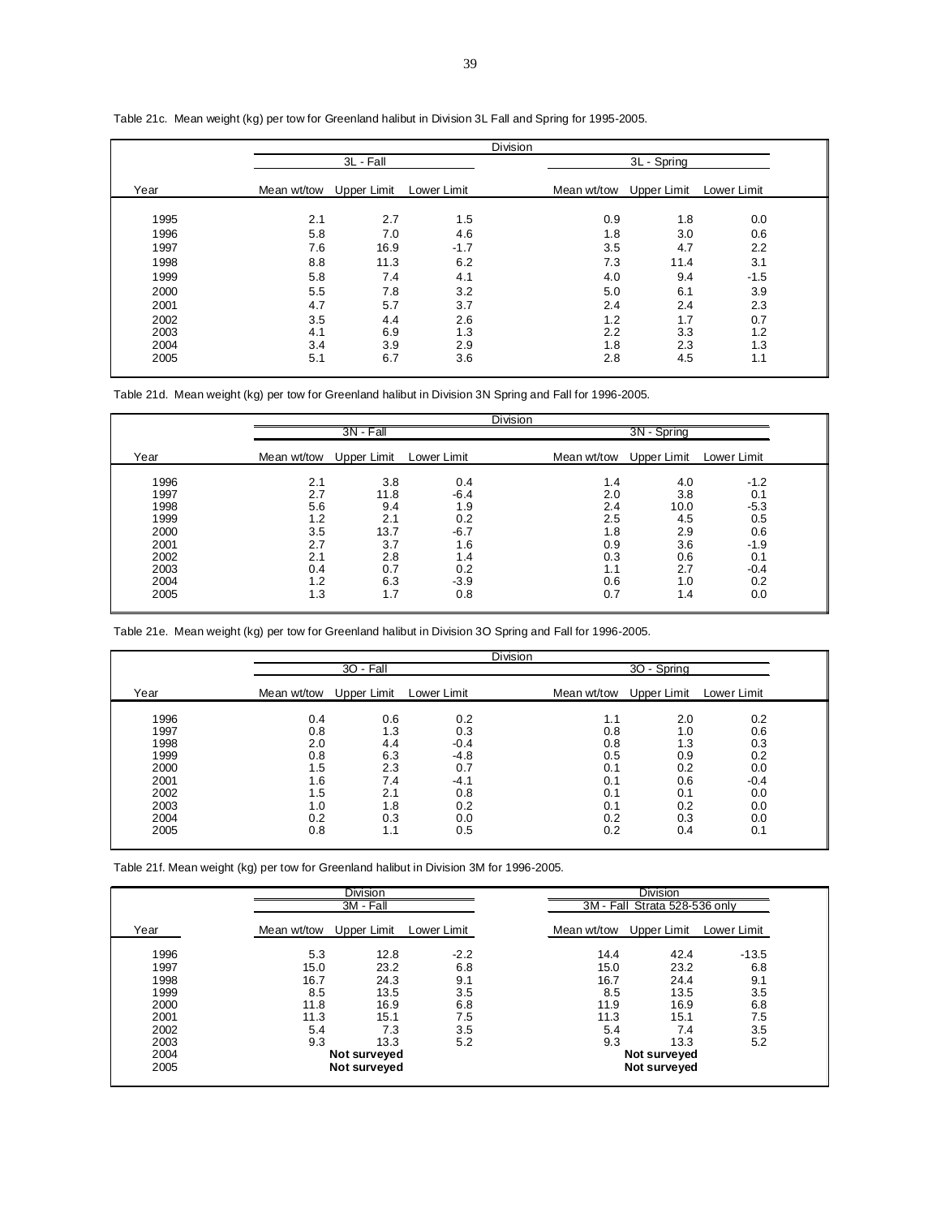Table 21c. Mean weight (kg) per tow for Greenland halibut in Division 3L Fall and Spring for 1995-2005.

| | Division | | | | | |
|---|---|---|---|---|---|---|
| | 3L - Fall | | | 3L - Spring | | |
| Year | Mean wt/tow | Upper Limit | Lower Limit | Mean wt/tow | Upper Limit | Lower Limit |
| 1995 | 2.1 | 2.7 | 1.5 | 0.9 | 1.8 | 0.0 |
| 1996 | 5.8 | 7.0 | 4.6 | 1.8 | 3.0 | 0.6 |
| 1997 | 7.6 | 16.9 | -1.7 | 3.5 | 4.7 | 2.2 |
| 1998 | 8.8 | 11.3 | 6.2 | 7.3 | 11.4 | 3.1 |
| 1999 | 5.8 | 7.4 | 4.1 | 4.0 | 9.4 | -1.5 |
| 2000 | 5.5 | 7.8 | 3.2 | 5.0 | 6.1 | 3.9 |
| 2001 | 4.7 | 5.7 | 3.7 | 2.4 | 2.4 | 2.3 |
| 2002 | 3.5 | 4.4 | 2.6 | 1.2 | 1.7 | 0.7 |
| 2003 | 4.1 | 6.9 | 1.3 | 2.2 | 3.3 | 1.2 |
| 2004 | 3.4 | 3.9 | 2.9 | 1.8 | 2.3 | 1.3 |
| 2005 | 5.1 | 6.7 | 3.6 | 2.8 | 4.5 | 1.1 |

Table 21d. Mean weight (kg) per tow for Greenland halibut in Division 3N Spring and Fall for 1996-2005.

| | Division | | | | | |
|---|---|---|---|---|---|---|
| | 3N - Fall | | | 3N - Spring | | |
| Year | Mean wt/tow | Upper Limit | Lower Limit | Mean wt/tow | Upper Limit | Lower Limit |
| 1996 | 2.1 | 3.8 | 0.4 | 1.4 | 4.0 | -1.2 |
| 1997 | 2.7 | 11.8 | -6.4 | 2.0 | 3.8 | 0.1 |
| 1998 | 5.6 | 9.4 | 1.9 | 2.4 | 10.0 | -5.3 |
| 1999 | 1.2 | 2.1 | 0.2 | 2.5 | 4.5 | 0.5 |
| 2000 | 3.5 | 13.7 | -6.7 | 1.8 | 2.9 | 0.6 |
| 2001 | 2.7 | 3.7 | 1.6 | 0.9 | 3.6 | -1.9 |
| 2002 | 2.1 | 2.8 | 1.4 | 0.3 | 0.6 | 0.1 |
| 2003 | 0.4 | 0.7 | 0.2 | 1.1 | 2.7 | -0.4 |
| 2004 | 1.2 | 6.3 | -3.9 | 0.6 | 1.0 | 0.2 |
| 2005 | 1.3 | 1.7 | 0.8 | 0.7 | 1.4 | 0.0 |

Table 21e. Mean weight (kg) per tow for Greenland halibut in Division 3O Spring and Fall for 1996-2005.

| | Division | | | | | |
|---|---|---|---|---|---|---|
| | 3O - Fall | | | 3O - Spring | | |
| Year | Mean wt/tow | Upper Limit | Lower Limit | Mean wt/tow | Upper Limit | Lower Limit |
| 1996 | 0.4 | 0.6 | 0.2 | 1.1 | 2.0 | 0.2 |
| 1997 | 0.8 | 1.3 | 0.3 | 0.8 | 1.0 | 0.6 |
| 1998 | 2.0 | 4.4 | -0.4 | 0.8 | 1.3 | 0.3 |
| 1999 | 0.8 | 6.3 | -4.8 | 0.5 | 0.9 | 0.2 |
| 2000 | 1.5 | 2.3 | 0.7 | 0.1 | 0.2 | 0.0 |
| 2001 | 1.6 | 7.4 | -4.1 | 0.1 | 0.6 | -0.4 |
| 2002 | 1.5 | 2.1 | 0.8 | 0.1 | 0.1 | 0.0 |
| 2003 | 1.0 | 1.8 | 0.2 | 0.1 | 0.2 | 0.0 |
| 2004 | 0.2 | 0.3 | 0.0 | 0.2 | 0.3 | 0.0 |
| 2005 | 0.8 | 1.1 | 0.5 | 0.2 | 0.4 | 0.1 |

Table 21f. Mean weight (kg) per tow for Greenland halibut in Division 3M for 1996-2005.

| | Division | | | Division | | |
|---|---|---|---|---|---|---|
| | 3M - Fall | | | 3M - Fall Strata 528-536 only | | |
| Year | Mean wt/tow | Upper Limit | Lower Limit | Mean wt/tow | Upper Limit | Lower Limit |
| 1996 | 5.3 | 12.8 | -2.2 | 14.4 | 42.4 | -13.5 |
| 1997 | 15.0 | 23.2 | 6.8 | 15.0 | 23.2 | 6.8 |
| 1998 | 16.7 | 24.3 | 9.1 | 16.7 | 24.4 | 9.1 |
| 1999 | 8.5 | 13.5 | 3.5 | 8.5 | 13.5 | 3.5 |
| 2000 | 11.8 | 16.9 | 6.8 | 11.9 | 16.9 | 6.8 |
| 2001 | 11.3 | 15.1 | 7.5 | 11.3 | 15.1 | 7.5 |
| 2002 | 5.4 | 7.3 | 3.5 | 5.4 | 7.4 | 3.5 |
| 2003 | 9.3 | 13.3 | 5.2 | 9.3 | 13.3 | 5.2 |
| 2004 | | **Not surveyed** | | | **Not surveyed** | |
| 2005 | | **Not surveyed** | | | **Not surveyed** | |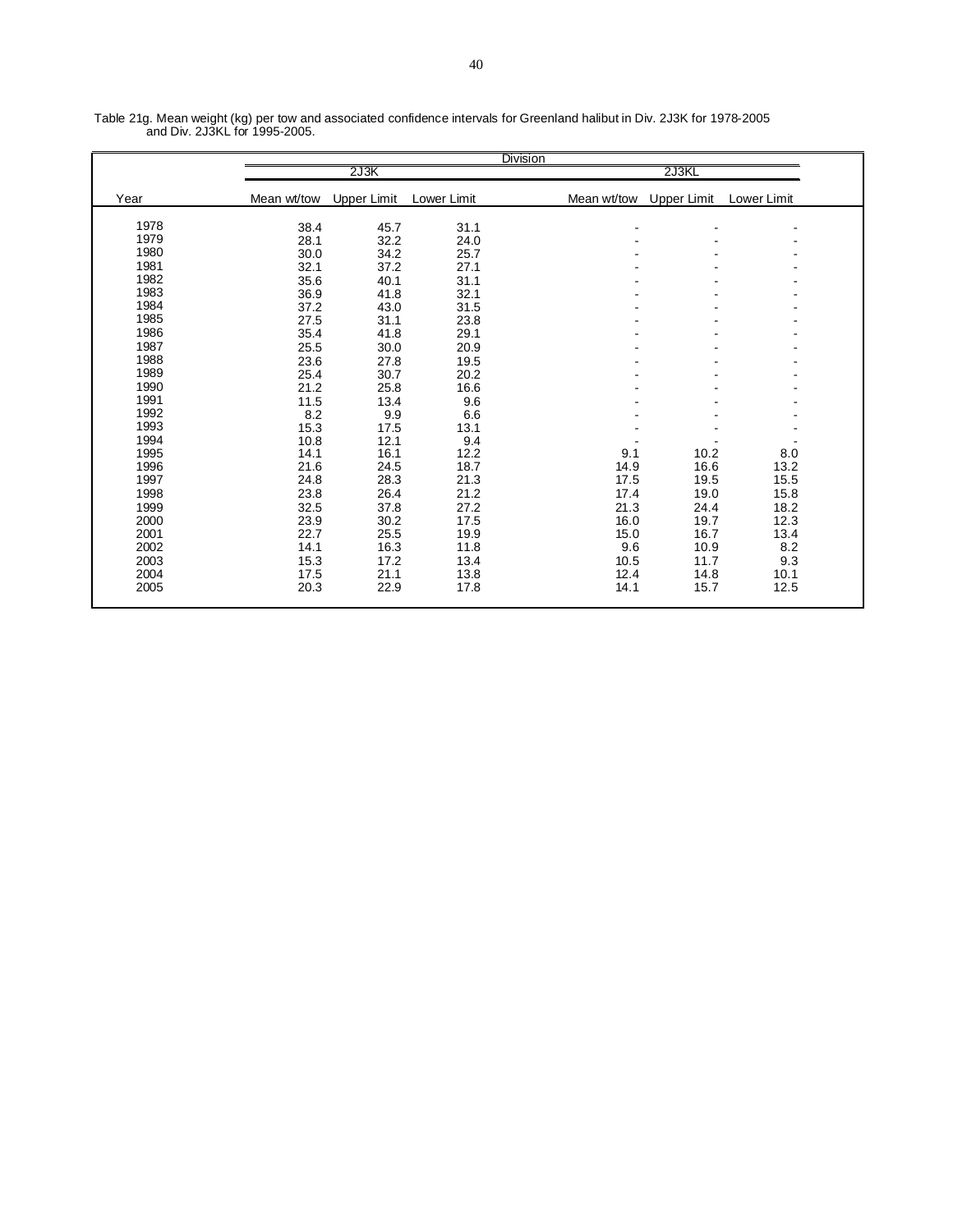Table 21g. Mean weight (kg) per tow and associated confidence intervals for Greenland halibut in Div. 2J3K for 1978-2005 and Div. 2J3KL for 1995-2005.

| | Division | | | | | |
|---|---|---|---|---|---|---|
| | 2J3K | | | 2J3KL | | |
| Year | Mean wt/tow | Upper Limit | Lower Limit | Mean wt/tow | Upper Limit | Lower Limit |
| 1978 | 38.4 | 45.7 | 31.1 | - | - | - |
| 1979 | 28.1 | 32.2 | 24.0 | - | - | - |
| 1980 | 30.0 | 34.2 | 25.7 | - | - | - |
| 1981 | 32.1 | 37.2 | 27.1 | - | - | - |
| 1982 | 35.6 | 40.1 | 31.1 | - | - | - |
| 1983 | 36.9 | 41.8 | 32.1 | - | - | - |
| 1984 | 37.2 | 43.0 | 31.5 | - | - | - |
| 1985 | 27.5 | 31.1 | 23.8 | - | - | - |
| 1986 | 35.4 | 41.8 | 29.1 | - | - | - |
| 1987 | 25.5 | 30.0 | 20.9 | - | - | - |
| 1988 | 23.6 | 27.8 | 19.5 | - | - | - |
| 1989 | 25.4 | 30.7 | 20.2 | - | - | - |
| 1990 | 21.2 | 25.8 | 16.6 | - | - | - |
| 1991 | 11.5 | 13.4 | 9.6 | - | - | - |
| 1992 | 8.2 | 9.9 | 6.6 | - | - | - |
| 1993 | 15.3 | 17.5 | 13.1 | - | - | - |
| 1994 | 10.8 | 12.1 | 9.4 | - | - | - |
| 1995 | 14.1 | 16.1 | 12.2 | 9.1 | 10.2 | 8.0 |
| 1996 | 21.6 | 24.5 | 18.7 | 14.9 | 16.6 | 13.2 |
| 1997 | 24.8 | 28.3 | 21.3 | 17.5 | 19.5 | 15.5 |
| 1998 | 23.8 | 26.4 | 21.2 | 17.4 | 19.0 | 15.8 |
| 1999 | 32.5 | 37.8 | 27.2 | 21.3 | 24.4 | 18.2 |
| 2000 | 23.9 | 30.2 | 17.5 | 16.0 | 19.7 | 12.3 |
| 2001 | 22.7 | 25.5 | 19.9 | 15.0 | 16.7 | 13.4 |
| 2002 | 14.1 | 16.3 | 11.8 | 9.6 | 10.9 | 8.2 |
| 2003 | 15.3 | 17.2 | 13.4 | 10.5 | 11.7 | 9.3 |
| 2004 | 17.5 | 21.1 | 13.8 | 12.4 | 14.8 | 10.1 |
| 2005 | 20.3 | 22.9 | 17.8 | 14.1 | 15.7 | 12.5 |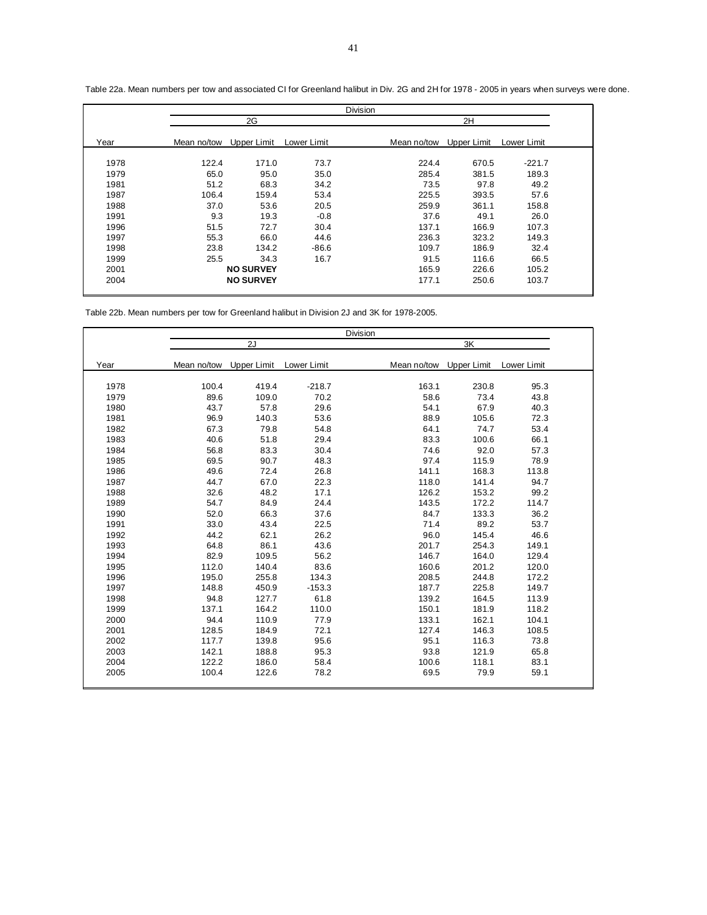Table 22a. Mean numbers per tow and associated CI for Greenland halibut in Div. 2G and 2H for 1978 - 2005 in years when surveys were done.

| | Division | | | | | |
|---|---|---|---|---|---|---|
| | 2G | | | 2H | | |
| Year | Mean no/tow | Upper Limit | Lower Limit | Mean no/tow | Upper Limit | Lower Limit |
| 1978 | 122.4 | 171.0 | 73.7 | 224.4 | 670.5 | -221.7 |
| 1979 | 65.0 | 95.0 | 35.0 | 285.4 | 381.5 | 189.3 |
| 1981 | 51.2 | 68.3 | 34.2 | 73.5 | 97.8 | 49.2 |
| 1987 | 106.4 | 159.4 | 53.4 | 225.5 | 393.5 | 57.6 |
| 1988 | 37.0 | 53.6 | 20.5 | 259.9 | 361.1 | 158.8 |
| 1991 | 9.3 | 19.3 | -0.8 | 37.6 | 49.1 | 26.0 |
| 1996 | 51.5 | 72.7 | 30.4 | 137.1 | 166.9 | 107.3 |
| 1997 | 55.3 | 66.0 | 44.6 | 236.3 | 323.2 | 149.3 |
| 1998 | 23.8 | 134.2 | -86.6 | 109.7 | 186.9 | 32.4 |
| 1999 | 25.5 | 34.3 | 16.7 | 91.5 | 116.6 | 66.5 |
| 2001 | | **NO SURVEY** | | 165.9 | 226.6 | 105.2 |
| 2004 | | **NO SURVEY** | | 177.1 | 250.6 | 103.7 |

Table 22b. Mean numbers per tow for Greenland halibut in Division 2J and 3K for 1978-2005.

| | Division | | | | | |
|---|---|---|---|---|---|---|
| | 2J | | | 3K | | |
| Year | Mean no/tow | Upper Limit | Lower Limit | Mean no/tow | Upper Limit | Lower Limit |
| 1978 | 100.4 | 419.4 | -218.7 | 163.1 | 230.8 | 95.3 |
| 1979 | 89.6 | 109.0 | 70.2 | 58.6 | 73.4 | 43.8 |
| 1980 | 43.7 | 57.8 | 29.6 | 54.1 | 67.9 | 40.3 |
| 1981 | 96.9 | 140.3 | 53.6 | 88.9 | 105.6 | 72.3 |
| 1982 | 67.3 | 79.8 | 54.8 | 64.1 | 74.7 | 53.4 |
| 1983 | 40.6 | 51.8 | 29.4 | 83.3 | 100.6 | 66.1 |
| 1984 | 56.8 | 83.3 | 30.4 | 74.6 | 92.0 | 57.3 |
| 1985 | 69.5 | 90.7 | 48.3 | 97.4 | 115.9 | 78.9 |
| 1986 | 49.6 | 72.4 | 26.8 | 141.1 | 168.3 | 113.8 |
| 1987 | 44.7 | 67.0 | 22.3 | 118.0 | 141.4 | 94.7 |
| 1988 | 32.6 | 48.2 | 17.1 | 126.2 | 153.2 | 99.2 |
| 1989 | 54.7 | 84.9 | 24.4 | 143.5 | 172.2 | 114.7 |
| 1990 | 52.0 | 66.3 | 37.6 | 84.7 | 133.3 | 36.2 |
| 1991 | 33.0 | 43.4 | 22.5 | 71.4 | 89.2 | 53.7 |
| 1992 | 44.2 | 62.1 | 26.2 | 96.0 | 145.4 | 46.6 |
| 1993 | 64.8 | 86.1 | 43.6 | 201.7 | 254.3 | 149.1 |
| 1994 | 82.9 | 109.5 | 56.2 | 146.7 | 164.0 | 129.4 |
| 1995 | 112.0 | 140.4 | 83.6 | 160.6 | 201.2 | 120.0 |
| 1996 | 195.0 | 255.8 | 134.3 | 208.5 | 244.8 | 172.2 |
| 1997 | 148.8 | 450.9 | -153.3 | 187.7 | 225.8 | 149.7 |
| 1998 | 94.8 | 127.7 | 61.8 | 139.2 | 164.5 | 113.9 |
| 1999 | 137.1 | 164.2 | 110.0 | 150.1 | 181.9 | 118.2 |
| 2000 | 94.4 | 110.9 | 77.9 | 133.1 | 162.1 | 104.1 |
| 2001 | 128.5 | 184.9 | 72.1 | 127.4 | 146.3 | 108.5 |
| 2002 | 117.7 | 139.8 | 95.6 | 95.1 | 116.3 | 73.8 |
| 2003 | 142.1 | 188.8 | 95.3 | 93.8 | 121.9 | 65.8 |
| 2004 | 122.2 | 186.0 | 58.4 | 100.6 | 118.1 | 83.1 |
| 2005 | 100.4 | 122.6 | 78.2 | 69.5 | 79.9 | 59.1 |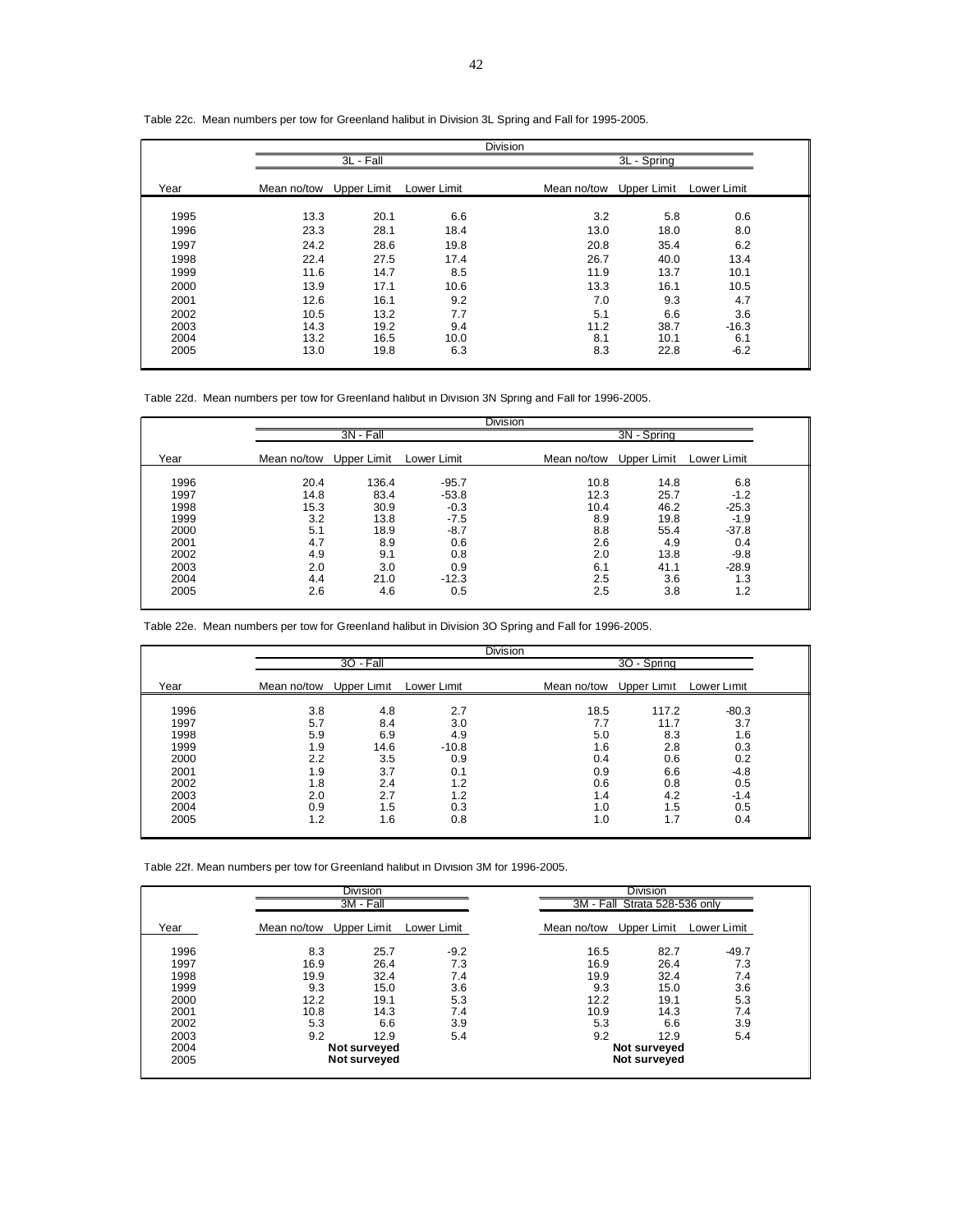Table 22c. Mean numbers per tow for Greenland halibut in Division 3L Spring and Fall for 1995-2005.

| | Division | | | | | |
|---|---|---|---|---|---|---|
| | 3L - Fall | | | 3L - Spring | | |
| Year | Mean no/tow | Upper Limit | Lower Limit | Mean no/tow | Upper Limit | Lower Limit |
| 1995 | 13.3 | 20.1 | 6.6 | 3.2 | 5.8 | 0.6 |
| 1996 | 23.3 | 28.1 | 18.4 | 13.0 | 18.0 | 8.0 |
| 1997 | 24.2 | 28.6 | 19.8 | 20.8 | 35.4 | 6.2 |
| 1998 | 22.4 | 27.5 | 17.4 | 26.7 | 40.0 | 13.4 |
| 1999 | 11.6 | 14.7 | 8.5 | 11.9 | 13.7 | 10.1 |
| 2000 | 13.9 | 17.1 | 10.6 | 13.3 | 16.1 | 10.5 |
| 2001 | 12.6 | 16.1 | 9.2 | 7.0 | 9.3 | 4.7 |
| 2002 | 10.5 | 13.2 | 7.7 | 5.1 | 6.6 | 3.6 |
| 2003 | 14.3 | 19.2 | 9.4 | 11.2 | 38.7 | -16.3 |
| 2004 | 13.2 | 16.5 | 10.0 | 8.1 | 10.1 | 6.1 |
| 2005 | 13.0 | 19.8 | 6.3 | 8.3 | 22.8 | -6.2 |

Table 22d. Mean numbers per tow for Greenland halibut in Division 3N Spring and Fall for 1996-2005.

| | Division | | | | | |
|---|---|---|---|---|---|---|
| | 3N - Fall | | | 3N - Spring | | |
| Year | Mean no/tow | Upper Limit | Lower Limit | Mean no/tow | Upper Limit | Lower Limit |
| 1996 | 20.4 | 136.4 | -95.7 | 10.8 | 14.8 | 6.8 |
| 1997 | 14.8 | 83.4 | -53.8 | 12.3 | 25.7 | -1.2 |
| 1998 | 15.3 | 30.9 | -0.3 | 10.4 | 46.2 | -25.3 |
| 1999 | 3.2 | 13.8 | -7.5 | 8.9 | 19.8 | -1.9 |
| 2000 | 5.1 | 18.9 | -8.7 | 8.8 | 55.4 | -37.8 |
| 2001 | 4.7 | 8.9 | 0.6 | 2.6 | 4.9 | 0.4 |
| 2002 | 4.9 | 9.1 | 0.8 | 2.0 | 13.8 | -9.8 |
| 2003 | 2.0 | 3.0 | 0.9 | 6.1 | 41.1 | -28.9 |
| 2004 | 4.4 | 21.0 | -12.3 | 2.5 | 3.6 | 1.3 |
| 2005 | 2.6 | 4.6 | 0.5 | 2.5 | 3.8 | 1.2 |

Table 22e. Mean numbers per tow for Greenland halibut in Division 3O Spring and Fall for 1996-2005.

| | Division | | | | | |
|---|---|---|---|---|---|---|
| | 3O - Fall | | | 3O - Spring | | |
| Year | Mean no/tow | Upper Limit | Lower Limit | Mean no/tow | Upper Limit | Lower Limit |
| 1996 | 3.8 | 4.8 | 2.7 | 18.5 | 117.2 | -80.3 |
| 1997 | 5.7 | 8.4 | 3.0 | 7.7 | 11.7 | 3.7 |
| 1998 | 5.9 | 6.9 | 4.9 | 5.0 | 8.3 | 1.6 |
| 1999 | 1.9 | 14.6 | -10.8 | 1.6 | 2.8 | 0.3 |
| 2000 | 2.2 | 3.5 | 0.9 | 0.4 | 0.6 | 0.2 |
| 2001 | 1.9 | 3.7 | 0.1 | 0.9 | 6.6 | -4.8 |
| 2002 | 1.8 | 2.4 | 1.2 | 0.6 | 0.8 | 0.5 |
| 2003 | 2.0 | 2.7 | 1.2 | 1.4 | 4.2 | -1.4 |
| 2004 | 0.9 | 1.5 | 0.3 | 1.0 | 1.5 | 0.5 |
| 2005 | 1.2 | 1.6 | 0.8 | 1.0 | 1.7 | 0.4 |

Table 22f. Mean numbers per tow for Greenland halibut in Division 3M for 1996-2005.

| | Division | | | Division | | |
|---|---|---|---|---|---|---|
| | 3M - Fall | | | 3M - Fall Strata 528-536 only | | |
| Year | Mean no/tow | Upper Limit | Lower Limit | Mean no/tow | Upper Limit | Lower Limit |
| 1996 | 8.3 | 25.7 | -9.2 | 16.5 | 82.7 | -49.7 |
| 1997 | 16.9 | 26.4 | 7.3 | 16.9 | 26.4 | 7.3 |
| 1998 | 19.9 | 32.4 | 7.4 | 19.9 | 32.4 | 7.4 |
| 1999 | 9.3 | 15.0 | 3.6 | 9.3 | 15.0 | 3.6 |
| 2000 | 12.2 | 19.1 | 5.3 | 12.2 | 19.1 | 5.3 |
| 2001 | 10.8 | 14.3 | 7.4 | 10.9 | 14.3 | 7.4 |
| 2002 | 5.3 | 6.6 | 3.9 | 5.3 | 6.6 | 3.9 |
| 2003 | 9.2 | 12.9 | 5.4 | 9.2 | 12.9 | 5.4 |
| 2004 | | Not surveyed | | | Not surveyed | |
| 2005 | | Not surveyed | | | Not surveyed | |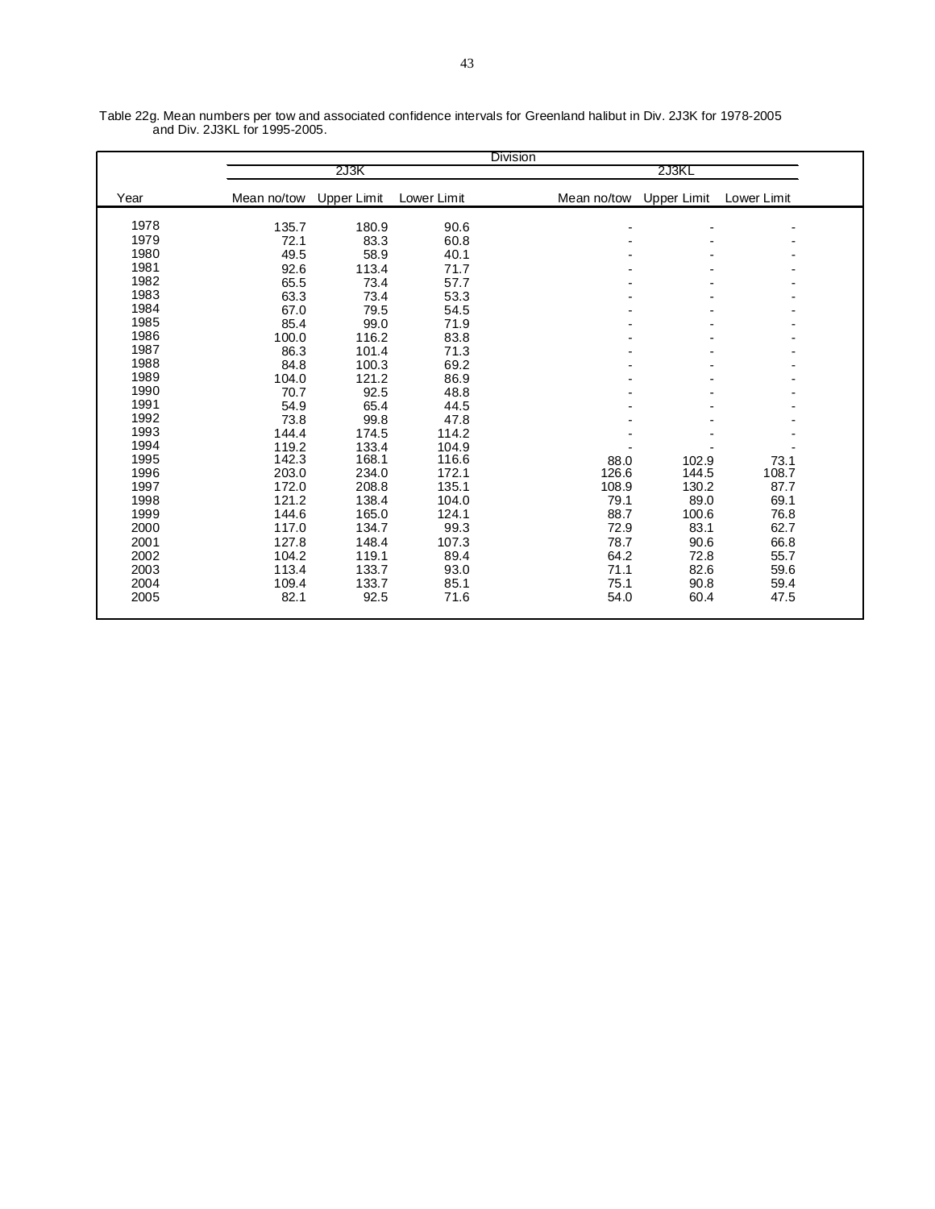Table 22g. Mean numbers per tow and associated confidence intervals for Greenland halibut in Div. 2J3K for 1978-2005 and Div. 2J3KL for 1995-2005.

| | Division | | | | | |
|---|---|---|---|---|---|---|
| | 2J3K | | | 2J3KL | | |
| Year | Mean no/tow | Upper Limit | Lower Limit | Mean no/tow | Upper Limit | Lower Limit |
| 1978 | 135.7 | 180.9 | 90.6 | - | - | - |
| 1979 | 72.1 | 83.3 | 60.8 | - | - | - |
| 1980 | 49.5 | 58.9 | 40.1 | - | - | - |
| 1981 | 92.6 | 113.4 | 71.7 | - | - | - |
| 1982 | 65.5 | 73.4 | 57.7 | - | - | - |
| 1983 | 63.3 | 73.4 | 53.3 | - | - | - |
| 1984 | 67.0 | 79.5 | 54.5 | - | - | - |
| 1985 | 85.4 | 99.0 | 71.9 | - | - | - |
| 1986 | 100.0 | 116.2 | 83.8 | - | - | - |
| 1987 | 86.3 | 101.4 | 71.3 | - | - | - |
| 1988 | 84.8 | 100.3 | 69.2 | - | - | - |
| 1989 | 104.0 | 121.2 | 86.9 | - | - | - |
| 1990 | 70.7 | 92.5 | 48.8 | - | - | - |
| 1991 | 54.9 | 65.4 | 44.5 | - | - | - |
| 1992 | 73.8 | 99.8 | 47.8 | - | - | - |
| 1993 | 144.4 | 174.5 | 114.2 | - | - | - |
| 1994 | 119.2 | 133.4 | 104.9 | - | - | - |
| 1995 | 142.3 | 168.1 | 116.6 | 88.0 | 102.9 | 73.1 |
| 1996 | 203.0 | 234.0 | 172.1 | 126.6 | 144.5 | 108.7 |
| 1997 | 172.0 | 208.8 | 135.1 | 108.9 | 130.2 | 87.7 |
| 1998 | 121.2 | 138.4 | 104.0 | 79.1 | 89.0 | 69.1 |
| 1999 | 144.6 | 165.0 | 124.1 | 88.7 | 100.6 | 76.8 |
| 2000 | 117.0 | 134.7 | 99.3 | 72.9 | 83.1 | 62.7 |
| 2001 | 127.8 | 148.4 | 107.3 | 78.7 | 90.6 | 66.8 |
| 2002 | 104.2 | 119.1 | 89.4 | 64.2 | 72.8 | 55.7 |
| 2003 | 113.4 | 133.7 | 93.0 | 71.1 | 82.6 | 59.6 |
| 2004 | 109.4 | 133.7 | 85.1 | 75.1 | 90.8 | 59.4 |
| 2005 | 82.1 | 92.5 | 71.6 | 54.0 | 60.4 | 47.5 |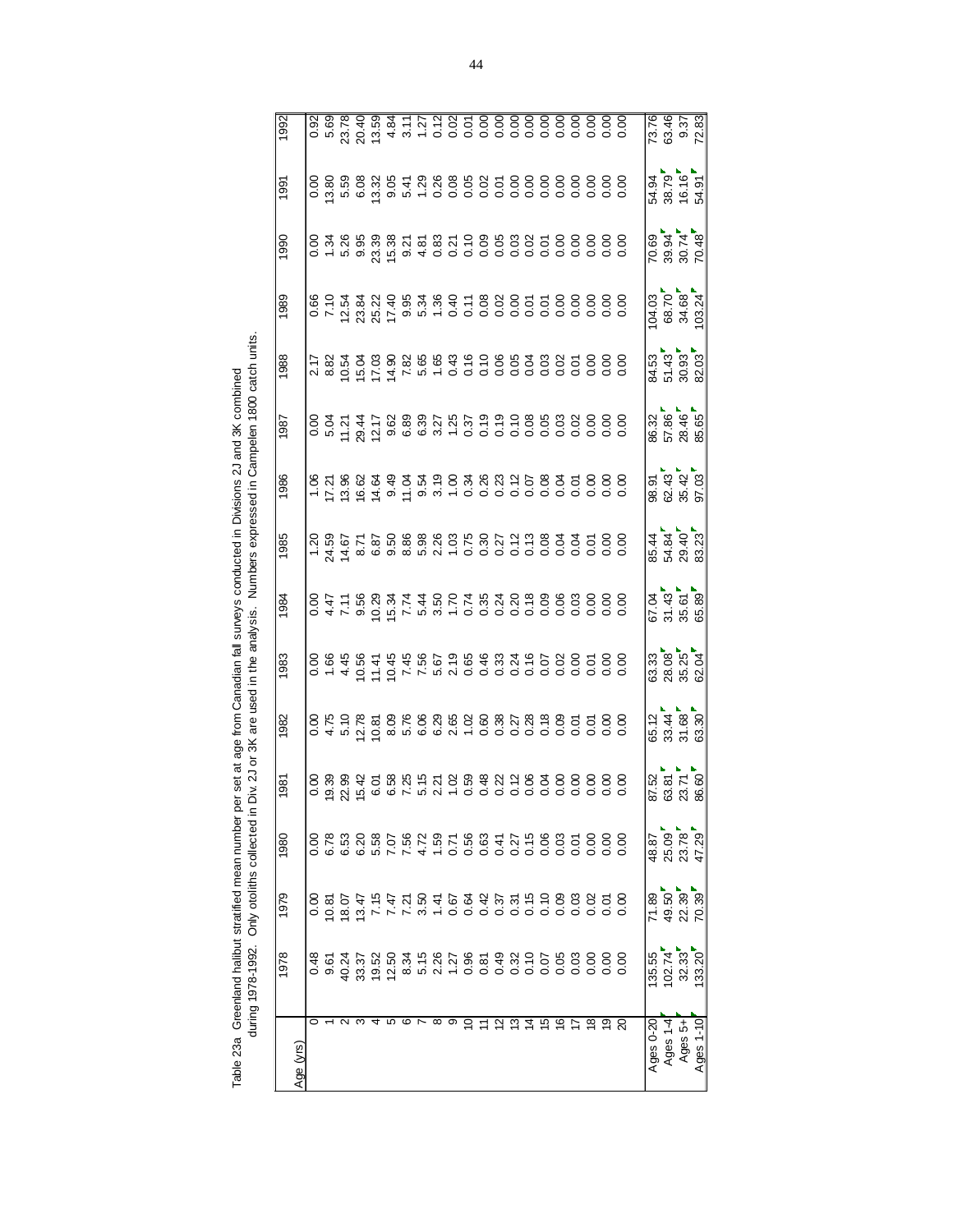Table 23a. Greenland halibut stratified mean number per set at age from Canadian fall surveys conducted in Divisions 2J and 3K combined during 1978-1992. Only otoliths collected in Div. 2J or 3K are used in the analysis. Numbers expressed in Campelen 1800 catch units.

| Age (yrs) | 1978 | 1979 | 1980 | 1981 | 1982 | 1983 | 1984 | 1985 | 1986 | 1987 | 1988 | 1989 | 1990 | 1991 | 1992 |
|---|---|---|---|---|---|---|---|---|---|---|---|---|---|---|---|
| 0 | 0.48 | 0.00 | 0.00 | 0.00 | 0.00 | 0.00 | 0.00 | 1.20 | 1.06 | 0.00 | 2.17 | 0.66 | 0.00 | 0.00 | 0.92 |
| 1 | 9.61 | 10.81 | 6.78 | 19.39 | 4.75 | 1.66 | 4.47 | 24.59 | 17.21 | 5.04 | 8.82 | 7.10 | 1.34 | 13.80 | 5.69 |
| 2 | 40.24 | 18.07 | 6.53 | 22.99 | 5.10 | 4.45 | 7.11 | 14.67 | 13.96 | 11.21 | 10.54 | 12.54 | 5.26 | 5.59 | 23.78 |
| 3 | 33.37 | 13.47 | 6.20 | 15.42 | 12.78 | 10.56 | 9.56 | 8.71 | 16.62 | 29.44 | 15.04 | 23.84 | 9.95 | 6.08 | 20.40 |
| 4 | 19.52 | 7.15 | 5.58 | 6.01 | 10.81 | 11.41 | 10.29 | 6.87 | 14.64 | 12.17 | 17.03 | 25.22 | 23.39 | 13.32 | 13.59 |
| 5 | 12.50 | 7.47 | 7.07 | 6.58 | 8.09 | 10.45 | 15.34 | 9.50 | 9.49 | 9.62 | 14.90 | 17.40 | 15.38 | 9.05 | 4.84 |
| 6 | 8.34 | 7.21 | 7.56 | 7.25 | 5.76 | 7.45 | 7.74 | 8.86 | 11.04 | 6.89 | 7.82 | 9.95 | 9.21 | 5.41 | 3.11 |
| 7 | 5.15 | 3.50 | 4.72 | 5.15 | 6.06 | 7.56 | 5.44 | 5.98 | 9.54 | 6.39 | 5.65 | 5.34 | 4.81 | 1.29 | 1.27 |
| 8 | 2.26 | 1.41 | 1.59 | 2.21 | 6.29 | 5.67 | 3.50 | 2.26 | 3.19 | 3.27 | 1.65 | 1.36 | 0.83 | 0.26 | 0.12 |
| 9 | 1.27 | 0.67 | 0.71 | 1.02 | 2.65 | 2.19 | 1.70 | 1.03 | 1.00 | 1.25 | 0.43 | 0.40 | 0.21 | 0.08 | 0.02 |
| 10 | 0.96 | 0.64 | 0.56 | 0.59 | 1.02 | 0.65 | 0.74 | 0.75 | 0.34 | 0.37 | 0.16 | 0.11 | 0.10 | 0.05 | 0.01 |
| 11 | 0.81 | 0.42 | 0.63 | 0.48 | 0.60 | 0.46 | 0.35 | 0.30 | 0.26 | 0.19 | 0.10 | 0.08 | 0.09 | 0.02 | 0.00 |
| 12 | 0.49 | 0.37 | 0.41 | 0.22 | 0.38 | 0.33 | 0.24 | 0.27 | 0.23 | 0.19 | 0.06 | 0.02 | 0.05 | 0.01 | 0.00 |
| 13 | 0.32 | 0.31 | 0.27 | 0.12 | 0.27 | 0.24 | 0.20 | 0.12 | 0.12 | 0.10 | 0.05 | 0.00 | 0.03 | 0.00 | 0.00 |
| 14 | 0.10 | 0.15 | 0.15 | 0.06 | 0.28 | 0.16 | 0.18 | 0.13 | 0.07 | 0.08 | 0.04 | 0.01 | 0.02 | 0.00 | 0.00 |
| 15 | 0.07 | 0.10 | 0.06 | 0.04 | 0.18 | 0.07 | 0.09 | 0.08 | 0.08 | 0.05 | 0.03 | 0.01 | 0.01 | 0.00 | 0.00 |
| 16 | 0.05 | 0.09 | 0.03 | 0.00 | 0.09 | 0.02 | 0.06 | 0.04 | 0.04 | 0.03 | 0.02 | 0.00 | 0.00 | 0.00 | 0.00 |
| 17 | 0.03 | 0.03 | 0.01 | 0.00 | 0.01 | 0.00 | 0.03 | 0.04 | 0.01 | 0.02 | 0.01 | 0.00 | 0.00 | 0.00 | 0.00 |
| 18 | 0.00 | 0.02 | 0.00 | 0.00 | 0.01 | 0.01 | 0.00 | 0.01 | 0.00 | 0.00 | 0.00 | 0.00 | 0.00 | 0.00 | 0.00 |
| 19 | 0.00 | 0.01 | 0.00 | 0.00 | 0.00 | 0.00 | 0.00 | 0.00 | 0.00 | 0.00 | 0.00 | 0.00 | 0.00 | 0.00 | 0.00 |
| 20 | 0.00 | 0.00 | 0.00 | 0.00 | 0.00 | 0.00 | 0.00 | 0.00 | 0.00 | 0.00 | 0.00 | 0.00 | 0.00 | 0.00 | 0.00 |
| Ages 0-20 | 135.55 | 71.89 | 48.87 | 87.52 | 65.12 | 63.33 | 67.04 | 85.44 | 98.91 | 86.32 | 84.53 | 104.03 | 70.69 | 54.94 | 73.76 |
| Ages 1-4 | 102.74 | 49.50 | 25.09 | 63.81 | 33.44 | 28.08 | 31.43 | 54.84 | 62.43 | 57.86 | 51.43 | 68.70 | 39.94 | 38.79 | 63.46 |
| Ages 5+ | 32.33 | 22.39 | 23.78 | 23.71 | 31.68 | 35.25 | 35.61 | 29.40 | 35.42 | 28.46 | 30.93 | 34.68 | 30.74 | 16.16 | 9.37 |
| Ages 1-10 | 133.20 | 70.39 | 47.29 | 86.60 | 63.30 | 62.04 | 65.89 | 83.23 | 97.03 | 85.65 | 82.03 | 103.24 | 70.48 | 54.91 | 72.83 |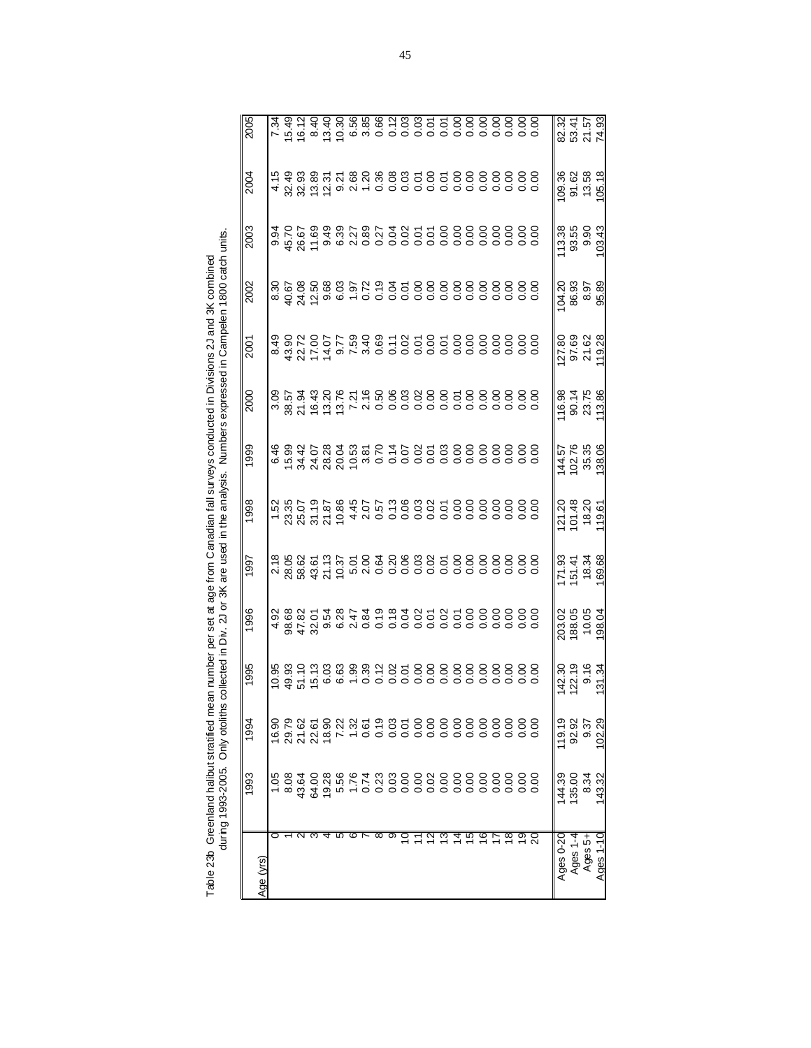Table 23b Greenland halibut stratified mean number per set at age from Canadian fall surveys conducted in Divisions 2J and 3K combined during 1993-2005. Only otoliths collected in Div. 2J or 3K are used in the analysis. Numbers expressed in Campelen 1800 catch units.

| Age (yrs) | 1993 | 1994 | 1995 | 1996 | 1997 | 1998 | 1999 | 2000 | 2001 | 2002 | 2003 | 2004 | 2005 |
|---|---|---|---|---|---|---|---|---|---|---|---|---|---|
| 0 | 1.05 | 16.90 | 10.95 | 4.92 | 2.18 | 1.52 | 6.46 | 3.09 | 8.49 | 8.30 | 9.94 | 4.15 | 7.34 |
| 1 | 8.08 | 29.79 | 49.93 | 98.68 | 28.05 | 23.35 | 15.99 | 38.57 | 43.90 | 40.67 | 45.70 | 32.49 | 15.49 |
| 2 | 43.64 | 21.62 | 51.10 | 47.82 | 58.62 | 25.07 | 34.42 | 21.94 | 22.72 | 24.08 | 26.67 | 32.93 | 16.12 |
| 3 | 64.00 | 22.61 | 15.13 | 32.01 | 43.61 | 31.19 | 24.07 | 16.43 | 17.00 | 12.50 | 11.69 | 13.89 | 8.40 |
| 4 | 19.28 | 18.90 | 6.03 | 9.54 | 21.13 | 21.87 | 28.28 | 13.20 | 14.07 | 9.68 | 9.49 | 12.31 | 13.40 |
| 5 | 5.56 | 7.22 | 6.63 | 6.28 | 10.37 | 10.86 | 20.04 | 13.76 | 9.77 | 6.03 | 6.39 | 9.21 | 10.30 |
| 6 | 1.76 | 1.32 | 1.99 | 2.47 | 5.01 | 4.45 | 10.53 | 7.21 | 7.59 | 1.97 | 2.27 | 2.68 | 6.56 |
| 7 | 0.74 | 0.61 | 0.39 | 0.84 | 2.00 | 2.07 | 3.81 | 2.16 | 3.40 | 0.72 | 0.89 | 1.20 | 3.85 |
| 8 | 0.23 | 0.19 | 0.12 | 0.19 | 0.64 | 0.57 | 0.70 | 0.50 | 0.69 | 0.19 | 0.27 | 0.36 | 0.66 |
| 9 | 0.03 | 0.03 | 0.02 | 0.18 | 0.20 | 0.13 | 0.14 | 0.06 | 0.11 | 0.04 | 0.04 | 0.08 | 0.12 |
| 10 | 0.00 | 0.01 | 0.01 | 0.04 | 0.06 | 0.06 | 0.07 | 0.03 | 0.02 | 0.01 | 0.02 | 0.03 | 0.03 |
| 11 | 0.00 | 0.00 | 0.00 | 0.02 | 0.03 | 0.03 | 0.02 | 0.02 | 0.01 | 0.00 | 0.01 | 0.01 | 0.03 |
| 12 | 0.02 | 0.00 | 0.00 | 0.01 | 0.02 | 0.02 | 0.01 | 0.00 | 0.00 | 0.00 | 0.01 | 0.00 | 0.01 |
| 13 | 0.00 | 0.00 | 0.00 | 0.02 | 0.01 | 0.01 | 0.03 | 0.00 | 0.01 | 0.00 | 0.00 | 0.01 | 0.01 |
| 14 | 0.00 | 0.00 | 0.00 | 0.01 | 0.00 | 0.00 | 0.00 | 0.01 | 0.00 | 0.00 | 0.00 | 0.00 | 0.00 |
| 15 | 0.00 | 0.00 | 0.00 | 0.00 | 0.00 | 0.00 | 0.00 | 0.00 | 0.00 | 0.00 | 0.00 | 0.00 | 0.00 |
| 16 | 0.00 | 0.00 | 0.00 | 0.00 | 0.00 | 0.00 | 0.00 | 0.00 | 0.00 | 0.00 | 0.00 | 0.00 | 0.00 |
| 17 | 0.00 | 0.00 | 0.00 | 0.00 | 0.00 | 0.00 | 0.00 | 0.00 | 0.00 | 0.00 | 0.00 | 0.00 | 0.00 |
| 18 | 0.00 | 0.00 | 0.00 | 0.00 | 0.00 | 0.00 | 0.00 | 0.00 | 0.00 | 0.00 | 0.00 | 0.00 | 0.00 |
| 19 | 0.00 | 0.00 | 0.00 | 0.00 | 0.00 | 0.00 | 0.00 | 0.00 | 0.00 | 0.00 | 0.00 | 0.00 | 0.00 |
| 20 | 0.00 | 0.00 | 0.00 | 0.00 | 0.00 | 0.00 | 0.00 | 0.00 | 0.00 | 0.00 | 0.00 | 0.00 | 0.00 |
| Ages 0-20 | 144.39 | 119.19 | 142.30 | 203.02 | 171.93 | 121.20 | 144.57 | 116.98 | 127.80 | 104.20 | 113.38 | 109.36 | 82.32 |
| Ages 1-4 | 135.00 | 92.92 | 122.19 | 188.05 | 151.41 | 101.48 | 102.76 | 90.14 | 97.69 | 86.93 | 93.55 | 91.62 | 53.41 |
| Ages 5+ | 8.34 | 9.37 | 9.16 | 10.05 | 18.34 | 18.20 | 35.35 | 23.75 | 21.62 | 8.97 | 9.90 | 13.58 | 21.57 |
| Ages 1-10 | 143.32 | 102.29 | 131.34 | 198.04 | 169.68 | 119.61 | 138.06 | 113.86 | 119.28 | 95.89 | 103.43 | 105.18 | 74.93 |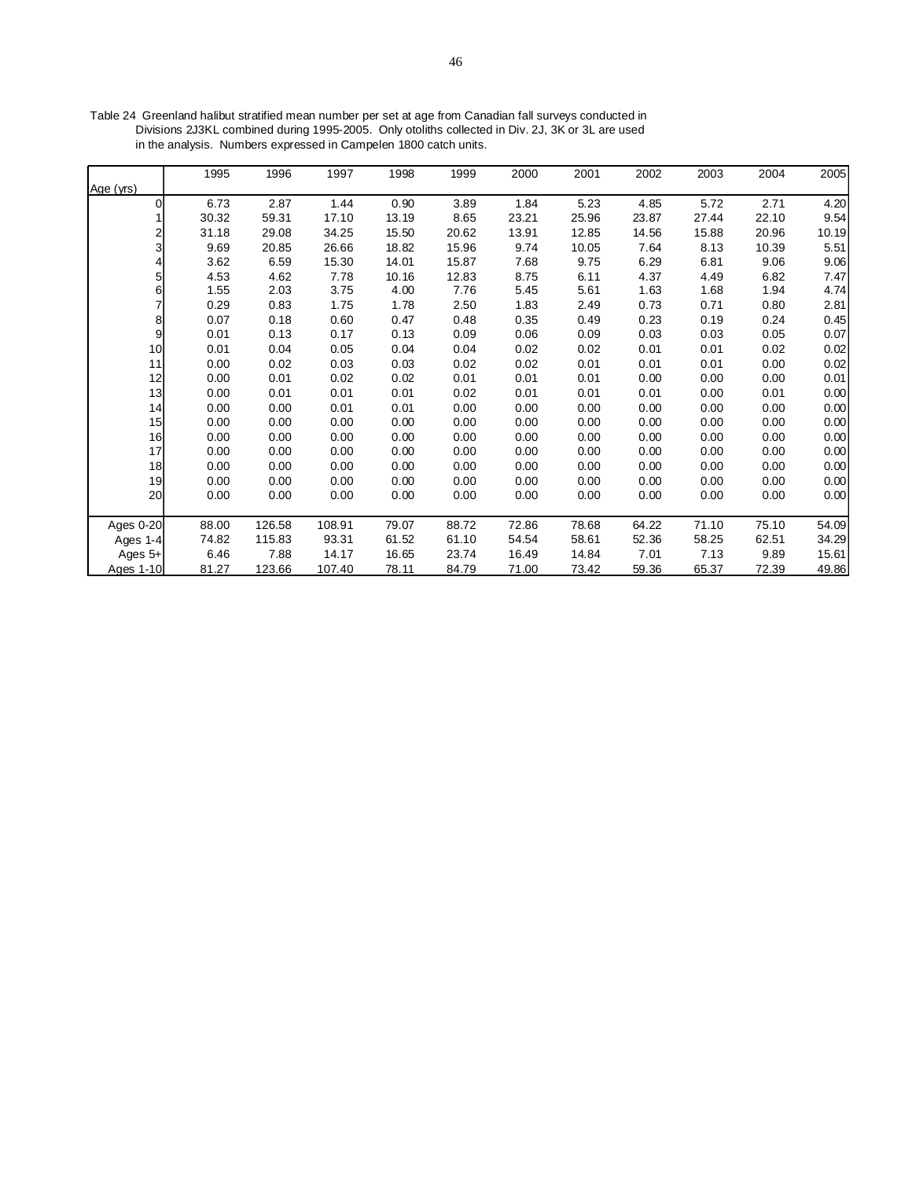Table 24 Greenland halibut stratified mean number per set at age from Canadian fall surveys conducted in Divisions 2J3KL combined during 1995-2005. Only otoliths collected in Div. 2J, 3K or 3L are used in the analysis. Numbers expressed in Campelen 1800 catch units.

| Age (yrs) | 1995 | 1996 | 1997 | 1998 | 1999 | 2000 | 2001 | 2002 | 2003 | 2004 | 2005 |
|---|---|---|---|---|---|---|---|---|---|---|---|
| 0 | 6.73 | 2.87 | 1.44 | 0.90 | 3.89 | 1.84 | 5.23 | 4.85 | 5.72 | 2.71 | 4.20 |
| 1 | 30.32 | 59.31 | 17.10 | 13.19 | 8.65 | 23.21 | 25.96 | 23.87 | 27.44 | 22.10 | 9.54 |
| 2 | 31.18 | 29.08 | 34.25 | 15.50 | 20.62 | 13.91 | 12.85 | 14.56 | 15.88 | 20.96 | 10.19 |
| 3 | 9.69 | 20.85 | 26.66 | 18.82 | 15.96 | 9.74 | 10.05 | 7.64 | 8.13 | 10.39 | 5.51 |
| 4 | 3.62 | 6.59 | 15.30 | 14.01 | 15.87 | 7.68 | 9.75 | 6.29 | 6.81 | 9.06 | 9.06 |
| 5 | 4.53 | 4.62 | 7.78 | 10.16 | 12.83 | 8.75 | 6.11 | 4.37 | 4.49 | 6.82 | 7.47 |
| 6 | 1.55 | 2.03 | 3.75 | 4.00 | 7.76 | 5.45 | 5.61 | 1.63 | 1.68 | 1.94 | 4.74 |
| 7 | 0.29 | 0.83 | 1.75 | 1.78 | 2.50 | 1.83 | 2.49 | 0.73 | 0.71 | 0.80 | 2.81 |
| 8 | 0.07 | 0.18 | 0.60 | 0.47 | 0.48 | 0.35 | 0.49 | 0.23 | 0.19 | 0.24 | 0.45 |
| 9 | 0.01 | 0.13 | 0.17 | 0.13 | 0.09 | 0.06 | 0.09 | 0.03 | 0.03 | 0.05 | 0.07 |
| 10 | 0.01 | 0.04 | 0.05 | 0.04 | 0.04 | 0.02 | 0.02 | 0.01 | 0.01 | 0.02 | 0.02 |
| 11 | 0.00 | 0.02 | 0.03 | 0.03 | 0.02 | 0.02 | 0.01 | 0.01 | 0.01 | 0.00 | 0.02 |
| 12 | 0.00 | 0.01 | 0.02 | 0.02 | 0.01 | 0.01 | 0.01 | 0.00 | 0.00 | 0.00 | 0.01 |
| 13 | 0.00 | 0.01 | 0.01 | 0.01 | 0.02 | 0.01 | 0.01 | 0.01 | 0.00 | 0.01 | 0.00 |
| 14 | 0.00 | 0.00 | 0.01 | 0.01 | 0.00 | 0.00 | 0.00 | 0.00 | 0.00 | 0.00 | 0.00 |
| 15 | 0.00 | 0.00 | 0.00 | 0.00 | 0.00 | 0.00 | 0.00 | 0.00 | 0.00 | 0.00 | 0.00 |
| 16 | 0.00 | 0.00 | 0.00 | 0.00 | 0.00 | 0.00 | 0.00 | 0.00 | 0.00 | 0.00 | 0.00 |
| 17 | 0.00 | 0.00 | 0.00 | 0.00 | 0.00 | 0.00 | 0.00 | 0.00 | 0.00 | 0.00 | 0.00 |
| 18 | 0.00 | 0.00 | 0.00 | 0.00 | 0.00 | 0.00 | 0.00 | 0.00 | 0.00 | 0.00 | 0.00 |
| 19 | 0.00 | 0.00 | 0.00 | 0.00 | 0.00 | 0.00 | 0.00 | 0.00 | 0.00 | 0.00 | 0.00 |
| 20 | 0.00 | 0.00 | 0.00 | 0.00 | 0.00 | 0.00 | 0.00 | 0.00 | 0.00 | 0.00 | 0.00 |
| Ages 0-20 | 88.00 | 126.58 | 108.91 | 79.07 | 88.72 | 72.86 | 78.68 | 64.22 | 71.10 | 75.10 | 54.09 |
| Ages 1-4 | 74.82 | 115.83 | 93.31 | 61.52 | 61.10 | 54.54 | 58.61 | 52.36 | 58.25 | 62.51 | 34.29 |
| Ages 5+ | 6.46 | 7.88 | 14.17 | 16.65 | 23.74 | 16.49 | 14.84 | 7.01 | 7.13 | 9.89 | 15.61 |
| Ages 1-10 | 81.27 | 123.66 | 107.40 | 78.11 | 84.79 | 71.00 | 73.42 | 59.36 | 65.37 | 72.39 | 49.86 |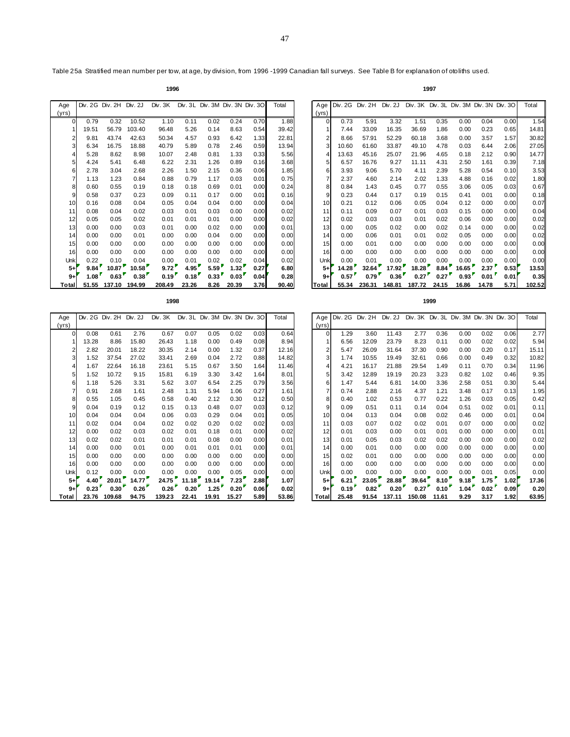Table 25a Stratified mean number per tow, at age, by division, from 1996 -1999 Canadian fall surveys. See Table B for explanation of otoliths used.

**1996**

| Age (yrs) | Div. 2G | Div. 2H | Div. 2J | Div. 3K | Div. 3L | Div. 3M | Div. 3N | Div. 3O | Total |
|---|---|---|---|---|---|---|---|---|---|
| 0 | 0.79 | 0.32 | 10.52 | 1.10 | 0.11 | 0.02 | 0.24 | 0.70 | 1.88 |
| 1 | 19.51 | 56.79 | 103.40 | 96.48 | 5.26 | 0.14 | 8.63 | 0.54 | 39.42 |
| 2 | 9.81 | 43.74 | 42.63 | 50.34 | 4.57 | 0.93 | 6.42 | 1.33 | 22.81 |
| 3 | 6.34 | 16.75 | 18.88 | 40.79 | 5.89 | 0.78 | 2.46 | 0.59 | 13.94 |
| 4 | 5.28 | 8.62 | 8.98 | 10.07 | 2.48 | 0.81 | 1.33 | 0.33 | 5.56 |
| 5 | 4.24 | 5.41 | 6.48 | 6.22 | 2.31 | 1.26 | 0.89 | 0.16 | 3.68 |
| 6 | 2.78 | 3.04 | 2.68 | 2.26 | 1.50 | 2.15 | 0.36 | 0.06 | 1.85 |
| 7 | 1.13 | 1.23 | 0.84 | 0.88 | 0.79 | 1.17 | 0.03 | 0.01 | 0.75 |
| 8 | 0.60 | 0.55 | 0.19 | 0.18 | 0.18 | 0.69 | 0.01 | 0.00 | 0.24 |
| 9 | 0.58 | 0.37 | 0.23 | 0.09 | 0.11 | 0.17 | 0.00 | 0.01 | 0.16 |
| 10 | 0.16 | 0.08 | 0.04 | 0.05 | 0.04 | 0.04 | 0.00 | 0.00 | 0.04 |
| 11 | 0.08 | 0.04 | 0.02 | 0.03 | 0.01 | 0.03 | 0.00 | 0.00 | 0.02 |
| 12 | 0.05 | 0.05 | 0.02 | 0.01 | 0.01 | 0.01 | 0.00 | 0.00 | 0.02 |
| 13 | 0.00 | 0.00 | 0.03 | 0.01 | 0.00 | 0.02 | 0.00 | 0.00 | 0.01 |
| 14 | 0.00 | 0.00 | 0.01 | 0.00 | 0.00 | 0.04 | 0.00 | 0.00 | 0.00 |
| 15 | 0.00 | 0.00 | 0.00 | 0.00 | 0.00 | 0.00 | 0.00 | 0.00 | 0.00 |
| 16 | 0.00 | 0.00 | 0.00 | 0.00 | 0.00 | 0.00 | 0.00 | 0.00 | 0.00 |
| Unk | 0.22 | 0.10 | 0.04 | 0.00 | 0.01 | 0.02 | 0.02 | 0.04 | 0.02 |
| **5+** | **9.84** | **10.87** | **10.58** | **9.72** | **4.95** | **5.59** | **1.32** | **0.27** | **6.80** |
| **9+** | **1.08** | **0.63** | **0.38** | **0.19** | **0.18** | **0.33** | **0.03** | **0.04** | **0.28** |
| **Total** | **51.55** | **137.10** | **194.99** | **208.49** | **23.26** | **8.26** | **20.39** | **3.76** | **90.40** |

**1997**

| Age (yrs) | Div. 2G | Div. 2H | Div. 2J | Div. 3K | Div. 3L | Div. 3M | Div. 3N | Div. 3O | Total |
|---|---|---|---|---|---|---|---|---|---|
| 0 | 0.73 | 5.91 | 3.32 | 1.51 | 0.35 | 0.00 | 0.04 | 0.00 | 1.54 |
| 1 | 7.44 | 33.09 | 16.35 | 36.69 | 1.86 | 0.00 | 0.23 | 0.65 | 14.81 |
| 2 | 8.66 | 57.91 | 52.29 | 60.18 | 3.68 | 0.00 | 3.57 | 1.57 | 30.82 |
| 3 | 10.60 | 61.60 | 33.87 | 49.10 | 4.78 | 0.03 | 6.44 | 2.06 | 27.05 |
| 4 | 13.63 | 45.16 | 25.07 | 21.96 | 4.65 | 0.18 | 2.12 | 0.90 | 14.77 |
| 5 | 6.57 | 16.76 | 9.27 | 11.11 | 4.31 | 2.50 | 1.61 | 0.39 | 7.18 |
| 6 | 3.93 | 9.06 | 5.70 | 4.11 | 2.39 | 5.28 | 0.54 | 0.10 | 3.53 |
| 7 | 2.37 | 4.60 | 2.14 | 2.02 | 1.33 | 4.88 | 0.16 | 0.02 | 1.80 |
| 8 | 0.84 | 1.43 | 0.45 | 0.77 | 0.55 | 3.06 | 0.05 | 0.03 | 0.67 |
| 9 | 0.23 | 0.44 | 0.17 | 0.19 | 0.15 | 0.41 | 0.01 | 0.00 | 0.18 |
| 10 | 0.21 | 0.12 | 0.06 | 0.05 | 0.04 | 0.12 | 0.00 | 0.00 | 0.07 |
| 11 | 0.11 | 0.09 | 0.07 | 0.01 | 0.03 | 0.15 | 0.00 | 0.00 | 0.04 |
| 12 | 0.02 | 0.03 | 0.03 | 0.01 | 0.02 | 0.06 | 0.00 | 0.00 | 0.02 |
| 13 | 0.00 | 0.05 | 0.02 | 0.00 | 0.02 | 0.14 | 0.00 | 0.00 | 0.02 |
| 14 | 0.00 | 0.06 | 0.01 | 0.01 | 0.02 | 0.05 | 0.00 | 0.00 | 0.02 |
| 15 | 0.00 | 0.01 | 0.00 | 0.00 | 0.00 | 0.00 | 0.00 | 0.00 | 0.00 |
| 16 | 0.00 | 0.00 | 0.00 | 0.00 | 0.00 | 0.00 | 0.00 | 0.00 | 0.00 |
| Unk | 0.00 | 0.01 | 0.00 | 0.00 | 0.00 | 0.00 | 0.00 | 0.00 | 0.00 |
| **5+** | **14.28** | **32.64** | **17.92** | **18.28** | **8.84** | **16.65** | **2.37** | **0.53** | **13.53** |
| **9+** | **0.57** | **0.79** | **0.36** | **0.27** | **0.27** | **0.93** | **0.01** | **0.01** | **0.35** |
| **Total** | **55.34** | **236.31** | **148.81** | **187.72** | **24.15** | **16.86** | **14.78** | **5.71** | **102.52** |

**1998**

| Age (yrs) | Div. 2G | Div. 2H | Div. 2J | Div. 3K | Div. 3L | Div. 3M | Div. 3N | Div. 3O | Total |
|---|---|---|---|---|---|---|---|---|---|
| 0 | 0.08 | 0.61 | 2.76 | 0.67 | 0.07 | 0.05 | 0.02 | 0.03 | 0.64 |
| 1 | 13.28 | 8.86 | 15.80 | 26.43 | 1.18 | 0.00 | 0.49 | 0.08 | 8.94 |
| 2 | 2.82 | 20.01 | 18.22 | 30.35 | 2.14 | 0.00 | 1.32 | 0.37 | 12.16 |
| 3 | 1.52 | 37.54 | 27.02 | 33.41 | 2.69 | 0.04 | 2.72 | 0.88 | 14.82 |
| 4 | 1.67 | 22.64 | 16.18 | 23.61 | 5.15 | 0.67 | 3.50 | 1.64 | 11.46 |
| 5 | 1.52 | 10.72 | 9.15 | 15.81 | 6.19 | 3.30 | 3.42 | 1.64 | 8.01 |
| 6 | 1.18 | 5.26 | 3.31 | 5.62 | 3.07 | 6.54 | 2.25 | 0.79 | 3.56 |
| 7 | 0.91 | 2.68 | 1.61 | 2.48 | 1.31 | 5.94 | 1.06 | 0.27 | 1.61 |
| 8 | 0.55 | 1.05 | 0.45 | 0.58 | 0.40 | 2.12 | 0.30 | 0.12 | 0.50 |
| 9 | 0.04 | 0.19 | 0.12 | 0.15 | 0.13 | 0.48 | 0.07 | 0.03 | 0.12 |
| 10 | 0.04 | 0.04 | 0.04 | 0.06 | 0.03 | 0.29 | 0.04 | 0.01 | 0.05 |
| 11 | 0.02 | 0.04 | 0.04 | 0.02 | 0.02 | 0.20 | 0.02 | 0.02 | 0.03 |
| 12 | 0.00 | 0.02 | 0.03 | 0.02 | 0.01 | 0.18 | 0.01 | 0.00 | 0.02 |
| 13 | 0.02 | 0.02 | 0.01 | 0.01 | 0.01 | 0.08 | 0.00 | 0.00 | 0.01 |
| 14 | 0.00 | 0.00 | 0.01 | 0.00 | 0.01 | 0.01 | 0.01 | 0.00 | 0.01 |
| 15 | 0.00 | 0.00 | 0.00 | 0.00 | 0.00 | 0.00 | 0.00 | 0.00 | 0.00 |
| 16 | 0.00 | 0.00 | 0.00 | 0.00 | 0.00 | 0.00 | 0.00 | 0.00 | 0.00 |
| Unk | 0.12 | 0.00 | 0.00 | 0.00 | 0.00 | 0.00 | 0.05 | 0.00 | 0.00 |
| **5+** | **4.40** | **20.01** | **14.77** | **24.75** | **11.18** | **19.14** | **7.23** | **2.88** | **1.07** |
| **9+** | **0.23** | **0.30** | **0.26** | **0.26** | **0.20** | **1.25** | **0.20** | **0.06** | **0.02** |
| **Total** | **23.76** | **109.68** | **94.75** | **139.23** | **22.41** | **19.91** | **15.27** | **5.89** | **53.86** |

**1999**

| Age (yrs) | Div. 2G | Div. 2H | Div. 2J | Div. 3K | Div. 3L | Div. 3M | Div. 3N | Div. 3O | Total |
|---|---|---|---|---|---|---|---|---|---|
| 0 | 1.29 | 3.60 | 11.43 | 2.77 | 0.36 | 0.00 | 0.02 | 0.06 | 2.77 |
| 1 | 6.56 | 12.09 | 23.79 | 8.23 | 0.11 | 0.00 | 0.02 | 0.02 | 5.94 |
| 2 | 5.47 | 26.09 | 31.64 | 37.30 | 0.90 | 0.00 | 0.20 | 0.17 | 15.11 |
| 3 | 1.74 | 10.55 | 19.49 | 32.61 | 0.66 | 0.00 | 0.49 | 0.32 | 10.82 |
| 4 | 4.21 | 16.17 | 21.88 | 29.54 | 1.49 | 0.11 | 0.70 | 0.34 | 11.96 |
| 5 | 3.42 | 12.89 | 19.19 | 20.23 | 3.23 | 0.82 | 1.02 | 0.46 | 9.35 |
| 6 | 1.47 | 5.44 | 6.81 | 14.00 | 3.36 | 2.58 | 0.51 | 0.30 | 5.44 |
| 7 | 0.74 | 2.88 | 2.16 | 4.37 | 1.21 | 3.48 | 0.17 | 0.13 | 1.95 |
| 8 | 0.40 | 1.02 | 0.53 | 0.77 | 0.22 | 1.26 | 0.03 | 0.05 | 0.42 |
| 9 | 0.09 | 0.51 | 0.11 | 0.14 | 0.04 | 0.51 | 0.02 | 0.01 | 0.11 |
| 10 | 0.04 | 0.13 | 0.04 | 0.08 | 0.02 | 0.46 | 0.00 | 0.01 | 0.04 |
| 11 | 0.03 | 0.07 | 0.02 | 0.02 | 0.01 | 0.07 | 0.00 | 0.00 | 0.02 |
| 12 | 0.01 | 0.03 | 0.00 | 0.01 | 0.01 | 0.00 | 0.00 | 0.00 | 0.01 |
| 13 | 0.01 | 0.05 | 0.03 | 0.02 | 0.02 | 0.00 | 0.00 | 0.00 | 0.02 |
| 14 | 0.00 | 0.01 | 0.00 | 0.00 | 0.00 | 0.00 | 0.00 | 0.00 | 0.00 |
| 15 | 0.02 | 0.01 | 0.00 | 0.00 | 0.00 | 0.00 | 0.00 | 0.00 | 0.00 |
| 16 | 0.00 | 0.00 | 0.00 | 0.00 | 0.00 | 0.00 | 0.00 | 0.00 | 0.00 |
| Unk | 0.00 | 0.00 | 0.00 | 0.00 | 0.00 | 0.00 | 0.01 | 0.05 | 0.00 |
| **5+** | **6.21** | **23.05** | **28.88** | **39.64** | **8.10** | **9.18** | **1.75** | **1.02** | **17.36** |
| **9+** | **0.19** | **0.82** | **0.20** | **0.27** | **0.10** | **1.04** | **0.02** | **0.09** | **0.20** |
| **Total** | **25.48** | **91.54** | **137.11** | **150.08** | **11.61** | **9.29** | **3.17** | **1.92** | **63.95** |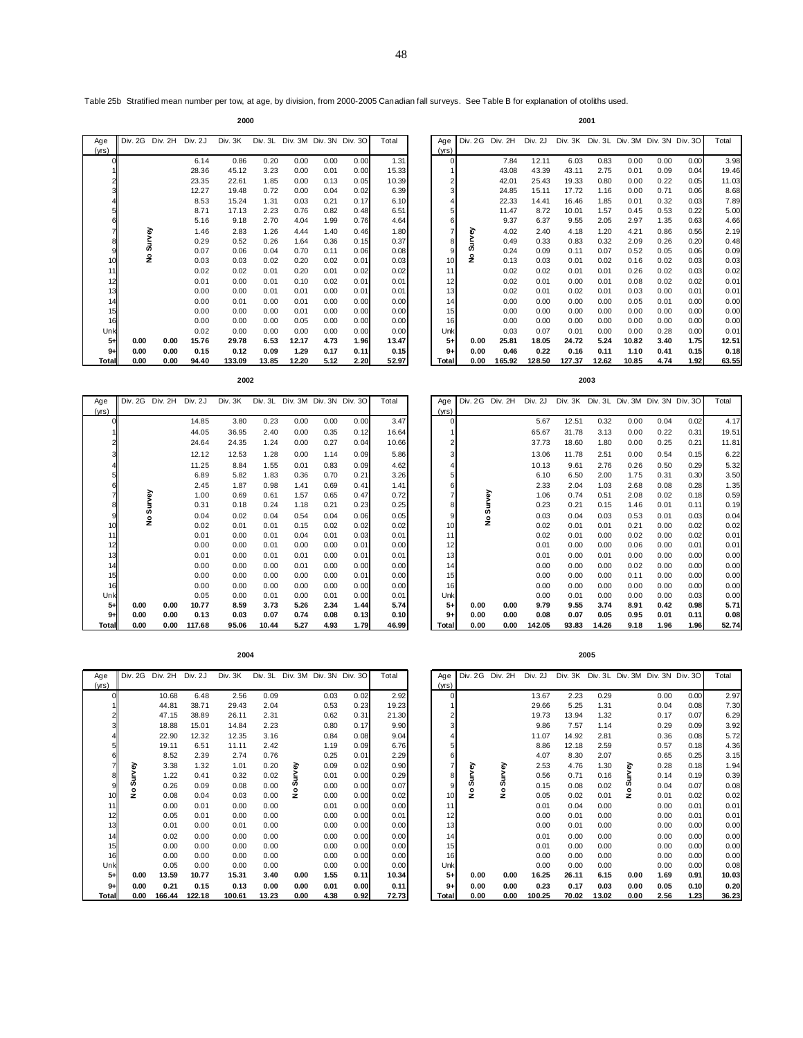Table 25b Stratified mean number per tow, at age, by division, from 2000-2005 Canadian fall surveys. See Table B for explanation of otoliths used.

**2000**

| Age (yrs) | Div. 2G | Div. 2H | Div. 2J | Div. 3K | Div. 3L | Div. 3M | Div. 3N | Div. 3O | Total |
|---|---|---|---|---|---|---|---|---|---|
| 0 | No Survey | No Survey | 6.14 | 0.86 | 0.20 | 0.00 | 0.00 | 0.00 | 1.31 |
| 1 | | | 28.36 | 45.12 | 3.23 | 0.00 | 0.01 | 0.00 | 15.33 |
| 2 | | | 23.35 | 22.61 | 1.85 | 0.00 | 0.13 | 0.05 | 10.39 |
| 3 | | | 12.27 | 19.48 | 0.72 | 0.00 | 0.04 | 0.02 | 6.39 |
| 4 | | | 8.53 | 15.24 | 1.31 | 0.03 | 0.21 | 0.17 | 6.10 |
| 5 | | | 8.71 | 17.13 | 2.23 | 0.76 | 0.82 | 0.48 | 6.51 |
| 6 | | | 5.16 | 9.18 | 2.70 | 4.04 | 1.99 | 0.76 | 4.64 |
| 7 | | | 1.46 | 2.83 | 1.26 | 4.44 | 1.40 | 0.46 | 1.80 |
| 8 | | | 0.29 | 0.52 | 0.26 | 1.64 | 0.36 | 0.15 | 0.37 |
| 9 | | | 0.07 | 0.06 | 0.04 | 0.70 | 0.11 | 0.06 | 0.08 |
| 10 | | | 0.03 | 0.03 | 0.02 | 0.20 | 0.02 | 0.01 | 0.03 |
| 11 | | | 0.02 | 0.02 | 0.01 | 0.20 | 0.01 | 0.02 | 0.02 |
| 12 | | | 0.01 | 0.00 | 0.01 | 0.10 | 0.02 | 0.01 | 0.01 |
| 13 | | | 0.00 | 0.00 | 0.01 | 0.01 | 0.00 | 0.01 | 0.01 |
| 14 | | | 0.00 | 0.01 | 0.00 | 0.01 | 0.00 | 0.00 | 0.00 |
| 15 | | | 0.00 | 0.00 | 0.00 | 0.01 | 0.00 | 0.00 | 0.00 |
| 16 | | | 0.00 | 0.00 | 0.00 | 0.05 | 0.00 | 0.00 | 0.00 |
| Unk | | | 0.02 | 0.00 | 0.00 | 0.00 | 0.00 | 0.00 | 0.00 |
| **5+** | **0.00** | **0.00** | **15.76** | **29.78** | **6.53** | **12.17** | **4.73** | **1.96** | **13.47** |
| **9+** | **0.00** | **0.00** | **0.15** | **0.12** | **0.09** | **1.29** | **0.17** | **0.11** | **0.15** |
| **Total** | **0.00** | **0.00** | **94.40** | **133.09** | **13.85** | **12.20** | **5.12** | **2.20** | **52.97** |

**2001**

| Age (yrs) | Div. 2G | Div. 2H | Div. 2J | Div. 3K | Div. 3L | Div. 3M | Div. 3N | Div. 3O | Total |
|---|---|---|---|---|---|---|---|---|---|
| 0 | No Survey | 7.84 | 12.11 | 6.03 | 0.83 | 0.00 | 0.00 | 0.00 | 3.98 |
| 1 | | 43.08 | 43.39 | 43.11 | 2.75 | 0.01 | 0.09 | 0.04 | 19.46 |
| 2 | | 42.01 | 25.43 | 19.33 | 0.80 | 0.00 | 0.22 | 0.05 | 11.03 |
| 3 | | 24.85 | 15.11 | 17.72 | 1.16 | 0.00 | 0.71 | 0.06 | 8.68 |
| 4 | | 22.33 | 14.41 | 16.46 | 1.85 | 0.01 | 0.32 | 0.03 | 7.89 |
| 5 | | 11.47 | 8.72 | 10.01 | 1.57 | 0.45 | 0.53 | 0.22 | 5.00 |
| 6 | | 9.37 | 6.37 | 9.55 | 2.05 | 2.97 | 1.35 | 0.63 | 4.66 |
| 7 | | 4.02 | 2.40 | 4.18 | 1.20 | 4.21 | 0.86 | 0.56 | 2.19 |
| 8 | | 0.49 | 0.33 | 0.83 | 0.32 | 2.09 | 0.26 | 0.20 | 0.48 |
| 9 | | 0.24 | 0.09 | 0.11 | 0.07 | 0.52 | 0.05 | 0.06 | 0.09 |
| 10 | | 0.13 | 0.03 | 0.01 | 0.02 | 0.16 | 0.02 | 0.03 | 0.03 |
| 11 | | 0.02 | 0.02 | 0.01 | 0.01 | 0.26 | 0.02 | 0.03 | 0.02 |
| 12 | | 0.02 | 0.01 | 0.00 | 0.01 | 0.08 | 0.02 | 0.02 | 0.01 |
| 13 | | 0.02 | 0.01 | 0.02 | 0.01 | 0.03 | 0.00 | 0.01 | 0.01 |
| 14 | | 0.00 | 0.00 | 0.00 | 0.00 | 0.05 | 0.01 | 0.00 | 0.00 |
| 15 | | 0.00 | 0.00 | 0.00 | 0.00 | 0.00 | 0.00 | 0.00 | 0.00 |
| 16 | | 0.00 | 0.00 | 0.00 | 0.00 | 0.00 | 0.00 | 0.00 | 0.00 |
| Unk | | 0.03 | 0.07 | 0.01 | 0.00 | 0.00 | 0.28 | 0.00 | 0.01 |
| **5+** | **0.00** | **25.81** | **18.05** | **24.72** | **5.24** | **10.82** | **3.40** | **1.75** | **12.51** |
| **9+** | **0.00** | **0.46** | **0.22** | **0.16** | **0.11** | **1.10** | **0.41** | **0.15** | **0.18** |
| **Total** | **0.00** | **165.92** | **128.50** | **127.37** | **12.62** | **10.85** | **4.74** | **1.92** | **63.55** |

**2002**

| Age (yrs) | Div. 2G | Div. 2H | Div. 2J | Div. 3K | Div. 3L | Div. 3M | Div. 3N | Div. 3O | Total |
|---|---|---|---|---|---|---|---|---|---|
| 0 | No Survey | No Survey | 14.85 | 3.80 | 0.23 | 0.00 | 0.00 | 0.00 | 3.47 |
| 1 | | | 44.05 | 36.95 | 2.40 | 0.00 | 0.35 | 0.12 | 16.64 |
| 2 | | | 24.64 | 24.35 | 1.24 | 0.00 | 0.27 | 0.04 | 10.66 |
| 3 | | | 12.12 | 12.53 | 1.28 | 0.00 | 1.14 | 0.09 | 5.86 |
| 4 | | | 11.25 | 8.84 | 1.55 | 0.01 | 0.83 | 0.09 | 4.62 |
| 5 | | | 6.89 | 5.82 | 1.83 | 0.36 | 0.70 | 0.21 | 3.26 |
| 6 | | | 2.45 | 1.87 | 0.98 | 1.41 | 0.69 | 0.41 | 1.41 |
| 7 | | | 1.00 | 0.69 | 0.61 | 1.57 | 0.65 | 0.47 | 0.72 |
| 8 | | | 0.31 | 0.18 | 0.24 | 1.18 | 0.21 | 0.23 | 0.25 |
| 9 | | | 0.04 | 0.02 | 0.04 | 0.54 | 0.04 | 0.06 | 0.05 |
| 10 | | | 0.02 | 0.01 | 0.01 | 0.15 | 0.02 | 0.02 | 0.02 |
| 11 | | | 0.01 | 0.00 | 0.01 | 0.04 | 0.01 | 0.03 | 0.01 |
| 12 | | | 0.00 | 0.00 | 0.01 | 0.00 | 0.00 | 0.01 | 0.00 |
| 13 | | | 0.01 | 0.00 | 0.01 | 0.01 | 0.00 | 0.01 | 0.01 |
| 14 | | | 0.00 | 0.00 | 0.00 | 0.01 | 0.00 | 0.00 | 0.00 |
| 15 | | | 0.00 | 0.00 | 0.00 | 0.00 | 0.00 | 0.01 | 0.00 |
| 16 | | | 0.00 | 0.00 | 0.00 | 0.00 | 0.00 | 0.00 | 0.00 |
| Unk | | | 0.05 | 0.00 | 0.01 | 0.00 | 0.01 | 0.00 | 0.01 |
| **5+** | **0.00** | **0.00** | **10.77** | **8.59** | **3.73** | **5.26** | **2.34** | **1.44** | **5.74** |
| **9+** | **0.00** | **0.00** | **0.13** | **0.03** | **0.07** | **0.74** | **0.08** | **0.13** | **0.10** |
| **Total** | **0.00** | **0.00** | **117.68** | **95.06** | **10.44** | **5.27** | **4.93** | **1.79** | **46.99** |

**2003**

| Age (yrs) | Div. 2G | Div. 2H | Div. 2J | Div. 3K | Div. 3L | Div. 3M | Div. 3N | Div. 3O | Total |
|---|---|---|---|---|---|---|---|---|---|
| 0 | No Survey | No Survey | 5.67 | 12.51 | 0.32 | 0.00 | 0.04 | 0.02 | 4.17 |
| 1 | | | 65.67 | 31.78 | 3.13 | 0.00 | 0.22 | 0.31 | 19.51 |
| 2 | | | 37.73 | 18.60 | 1.80 | 0.00 | 0.25 | 0.21 | 11.81 |
| 3 | | | 13.06 | 11.78 | 2.51 | 0.00 | 0.54 | 0.15 | 6.22 |
| 4 | | | 10.13 | 9.61 | 2.76 | 0.26 | 0.50 | 0.29 | 5.32 |
| 5 | | | 6.10 | 6.50 | 2.00 | 1.75 | 0.31 | 0.30 | 3.50 |
| 6 | | | 2.33 | 2.04 | 1.03 | 2.68 | 0.08 | 0.28 | 1.35 |
| 7 | | | 1.06 | 0.74 | 0.51 | 2.08 | 0.02 | 0.18 | 0.59 |
| 8 | | | 0.23 | 0.21 | 0.15 | 1.46 | 0.01 | 0.11 | 0.19 |
| 9 | | | 0.03 | 0.04 | 0.03 | 0.53 | 0.01 | 0.03 | 0.04 |
| 10 | | | 0.02 | 0.01 | 0.01 | 0.21 | 0.00 | 0.02 | 0.02 |
| 11 | | | 0.02 | 0.01 | 0.00 | 0.02 | 0.00 | 0.02 | 0.01 |
| 12 | | | 0.01 | 0.00 | 0.00 | 0.06 | 0.00 | 0.01 | 0.01 |
| 13 | | | 0.01 | 0.00 | 0.01 | 0.00 | 0.00 | 0.00 | 0.00 |
| 14 | | | 0.00 | 0.00 | 0.00 | 0.02 | 0.00 | 0.00 | 0.00 |
| 15 | | | 0.00 | 0.00 | 0.00 | 0.11 | 0.00 | 0.00 | 0.00 |
| 16 | | | 0.00 | 0.00 | 0.00 | 0.00 | 0.00 | 0.00 | 0.00 |
| Unk | | | 0.00 | 0.01 | 0.00 | 0.00 | 0.00 | 0.03 | 0.00 |
| **5+** | **0.00** | **0.00** | **9.79** | **9.55** | **3.74** | **8.91** | **0.42** | **0.98** | **5.71** |
| **9+** | **0.00** | **0.00** | **0.08** | **0.07** | **0.05** | **0.95** | **0.01** | **0.11** | **0.08** |
| **Total** | **0.00** | **0.00** | **142.05** | **93.83** | **14.26** | **9.18** | **1.96** | **1.96** | **52.74** |

**2004**

| Age (yrs) | Div. 2G | Div. 2H | Div. 2J | Div. 3K | Div. 3L | Div. 3M | Div. 3N | Div. 3O | Total |
|---|---|---|---|---|---|---|---|---|---|
| 0 | No Survey | 10.68 | 6.48 | 2.56 | 0.09 | No Survey | 0.03 | 0.02 | 2.92 |
| 1 | | 44.81 | 38.71 | 29.43 | 2.04 | | 0.53 | 0.23 | 19.23 |
| 2 | | 47.15 | 38.89 | 26.11 | 2.31 | | 0.62 | 0.31 | 21.30 |
| 3 | | 18.88 | 15.01 | 14.84 | 2.23 | | 0.80 | 0.17 | 9.90 |
| 4 | | 22.90 | 12.32 | 12.35 | 3.16 | | 0.84 | 0.08 | 9.04 |
| 5 | | 19.11 | 6.51 | 11.11 | 2.42 | | 1.19 | 0.09 | 6.76 |
| 6 | | 8.52 | 2.39 | 2.74 | 0.76 | | 0.25 | 0.01 | 2.29 |
| 7 | | 3.38 | 1.32 | 1.01 | 0.20 | | 0.09 | 0.02 | 0.90 |
| 8 | | 1.22 | 0.41 | 0.32 | 0.02 | | 0.01 | 0.00 | 0.29 |
| 9 | | 0.26 | 0.09 | 0.08 | 0.00 | | 0.00 | 0.00 | 0.07 |
| 10 | | 0.08 | 0.04 | 0.03 | 0.00 | | 0.00 | 0.00 | 0.02 |
| 11 | | 0.00 | 0.01 | 0.00 | 0.00 | | 0.01 | 0.00 | 0.00 |
| 12 | | 0.05 | 0.01 | 0.00 | 0.00 | | 0.00 | 0.00 | 0.01 |
| 13 | | 0.01 | 0.00 | 0.01 | 0.00 | | 0.00 | 0.00 | 0.00 |
| 14 | | 0.02 | 0.00 | 0.00 | 0.00 | | 0.00 | 0.00 | 0.00 |
| 15 | | 0.00 | 0.00 | 0.00 | 0.00 | | 0.00 | 0.00 | 0.00 |
| 16 | | 0.00 | 0.00 | 0.00 | 0.00 | | 0.00 | 0.00 | 0.00 |
| Unk | | 0.05 | 0.00 | 0.00 | 0.00 | | 0.00 | 0.00 | 0.00 |
| **5+** | **0.00** | **13.59** | **10.77** | **15.31** | **3.40** | **0.00** | **1.55** | **0.11** | **10.34** |
| **9+** | **0.00** | **0.21** | **0.15** | **0.13** | **0.00** | **0.00** | **0.01** | **0.00** | **0.11** |
| **Total** | **0.00** | **166.44** | **122.18** | **100.61** | **13.23** | **0.00** | **4.38** | **0.92** | **72.73** |

**2005**

| Age (yrs) | Div. 2G | Div. 2H | Div. 2J | Div. 3K | Div. 3L | Div. 3M | Div. 3N | Div. 3O | Total |
|---|---|---|---|---|---|---|---|---|---|
| 0 | No Survey | No Survey | 13.67 | 2.23 | 0.29 | No Survey | 0.00 | 0.00 | 2.97 |
| 1 | | | 29.66 | 5.25 | 1.31 | | 0.04 | 0.08 | 7.30 |
| 2 | | | 19.73 | 13.94 | 1.32 | | 0.17 | 0.07 | 6.29 |
| 3 | | | 9.86 | 7.57 | 1.14 | | 0.29 | 0.09 | 3.92 |
| 4 | | | 11.07 | 14.92 | 2.81 | | 0.36 | 0.08 | 5.72 |
| 5 | | | 8.86 | 12.18 | 2.59 | | 0.57 | 0.18 | 4.36 |
| 6 | | | 4.07 | 8.30 | 2.07 | | 0.65 | 0.25 | 3.15 |
| 7 | | | 2.53 | 4.76 | 1.30 | | 0.28 | 0.18 | 1.94 |
| 8 | | | 0.56 | 0.71 | 0.16 | | 0.14 | 0.19 | 0.39 |
| 9 | | | 0.15 | 0.08 | 0.02 | | 0.04 | 0.07 | 0.08 |
| 10 | | | 0.05 | 0.02 | 0.01 | | 0.01 | 0.02 | 0.02 |
| 11 | | | 0.01 | 0.04 | 0.00 | | 0.00 | 0.01 | 0.01 |
| 12 | | | 0.00 | 0.01 | 0.00 | | 0.00 | 0.01 | 0.01 |
| 13 | | | 0.00 | 0.01 | 0.00 | | 0.00 | 0.00 | 0.00 |
| 14 | | | 0.01 | 0.00 | 0.00 | | 0.00 | 0.00 | 0.00 |
| 15 | | | 0.01 | 0.00 | 0.00 | | 0.00 | 0.00 | 0.00 |
| 16 | | | 0.00 | 0.00 | 0.00 | | 0.00 | 0.00 | 0.00 |
| Unk | | | 0.00 | 0.00 | 0.00 | | 0.00 | 0.00 | 0.08 |
| **5+** | **0.00** | **0.00** | **16.25** | **26.11** | **6.15** | **0.00** | **1.69** | **0.91** | **10.03** |
| **9+** | **0.00** | **0.00** | **0.23** | **0.17** | **0.03** | **0.00** | **0.05** | **0.10** | **0.20** |
| **Total** | **0.00** | **0.00** | **100.25** | **70.02** | **13.02** | **0.00** | **2.56** | **1.23** | **36.23** |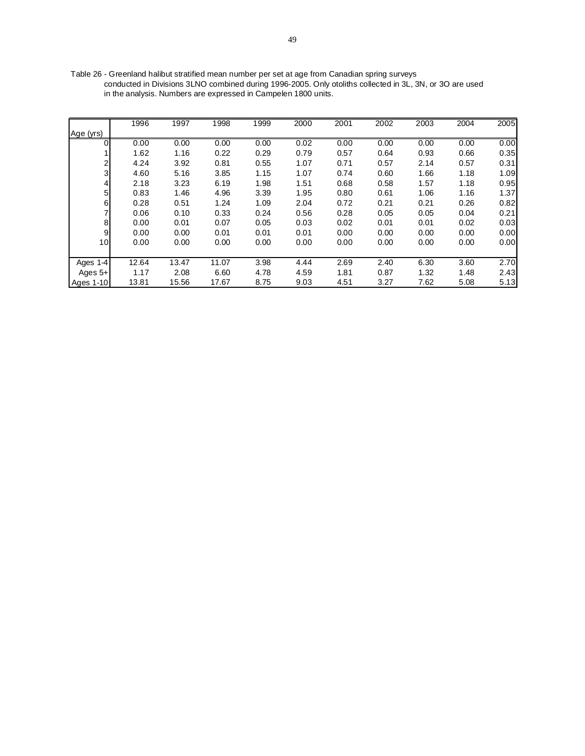Table 26 - Greenland halibut stratified mean number per set at age from Canadian spring surveys conducted in Divisions 3LNO combined during 1996-2005. Only otoliths collected in 3L, 3N, or 3O are used in the analysis. Numbers are expressed in Campelen 1800 units.

| Age (yrs) | 1996 | 1997 | 1998 | 1999 | 2000 | 2001 | 2002 | 2003 | 2004 | 2005 |
|---|---|---|---|---|---|---|---|---|---|---|
| 0 | 0.00 | 0.00 | 0.00 | 0.00 | 0.02 | 0.00 | 0.00 | 0.00 | 0.00 | 0.00 |
| 1 | 1.62 | 1.16 | 0.22 | 0.29 | 0.79 | 0.57 | 0.64 | 0.93 | 0.66 | 0.35 |
| 2 | 4.24 | 3.92 | 0.81 | 0.55 | 1.07 | 0.71 | 0.57 | 2.14 | 0.57 | 0.31 |
| 3 | 4.60 | 5.16 | 3.85 | 1.15 | 1.07 | 0.74 | 0.60 | 1.66 | 1.18 | 1.09 |
| 4 | 2.18 | 3.23 | 6.19 | 1.98 | 1.51 | 0.68 | 0.58 | 1.57 | 1.18 | 0.95 |
| 5 | 0.83 | 1.46 | 4.96 | 3.39 | 1.95 | 0.80 | 0.61 | 1.06 | 1.16 | 1.37 |
| 6 | 0.28 | 0.51 | 1.24 | 1.09 | 2.04 | 0.72 | 0.21 | 0.21 | 0.26 | 0.82 |
| 7 | 0.06 | 0.10 | 0.33 | 0.24 | 0.56 | 0.28 | 0.05 | 0.05 | 0.04 | 0.21 |
| 8 | 0.00 | 0.01 | 0.07 | 0.05 | 0.03 | 0.02 | 0.01 | 0.01 | 0.02 | 0.03 |
| 9 | 0.00 | 0.00 | 0.01 | 0.01 | 0.01 | 0.00 | 0.00 | 0.00 | 0.00 | 0.00 |
| 10 | 0.00 | 0.00 | 0.00 | 0.00 | 0.00 | 0.00 | 0.00 | 0.00 | 0.00 | 0.00 |
| Ages 1-4 | 12.64 | 13.47 | 11.07 | 3.98 | 4.44 | 2.69 | 2.40 | 6.30 | 3.60 | 2.70 |
| Ages 5+ | 1.17 | 2.08 | 6.60 | 4.78 | 4.59 | 1.81 | 0.87 | 1.32 | 1.48 | 2.43 |
| Ages 1-10 | 13.81 | 15.56 | 17.67 | 8.75 | 9.03 | 4.51 | 3.27 | 7.62 | 5.08 | 5.13 |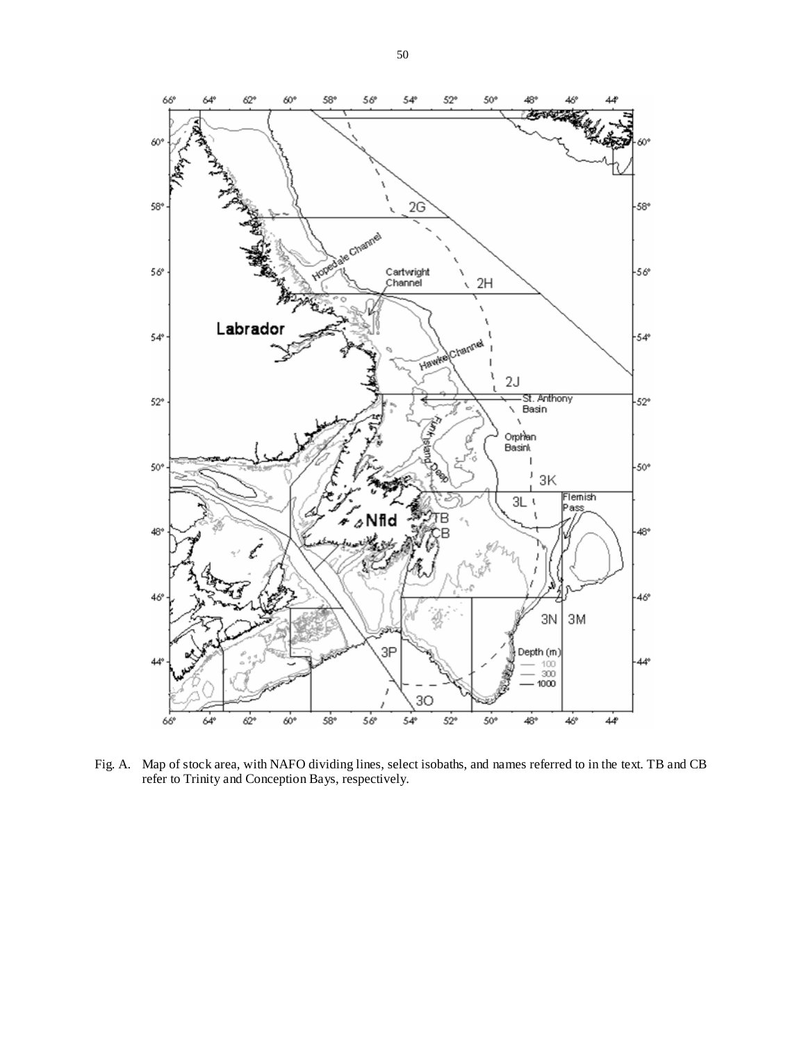Fig. A. Map of stock area, with NAFO dividing lines, select isobaths, and names referred to in the text. TB and CB refer to Trinity and Conception Bays, respectively.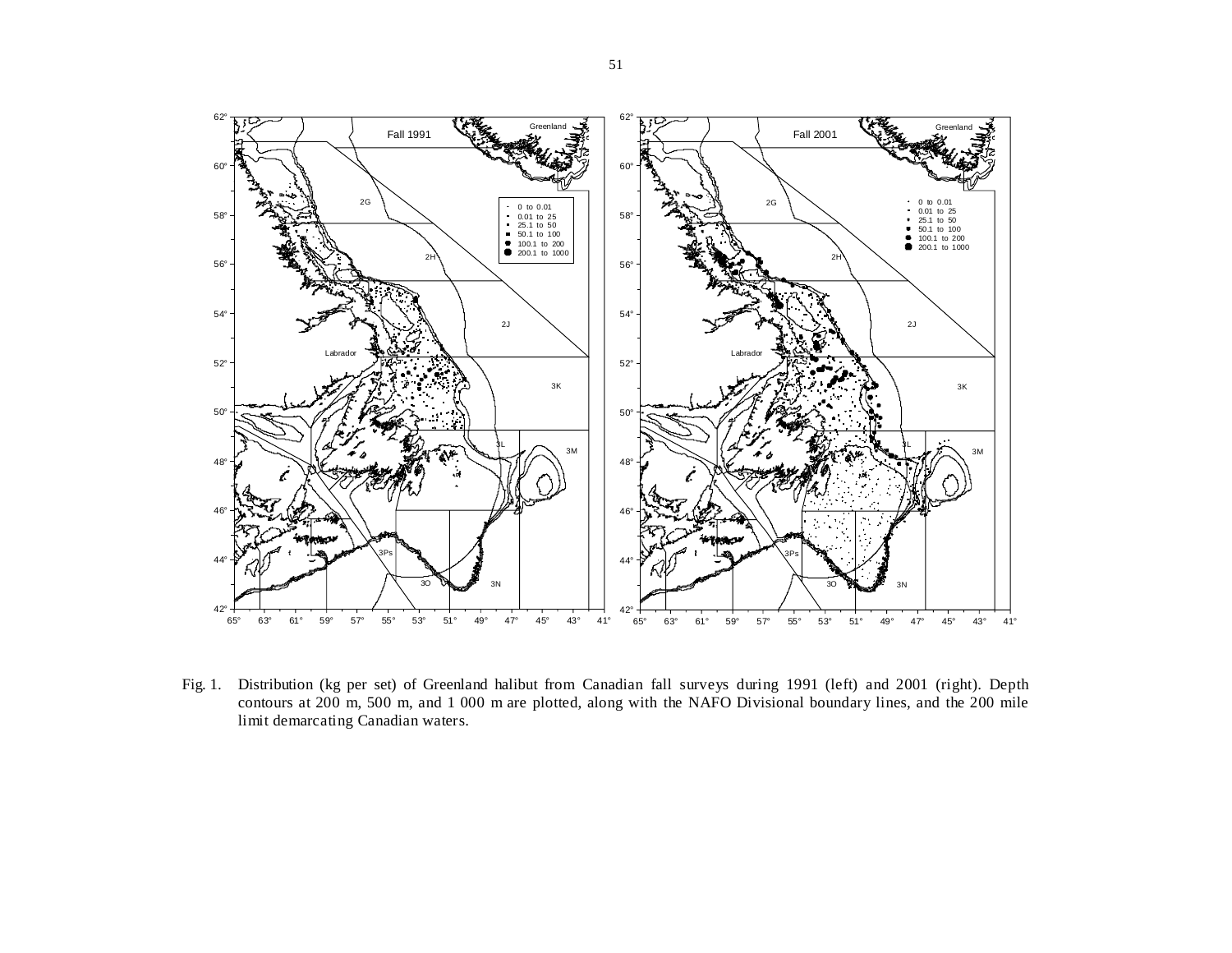Fig. 1. Distribution (kg per set) of Greenland halibut from Canadian fall surveys during 1991 (left) and 2001 (right). Depth contours at 200 m, 500 m, and 1 000 m are plotted, along with the NAFO Divisional boundary lines, and the 200 mile limit demarcating Canadian waters.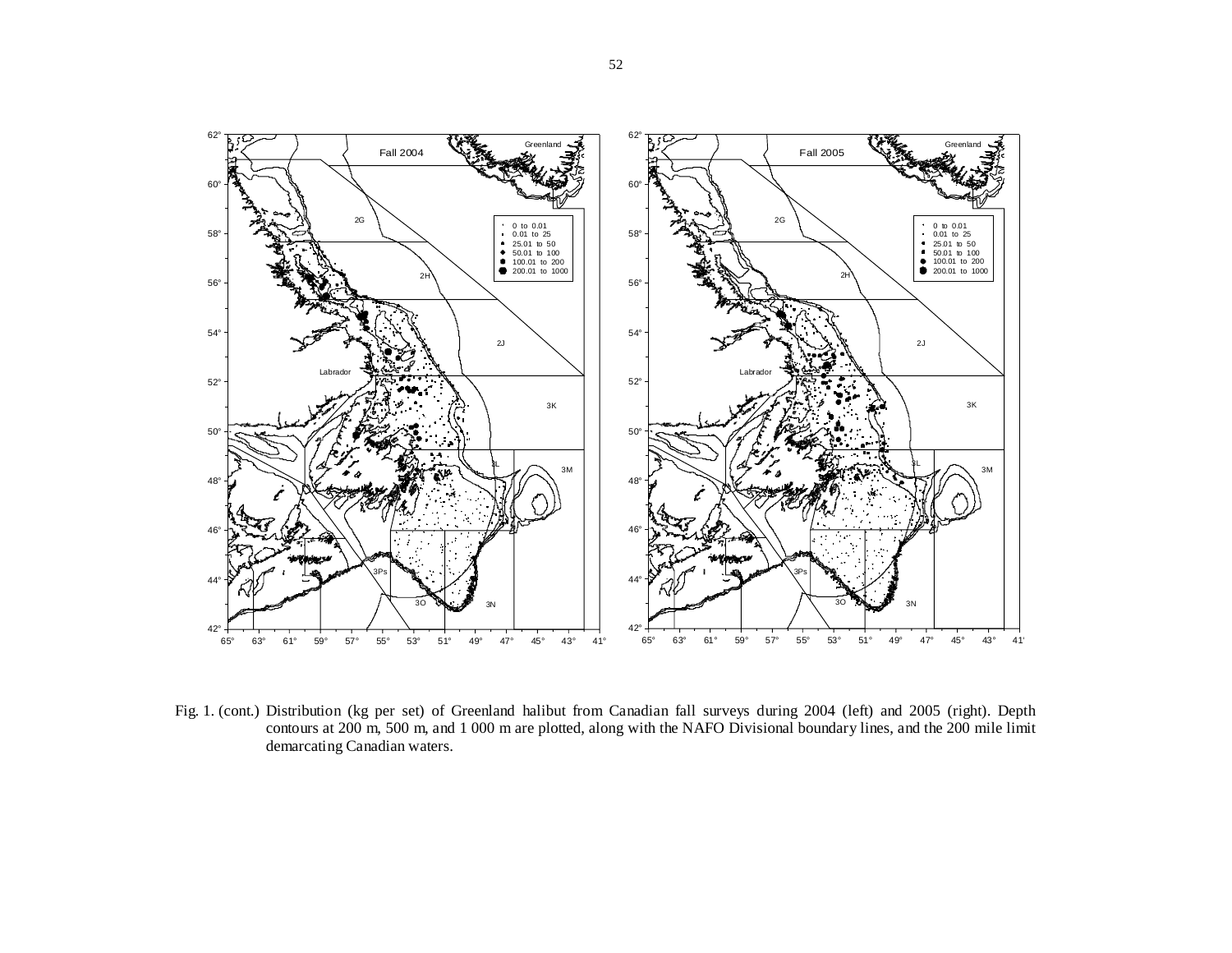Fig. 1. (cont.) Distribution (kg per set) of Greenland halibut from Canadian fall surveys during 2004 (left) and 2005 (right). Depth contours at 200 m, 500 m, and 1 000 m are plotted, along with the NAFO Divisional boundary lines, and the 200 mile limit demarcating Canadian waters.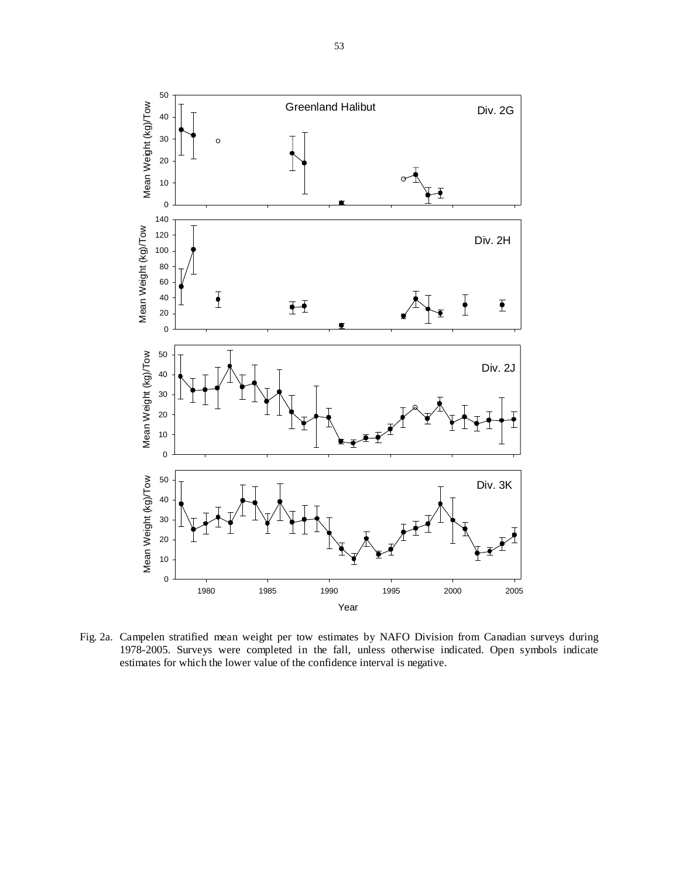Fig. 2a. Campelen stratified mean weight per tow estimates by NAFO Division from Canadian surveys during 1978-2005. Surveys were completed in the fall, unless otherwise indicated. Open symbols indicate estimates for which the lower value of the confidence interval is negative.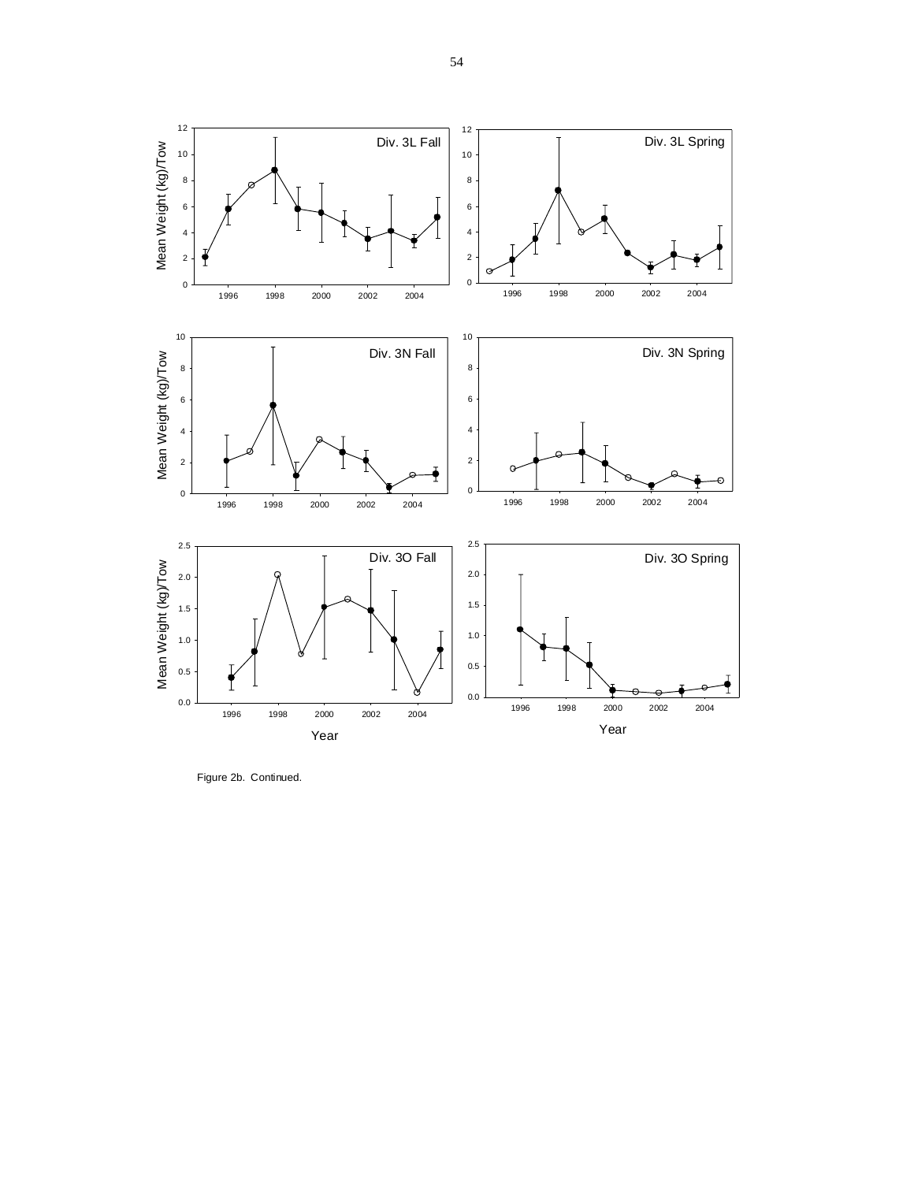Figure 2b. Continued.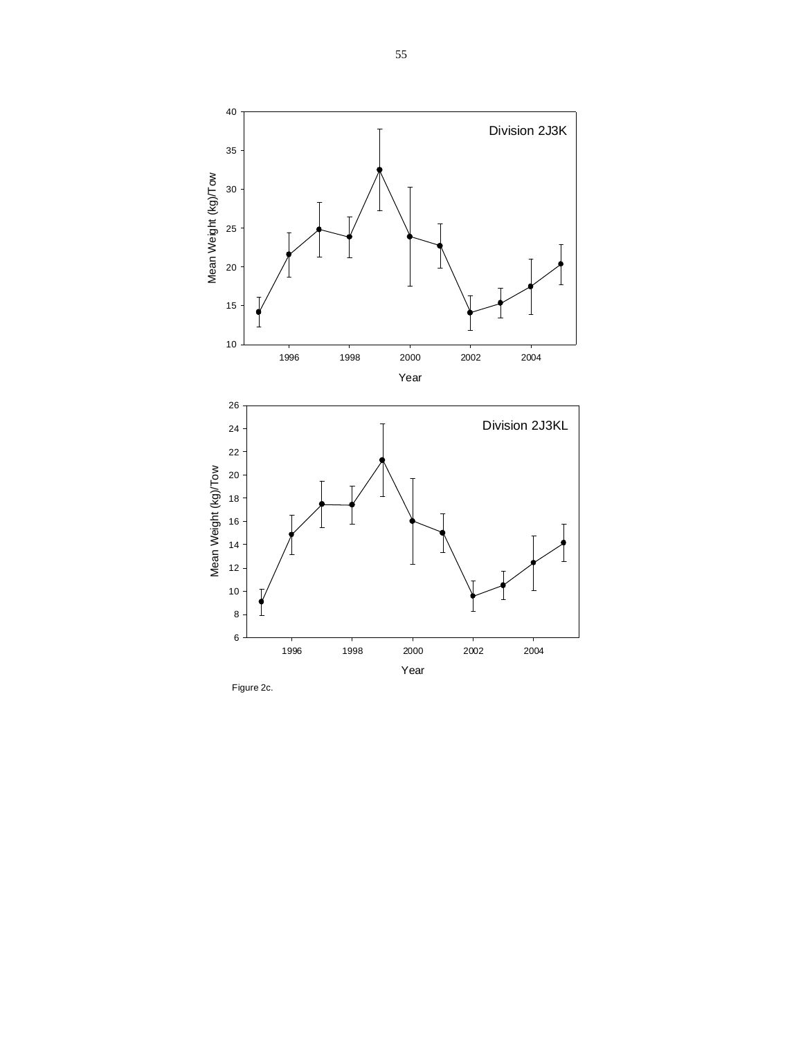Figure 2c.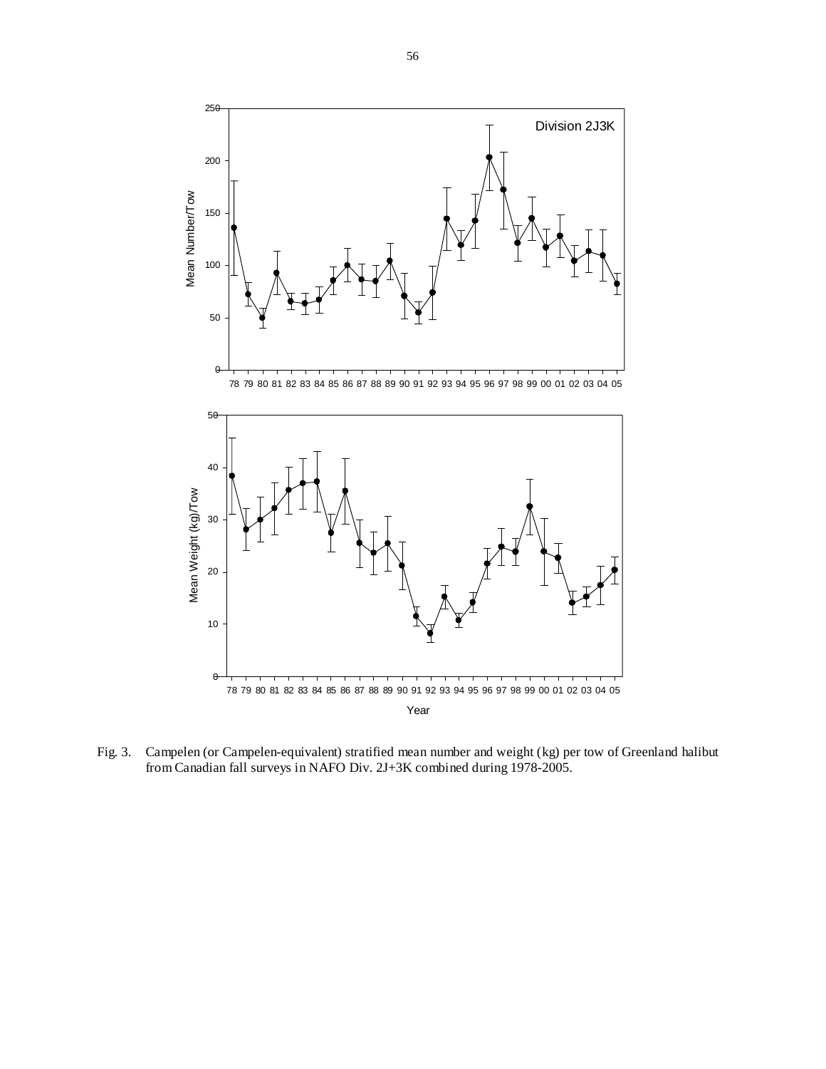Fig. 3. Campelen (or Campelen-equivalent) stratified mean number and weight (kg) per tow of Greenland halibut from Canadian fall surveys in NAFO Div. 2J+3K combined during 1978-2005.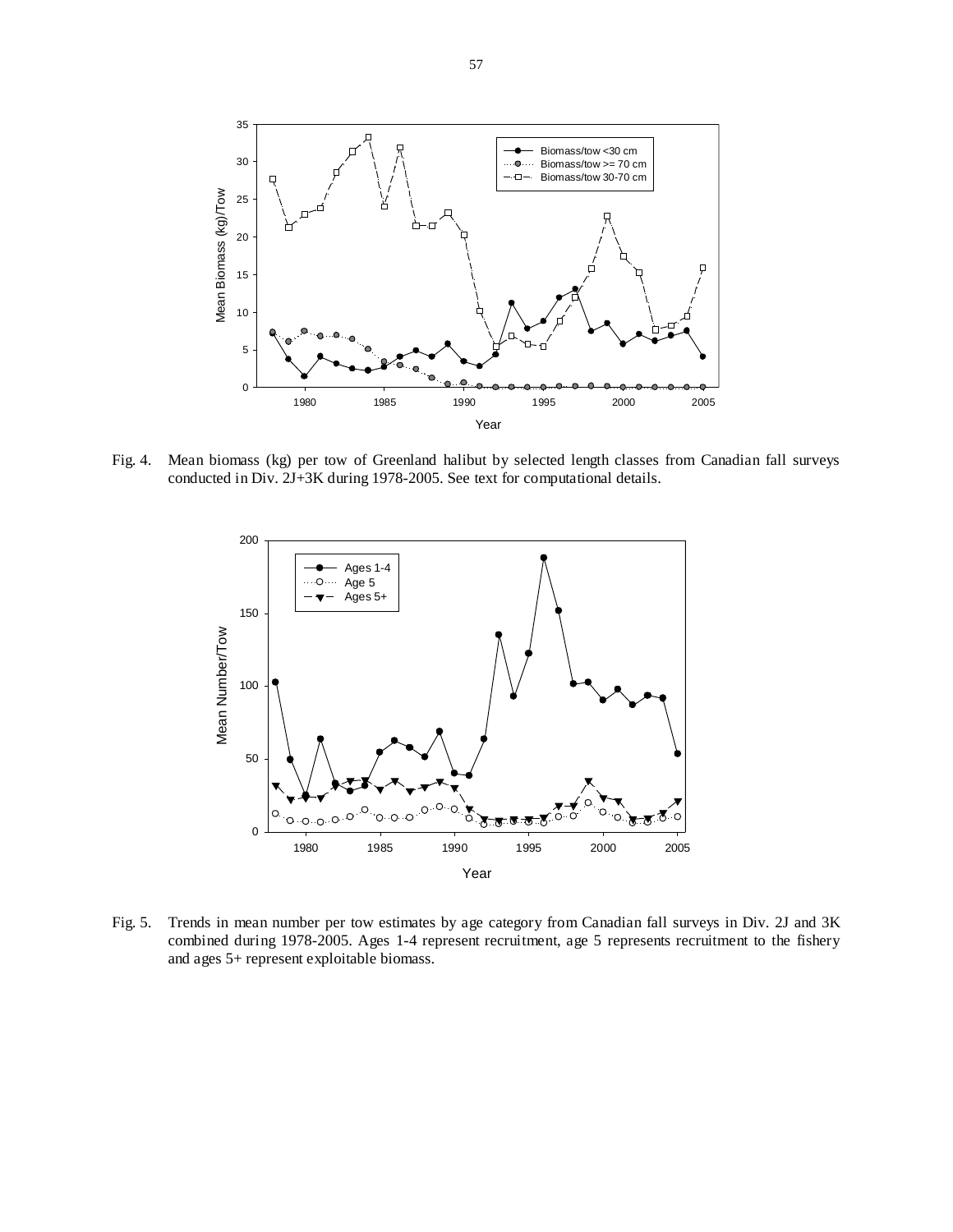Fig. 4. Mean biomass (kg) per tow of Greenland halibut by selected length classes from Canadian fall surveys conducted in Div. 2J+3K during 1978-2005. See text for computational details.

Fig. 5. Trends in mean number per tow estimates by age category from Canadian fall surveys in Div. 2J and 3K combined during 1978-2005. Ages 1-4 represent recruitment, age 5 represents recruitment to the fishery and ages 5+ represent exploitable biomass.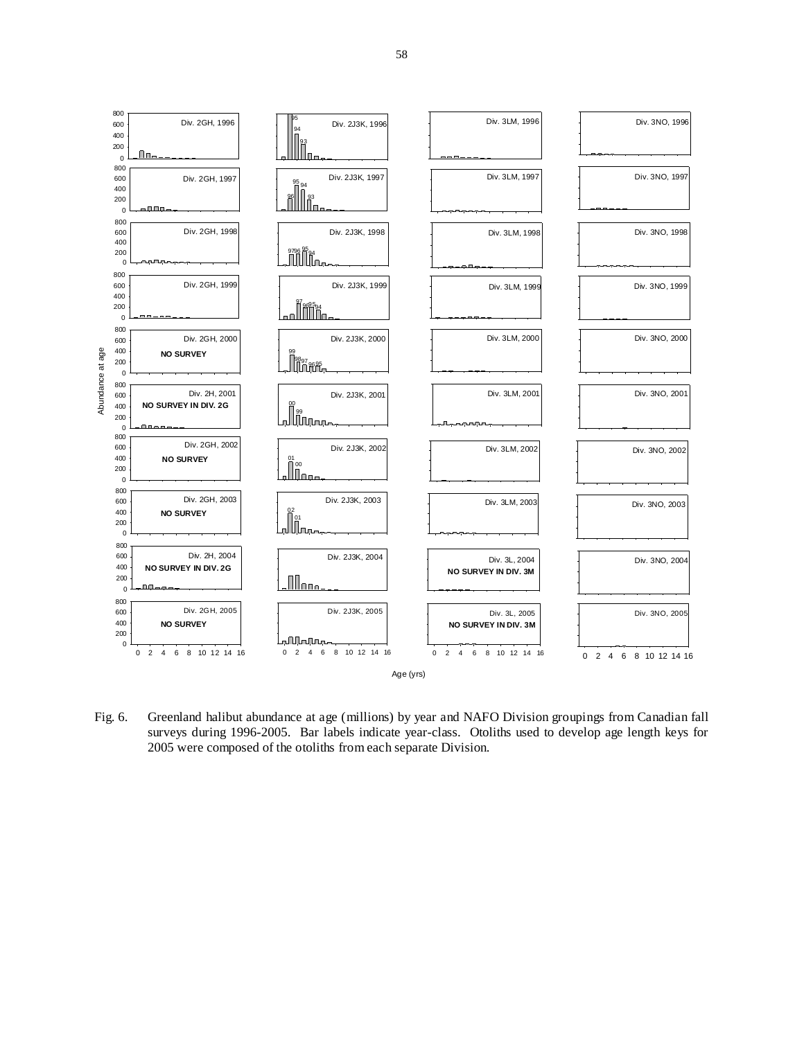Fig. 6. Greenland halibut abundance at age (millions) by year and NAFO Division groupings from Canadian fall surveys during 1996-2005. Bar labels indicate year-class. Otoliths used to develop age length keys for 2005 were composed of the otoliths from each separate Division.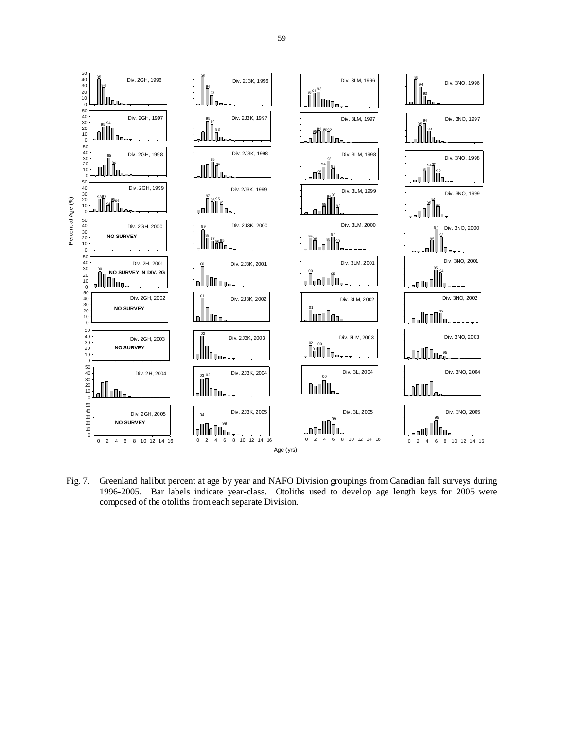Fig. 7. Greenland halibut percent at age by year and NAFO Division groupings from Canadian fall surveys during 1996-2005. Bar labels indicate year-class. Otoliths used to develop age length keys for 2005 were composed of the otoliths from each separate Division.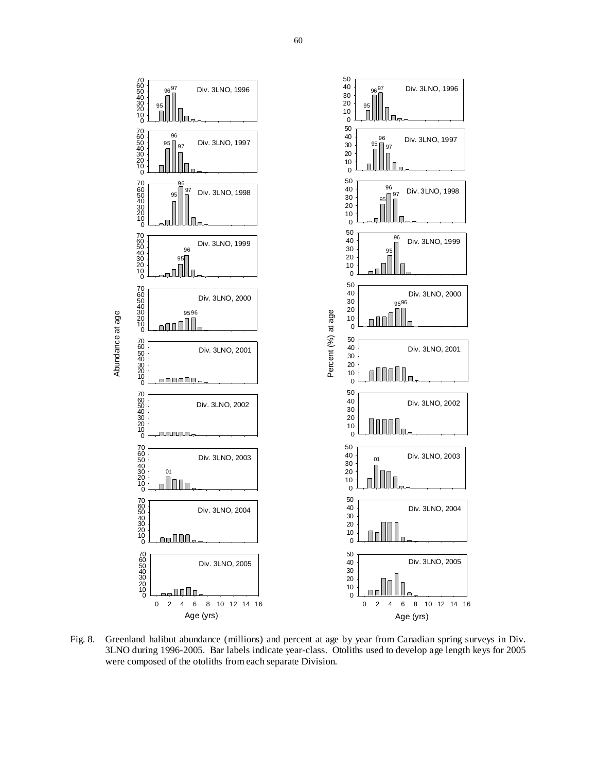Fig. 8. Greenland halibut abundance (millions) and percent at age by year from Canadian spring surveys in Div. 3LNO during 1996-2005. Bar labels indicate year-class. Otoliths used to develop age length keys for 2005 were composed of the otoliths from each separate Division.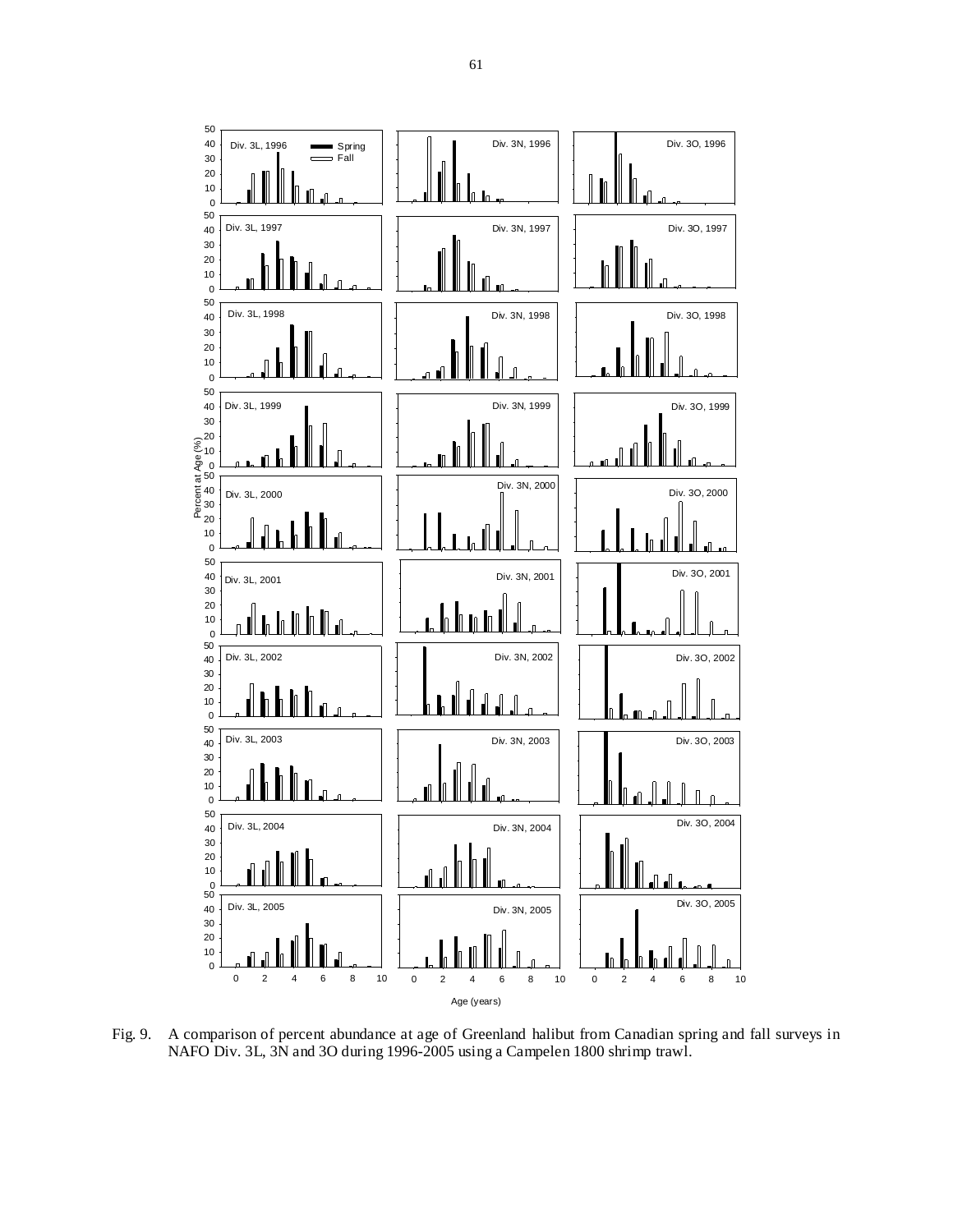Fig. 9. A comparison of percent abundance at age of Greenland halibut from Canadian spring and fall surveys in NAFO Div. 3L, 3N and 3O during 1996-2005 using a Campelen 1800 shrimp trawl.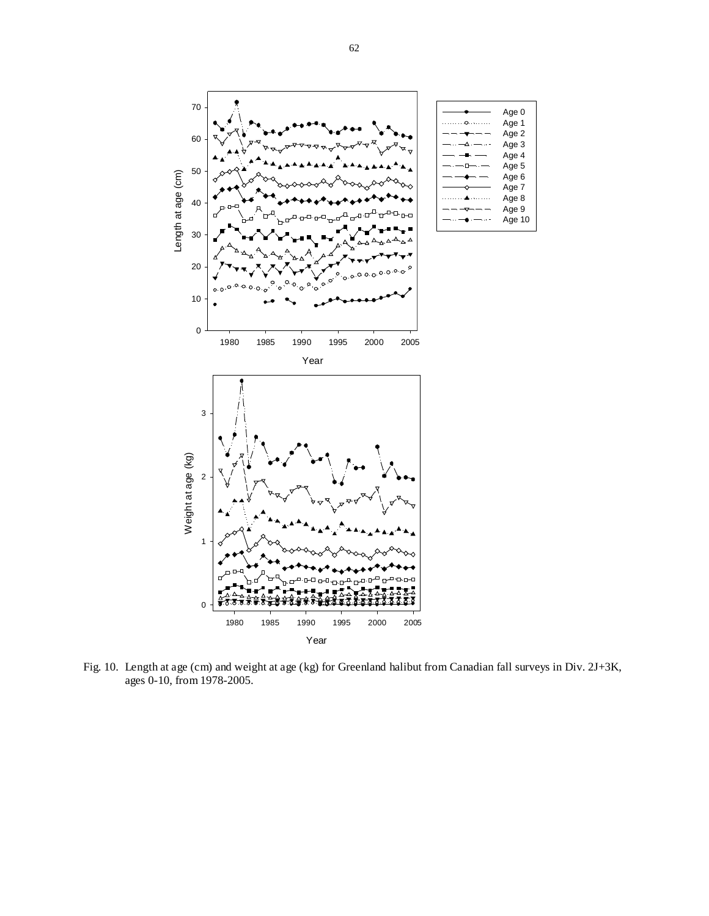Fig. 10. Length at age (cm) and weight at age (kg) for Greenland halibut from Canadian fall surveys in Div. 2J+3K, ages 0-10, from 1978-2005.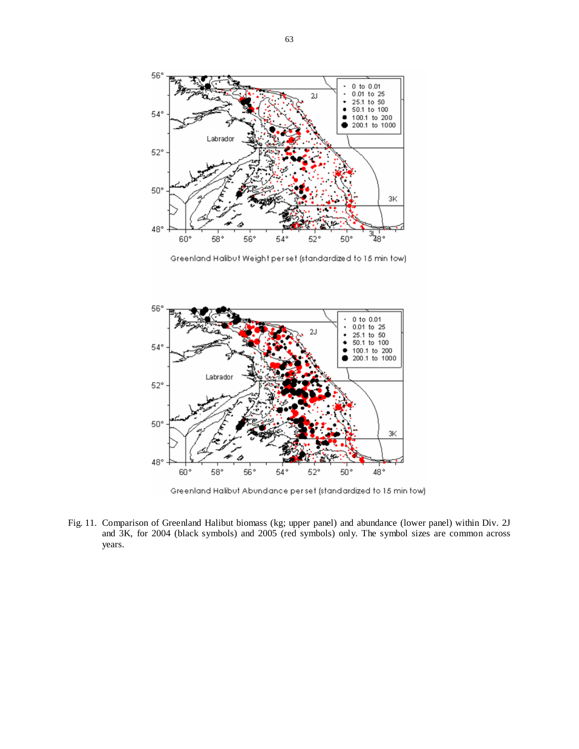56°

54°

52°

50°

48°

60° 58° 56° 54° 52° 50° 48°

Labrador

2J

3K

3L

0 to 0.01
0.01 to 25
25.1 to 50
50.1 to 100
100.1 to 200
200.1 to 1000

Greenland Halibut Weight per set (standardized to 15 min tow)

56°

54°

52°

50°

48°

60° 58° 56° 54° 52° 50° 48°

Labrador

2J

3K

0 to 0.01
0.01 to 25
25.1 to 50
50.1 to 100
100.1 to 200
200.1 to 1000

Greenland Halibut Abundance per set (standardized to 15 min tow)

Fig. 11. Comparison of Greenland Halibut biomass (kg; upper panel) and abundance (lower panel) within Div. 2J and 3K, for 2004 (black symbols) and 2005 (red symbols) only. The symbol sizes are common across years.